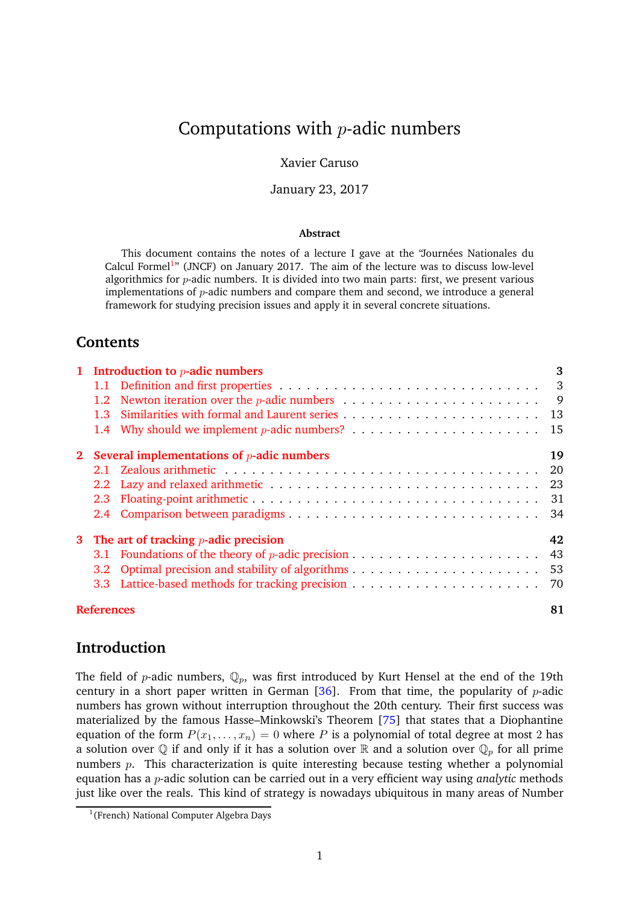# Computations with $p$-adic numbers

Xavier Caruso

January 23, 2017

### Abstract

This document contains the notes of a lecture I gave at the "Journées Nationales du Calcul Formel[1]" (JNCF) on January 2017. The aim of the lecture was to discuss low-level algorithmics for $p$-adic numbers. It is divided into two main parts: first, we present various implementations of $p$-adic numbers and compare them and second, we introduce a general framework for studying precision issues and apply it in several concrete situations.

## Contents

- **1 Introduction to $p$-adic numbers** — 3
  - 1.1 Definition and first properties — 3
  - 1.2 Newton iteration over the $p$-adic numbers — 9
  - 1.3 Similarities with formal and Laurent series — 13
  - 1.4 Why should we implement $p$-adic numbers? — 15
- **2 Several implementations of $p$-adic numbers** — 19
  - 2.1 Zealous arithmetic — 20
  - 2.2 Lazy and relaxed arithmetic — 23
  - 2.3 Floating-point arithmetic — 31
  - 2.4 Comparison between paradigms — 34
- **3 The art of tracking $p$-adic precision** — 42
  - 3.1 Foundations of the theory of $p$-adic precision — 43
  - 3.2 Optimal precision and stability of algorithms — 53
  - 3.3 Lattice-based methods for tracking precision — 70
- **References** — 81

## Introduction

The field of $p$-adic numbers, $\mathbb{Q}_p$, was first introduced by Kurt Hensel at the end of the 19th century in a short paper written in German [36]. From that time, the popularity of $p$-adic numbers has grown without interruption throughout the 20th century. Their first success was materialized by the famous Hasse–Minkowski's Theorem [75] that states that a Diophantine equation of the form $P(x_1, \ldots, x_n) = 0$ where $P$ is a polynomial of total degree at most 2 has a solution over $\mathbb{Q}$ if and only if it has a solution over $\mathbb{R}$ and a solution over $\mathbb{Q}_p$ for all prime numbers $p$. This characterization is quite interesting because testing whether a polynomial equation has a $p$-adic solution can be carried out in a very efficient way using *analytic* methods just like over the reals. This kind of strategy is nowadays ubiquitous in many areas of Number

[1] (French) National Computer Algebra Days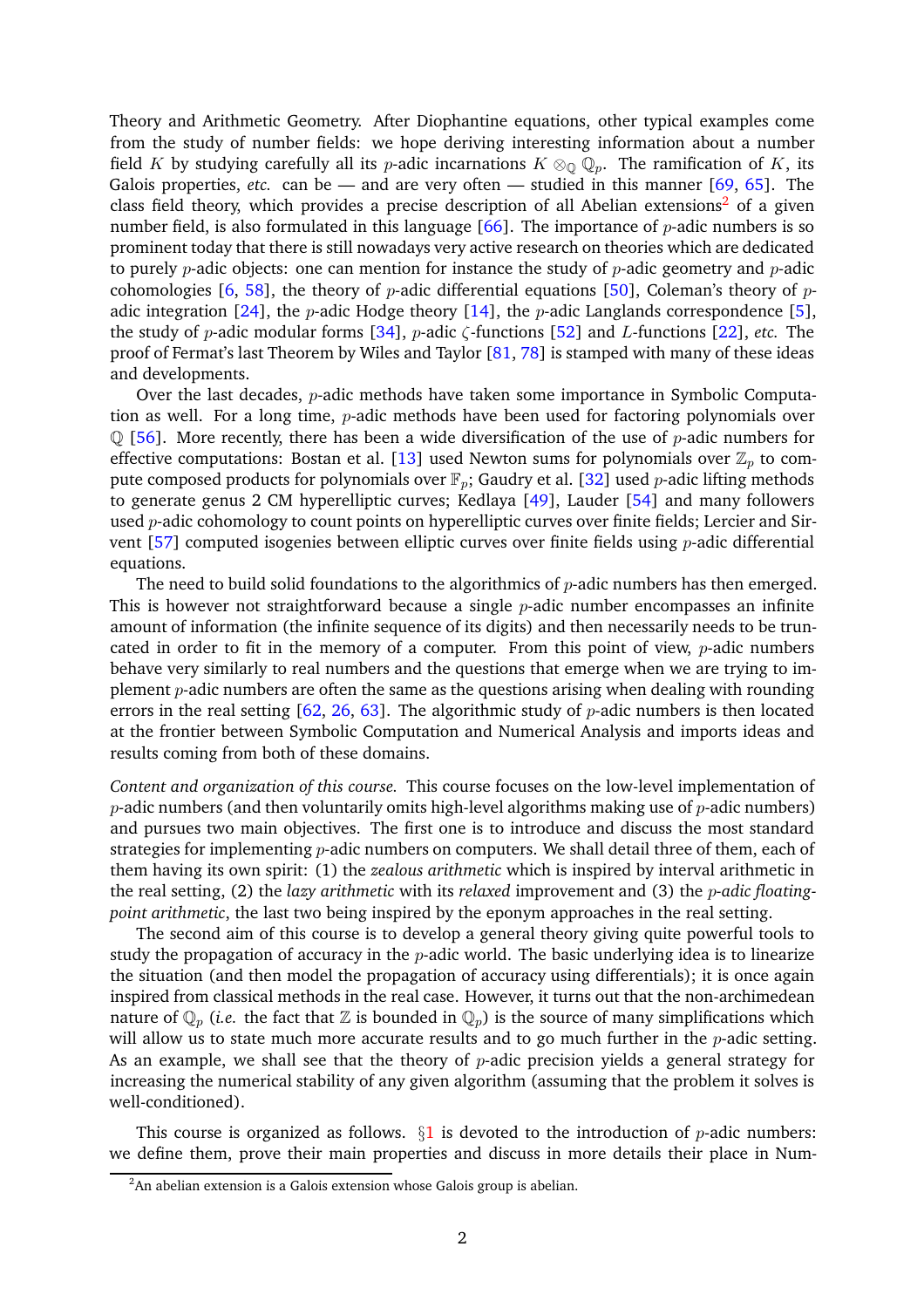Theory and Arithmetic Geometry. After Diophantine equations, other typical examples come from the study of number fields: we hope deriving interesting information about a number field $K$ by studying carefully all its $p$-adic incarnations $K \otimes_{\mathbb{Q}} \mathbb{Q}_p$. The ramification of $K$, its Galois properties, *etc.* can be — and are very often — studied in this manner [69, 65]. The class field theory, which provides a precise description of all Abelian extensions[2] of a given number field, is also formulated in this language [66]. The importance of $p$-adic numbers is so prominent today that there is still nowadays very active research on theories which are dedicated to purely $p$-adic objects: one can mention for instance the study of $p$-adic geometry and $p$-adic cohomologies [6, 58], the theory of $p$-adic differential equations [50], Coleman's theory of $p$-adic integration [24], the $p$-adic Hodge theory [14], the $p$-adic Langlands correspondence [5], the study of $p$-adic modular forms [34], $p$-adic $\zeta$-functions [52] and $L$-functions [22], *etc.* The proof of Fermat's last Theorem by Wiles and Taylor [81, 78] is stamped with many of these ideas and developments.

Over the last decades, $p$-adic methods have taken some importance in Symbolic Computation as well. For a long time, $p$-adic methods have been used for factoring polynomials over $\mathbb{Q}$ [56]. More recently, there has been a wide diversification of the use of $p$-adic numbers for effective computations: Bostan et al. [13] used Newton sums for polynomials over $\mathbb{Z}_p$ to compute composed products for polynomials over $\mathbb{F}_p$; Gaudry et al. [32] used $p$-adic lifting methods to generate genus 2 CM hyperelliptic curves; Kedlaya [49], Lauder [54] and many followers used $p$-adic cohomology to count points on hyperelliptic curves over finite fields; Lercier and Sirvent [57] computed isogenies between elliptic curves over finite fields using $p$-adic differential equations.

The need to build solid foundations to the algorithmics of $p$-adic numbers has then emerged. This is however not straightforward because a single $p$-adic number encompasses an infinite amount of information (the infinite sequence of its digits) and then necessarily needs to be truncated in order to fit in the memory of a computer. From this point of view, $p$-adic numbers behave very similarly to real numbers and the questions that emerge when we are trying to implement $p$-adic numbers are often the same as the questions arising when dealing with rounding errors in the real setting [62, 26, 63]. The algorithmic study of $p$-adic numbers is then located at the frontier between Symbolic Computation and Numerical Analysis and imports ideas and results coming from both of these domains.

*Content and organization of this course.* This course focuses on the low-level implementation of $p$-adic numbers (and then voluntarily omits high-level algorithms making use of $p$-adic numbers) and pursues two main objectives. The first one is to introduce and discuss the most standard strategies for implementing $p$-adic numbers on computers. We shall detail three of them, each of them having its own spirit: (1) the *zealous arithmetic* which is inspired by interval arithmetic in the real setting, (2) the *lazy arithmetic* with its *relaxed* improvement and (3) the *$p$-adic floating-point arithmetic*, the last two being inspired by the eponym approaches in the real setting.

The second aim of this course is to develop a general theory giving quite powerful tools to study the propagation of accuracy in the $p$-adic world. The basic underlying idea is to linearize the situation (and then model the propagation of accuracy using differentials); it is once again inspired from classical methods in the real case. However, it turns out that the non-archimedean nature of $\mathbb{Q}_p$ (*i.e.* the fact that $\mathbb{Z}$ is bounded in $\mathbb{Q}_p$) is the source of many simplifications which will allow us to state much more accurate results and to go much further in the $p$-adic setting. As an example, we shall see that the theory of $p$-adic precision yields a general strategy for increasing the numerical stability of any given algorithm (assuming that the problem it solves is well-conditioned).

This course is organized as follows. §1 is devoted to the introduction of $p$-adic numbers: we define them, prove their main properties and discuss in more details their place in Num-

[2] An abelian extension is a Galois extension whose Galois group is abelian.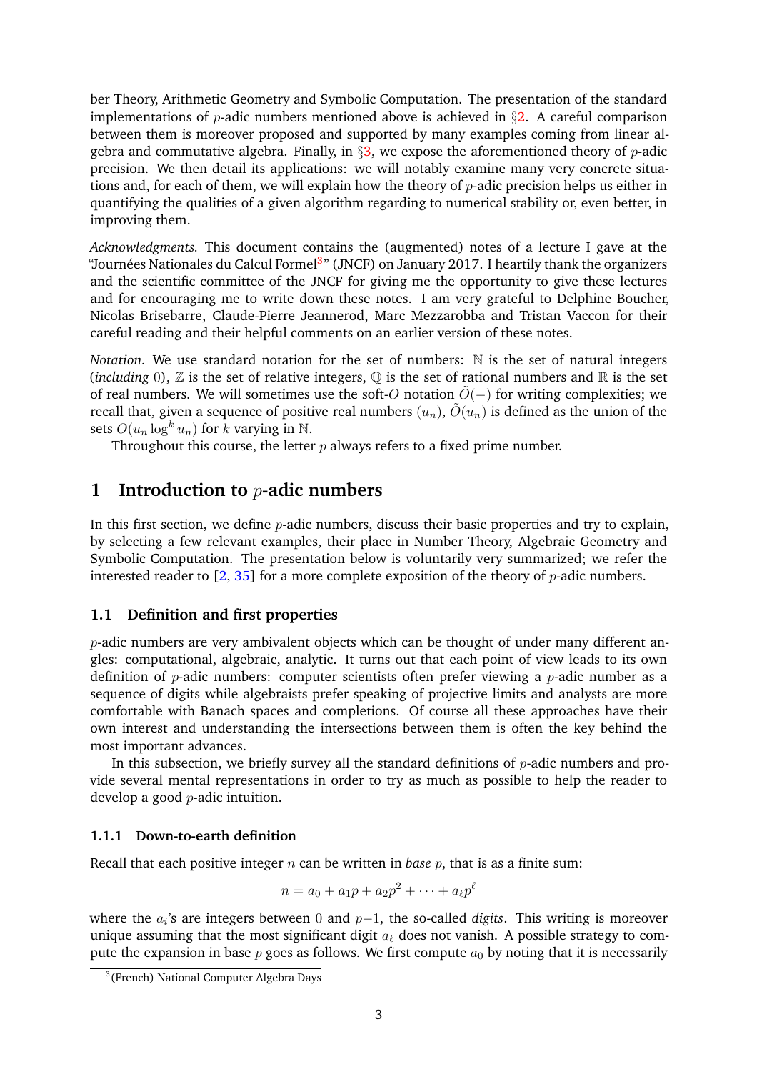ber Theory, Arithmetic Geometry and Symbolic Computation. The presentation of the standard implementations of $p$-adic numbers mentioned above is achieved in §2. A careful comparison between them is moreover proposed and supported by many examples coming from linear algebra and commutative algebra. Finally, in §3, we expose the aforementioned theory of $p$-adic precision. We then detail its applications: we will notably examine many very concrete situations and, for each of them, we will explain how the theory of $p$-adic precision helps us either in quantifying the qualities of a given algorithm regarding to numerical stability or, even better, in improving them.

*Acknowledgments.* This document contains the (augmented) notes of a lecture I gave at the "Journées Nationales du Calcul Formel[3]" (JNCF) on January 2017. I heartily thank the organizers and the scientific committee of the JNCF for giving me the opportunity to give these lectures and for encouraging me to write down these notes. I am very grateful to Delphine Boucher, Nicolas Brisebarre, Claude-Pierre Jeannerod, Marc Mezzarobba and Tristan Vaccon for their careful reading and their helpful comments on an earlier version of these notes.

*Notation.* We use standard notation for the set of numbers: $\mathbb{N}$ is the set of natural integers (*including* 0), $\mathbb{Z}$ is the set of relative integers, $\mathbb{Q}$ is the set of rational numbers and $\mathbb{R}$ is the set of real numbers. We will sometimes use the soft-$O$ notation $\tilde{O}(-)$ for writing complexities; we recall that, given a sequence of positive real numbers $(u_n)$, $\tilde{O}(u_n)$ is defined as the union of the sets $O(u_n \log^k u_n)$ for $k$ varying in $\mathbb{N}$.

Throughout this course, the letter $p$ always refers to a fixed prime number.

# 1 Introduction to $p$-adic numbers

In this first section, we define $p$-adic numbers, discuss their basic properties and try to explain, by selecting a few relevant examples, their place in Number Theory, Algebraic Geometry and Symbolic Computation. The presentation below is voluntarily very summarized; we refer the interested reader to [2, 35] for a more complete exposition of the theory of $p$-adic numbers.

## 1.1 Definition and first properties

$p$-adic numbers are very ambivalent objects which can be thought of under many different angles: computational, algebraic, analytic. It turns out that each point of view leads to its own definition of $p$-adic numbers: computer scientists often prefer viewing a $p$-adic number as a sequence of digits while algebraists prefer speaking of projective limits and analysts are more comfortable with Banach spaces and completions. Of course all these approaches have their own interest and understanding the intersections between them is often the key behind the most important advances.

In this subsection, we briefly survey all the standard definitions of $p$-adic numbers and provide several mental representations in order to try as much as possible to help the reader to develop a good $p$-adic intuition.

### 1.1.1 Down-to-earth definition

Recall that each positive integer $n$ can be written in *base* $p$, that is as a finite sum:

$$n = a_0 + a_1 p + a_2 p^2 + \cdots + a_\ell p^\ell$$

where the $a_i$'s are integers between 0 and $p-1$, the so-called *digits*. This writing is moreover unique assuming that the most significant digit $a_\ell$ does not vanish. A possible strategy to compute the expansion in base $p$ goes as follows. We first compute $a_0$ by noting that it is necessarily

[3] (French) National Computer Algebra Days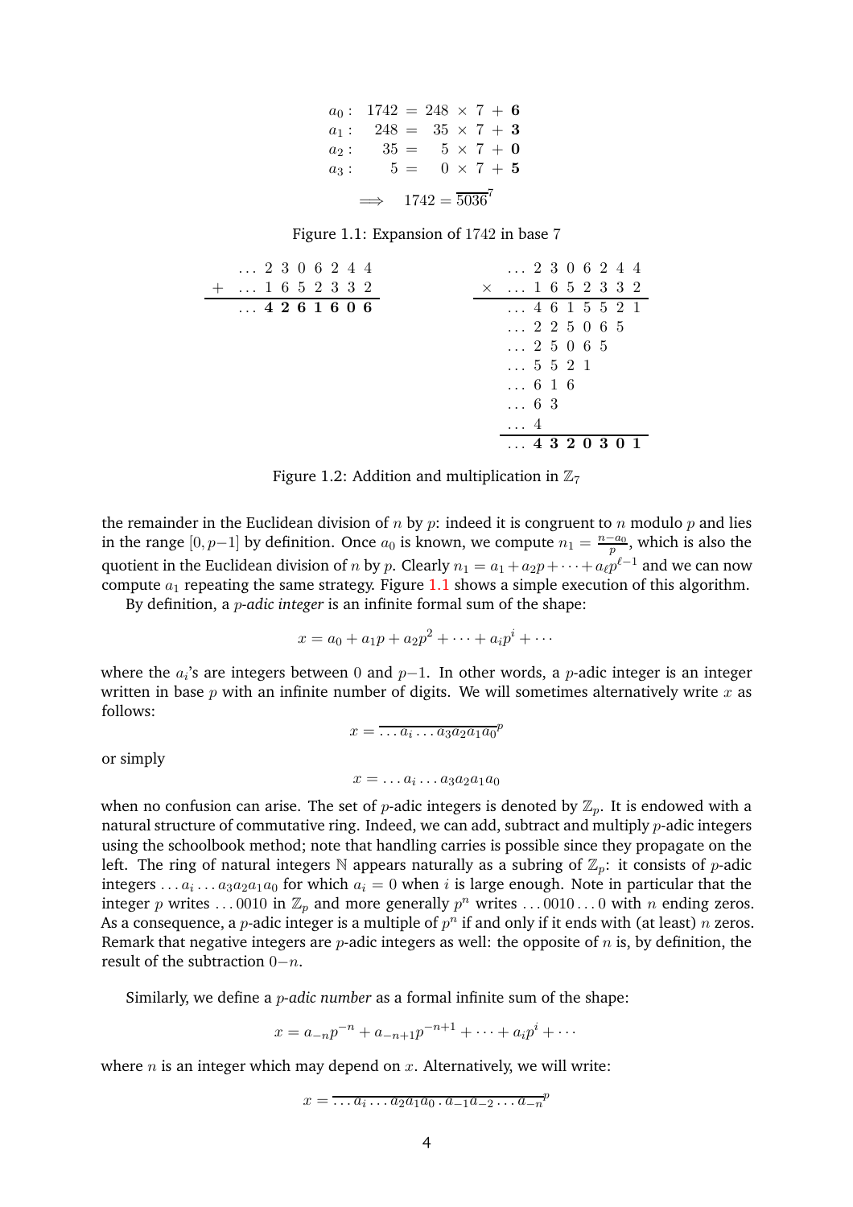$$
\begin{array}{rrcrcrcl}
a_0: & 1742 & = & 248 & \times & 7 & + & \mathbf{6} \\
a_1: & 248 & = & 35 & \times & 7 & + & \mathbf{3} \\
a_2: & 35 & = & 5 & \times & 7 & + & \mathbf{0} \\
a_3: & 5 & = & 0 & \times & 7 & + & \mathbf{5}
\end{array}
$$

$$
\Longrightarrow \quad 1742 = \overline{5036}^7
$$

Figure 1.1: Expansion of 1742 in base 7

$$
\begin{array}{rl}
 & \ldots 2\ 3\ 0\ 6\ 2\ 4\ 4 \\
+ & \ldots 1\ 6\ 5\ 2\ 3\ 3\ 2 \\
\hline
 & \ldots \mathbf{4\ 2\ 6\ 1\ 6\ 0\ 6}
\end{array}
\qquad\qquad
\begin{array}{rl}
 & \ldots 2\ 3\ 0\ 6\ 2\ 4\ 4 \\
\times & \ldots 1\ 6\ 5\ 2\ 3\ 3\ 2 \\
\hline
 & \ldots 4\ 6\ 1\ 5\ 5\ 2\ 1 \\
 & \ldots 2\ 2\ 5\ 0\ 6\ 5 \\
 & \ldots 2\ 5\ 0\ 6\ 5 \\
 & \ldots 5\ 5\ 2\ 1 \\
 & \ldots 6\ 1\ 6 \\
 & \ldots 6\ 3 \\
 & \ldots 4 \\
\hline
 & \ldots \mathbf{4\ 3\ 2\ 0\ 3\ 0\ 1}
\end{array}
$$

Figure 1.2: Addition and multiplication in $\mathbb{Z}_7$

the remainder in the Euclidean division of $n$ by $p$: indeed it is congruent to $n$ modulo $p$ and lies in the range $[0, p-1]$ by definition. Once $a_0$ is known, we compute $n_1 = \frac{n-a_0}{p}$, which is also the quotient in the Euclidean division of $n$ by $p$. Clearly $n_1 = a_1 + a_2 p + \cdots + a_\ell p^{\ell-1}$ and we can now compute $a_1$ repeating the same strategy. Figure 1.1 shows a simple execution of this algorithm.

By definition, a *$p$-adic integer* is an infinite formal sum of the shape:

$$x = a_0 + a_1 p + a_2 p^2 + \cdots + a_i p^i + \cdots$$

where the $a_i$'s are integers between 0 and $p-1$. In other words, a $p$-adic integer is an integer written in base $p$ with an infinite number of digits. We will sometimes alternatively write $x$ as follows:

$$x = \overline{\ldots a_i \ldots a_3 a_2 a_1 a_0}^p$$

or simply

$$x = \ldots a_i \ldots a_3 a_2 a_1 a_0$$

when no confusion can arise. The set of $p$-adic integers is denoted by $\mathbb{Z}_p$. It is endowed with a natural structure of commutative ring. Indeed, we can add, subtract and multiply $p$-adic integers using the schoolbook method; note that handling carries is possible since they propagate on the left. The ring of natural integers $\mathbb{N}$ appears naturally as a subring of $\mathbb{Z}_p$: it consists of $p$-adic integers $\ldots a_i \ldots a_3 a_2 a_1 a_0$ for which $a_i = 0$ when $i$ is large enough. Note in particular that the integer $p$ writes $\ldots 0010$ in $\mathbb{Z}_p$ and more generally $p^n$ writes $\ldots 0010 \ldots 0$ with $n$ ending zeros. As a consequence, a $p$-adic integer is a multiple of $p^n$ if and only if it ends with (at least) $n$ zeros. Remark that negative integers are $p$-adic integers as well: the opposite of $n$ is, by definition, the result of the subtraction $0-n$.

Similarly, we define a *$p$-adic number* as a formal infinite sum of the shape:

$$x = a_{-n} p^{-n} + a_{-n+1} p^{-n+1} + \cdots + a_i p^i + \cdots$$

where $n$ is an integer which may depend on $x$. Alternatively, we will write:

$$x = \overline{\ldots a_i \ldots a_2 a_1 a_0 \,.\, a_{-1} a_{-2} \ldots a_{-n}}^p$$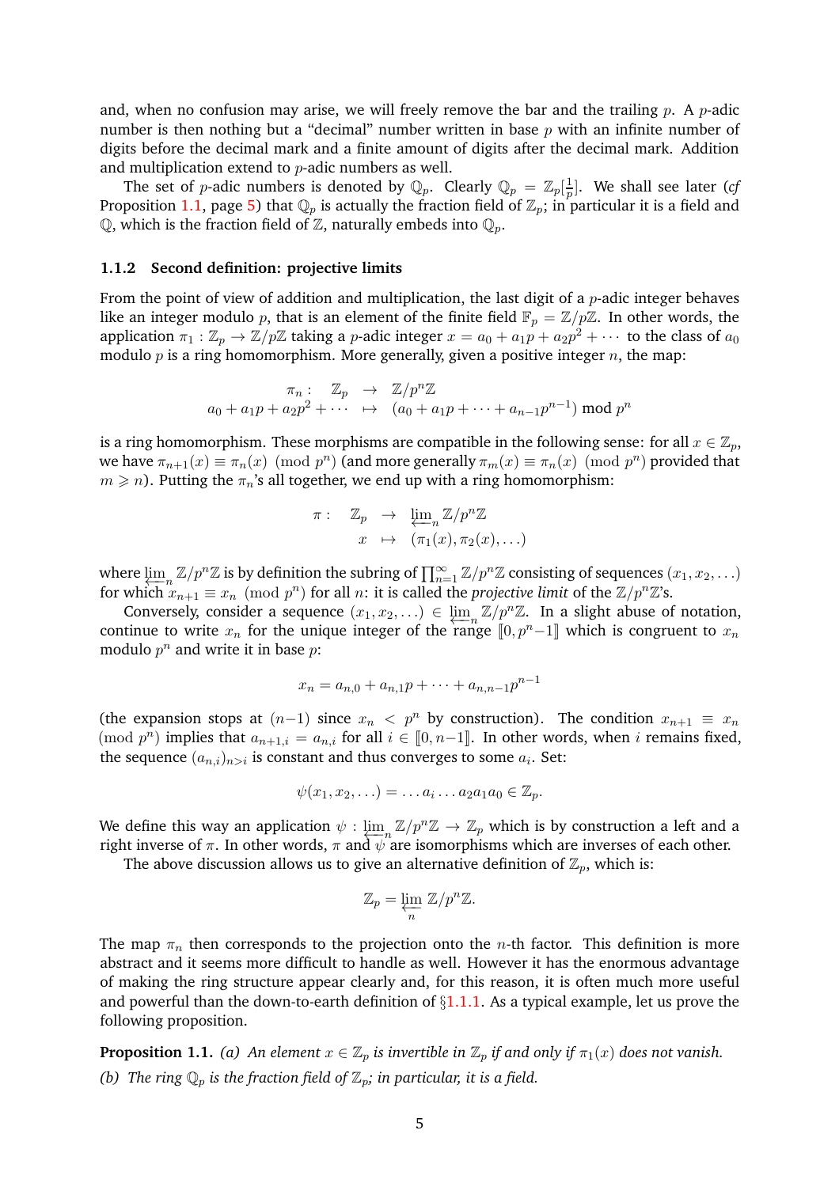and, when no confusion may arise, we will freely remove the bar and the trailing $p$. A $p$-adic number is then nothing but a "decimal" number written in base $p$ with an infinite number of digits before the decimal mark and a finite amount of digits after the decimal mark. Addition and multiplication extend to $p$-adic numbers as well.

The set of $p$-adic numbers is denoted by $\mathbb{Q}_p$. Clearly $\mathbb{Q}_p = \mathbb{Z}_p[\frac{1}{p}]$. We shall see later (*cf* Proposition 1.1, page 5) that $\mathbb{Q}_p$ is actually the fraction field of $\mathbb{Z}_p$; in particular it is a field and $\mathbb{Q}$, which is the fraction field of $\mathbb{Z}$, naturally embeds into $\mathbb{Q}_p$.

### 1.1.2 Second definition: projective limits

From the point of view of addition and multiplication, the last digit of a $p$-adic integer behaves like an integer modulo $p$, that is an element of the finite field $\mathbb{F}_p = \mathbb{Z}/p\mathbb{Z}$. In other words, the application $\pi_1 : \mathbb{Z}_p \to \mathbb{Z}/p\mathbb{Z}$ taking a $p$-adic integer $x = a_0 + a_1 p + a_2 p^2 + \cdots$ to the class of $a_0$ modulo $p$ is a ring homomorphism. More generally, given a positive integer $n$, the map:

$$\begin{array}{rccl} \pi_n : & \mathbb{Z}_p & \to & \mathbb{Z}/p^n\mathbb{Z} \\ & a_0 + a_1 p + a_2 p^2 + \cdots & \mapsto & (a_0 + a_1 p + \cdots + a_{n-1}p^{n-1}) \bmod p^n \end{array}$$

is a ring homomorphism. These morphisms are compatible in the following sense: for all $x \in \mathbb{Z}_p$, we have $\pi_{n+1}(x) \equiv \pi_n(x) \pmod{p^n}$ (and more generally $\pi_m(x) \equiv \pi_n(x) \pmod{p^n}$ provided that $m \geqslant n$). Putting the $\pi_n$'s all together, we end up with a ring homomorphism:

$$\begin{array}{rccl} \pi : & \mathbb{Z}_p & \to & \varprojlim_n \mathbb{Z}/p^n\mathbb{Z} \\ & x & \mapsto & (\pi_1(x), \pi_2(x), \ldots) \end{array}$$

where $\varprojlim_n \mathbb{Z}/p^n\mathbb{Z}$ is by definition the subring of $\prod_{n=1}^{\infty} \mathbb{Z}/p^n\mathbb{Z}$ consisting of sequences $(x_1, x_2, \ldots)$ for which $x_{n+1} \equiv x_n \pmod{p^n}$ for all $n$: it is called the *projective limit* of the $\mathbb{Z}/p^n\mathbb{Z}$'s.

Conversely, consider a sequence $(x_1, x_2, \ldots) \in \varprojlim_n \mathbb{Z}/p^n\mathbb{Z}$. In a slight abuse of notation, continue to write $x_n$ for the unique integer of the range $\llbracket 0, p^n{-}1 \rrbracket$ which is congruent to $x_n$ modulo $p^n$ and write it in base $p$:

$$x_n = a_{n,0} + a_{n,1}p + \cdots + a_{n,n-1}p^{n-1}$$

(the expansion stops at $(n{-}1)$ since $x_n < p^n$ by construction). The condition $x_{n+1} \equiv x_n \pmod{p^n}$ implies that $a_{n+1,i} = a_{n,i}$ for all $i \in \llbracket 0, n{-}1 \rrbracket$. In other words, when $i$ remains fixed, the sequence $(a_{n,i})_{n>i}$ is constant and thus converges to some $a_i$. Set:

$$\psi(x_1, x_2, \ldots) = \ldots a_i \ldots a_2 a_1 a_0 \in \mathbb{Z}_p.$$

We define this way an application $\psi : \varprojlim_n \mathbb{Z}/p^n\mathbb{Z} \to \mathbb{Z}_p$ which is by construction a left and a right inverse of $\pi$. In other words, $\pi$ and $\psi$ are isomorphisms which are inverses of each other.

The above discussion allows us to give an alternative definition of $\mathbb{Z}_p$, which is:

$$\mathbb{Z}_p = \varprojlim_n \mathbb{Z}/p^n\mathbb{Z}.$$

The map $\pi_n$ then corresponds to the projection onto the $n$-th factor. This definition is more abstract and it seems more difficult to handle as well. However it has the enormous advantage of making the ring structure appear clearly and, for this reason, it is often much more useful and powerful than the down-to-earth definition of §1.1.1. As a typical example, let us prove the following proposition.

**Proposition 1.1.** *(a) An element $x \in \mathbb{Z}_p$ is invertible in $\mathbb{Z}_p$ if and only if $\pi_1(x)$ does not vanish.*

*(b) The ring $\mathbb{Q}_p$ is the fraction field of $\mathbb{Z}_p$; in particular, it is a field.*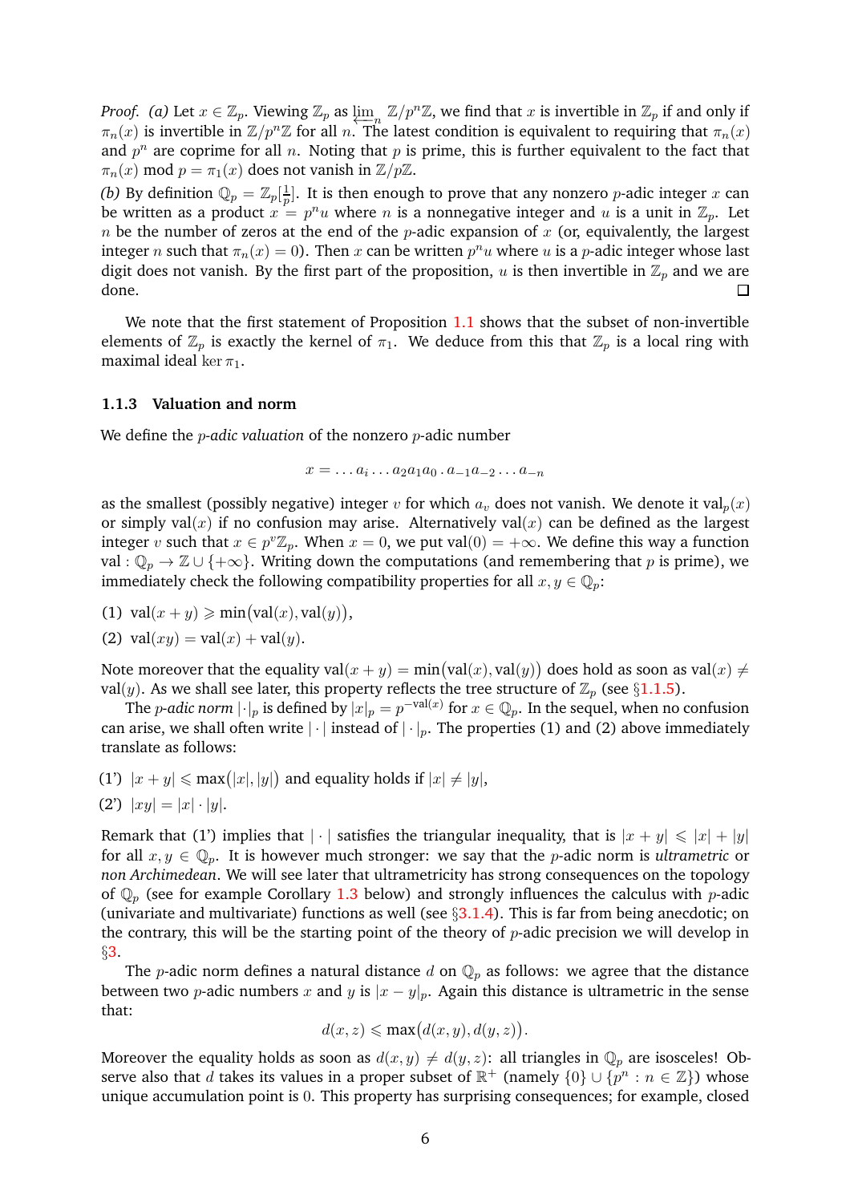*Proof.* *(a)* Let $x \in \mathbb{Z}_p$. Viewing $\mathbb{Z}_p$ as $\varprojlim_n \mathbb{Z}/p^n\mathbb{Z}$, we find that $x$ is invertible in $\mathbb{Z}_p$ if and only if $\pi_n(x)$ is invertible in $\mathbb{Z}/p^n\mathbb{Z}$ for all $n$. The latest condition is equivalent to requiring that $\pi_n(x)$ and $p^n$ are coprime for all $n$. Noting that $p$ is prime, this is further equivalent to the fact that $\pi_n(x) \bmod p = \pi_1(x)$ does not vanish in $\mathbb{Z}/p\mathbb{Z}$.

*(b)* By definition $\mathbb{Q}_p = \mathbb{Z}_p[\frac{1}{p}]$. It is then enough to prove that any nonzero $p$-adic integer $x$ can be written as a product $x = p^n u$ where $n$ is a nonnegative integer and $u$ is a unit in $\mathbb{Z}_p$. Let $n$ be the number of zeros at the end of the $p$-adic expansion of $x$ (or, equivalently, the largest integer $n$ such that $\pi_n(x) = 0$). Then $x$ can be written $p^n u$ where $u$ is a $p$-adic integer whose last digit does not vanish. By the first part of the proposition, $u$ is then invertible in $\mathbb{Z}_p$ and we are done. ☐

We note that the first statement of Proposition 1.1 shows that the subset of non-invertible elements of $\mathbb{Z}_p$ is exactly the kernel of $\pi_1$. We deduce from this that $\mathbb{Z}_p$ is a local ring with maximal ideal $\ker \pi_1$.

### 1.1.3 Valuation and norm

We define the *$p$-adic valuation* of the nonzero $p$-adic number

$$x = \ldots a_i \ldots a_2 a_1 a_0 \,.\, a_{-1} a_{-2} \ldots a_{-n}$$

as the smallest (possibly negative) integer $v$ for which $a_v$ does not vanish. We denote it $\mathrm{val}_p(x)$ or simply $\mathrm{val}(x)$ if no confusion may arise. Alternatively $\mathrm{val}(x)$ can be defined as the largest integer $v$ such that $x \in p^v\mathbb{Z}_p$. When $x = 0$, we put $\mathrm{val}(0) = +\infty$. We define this way a function $\mathrm{val} : \mathbb{Q}_p \to \mathbb{Z} \cup \{+\infty\}$. Writing down the computations (and remembering that $p$ is prime), we immediately check the following compatibility properties for all $x, y \in \mathbb{Q}_p$:

(1) $\mathrm{val}(x + y) \geqslant \min\big(\mathrm{val}(x), \mathrm{val}(y)\big)$,

(2) $\mathrm{val}(xy) = \mathrm{val}(x) + \mathrm{val}(y)$.

Note moreover that the equality $\mathrm{val}(x + y) = \min\big(\mathrm{val}(x), \mathrm{val}(y)\big)$ does hold as soon as $\mathrm{val}(x) \neq \mathrm{val}(y)$. As we shall see later, this property reflects the tree structure of $\mathbb{Z}_p$ (see §1.1.5).

The *$p$-adic norm* $|\cdot|_p$ is defined by $|x|_p = p^{-\mathrm{val}(x)}$ for $x \in \mathbb{Q}_p$. In the sequel, when no confusion can arise, we shall often write $|\cdot|$ instead of $|\cdot|_p$. The properties (1) and (2) above immediately translate as follows:

(1') $|x + y| \leqslant \max\big(|x|, |y|\big)$ and equality holds if $|x| \neq |y|$,

(2') $|xy| = |x| \cdot |y|$.

Remark that (1') implies that $|\cdot|$ satisfies the triangular inequality, that is $|x + y| \leqslant |x| + |y|$ for all $x, y \in \mathbb{Q}_p$. It is however much stronger: we say that the $p$-adic norm is *ultrametric* or *non Archimedean*. We will see later that ultrametricity has strong consequences on the topology of $\mathbb{Q}_p$ (see for example Corollary 1.3 below) and strongly influences the calculus with $p$-adic (univariate and multivariate) functions as well (see §3.1.4). This is far from being anecdotic; on the contrary, this will be the starting point of the theory of $p$-adic precision we will develop in §3.

The $p$-adic norm defines a natural distance $d$ on $\mathbb{Q}_p$ as follows: we agree that the distance between two $p$-adic numbers $x$ and $y$ is $|x - y|_p$. Again this distance is ultrametric in the sense that:

$$d(x, z) \leqslant \max\big(d(x, y), d(y, z)\big).$$

Moreover the equality holds as soon as $d(x, y) \neq d(y, z)$: all triangles in $\mathbb{Q}_p$ are isosceles! Observe also that $d$ takes its values in a proper subset of $\mathbb{R}^+$ (namely $\{0\} \cup \{p^n : n \in \mathbb{Z}\}$) whose unique accumulation point is $0$. This property has surprising consequences; for example, closed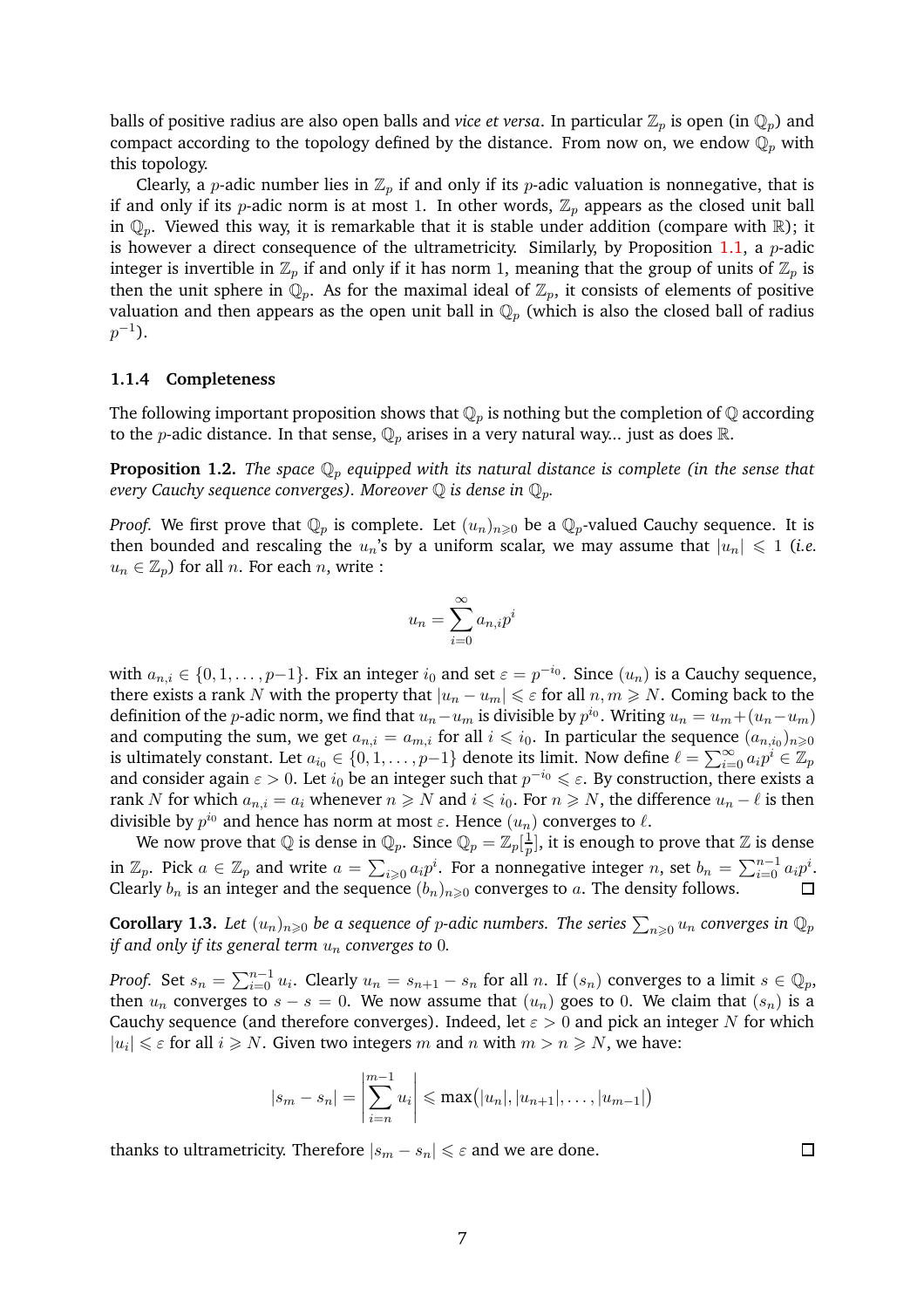balls of positive radius are also open balls and *vice et versa*. In particular $\mathbb{Z}_p$ is open (in $\mathbb{Q}_p$) and compact according to the topology defined by the distance. From now on, we endow $\mathbb{Q}_p$ with this topology.

Clearly, a $p$-adic number lies in $\mathbb{Z}_p$ if and only if its $p$-adic valuation is nonnegative, that is if and only if its $p$-adic norm is at most 1. In other words, $\mathbb{Z}_p$ appears as the closed unit ball in $\mathbb{Q}_p$. Viewed this way, it is remarkable that it is stable under addition (compare with $\mathbb{R}$); it is however a direct consequence of the ultrametricity. Similarly, by Proposition 1.1, a $p$-adic integer is invertible in $\mathbb{Z}_p$ if and only if it has norm 1, meaning that the group of units of $\mathbb{Z}_p$ is then the unit sphere in $\mathbb{Q}_p$. As for the maximal ideal of $\mathbb{Z}_p$, it consists of elements of positive valuation and then appears as the open unit ball in $\mathbb{Q}_p$ (which is also the closed ball of radius $p^{-1}$).

### 1.1.4 Completeness

The following important proposition shows that $\mathbb{Q}_p$ is nothing but the completion of $\mathbb{Q}$ according to the $p$-adic distance. In that sense, $\mathbb{Q}_p$ arises in a very natural way... just as does $\mathbb{R}$.

**Proposition 1.2.** *The space $\mathbb{Q}_p$ equipped with its natural distance is complete (in the sense that every Cauchy sequence converges). Moreover $\mathbb{Q}$ is dense in $\mathbb{Q}_p$.*

*Proof.* We first prove that $\mathbb{Q}_p$ is complete. Let $(u_n)_{n\geqslant 0}$ be a $\mathbb{Q}_p$-valued Cauchy sequence. It is then bounded and rescaling the $u_n$'s by a uniform scalar, we may assume that $|u_n| \leqslant 1$ (*i.e.* $u_n \in \mathbb{Z}_p$) for all $n$. For each $n$, write :

$$u_n = \sum_{i=0}^{\infty} a_{n,i} p^i$$

with $a_{n,i} \in \{0, 1, \ldots, p-1\}$. Fix an integer $i_0$ and set $\varepsilon = p^{-i_0}$. Since $(u_n)$ is a Cauchy sequence, there exists a rank $N$ with the property that $|u_n - u_m| \leqslant \varepsilon$ for all $n, m \geqslant N$. Coming back to the definition of the $p$-adic norm, we find that $u_n - u_m$ is divisible by $p^{i_0}$. Writing $u_n = u_m + (u_n - u_m)$ and computing the sum, we get $a_{n,i} = a_{m,i}$ for all $i \leqslant i_0$. In particular the sequence $(a_{n,i_0})_{n\geqslant 0}$ is ultimately constant. Let $a_{i_0} \in \{0, 1, \ldots, p-1\}$ denote its limit. Now define $\ell = \sum_{i=0}^{\infty} a_i p^i \in \mathbb{Z}_p$ and consider again $\varepsilon > 0$. Let $i_0$ be an integer such that $p^{-i_0} \leqslant \varepsilon$. By construction, there exists a rank $N$ for which $a_{n,i} = a_i$ whenever $n \geqslant N$ and $i \leqslant i_0$. For $n \geqslant N$, the difference $u_n - \ell$ is then divisible by $p^{i_0}$ and hence has norm at most $\varepsilon$. Hence $(u_n)$ converges to $\ell$.

We now prove that $\mathbb{Q}$ is dense in $\mathbb{Q}_p$. Since $\mathbb{Q}_p = \mathbb{Z}_p[\frac{1}{p}]$, it is enough to prove that $\mathbb{Z}$ is dense in $\mathbb{Z}_p$. Pick $a \in \mathbb{Z}_p$ and write $a = \sum_{i\geqslant 0} a_i p^i$. For a nonnegative integer $n$, set $b_n = \sum_{i=0}^{n-1} a_i p^i$. Clearly $b_n$ is an integer and the sequence $(b_n)_{n\geqslant 0}$ converges to $a$. The density follows. $\square$

**Corollary 1.3.** *Let $(u_n)_{n\geqslant 0}$ be a sequence of $p$-adic numbers. The series $\sum_{n\geqslant 0} u_n$ converges in $\mathbb{Q}_p$ if and only if its general term $u_n$ converges to 0.*

*Proof.* Set $s_n = \sum_{i=0}^{n-1} u_i$. Clearly $u_n = s_{n+1} - s_n$ for all $n$. If $(s_n)$ converges to a limit $s \in \mathbb{Q}_p$, then $u_n$ converges to $s - s = 0$. We now assume that $(u_n)$ goes to 0. We claim that $(s_n)$ is a Cauchy sequence (and therefore converges). Indeed, let $\varepsilon > 0$ and pick an integer $N$ for which $|u_i| \leqslant \varepsilon$ for all $i \geqslant N$. Given two integers $m$ and $n$ with $m > n \geqslant N$, we have:

$$|s_m - s_n| = \left| \sum_{i=n}^{m-1} u_i \right| \leqslant \max\big(|u_n|, |u_{n+1}|, \ldots, |u_{m-1}|\big)$$

thanks to ultrametricity. Therefore $|s_m - s_n| \leqslant \varepsilon$ and we are done. $\square$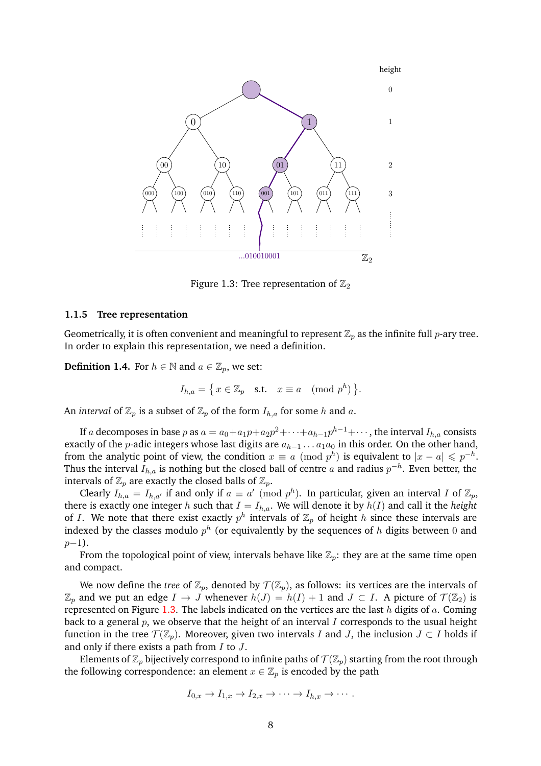Figure 1.3: Tree representation of $\mathbb{Z}_2$

### 1.1.5 Tree representation

Geometrically, it is often convenient and meaningful to represent $\mathbb{Z}_p$ as the infinite full $p$-ary tree. In order to explain this representation, we need a definition.

**Definition 1.4.** For $h \in \mathbb{N}$ and $a \in \mathbb{Z}_p$, we set:

$$I_{h,a} = \left\{ x \in \mathbb{Z}_p \quad \text{s.t.} \quad x \equiv a \pmod{p^h} \right\}.$$

An *interval* of $\mathbb{Z}_p$ is a subset of $\mathbb{Z}_p$ of the form $I_{h,a}$ for some $h$ and $a$.

If $a$ decomposes in base $p$ as $a = a_0 + a_1 p + a_2 p^2 + \cdots + a_{h-1} p^{h-1} + \cdots$, the interval $I_{h,a}$ consists exactly of the $p$-adic integers whose last digits are $a_{h-1} \ldots a_1 a_0$ in this order. On the other hand, from the analytic point of view, the condition $x \equiv a \pmod{p^h}$ is equivalent to $|x - a| \leqslant p^{-h}$. Thus the interval $I_{h,a}$ is nothing but the closed ball of centre $a$ and radius $p^{-h}$. Even better, the intervals of $\mathbb{Z}_p$ are exactly the closed balls of $\mathbb{Z}_p$.

Clearly $I_{h,a} = I_{h,a'}$ if and only if $a \equiv a' \pmod{p^h}$. In particular, given an interval $I$ of $\mathbb{Z}_p$, there is exactly one integer $h$ such that $I = I_{h,a}$. We will denote it by $h(I)$ and call it the *height* of $I$. We note that there exist exactly $p^h$ intervals of $\mathbb{Z}_p$ of height $h$ since these intervals are indexed by the classes modulo $p^h$ (or equivalently by the sequences of $h$ digits between $0$ and $p-1$).

From the topological point of view, intervals behave like $\mathbb{Z}_p$: they are at the same time open and compact.

We now define the *tree* of $\mathbb{Z}_p$, denoted by $\mathcal{T}(\mathbb{Z}_p)$, as follows: its vertices are the intervals of $\mathbb{Z}_p$ and we put an edge $I \to J$ whenever $h(J) = h(I) + 1$ and $J \subset I$. A picture of $\mathcal{T}(\mathbb{Z}_2)$ is represented on Figure 1.3. The labels indicated on the vertices are the last $h$ digits of $a$. Coming back to a general $p$, we observe that the height of an interval $I$ corresponds to the usual height function in the tree $\mathcal{T}(\mathbb{Z}_p)$. Moreover, given two intervals $I$ and $J$, the inclusion $J \subset I$ holds if and only if there exists a path from $I$ to $J$.

Elements of $\mathbb{Z}_p$ bijectively correspond to infinite paths of $\mathcal{T}(\mathbb{Z}_p)$ starting from the root through the following correspondence: an element $x \in \mathbb{Z}_p$ is encoded by the path

$$I_{0,x} \to I_{1,x} \to I_{2,x} \to \cdots \to I_{h,x} \to \cdots.$$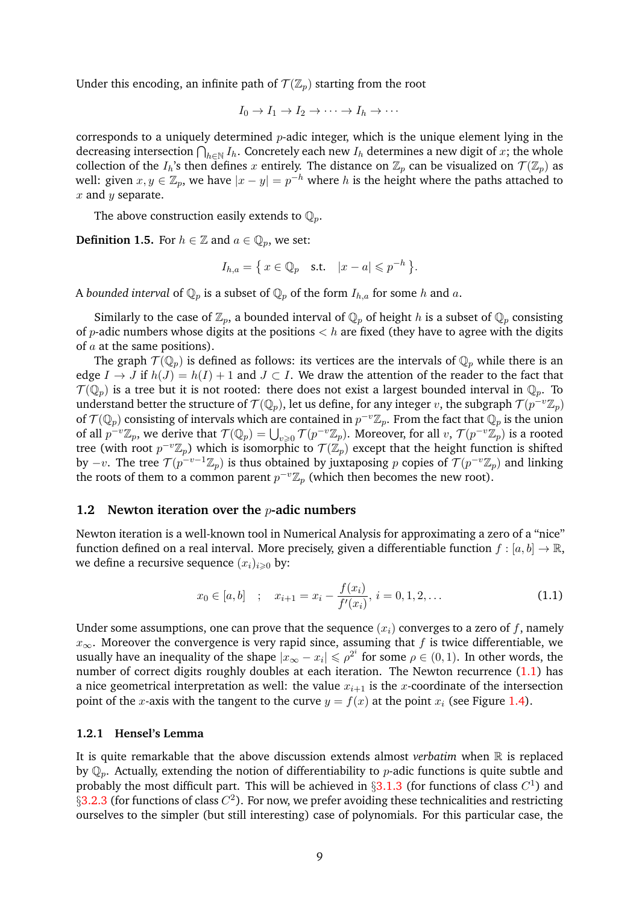Under this encoding, an infinite path of $\mathcal{T}(\mathbb{Z}_p)$ starting from the root

$$I_0 \to I_1 \to I_2 \to \cdots \to I_h \to \cdots$$

corresponds to a uniquely determined $p$-adic integer, which is the unique element lying in the decreasing intersection $\bigcap_{h \in \mathbb{N}} I_h$. Concretely each new $I_h$ determines a new digit of $x$; the whole collection of the $I_h$'s then defines $x$ entirely. The distance on $\mathbb{Z}_p$ can be visualized on $\mathcal{T}(\mathbb{Z}_p)$ as well: given $x, y \in \mathbb{Z}_p$, we have $|x - y| = p^{-h}$ where $h$ is the height where the paths attached to $x$ and $y$ separate.

The above construction easily extends to $\mathbb{Q}_p$.

**Definition 1.5.** For $h \in \mathbb{Z}$ and $a \in \mathbb{Q}_p$, we set:

$$I_{h,a} = \{\, x \in \mathbb{Q}_p \quad \text{s.t.} \quad |x - a| \leqslant p^{-h} \,\}.$$

A *bounded interval* of $\mathbb{Q}_p$ is a subset of $\mathbb{Q}_p$ of the form $I_{h,a}$ for some $h$ and $a$.

Similarly to the case of $\mathbb{Z}_p$, a bounded interval of $\mathbb{Q}_p$ of height $h$ is a subset of $\mathbb{Q}_p$ consisting of $p$-adic numbers whose digits at the positions $< h$ are fixed (they have to agree with the digits of $a$ at the same positions).

The graph $\mathcal{T}(\mathbb{Q}_p)$ is defined as follows: its vertices are the intervals of $\mathbb{Q}_p$ while there is an edge $I \to J$ if $h(J) = h(I) + 1$ and $J \subset I$. We draw the attention of the reader to the fact that $\mathcal{T}(\mathbb{Q}_p)$ is a tree but it is not rooted: there does not exist a largest bounded interval in $\mathbb{Q}_p$. To understand better the structure of $\mathcal{T}(\mathbb{Q}_p)$, let us define, for any integer $v$, the subgraph $\mathcal{T}(p^{-v}\mathbb{Z}_p)$ of $\mathcal{T}(\mathbb{Q}_p)$ consisting of intervals which are contained in $p^{-v}\mathbb{Z}_p$. From the fact that $\mathbb{Q}_p$ is the union of all $p^{-v}\mathbb{Z}_p$, we derive that $\mathcal{T}(\mathbb{Q}_p) = \bigcup_{v \geqslant 0} \mathcal{T}(p^{-v}\mathbb{Z}_p)$. Moreover, for all $v$, $\mathcal{T}(p^{-v}\mathbb{Z}_p)$ is a rooted tree (with root $p^{-v}\mathbb{Z}_p$) which is isomorphic to $\mathcal{T}(\mathbb{Z}_p)$ except that the height function is shifted by $-v$. The tree $\mathcal{T}(p^{-v-1}\mathbb{Z}_p)$ is thus obtained by juxtaposing $p$ copies of $\mathcal{T}(p^{-v}\mathbb{Z}_p)$ and linking the roots of them to a common parent $p^{-v}\mathbb{Z}_p$ (which then becomes the new root).

### 1.2 Newton iteration over the $p$-adic numbers

Newton iteration is a well-known tool in Numerical Analysis for approximating a zero of a "nice" function defined on a real interval. More precisely, given a differentiable function $f : [a, b] \to \mathbb{R}$, we define a recursive sequence $(x_i)_{i \geqslant 0}$ by:

$$x_0 \in [a, b] \quad ; \quad x_{i+1} = x_i - \frac{f(x_i)}{f'(x_i)},\; i = 0, 1, 2, \ldots \tag{1.1}$$

Under some assumptions, one can prove that the sequence $(x_i)$ converges to a zero of $f$, namely $x_\infty$. Moreover the convergence is very rapid since, assuming that $f$ is twice differentiable, we usually have an inequality of the shape $|x_\infty - x_i| \leqslant \rho^{2^i}$ for some $\rho \in (0, 1)$. In other words, the number of correct digits roughly doubles at each iteration. The Newton recurrence (1.1) has a nice geometrical interpretation as well: the value $x_{i+1}$ is the $x$-coordinate of the intersection point of the $x$-axis with the tangent to the curve $y = f(x)$ at the point $x_i$ (see Figure 1.4).

#### 1.2.1 Hensel's Lemma

It is quite remarkable that the above discussion extends almost *verbatim* when $\mathbb{R}$ is replaced by $\mathbb{Q}_p$. Actually, extending the notion of differentiability to $p$-adic functions is quite subtle and probably the most difficult part. This will be achieved in §3.1.3 (for functions of class $C^1$) and §3.2.3 (for functions of class $C^2$). For now, we prefer avoiding these technicalities and restricting ourselves to the simpler (but still interesting) case of polynomials. For this particular case, the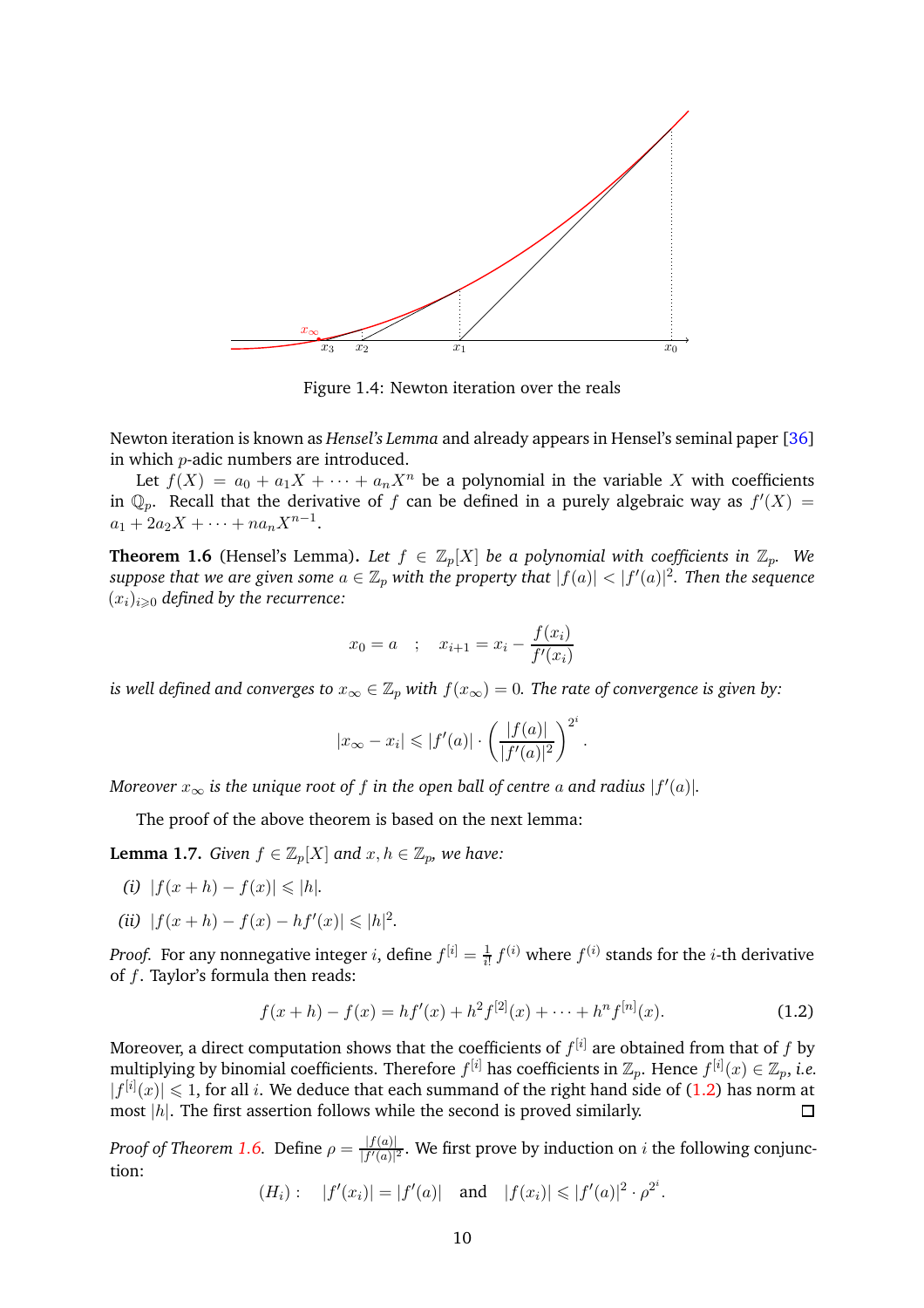Figure 1.4: Newton iteration over the reals

Newton iteration is known as *Hensel's Lemma* and already appears in Hensel's seminal paper [36] in which $p$-adic numbers are introduced.

Let $f(X) = a_0 + a_1 X + \cdots + a_n X^n$ be a polynomial in the variable $X$ with coefficients in $\mathbb{Q}_p$. Recall that the derivative of $f$ can be defined in a purely algebraic way as $f'(X) = a_1 + 2a_2 X + \cdots + n a_n X^{n-1}$.

**Theorem 1.6** (Hensel's Lemma)**.** *Let $f \in \mathbb{Z}_p[X]$ be a polynomial with coefficients in $\mathbb{Z}_p$. We suppose that we are given some $a \in \mathbb{Z}_p$ with the property that $|f(a)| < |f'(a)|^2$. Then the sequence $(x_i)_{i \geqslant 0}$ defined by the recurrence:*

$$x_0 = a \quad ; \quad x_{i+1} = x_i - \frac{f(x_i)}{f'(x_i)}$$

*is well defined and converges to $x_\infty \in \mathbb{Z}_p$ with $f(x_\infty) = 0$. The rate of convergence is given by:*

$$|x_\infty - x_i| \leqslant |f'(a)| \cdot \left( \frac{|f(a)|}{|f'(a)|^2} \right)^{2^i}.$$

*Moreover $x_\infty$ is the unique root of $f$ in the open ball of centre $a$ and radius $|f'(a)|$.*

The proof of the above theorem is based on the next lemma:

**Lemma 1.7.** *Given $f \in \mathbb{Z}_p[X]$ and $x, h \in \mathbb{Z}_p$, we have:*

*(i)* $|f(x+h) - f(x)| \leqslant |h|$.

*(ii)* $|f(x+h) - f(x) - hf'(x)| \leqslant |h|^2$.

*Proof.* For any nonnegative integer $i$, define $f^{[i]} = \frac{1}{i!} f^{(i)}$ where $f^{(i)}$ stands for the $i$-th derivative of $f$. Taylor's formula then reads:

$$f(x+h) - f(x) = hf'(x) + h^2 f^{[2]}(x) + \cdots + h^n f^{[n]}(x). \tag{1.2}$$

Moreover, a direct computation shows that the coefficients of $f^{[i]}$ are obtained from that of $f$ by multiplying by binomial coefficients. Therefore $f^{[i]}$ has coefficients in $\mathbb{Z}_p$. Hence $f^{[i]}(x) \in \mathbb{Z}_p$, *i.e.* $|f^{[i]}(x)| \leqslant 1$, for all $i$. We deduce that each summand of the right hand side of (1.2) has norm at most $|h|$. The first assertion follows while the second is proved similarly. ◻

*Proof of Theorem 1.6.* Define $\rho = \frac{|f(a)|}{|f'(a)|^2}$. We first prove by induction on $i$ the following conjunction:

$$(H_i): \quad |f'(x_i)| = |f'(a)| \quad \text{and} \quad |f(x_i)| \leqslant |f'(a)|^2 \cdot \rho^{2^i}.$$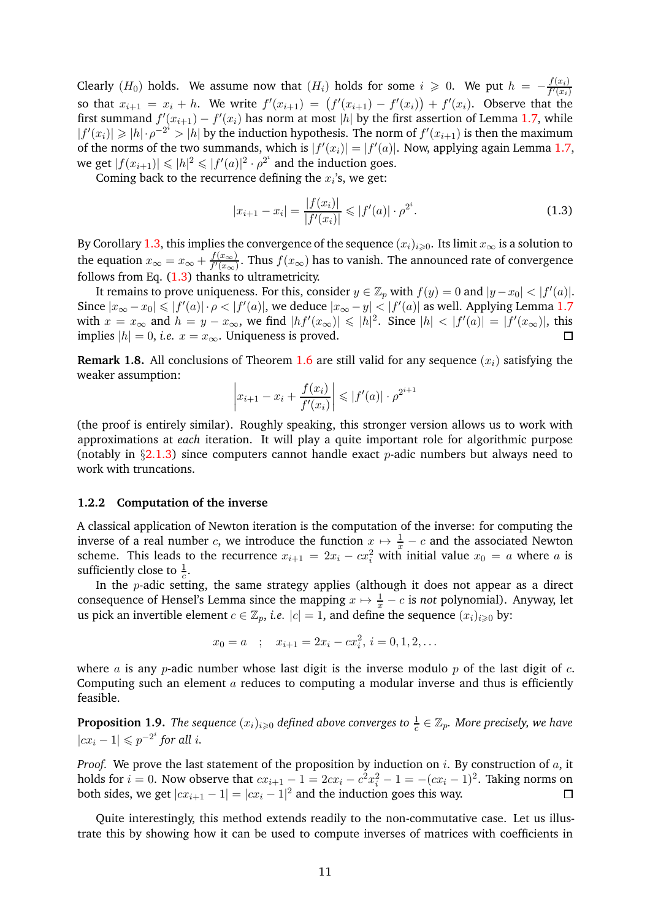Clearly $(H_0)$ holds. We assume now that $(H_i)$ holds for some $i \geqslant 0$. We put $h = -\frac{f(x_i)}{f'(x_i)}$ so that $x_{i+1} = x_i + h$. We write $f'(x_{i+1}) = \big(f'(x_{i+1}) - f'(x_i)\big) + f'(x_i)$. Observe that the first summand $f'(x_{i+1}) - f'(x_i)$ has norm at most $|h|$ by the first assertion of Lemma 1.7, while $|f'(x_i)| \geqslant |h| \cdot \rho^{-2^i} > |h|$ by the induction hypothesis. The norm of $f'(x_{i+1})$ is then the maximum of the norms of the two summands, which is $|f'(x_i)| = |f'(a)|$. Now, applying again Lemma 1.7, we get $|f(x_{i+1})| \leqslant |h|^2 \leqslant |f'(a)|^2 \cdot \rho^{2^i}$ and the induction goes.

Coming back to the recurrence defining the $x_i$'s, we get:

$$|x_{i+1} - x_i| = \frac{|f(x_i)|}{|f'(x_i)|} \leqslant |f'(a)| \cdot \rho^{2^i}. \tag{1.3}$$

By Corollary 1.3, this implies the convergence of the sequence $(x_i)_{i \geqslant 0}$. Its limit $x_\infty$ is a solution to the equation $x_\infty = x_\infty + \frac{f(x_\infty)}{f'(x_\infty)}$. Thus $f(x_\infty)$ has to vanish. The announced rate of convergence follows from Eq. (1.3) thanks to ultrametricity.

It remains to prove uniqueness. For this, consider $y \in \mathbb{Z}_p$ with $f(y) = 0$ and $|y - x_0| < |f'(a)|$. Since $|x_\infty - x_0| \leqslant |f'(a)| \cdot \rho < |f'(a)|$, we deduce $|x_\infty - y| < |f'(a)|$ as well. Applying Lemma 1.7 with $x = x_\infty$ and $h = y - x_\infty$, we find $|hf'(x_\infty)| \leqslant |h|^2$. Since $|h| < |f'(a)| = |f'(x_\infty)|$, this implies $|h| = 0$, *i.e.* $x = x_\infty$. Uniqueness is proved. ∎

**Remark 1.8.** All conclusions of Theorem 1.6 are still valid for any sequence $(x_i)$ satisfying the weaker assumption:

$$\left| x_{i+1} - x_i + \frac{f(x_i)}{f'(x_i)} \right| \leqslant |f'(a)| \cdot \rho^{2^{i+1}}$$

(the proof is entirely similar). Roughly speaking, this stronger version allows us to work with approximations at *each* iteration. It will play a quite important role for algorithmic purpose (notably in §2.1.3) since computers cannot handle exact $p$-adic numbers but always need to work with truncations.

### 1.2.2 Computation of the inverse

A classical application of Newton iteration is the computation of the inverse: for computing the inverse of a real number $c$, we introduce the function $x \mapsto \frac{1}{x} - c$ and the associated Newton scheme. This leads to the recurrence $x_{i+1} = 2x_i - cx_i^2$ with initial value $x_0 = a$ where $a$ is sufficiently close to $\frac{1}{c}$.

In the $p$-adic setting, the same strategy applies (although it does not appear as a direct consequence of Hensel's Lemma since the mapping $x \mapsto \frac{1}{x} - c$ is *not* polynomial). Anyway, let us pick an invertible element $c \in \mathbb{Z}_p$, *i.e.* $|c| = 1$, and define the sequence $(x_i)_{i \geqslant 0}$ by:

$$x_0 = a \quad ; \quad x_{i+1} = 2x_i - cx_i^2,\ i = 0, 1, 2, \ldots$$

where $a$ is any $p$-adic number whose last digit is the inverse modulo $p$ of the last digit of $c$. Computing such an element $a$ reduces to computing a modular inverse and thus is efficiently feasible.

**Proposition 1.9.** *The sequence $(x_i)_{i \geqslant 0}$ defined above converges to $\frac{1}{c} \in \mathbb{Z}_p$. More precisely, we have $|cx_i - 1| \leqslant p^{-2^i}$ for all $i$.*

*Proof.* We prove the last statement of the proposition by induction on $i$. By construction of $a$, it holds for $i = 0$. Now observe that $cx_{i+1} - 1 = 2cx_i - c^2x_i^2 - 1 = -(cx_i - 1)^2$. Taking norms on both sides, we get $|cx_{i+1} - 1| = |cx_i - 1|^2$ and the induction goes this way. ∎

Quite interestingly, this method extends readily to the non-commutative case. Let us illustrate this by showing how it can be used to compute inverses of matrices with coefficients in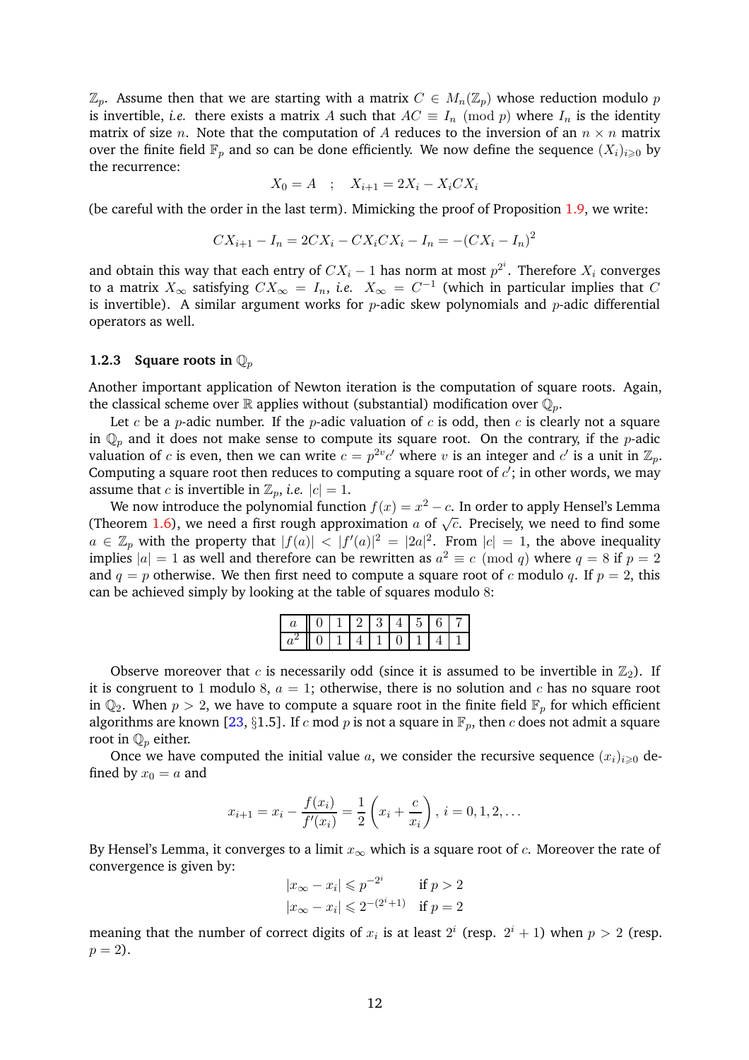$\mathbb{Z}_p$. Assume then that we are starting with a matrix $C \in M_n(\mathbb{Z}_p)$ whose reduction modulo $p$ is invertible, *i.e.* there exists a matrix $A$ such that $AC \equiv I_n \pmod p$ where $I_n$ is the identity matrix of size $n$. Note that the computation of $A$ reduces to the inversion of an $n \times n$ matrix over the finite field $\mathbb{F}_p$ and so can be done efficiently. We now define the sequence $(X_i)_{i \geqslant 0}$ by the recurrence:

$$X_0 = A \quad ; \quad X_{i+1} = 2X_i - X_i C X_i$$

(be careful with the order in the last term). Mimicking the proof of Proposition 1.9, we write:

$$CX_{i+1} - I_n = 2CX_i - CX_iCX_i - I_n = -(CX_i - I_n)^2$$

and obtain this way that each entry of $CX_i - 1$ has norm at most $p^{2^i}$. Therefore $X_i$ converges to a matrix $X_\infty$ satisfying $CX_\infty = I_n$, *i.e.* $X_\infty = C^{-1}$ (which in particular implies that $C$ is invertible). A similar argument works for $p$-adic skew polynomials and $p$-adic differential operators as well.

### 1.2.3 Square roots in $\mathbb{Q}_p$

Another important application of Newton iteration is the computation of square roots. Again, the classical scheme over $\mathbb{R}$ applies without (substantial) modification over $\mathbb{Q}_p$.

Let $c$ be a $p$-adic number. If the $p$-adic valuation of $c$ is odd, then $c$ is clearly not a square in $\mathbb{Q}_p$ and it does not make sense to compute its square root. On the contrary, if the $p$-adic valuation of $c$ is even, then we can write $c = p^{2v}c'$ where $v$ is an integer and $c'$ is a unit in $\mathbb{Z}_p$. Computing a square root then reduces to computing a square root of $c'$; in other words, we may assume that $c$ is invertible in $\mathbb{Z}_p$, *i.e.* $|c| = 1$.

We now introduce the polynomial function $f(x) = x^2 - c$. In order to apply Hensel's Lemma (Theorem 1.6), we need a first rough approximation $a$ of $\sqrt{c}$. Precisely, we need to find some $a \in \mathbb{Z}_p$ with the property that $|f(a)| < |f'(a)|^2 = |2a|^2$. From $|c| = 1$, the above inequality implies $|a| = 1$ as well and therefore can be rewritten as $a^2 \equiv c \pmod q$ where $q = 8$ if $p = 2$ and $q = p$ otherwise. We then first need to compute a square root of $c$ modulo $q$. If $p = 2$, this can be achieved simply by looking at the table of squares modulo 8:

| $a$ | 0 | 1 | 2 | 3 | 4 | 5 | 6 | 7 |
|---|---|---|---|---|---|---|---|---|
| $a^2$ | 0 | 1 | 4 | 1 | 0 | 1 | 4 | 1 |

Observe moreover that $c$ is necessarily odd (since it is assumed to be invertible in $\mathbb{Z}_2$). If it is congruent to 1 modulo 8, $a = 1$; otherwise, there is no solution and $c$ has no square root in $\mathbb{Q}_2$. When $p > 2$, we have to compute a square root in the finite field $\mathbb{F}_p$ for which efficient algorithms are known [23, §1.5]. If $c \bmod p$ is not a square in $\mathbb{F}_p$, then $c$ does not admit a square root in $\mathbb{Q}_p$ either.

Once we have computed the initial value $a$, we consider the recursive sequence $(x_i)_{i \geqslant 0}$ defined by $x_0 = a$ and

$$x_{i+1} = x_i - \frac{f(x_i)}{f'(x_i)} = \frac{1}{2}\left(x_i + \frac{c}{x_i}\right), \; i = 0, 1, 2, \ldots$$

By Hensel's Lemma, it converges to a limit $x_\infty$ which is a square root of $c$. Moreover the rate of convergence is given by:

$$\begin{aligned}
|x_\infty - x_i| &\leqslant p^{-2^i} && \text{if } p > 2 \\
|x_\infty - x_i| &\leqslant 2^{-(2^i+1)} && \text{if } p = 2
\end{aligned}$$

meaning that the number of correct digits of $x_i$ is at least $2^i$ (resp. $2^i + 1$) when $p > 2$ (resp. $p = 2$).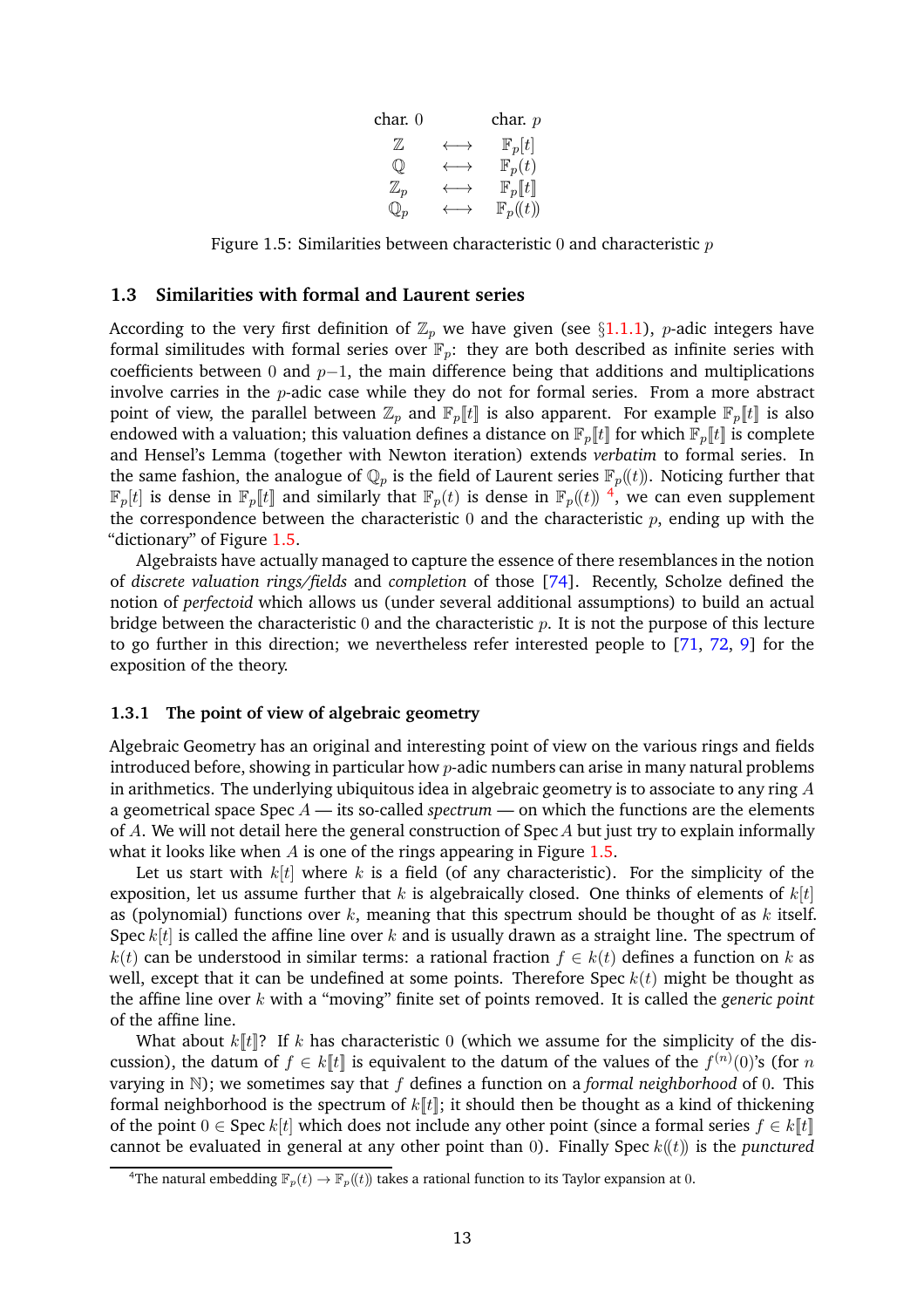| char. 0 | | char. $p$ |
|---|---|---|
| $\mathbb{Z}$ | $\longleftrightarrow$ | $\mathbb{F}_p[t]$ |
| $\mathbb{Q}$ | $\longleftrightarrow$ | $\mathbb{F}_p(t)$ |
| $\mathbb{Z}_p$ | $\longleftrightarrow$ | $\mathbb{F}_p[\![t]\!]$ |
| $\mathbb{Q}_p$ | $\longleftrightarrow$ | $\mathbb{F}_p(\!(t)\!)$ |

Figure 1.5: Similarities between characteristic 0 and characteristic $p$

## 1.3 Similarities with formal and Laurent series

According to the very first definition of $\mathbb{Z}_p$ we have given (see §1.1.1), $p$-adic integers have formal similitudes with formal series over $\mathbb{F}_p$: they are both described as infinite series with coefficients between 0 and $p-1$, the main difference being that additions and multiplications involve carries in the $p$-adic case while they do not for formal series. From a more abstract point of view, the parallel between $\mathbb{Z}_p$ and $\mathbb{F}_p[\![t]\!]$ is also apparent. For example $\mathbb{F}_p[\![t]\!]$ is also endowed with a valuation; this valuation defines a distance on $\mathbb{F}_p[\![t]\!]$ for which $\mathbb{F}_p[\![t]\!]$ is complete and Hensel's Lemma (together with Newton iteration) extends *verbatim* to formal series. In the same fashion, the analogue of $\mathbb{Q}_p$ is the field of Laurent series $\mathbb{F}_p(\!(t)\!)$. Noticing further that $\mathbb{F}_p[t]$ is dense in $\mathbb{F}_p[\![t]\!]$ and similarly that $\mathbb{F}_p(t)$ is dense in $\mathbb{F}_p(\!(t)\!)$ [4], we can even supplement the correspondence between the characteristic 0 and the characteristic $p$, ending up with the "dictionary" of Figure 1.5.

Algebraists have actually managed to capture the essence of there resemblances in the notion of *discrete valuation rings/fields* and *completion* of those [74]. Recently, Scholze defined the notion of *perfectoid* which allows us (under several additional assumptions) to build an actual bridge between the characteristic 0 and the characteristic $p$. It is not the purpose of this lecture to go further in this direction; we nevertheless refer interested people to [71, 72, 9] for the exposition of the theory.

### 1.3.1 The point of view of algebraic geometry

Algebraic Geometry has an original and interesting point of view on the various rings and fields introduced before, showing in particular how $p$-adic numbers can arise in many natural problems in arithmetics. The underlying ubiquitous idea in algebraic geometry is to associate to any ring $A$ a geometrical space Spec $A$ — its so-called *spectrum* — on which the functions are the elements of $A$. We will not detail here the general construction of Spec $A$ but just try to explain informally what it looks like when $A$ is one of the rings appearing in Figure 1.5.

Let us start with $k[t]$ where $k$ is a field (of any characteristic). For the simplicity of the exposition, let us assume further that $k$ is algebraically closed. One thinks of elements of $k[t]$ as (polynomial) functions over $k$, meaning that this spectrum should be thought of as $k$ itself. Spec $k[t]$ is called the affine line over $k$ and is usually drawn as a straight line. The spectrum of $k(t)$ can be understood in similar terms: a rational fraction $f \in k(t)$ defines a function on $k$ as well, except that it can be undefined at some points. Therefore Spec $k(t)$ might be thought as the affine line over $k$ with a "moving" finite set of points removed. It is called the *generic point* of the affine line.

What about $k[\![t]\!]$? If $k$ has characteristic 0 (which we assume for the simplicity of the discussion), the datum of $f \in k[\![t]\!]$ is equivalent to the datum of the values of the $f^{(n)}(0)$'s (for $n$ varying in $\mathbb{N}$); we sometimes say that $f$ defines a function on a *formal neighborhood* of 0. This formal neighborhood is the spectrum of $k[\![t]\!]$; it should then be thought as a kind of thickening of the point $0 \in \text{Spec}\, k[t]$ which does not include any other point (since a formal series $f \in k[\![t]\!]$ cannot be evaluated in general at any other point than 0). Finally Spec $k(\!(t)\!)$ is the *punctured*

[4] The natural embedding $\mathbb{F}_p(t) \to \mathbb{F}_p(\!(t)\!)$ takes a rational function to its Taylor expansion at 0.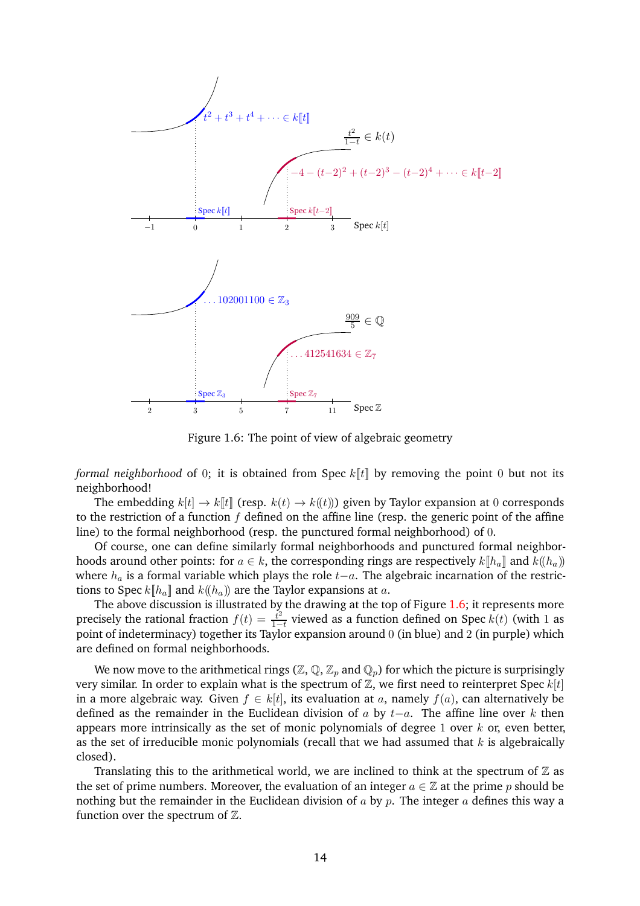Figure 1.6: The point of view of algebraic geometry

*formal neighborhood* of $0$; it is obtained from Spec $k[\![t]\!]$ by removing the point $0$ but not its neighborhood!

The embedding $k[t] \to k[\![t]\!]$ (resp. $k(t) \to k(\!(t)\!)$) given by Taylor expansion at $0$ corresponds to the restriction of a function $f$ defined on the affine line (resp. the generic point of the affine line) to the formal neighborhood (resp. the punctured formal neighborhood) of $0$.

Of course, one can define similarly formal neighborhoods and punctured formal neighborhoods around other points: for $a \in k$, the corresponding rings are respectively $k[\![h_a]\!]$ and $k(\!(h_a)\!)$ where $h_a$ is a formal variable which plays the role $t-a$. The algebraic incarnation of the restrictions to Spec $k[\![h_a]\!]$ and $k(\!(h_a)\!)$ are the Taylor expansions at $a$.

The above discussion is illustrated by the drawing at the top of Figure 1.6; it represents more precisely the rational fraction $f(t) = \frac{t^2}{1-t}$ viewed as a function defined on Spec $k(t)$ (with $1$ as point of indeterminacy) together its Taylor expansion around $0$ (in blue) and $2$ (in purple) which are defined on formal neighborhoods.

We now move to the arithmetical rings ($\mathbb{Z}$, $\mathbb{Q}$, $\mathbb{Z}_p$ and $\mathbb{Q}_p$) for which the picture is surprisingly very similar. In order to explain what is the spectrum of $\mathbb{Z}$, we first need to reinterpret Spec $k[t]$ in a more algebraic way. Given $f \in k[t]$, its evaluation at $a$, namely $f(a)$, can alternatively be defined as the remainder in the Euclidean division of $a$ by $t-a$. The affine line over $k$ then appears more intrinsically as the set of monic polynomials of degree $1$ over $k$ or, even better, as the set of irreducible monic polynomials (recall that we had assumed that $k$ is algebraically closed).

Translating this to the arithmetical world, we are inclined to think at the spectrum of $\mathbb{Z}$ as the set of prime numbers. Moreover, the evaluation of an integer $a \in \mathbb{Z}$ at the prime $p$ should be nothing but the remainder in the Euclidean division of $a$ by $p$. The integer $a$ defines this way a function over the spectrum of $\mathbb{Z}$.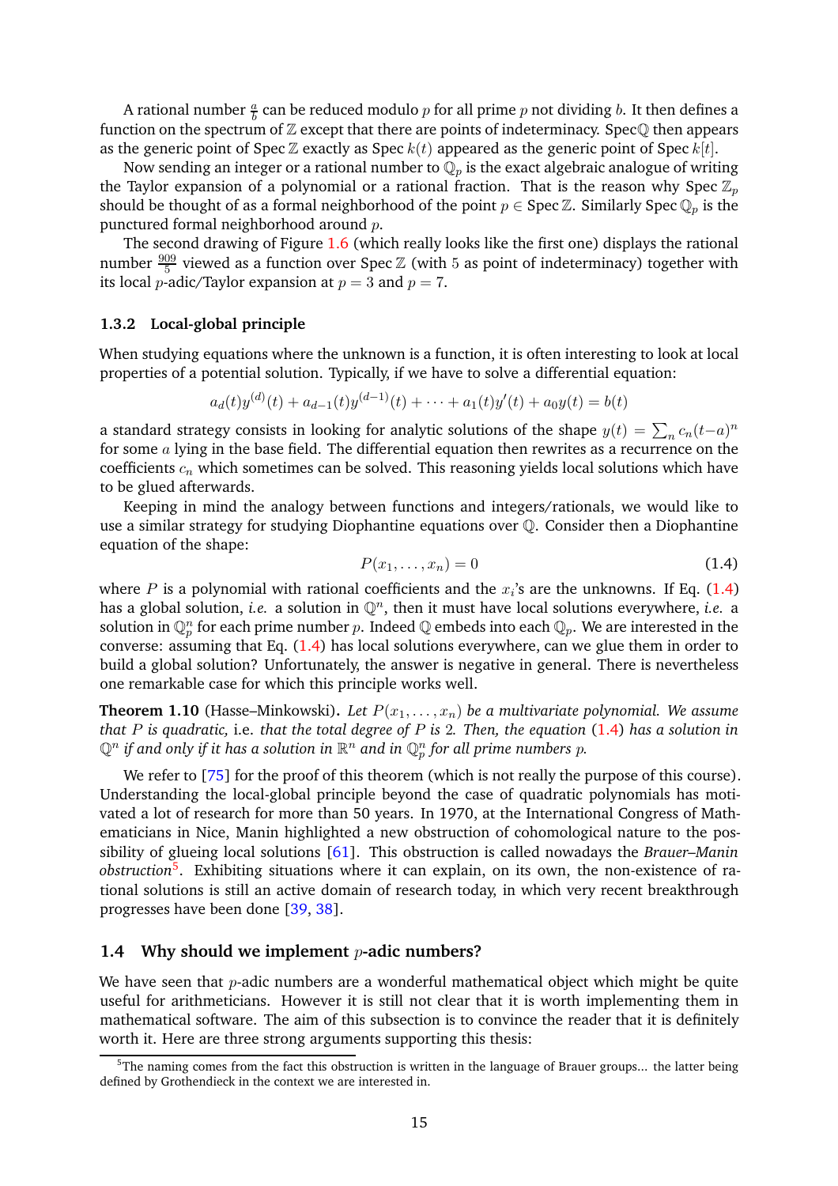A rational number $\frac{a}{b}$ can be reduced modulo $p$ for all prime $p$ not dividing $b$. It then defines a function on the spectrum of $\mathbb{Z}$ except that there are points of indeterminacy. Spec$\mathbb{Q}$ then appears as the generic point of Spec $\mathbb{Z}$ exactly as Spec $k(t)$ appeared as the generic point of Spec $k[t]$.

Now sending an integer or a rational number to $\mathbb{Q}_p$ is the exact algebraic analogue of writing the Taylor expansion of a polynomial or a rational fraction. That is the reason why Spec $\mathbb{Z}_p$ should be thought of as a formal neighborhood of the point $p \in \operatorname{Spec} \mathbb{Z}$. Similarly Spec $\mathbb{Q}_p$ is the punctured formal neighborhood around $p$.

The second drawing of Figure 1.6 (which really looks like the first one) displays the rational number $\frac{909}{5}$ viewed as a function over Spec $\mathbb{Z}$ (with $5$ as point of indeterminacy) together with its local $p$-adic/Taylor expansion at $p = 3$ and $p = 7$.

### 1.3.2 Local-global principle

When studying equations where the unknown is a function, it is often interesting to look at local properties of a potential solution. Typically, if we have to solve a differential equation:

$$a_d(t)y^{(d)}(t) + a_{d-1}(t)y^{(d-1)}(t) + \cdots + a_1(t)y'(t) + a_0 y(t) = b(t)$$

a standard strategy consists in looking for analytic solutions of the shape $y(t) = \sum_n c_n(t-a)^n$ for some $a$ lying in the base field. The differential equation then rewrites as a recurrence on the coefficients $c_n$ which sometimes can be solved. This reasoning yields local solutions which have to be glued afterwards.

Keeping in mind the analogy between functions and integers/rationals, we would like to use a similar strategy for studying Diophantine equations over $\mathbb{Q}$. Consider then a Diophantine equation of the shape:

$$P(x_1, \ldots, x_n) = 0 \tag{1.4}$$

where $P$ is a polynomial with rational coefficients and the $x_i$'s are the unknowns. If Eq. (1.4) has a global solution, *i.e.* a solution in $\mathbb{Q}^n$, then it must have local solutions everywhere, *i.e.* a solution in $\mathbb{Q}_p^n$ for each prime number $p$. Indeed $\mathbb{Q}$ embeds into each $\mathbb{Q}_p$. We are interested in the converse: assuming that Eq. (1.4) has local solutions everywhere, can we glue them in order to build a global solution? Unfortunately, the answer is negative in general. There is nevertheless one remarkable case for which this principle works well.

**Theorem 1.10** (Hasse–Minkowski). *Let $P(x_1, \ldots, x_n)$ be a multivariate polynomial. We assume that $P$ is quadratic,* i.e. *that the total degree of $P$ is 2. Then, the equation (1.4) has a solution in $\mathbb{Q}^n$ if and only if it has a solution in $\mathbb{R}^n$ and in $\mathbb{Q}_p^n$ for all prime numbers $p$.*

We refer to [75] for the proof of this theorem (which is not really the purpose of this course). Understanding the local-global principle beyond the case of quadratic polynomials has motivated a lot of research for more than 50 years. In 1970, at the International Congress of Mathematicians in Nice, Manin highlighted a new obstruction of cohomological nature to the possibility of glueing local solutions [61]. This obstruction is called nowadays the *Brauer–Manin obstruction*[5]. Exhibiting situations where it can explain, on its own, the non-existence of rational solutions is still an active domain of research today, in which very recent breakthrough progresses have been done [39, 38].

## 1.4 Why should we implement $p$-adic numbers?

We have seen that $p$-adic numbers are a wonderful mathematical object which might be quite useful for arithmeticians. However it is still not clear that it is worth implementing them in mathematical software. The aim of this subsection is to convince the reader that it is definitely worth it. Here are three strong arguments supporting this thesis:

[5] The naming comes from the fact this obstruction is written in the language of Brauer groups... the latter being defined by Grothendieck in the context we are interested in.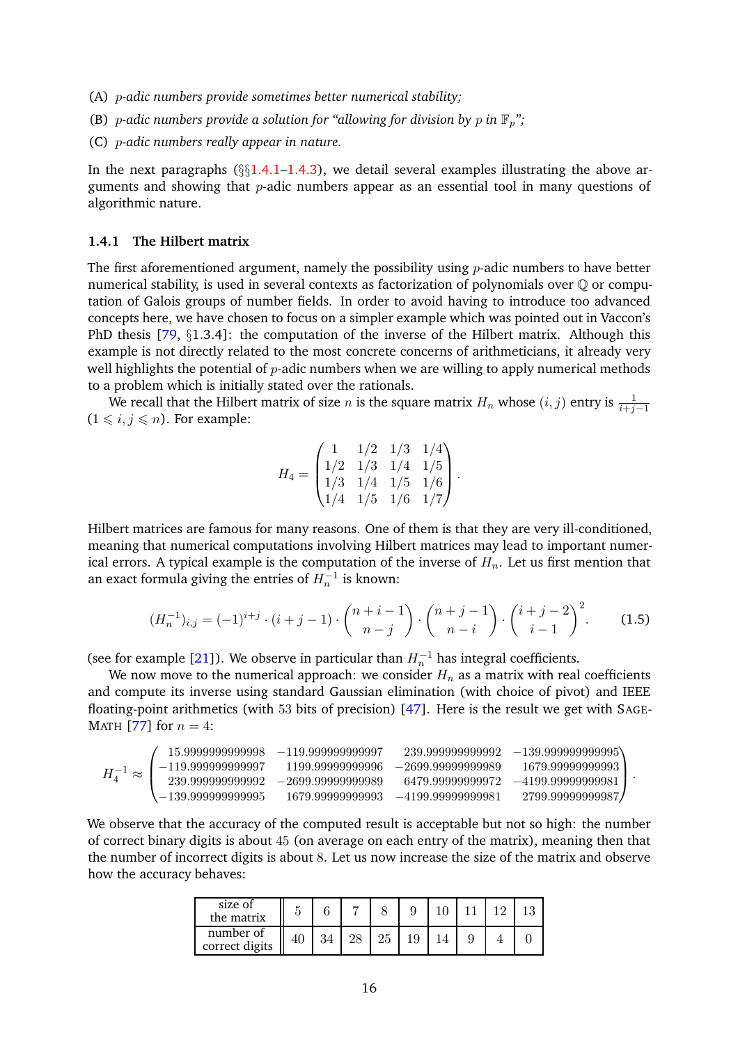(A) *$p$-adic numbers provide sometimes better numerical stability;*

(B) *$p$-adic numbers provide a solution for "allowing for division by $p$ in $\mathbb{F}_p$";*

(C) *$p$-adic numbers really appear in nature.*

In the next paragraphs (§§1.4.1–1.4.3), we detail several examples illustrating the above arguments and showing that $p$-adic numbers appear as an essential tool in many questions of algorithmic nature.

### 1.4.1 The Hilbert matrix

The first aforementioned argument, namely the possibility using $p$-adic numbers to have better numerical stability, is used in several contexts as factorization of polynomials over $\mathbb{Q}$ or computation of Galois groups of number fields. In order to avoid having to introduce too advanced concepts here, we have chosen to focus on a simpler example which was pointed out in Vaccon's PhD thesis [79, §1.3.4]: the computation of the inverse of the Hilbert matrix. Although this example is not directly related to the most concrete concerns of arithmeticians, it already very well highlights the potential of $p$-adic numbers when we are willing to apply numerical methods to a problem which is initially stated over the rationals.

We recall that the Hilbert matrix of size $n$ is the square matrix $H_n$ whose $(i, j)$ entry is $\frac{1}{i+j-1}$ ($1 \leqslant i, j \leqslant n$). For example:

$$H_4 = \begin{pmatrix} 1 & 1/2 & 1/3 & 1/4 \\ 1/2 & 1/3 & 1/4 & 1/5 \\ 1/3 & 1/4 & 1/5 & 1/6 \\ 1/4 & 1/5 & 1/6 & 1/7 \end{pmatrix}.$$

Hilbert matrices are famous for many reasons. One of them is that they are very ill-conditioned, meaning that numerical computations involving Hilbert matrices may lead to important numerical errors. A typical example is the computation of the inverse of $H_n$. Let us first mention that an exact formula giving the entries of $H_n^{-1}$ is known:

$$(H_n^{-1})_{i,j} = (-1)^{i+j} \cdot (i+j-1) \cdot \binom{n+i-1}{n-j} \cdot \binom{n+j-1}{n-i} \cdot \binom{i+j-2}{i-1}^2. \tag{1.5}$$

(see for example [21]). We observe in particular than $H_n^{-1}$ has integral coefficients.

We now move to the numerical approach: we consider $H_n$ as a matrix with real coefficients and compute its inverse using standard Gaussian elimination (with choice of pivot) and IEEE floating-point arithmetics (with 53 bits of precision) [47]. Here is the result we get with SageMath [77] for $n = 4$:

$$H_4^{-1} \approx \begin{pmatrix} 15.9999999999998 & -119.999999999997 & 239.999999999992 & -139.999999999995 \\ -119.999999999997 & 1199.99999999996 & -2699.99999999989 & 1679.99999999993 \\ 239.999999999992 & -2699.99999999989 & 6479.99999999972 & -4199.99999999981 \\ -139.999999999995 & 1679.99999999993 & -4199.99999999981 & 2799.99999999987 \end{pmatrix}.$$

We observe that the accuracy of the computed result is acceptable but not so high: the number of correct binary digits is about 45 (on average on each entry of the matrix), meaning then that the number of incorrect digits is about 8. Let us now increase the size of the matrix and observe how the accuracy behaves:

| size of the matrix | 5 | 6 | 7 | 8 | 9 | 10 | 11 | 12 | 13 |
|---|---|---|---|---|---|---|---|---|---|
| number of correct digits | 40 | 34 | 28 | 25 | 19 | 14 | 9 | 4 | 0 |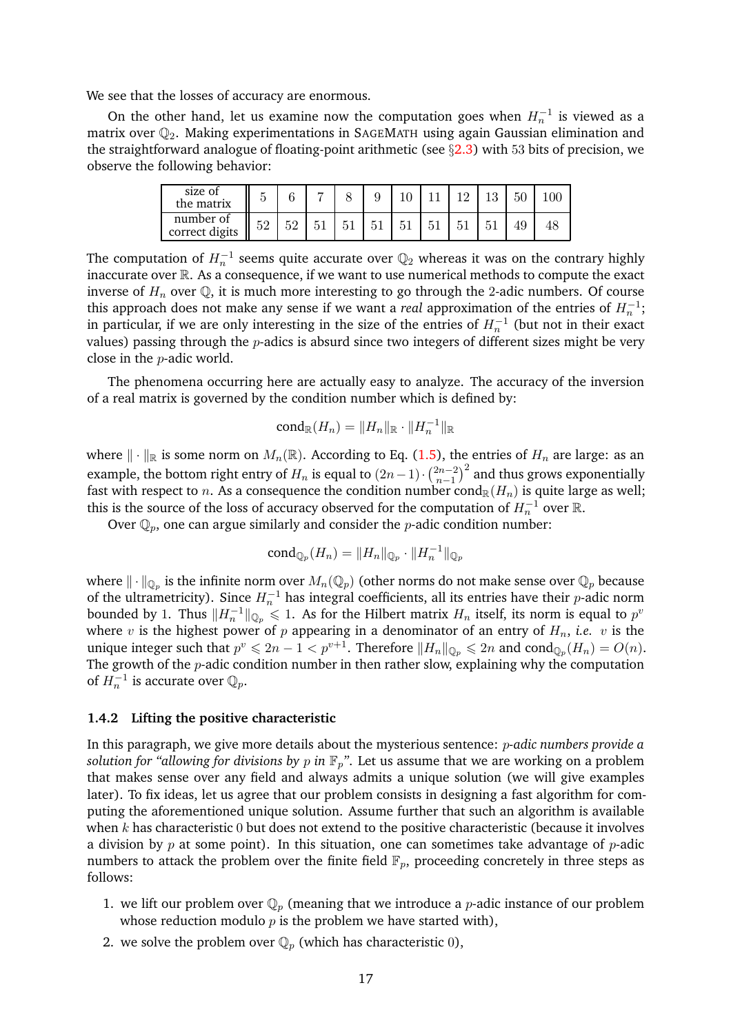We see that the losses of accuracy are enormous.

On the other hand, let us examine now the computation goes when $H_n^{-1}$ is viewed as a matrix over $\mathbb{Q}_2$. Making experimentations in SageMath using again Gaussian elimination and the straightforward analogue of floating-point arithmetic (see §2.3) with 53 bits of precision, we observe the following behavior:

| size of the matrix | 5 | 6 | 7 | 8 | 9 | 10 | 11 | 12 | 13 | 50 | 100 |
|---|---|---|---|---|---|---|---|---|---|---|---|
| number of correct digits | 52 | 52 | 51 | 51 | 51 | 51 | 51 | 51 | 51 | 49 | 48 |

The computation of $H_n^{-1}$ seems quite accurate over $\mathbb{Q}_2$ whereas it was on the contrary highly inaccurate over $\mathbb{R}$. As a consequence, if we want to use numerical methods to compute the exact inverse of $H_n$ over $\mathbb{Q}$, it is much more interesting to go through the 2-adic numbers. Of course this approach does not make any sense if we want a *real* approximation of the entries of $H_n^{-1}$; in particular, if we are only interesting in the size of the entries of $H_n^{-1}$ (but not in their exact values) passing through the $p$-adics is absurd since two integers of different sizes might be very close in the $p$-adic world.

The phenomena occurring here are actually easy to analyze. The accuracy of the inversion of a real matrix is governed by the condition number which is defined by:

$$\mathrm{cond}_{\mathbb{R}}(H_n) = \|H_n\|_{\mathbb{R}} \cdot \|H_n^{-1}\|_{\mathbb{R}}$$

where $\|\cdot\|_{\mathbb{R}}$ is some norm on $M_n(\mathbb{R})$. According to Eq. (1.5), the entries of $H_n$ are large: as an example, the bottom right entry of $H_n$ is equal to $(2n-1)\cdot\binom{2n-2}{n-1}^2$ and thus grows exponentially fast with respect to $n$. As a consequence the condition number $\mathrm{cond}_{\mathbb{R}}(H_n)$ is quite large as well; this is the source of the loss of accuracy observed for the computation of $H_n^{-1}$ over $\mathbb{R}$.

Over $\mathbb{Q}_p$, one can argue similarly and consider the $p$-adic condition number:

$$\mathrm{cond}_{\mathbb{Q}_p}(H_n) = \|H_n\|_{\mathbb{Q}_p} \cdot \|H_n^{-1}\|_{\mathbb{Q}_p}$$

where $\|\cdot\|_{\mathbb{Q}_p}$ is the infinite norm over $M_n(\mathbb{Q}_p)$ (other norms do not make sense over $\mathbb{Q}_p$ because of the ultrametricity). Since $H_n^{-1}$ has integral coefficients, all its entries have their $p$-adic norm bounded by 1. Thus $\|H_n^{-1}\|_{\mathbb{Q}_p} \leqslant 1$. As for the Hilbert matrix $H_n$ itself, its norm is equal to $p^v$ where $v$ is the highest power of $p$ appearing in a denominator of an entry of $H_n$, *i.e.* $v$ is the unique integer such that $p^v \leqslant 2n-1 < p^{v+1}$. Therefore $\|H_n\|_{\mathbb{Q}_p} \leqslant 2n$ and $\mathrm{cond}_{\mathbb{Q}_p}(H_n) = O(n)$. The growth of the $p$-adic condition number in then rather slow, explaining why the computation of $H_n^{-1}$ is accurate over $\mathbb{Q}_p$.

### 1.4.2 Lifting the positive characteristic

In this paragraph, we give more details about the mysterious sentence: *$p$-adic numbers provide a solution for "allowing for divisions by $p$ in $\mathbb{F}_p$"*. Let us assume that we are working on a problem that makes sense over any field and always admits a unique solution (we will give examples later). To fix ideas, let us agree that our problem consists in designing a fast algorithm for computing the aforementioned unique solution. Assume further that such an algorithm is available when $k$ has characteristic 0 but does not extend to the positive characteristic (because it involves a division by $p$ at some point). In this situation, one can sometimes take advantage of $p$-adic numbers to attack the problem over the finite field $\mathbb{F}_p$, proceeding concretely in three steps as follows:

1. we lift our problem over $\mathbb{Q}_p$ (meaning that we introduce a $p$-adic instance of our problem whose reduction modulo $p$ is the problem we have started with),
2. we solve the problem over $\mathbb{Q}_p$ (which has characteristic 0),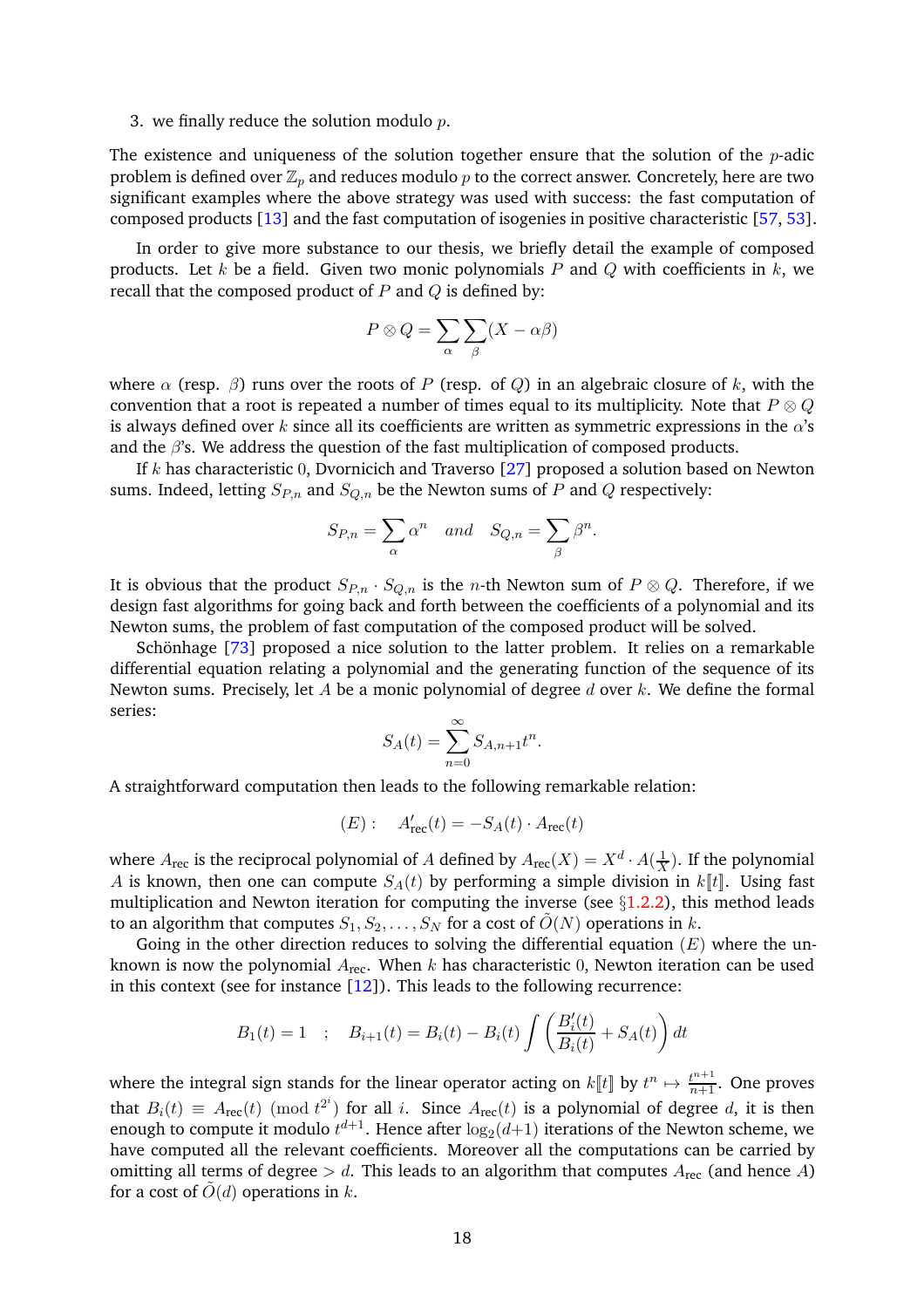3. we finally reduce the solution modulo $p$.

The existence and uniqueness of the solution together ensure that the solution of the $p$-adic problem is defined over $\mathbb{Z}_p$ and reduces modulo $p$ to the correct answer. Concretely, here are two significant examples where the above strategy was used with success: the fast computation of composed products [13] and the fast computation of isogenies in positive characteristic [57, 53].

In order to give more substance to our thesis, we briefly detail the example of composed products. Let $k$ be a field. Given two monic polynomials $P$ and $Q$ with coefficients in $k$, we recall that the composed product of $P$ and $Q$ is defined by:

$$P \otimes Q = \sum_{\alpha} \sum_{\beta} (X - \alpha\beta)$$

where $\alpha$ (resp. $\beta$) runs over the roots of $P$ (resp. of $Q$) in an algebraic closure of $k$, with the convention that a root is repeated a number of times equal to its multiplicity. Note that $P \otimes Q$ is always defined over $k$ since all its coefficients are written as symmetric expressions in the $\alpha$'s and the $\beta$'s. We address the question of the fast multiplication of composed products.

If $k$ has characteristic $0$, Dvornicich and Traverso [27] proposed a solution based on Newton sums. Indeed, letting $S_{P,n}$ and $S_{Q,n}$ be the Newton sums of $P$ and $Q$ respectively:

$$S_{P,n} = \sum_{\alpha} \alpha^n \quad \textit{and} \quad S_{Q,n} = \sum_{\beta} \beta^n.$$

It is obvious that the product $S_{P,n} \cdot S_{Q,n}$ is the $n$-th Newton sum of $P \otimes Q$. Therefore, if we design fast algorithms for going back and forth between the coefficients of a polynomial and its Newton sums, the problem of fast computation of the composed product will be solved.

Schönhage [73] proposed a nice solution to the latter problem. It relies on a remarkable differential equation relating a polynomial and the generating function of the sequence of its Newton sums. Precisely, let $A$ be a monic polynomial of degree $d$ over $k$. We define the formal series:

$$S_A(t) = \sum_{n=0}^{\infty} S_{A,n+1} t^n.$$

A straightforward computation then leads to the following remarkable relation:

$$(E): \quad A'_{\text{rec}}(t) = -S_A(t) \cdot A_{\text{rec}}(t)$$

where $A_{\text{rec}}$ is the reciprocal polynomial of $A$ defined by $A_{\text{rec}}(X) = X^d \cdot A(\frac{1}{X})$. If the polynomial $A$ is known, then one can compute $S_A(t)$ by performing a simple division in $k[\![t]\!]$. Using fast multiplication and Newton iteration for computing the inverse (see §1.2.2), this method leads to an algorithm that computes $S_1, S_2, \ldots, S_N$ for a cost of $\tilde{O}(N)$ operations in $k$.

Going in the other direction reduces to solving the differential equation $(E)$ where the unknown is now the polynomial $A_{\text{rec}}$. When $k$ has characteristic $0$, Newton iteration can be used in this context (see for instance [12]). This leads to the following recurrence:

$$B_1(t) = 1 \quad ; \quad B_{i+1}(t) = B_i(t) - B_i(t) \int \left( \frac{B'_i(t)}{B_i(t)} + S_A(t) \right) dt$$

where the integral sign stands for the linear operator acting on $k[\![t]\!]$ by $t^n \mapsto \frac{t^{n+1}}{n+1}$. One proves that $B_i(t) \equiv A_{\text{rec}}(t) \pmod{t^{2^i}}$ for all $i$. Since $A_{\text{rec}}(t)$ is a polynomial of degree $d$, it is then enough to compute it modulo $t^{d+1}$. Hence after $\log_2(d+1)$ iterations of the Newton scheme, we have computed all the relevant coefficients. Moreover all the computations can be carried by omitting all terms of degree $> d$. This leads to an algorithm that computes $A_{\text{rec}}$ (and hence $A$) for a cost of $\tilde{O}(d)$ operations in $k$.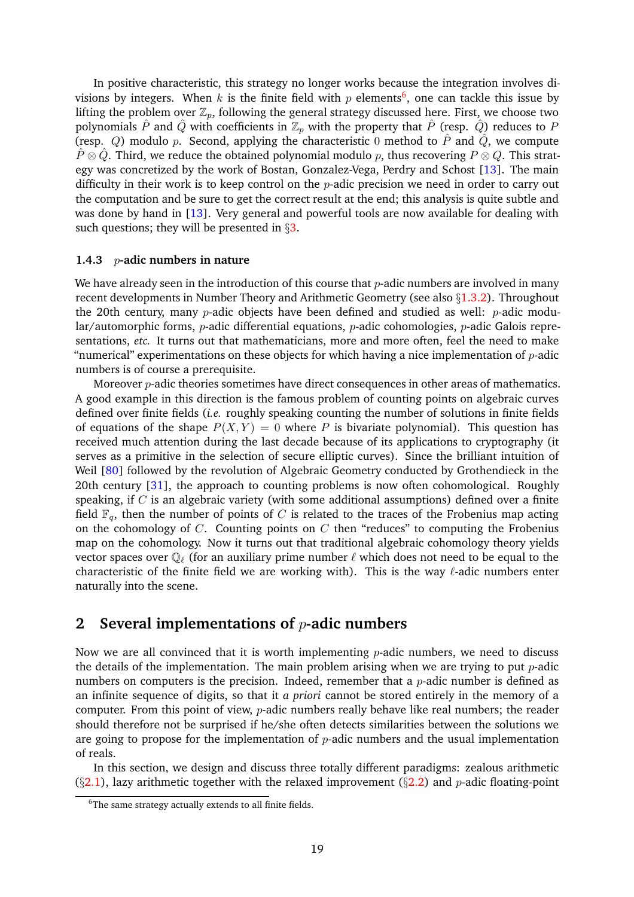In positive characteristic, this strategy no longer works because the integration involves divisions by integers. When $k$ is the finite field with $p$ elements[6], one can tackle this issue by lifting the problem over $\mathbb{Z}_p$, following the general strategy discussed here. First, we choose two polynomials $\hat{P}$ and $\hat{Q}$ with coefficients in $\mathbb{Z}_p$ with the property that $\hat{P}$ (resp. $\hat{Q}$) reduces to $P$ (resp. $Q$) modulo $p$. Second, applying the characteristic 0 method to $\hat{P}$ and $\hat{Q}$, we compute $\hat{P} \otimes \hat{Q}$. Third, we reduce the obtained polynomial modulo $p$, thus recovering $P \otimes Q$. This strategy was concretized by the work of Bostan, Gonzalez-Vega, Perdry and Schost [13]. The main difficulty in their work is to keep control on the $p$-adic precision we need in order to carry out the computation and be sure to get the correct result at the end; this analysis is quite subtle and was done by hand in [13]. Very general and powerful tools are now available for dealing with such questions; they will be presented in §3.

### 1.4.3 $p$-adic numbers in nature

We have already seen in the introduction of this course that $p$-adic numbers are involved in many recent developments in Number Theory and Arithmetic Geometry (see also §1.3.2). Throughout the 20th century, many $p$-adic objects have been defined and studied as well: $p$-adic modular/automorphic forms, $p$-adic differential equations, $p$-adic cohomologies, $p$-adic Galois representations, *etc.* It turns out that mathematicians, more and more often, feel the need to make "numerical" experimentations on these objects for which having a nice implementation of $p$-adic numbers is of course a prerequisite.

Moreover $p$-adic theories sometimes have direct consequences in other areas of mathematics. A good example in this direction is the famous problem of counting points on algebraic curves defined over finite fields (*i.e.* roughly speaking counting the number of solutions in finite fields of equations of the shape $P(X, Y) = 0$ where $P$ is bivariate polynomial). This question has received much attention during the last decade because of its applications to cryptography (it serves as a primitive in the selection of secure elliptic curves). Since the brilliant intuition of Weil [80] followed by the revolution of Algebraic Geometry conducted by Grothendieck in the 20th century [31], the approach to counting problems is now often cohomological. Roughly speaking, if $C$ is an algebraic variety (with some additional assumptions) defined over a finite field $\mathbb{F}_q$, then the number of points of $C$ is related to the traces of the Frobenius map acting on the cohomology of $C$. Counting points on $C$ then "reduces" to computing the Frobenius map on the cohomology. Now it turns out that traditional algebraic cohomology theory yields vector spaces over $\mathbb{Q}_\ell$ (for an auxiliary prime number $\ell$ which does not need to be equal to the characteristic of the finite field we are working with). This is the way $\ell$-adic numbers enter naturally into the scene.

## 2 Several implementations of $p$-adic numbers

Now we are all convinced that it is worth implementing $p$-adic numbers, we need to discuss the details of the implementation. The main problem arising when we are trying to put $p$-adic numbers on computers is the precision. Indeed, remember that a $p$-adic number is defined as an infinite sequence of digits, so that it *a priori* cannot be stored entirely in the memory of a computer. From this point of view, $p$-adic numbers really behave like real numbers; the reader should therefore not be surprised if he/she often detects similarities between the solutions we are going to propose for the implementation of $p$-adic numbers and the usual implementation of reals.

In this section, we design and discuss three totally different paradigms: zealous arithmetic (§2.1), lazy arithmetic together with the relaxed improvement (§2.2) and $p$-adic floating-point

[6] The same strategy actually extends to all finite fields.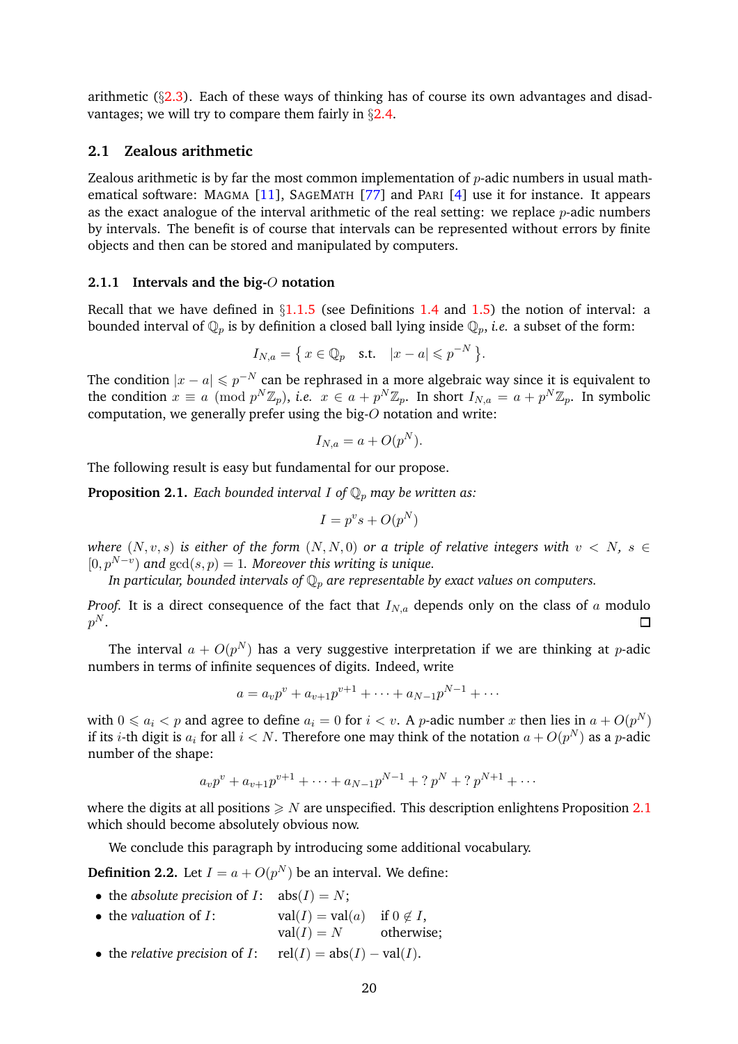arithmetic (§2.3). Each of these ways of thinking has of course its own advantages and disadvantages; we will try to compare them fairly in §2.4.

## 2.1 Zealous arithmetic

Zealous arithmetic is by far the most common implementation of $p$-adic numbers in usual mathematical software: MAGMA [11], SAGEMATH [77] and PARI [4] use it for instance. It appears as the exact analogue of the interval arithmetic of the real setting: we replace $p$-adic numbers by intervals. The benefit is of course that intervals can be represented without errors by finite objects and then can be stored and manipulated by computers.

### 2.1.1 Intervals and the big-$O$ notation

Recall that we have defined in §1.1.5 (see Definitions 1.4 and 1.5) the notion of interval: a bounded interval of $\mathbb{Q}_p$ is by definition a closed ball lying inside $\mathbb{Q}_p$, *i.e.* a subset of the form:

$$I_{N,a} = \left\{ x \in \mathbb{Q}_p \quad \text{s.t.} \quad |x-a| \leqslant p^{-N} \right\}.$$

The condition $|x-a| \leqslant p^{-N}$ can be rephrased in a more algebraic way since it is equivalent to the condition $x \equiv a \pmod{p^N\mathbb{Z}_p}$, *i.e.* $x \in a + p^N\mathbb{Z}_p$. In short $I_{N,a} = a + p^N\mathbb{Z}_p$. In symbolic computation, we generally prefer using the big-$O$ notation and write:

$$I_{N,a} = a + O(p^N).$$

The following result is easy but fundamental for our propose.

**Proposition 2.1.** *Each bounded interval $I$ of $\mathbb{Q}_p$ may be written as:*

$$I = p^v s + O(p^N)$$

*where $(N, v, s)$ is either of the form $(N, N, 0)$ or a triple of relative integers with $v < N$, $s \in [0, p^{N-v})$ and $\gcd(s, p) = 1$. Moreover this writing is unique.*

*In particular, bounded intervals of $\mathbb{Q}_p$ are representable by exact values on computers.*

*Proof.* It is a direct consequence of the fact that $I_{N,a}$ depends only on the class of $a$ modulo $p^N$. ∎

The interval $a + O(p^N)$ has a very suggestive interpretation if we are thinking at $p$-adic numbers in terms of infinite sequences of digits. Indeed, write

$$a = a_v p^v + a_{v+1}p^{v+1} + \cdots + a_{N-1}p^{N-1} + \cdots$$

with $0 \leqslant a_i < p$ and agree to define $a_i = 0$ for $i < v$. A $p$-adic number $x$ then lies in $a + O(p^N)$ if its $i$-th digit is $a_i$ for all $i < N$. Therefore one may think of the notation $a + O(p^N)$ as a $p$-adic number of the shape:

$$a_v p^v + a_{v+1}p^{v+1} + \cdots + a_{N-1}p^{N-1} + ?\, p^N + ?\, p^{N+1} + \cdots$$

where the digits at all positions $\geqslant N$ are unspecified. This description enlightens Proposition 2.1 which should become absolutely obvious now.

We conclude this paragraph by introducing some additional vocabulary.

**Definition 2.2.** Let $I = a + O(p^N)$ be an interval. We define:

- the *absolute precision* of $I$: $\text{abs}(I) = N$;
- the *valuation* of $I$: $\text{val}(I) = \text{val}(a)$ if $0 \notin I$, $\text{val}(I) = N$ otherwise;
- the *relative precision* of $I$: $\text{rel}(I) = \text{abs}(I) - \text{val}(I)$.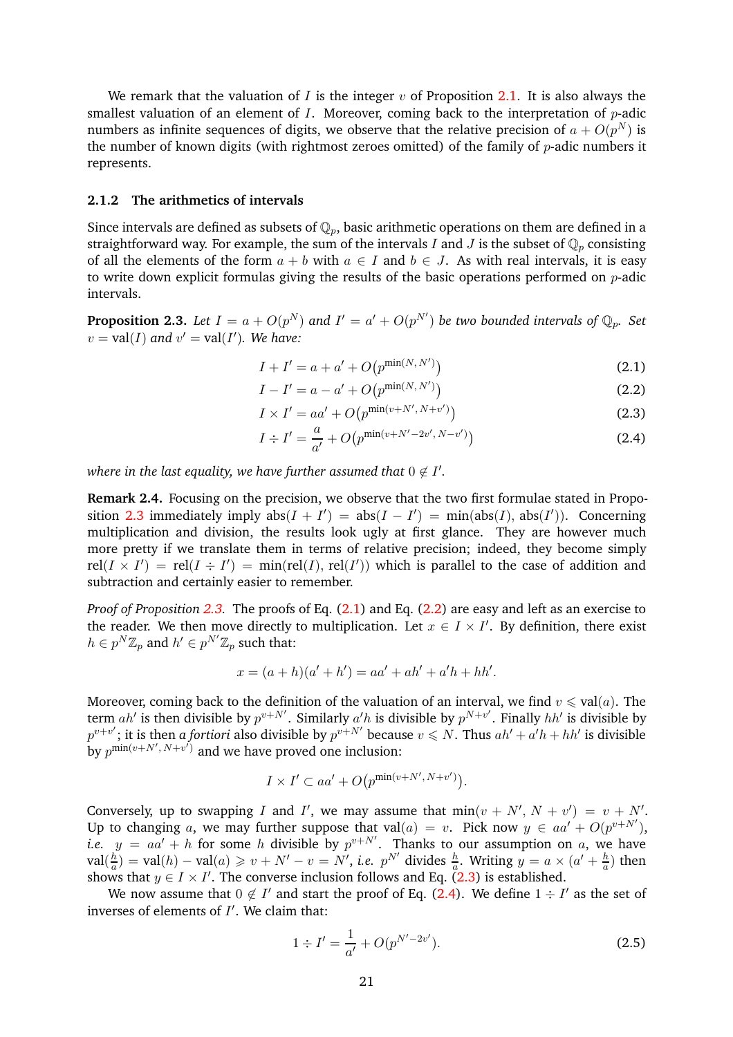We remark that the valuation of $I$ is the integer $v$ of Proposition 2.1. It is also always the smallest valuation of an element of $I$. Moreover, coming back to the interpretation of $p$-adic numbers as infinite sequences of digits, we observe that the relative precision of $a + O(p^N)$ is the number of known digits (with rightmost zeroes omitted) of the family of $p$-adic numbers it represents.

### 2.1.2 The arithmetics of intervals

Since intervals are defined as subsets of $\mathbb{Q}_p$, basic arithmetic operations on them are defined in a straightforward way. For example, the sum of the intervals $I$ and $J$ is the subset of $\mathbb{Q}_p$ consisting of all the elements of the form $a + b$ with $a \in I$ and $b \in J$. As with real intervals, it is easy to write down explicit formulas giving the results of the basic operations performed on $p$-adic intervals.

**Proposition 2.3.** *Let $I = a + O(p^N)$ and $I' = a' + O(p^{N'})$ be two bounded intervals of $\mathbb{Q}_p$. Set $v = \text{val}(I)$ and $v' = \text{val}(I')$. We have:*

$$I + I' = a + a' + O\big(p^{\min(N,\, N')}\big) \tag{2.1}$$

$$I - I' = a - a' + O\big(p^{\min(N,\, N')}\big) \tag{2.2}$$

$$I \times I' = aa' + O\big(p^{\min(v+N',\, N+v')}\big) \tag{2.3}$$

$$I \div I' = \frac{a}{a'} + O\big(p^{\min(v+N'-2v',\, N-v')}\big) \tag{2.4}$$

*where in the last equality, we have further assumed that $0 \notin I'$.*

**Remark 2.4.** Focusing on the precision, we observe that the two first formulae stated in Proposition 2.3 immediately imply $\text{abs}(I + I') = \text{abs}(I - I') = \min(\text{abs}(I), \text{abs}(I'))$. Concerning multiplication and division, the results look ugly at first glance. They are however much more pretty if we translate them in terms of relative precision; indeed, they become simply $\text{rel}(I \times I') = \text{rel}(I \div I') = \min(\text{rel}(I), \text{rel}(I'))$ which is parallel to the case of addition and subtraction and certainly easier to remember.

*Proof of Proposition 2.3.* The proofs of Eq. (2.1) and Eq. (2.2) are easy and left as an exercise to the reader. We then move directly to multiplication. Let $x \in I \times I'$. By definition, there exist $h \in p^N\mathbb{Z}_p$ and $h' \in p^{N'}\mathbb{Z}_p$ such that:

$$x = (a + h)(a' + h') = aa' + ah' + a'h + hh'.$$

Moreover, coming back to the definition of the valuation of an interval, we find $v \leqslant \text{val}(a)$. The term $ah'$ is then divisible by $p^{v+N'}$. Similarly $a'h$ is divisible by $p^{N+v'}$. Finally $hh'$ is divisible by $p^{v+v'}$; it is then *a fortiori* also divisible by $p^{v+N'}$ because $v \leqslant N$. Thus $ah' + a'h + hh'$ is divisible by $p^{\min(v+N',\, N+v')}$ and we have proved one inclusion:

$$I \times I' \subset aa' + O\big(p^{\min(v+N',\, N+v')}\big).$$

Conversely, up to swapping $I$ and $I'$, we may assume that $\min(v + N',\, N + v') = v + N'$. Up to changing $a$, we may further suppose that $\text{val}(a) = v$. Pick now $y \in aa' + O(p^{v+N'})$, *i.e.* $y = aa' + h$ for some $h$ divisible by $p^{v+N'}$. Thanks to our assumption on $a$, we have $\text{val}(\frac{h}{a}) = \text{val}(h) - \text{val}(a) \geqslant v + N' - v = N'$, *i.e.* $p^{N'}$ divides $\frac{h}{a}$. Writing $y = a \times (a' + \frac{h}{a})$ then shows that $y \in I \times I'$. The converse inclusion follows and Eq. (2.3) is established.

We now assume that $0 \notin I'$ and start the proof of Eq. (2.4). We define $1 \div I'$ as the set of inverses of elements of $I'$. We claim that:

$$1 \div I' = \frac{1}{a'} + O(p^{N'-2v'}). \tag{2.5}$$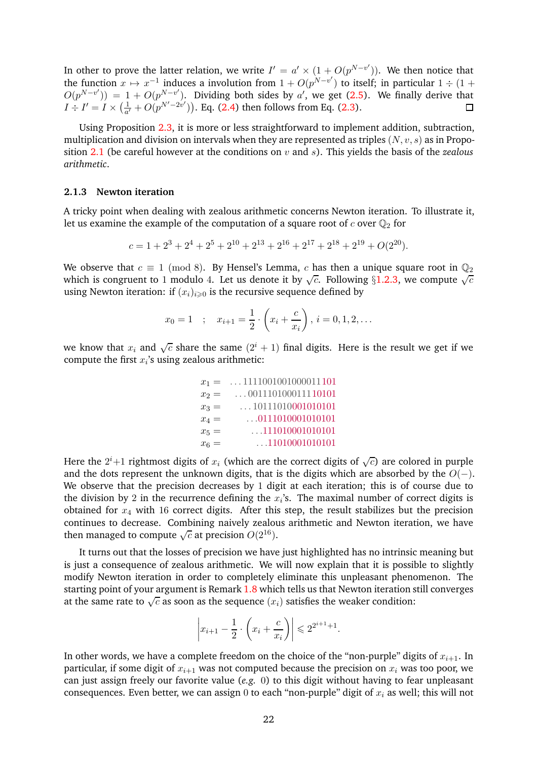In other to prove the latter relation, we write $I' = a' \times (1 + O(p^{N-v'}))$. We then notice that the function $x \mapsto x^{-1}$ induces a involution from $1 + O(p^{N-v'})$ to itself; in particular $1 \div (1 + O(p^{N-v'})) = 1 + O(p^{N-v'})$. Dividing both sides by $a'$, we get (2.5). We finally derive that $I \div I' = I \times \left(\frac{1}{a'} + O(p^{N'-2v'})\right)$. Eq. (2.4) then follows from Eq. (2.3). □

Using Proposition 2.3, it is more or less straightforward to implement addition, subtraction, multiplication and division on intervals when they are represented as triples $(N, v, s)$ as in Proposition 2.1 (be careful however at the conditions on $v$ and $s$). This yields the basis of the *zealous arithmetic*.

### 2.1.3 Newton iteration

A tricky point when dealing with zealous arithmetic concerns Newton iteration. To illustrate it, let us examine the example of the computation of a square root of $c$ over $\mathbb{Q}_2$ for

$$c = 1 + 2^3 + 2^4 + 2^5 + 2^{10} + 2^{13} + 2^{16} + 2^{17} + 2^{18} + 2^{19} + O(2^{20}).$$

We observe that $c \equiv 1 \pmod 8$. By Hensel's Lemma, $c$ has then a unique square root in $\mathbb{Q}_2$ which is congruent to 1 modulo 4. Let us denote it by $\sqrt{c}$. Following §1.2.3, we compute $\sqrt{c}$ using Newton iteration: if $(x_i)_{i \geqslant 0}$ is the recursive sequence defined by

$$x_0 = 1 \quad ; \quad x_{i+1} = \frac{1}{2} \cdot \left(x_i + \frac{c}{x_i}\right), \; i = 0, 1, 2, \ldots$$

we know that $x_i$ and $\sqrt{c}$ share the same $(2^i + 1)$ final digits. Here is the result we get if we compute the first $x_i$'s using zealous arithmetic:

$$\begin{aligned}
x_1 &= \ldots 11110010010000011101 \\
x_2 &= \ldots 0011101000111 10101 \\
x_3 &= \ldots 101111010001010101 \\
x_4 &= \ldots 01110100010 10101 \\
x_5 &= \ldots 111010001010101 \\
x_6 &= \ldots 11010001010101
\end{aligned}$$

Here the $2^i{+}1$ rightmost digits of $x_i$ (which are the correct digits of $\sqrt{c}$) are colored in purple and the dots represent the unknown digits, that is the digits which are absorbed by the $O(-)$. We observe that the precision decreases by 1 digit at each iteration; this is of course due to the division by 2 in the recurrence defining the $x_i$'s. The maximal number of correct digits is obtained for $x_4$ with 16 correct digits. After this step, the result stabilizes but the precision continues to decrease. Combining naively zealous arithmetic and Newton iteration, we have then managed to compute $\sqrt{c}$ at precision $O(2^{16})$.

It turns out that the losses of precision we have just highlighted has no intrinsic meaning but is just a consequence of zealous arithmetic. We will now explain that it is possible to slightly modify Newton iteration in order to completely eliminate this unpleasant phenomenon. The starting point of your argument is Remark 1.8 which tells us that Newton iteration still converges at the same rate to $\sqrt{c}$ as soon as the sequence $(x_i)$ satisfies the weaker condition:

$$\left| x_{i+1} - \frac{1}{2} \cdot \left(x_i + \frac{c}{x_i}\right) \right| \leqslant 2^{2^{i+1}+1}.$$

In other words, we have a complete freedom on the choice of the "non-purple" digits of $x_{i+1}$. In particular, if some digit of $x_{i+1}$ was not computed because the precision on $x_i$ was too poor, we can just assign freely our favorite value (*e.g.* 0) to this digit without having to fear unpleasant consequences. Even better, we can assign 0 to each "non-purple" digit of $x_i$ as well; this will not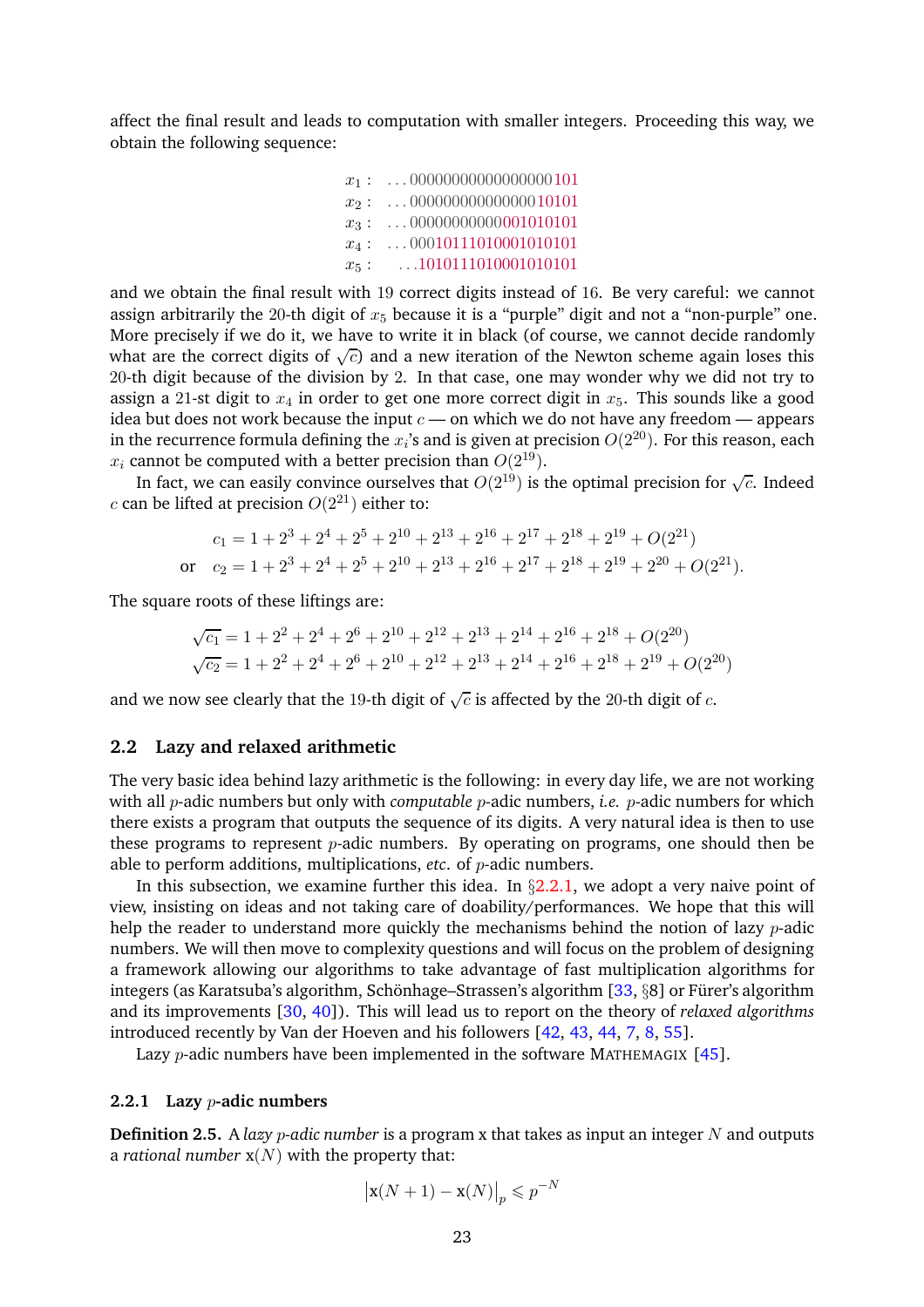affect the final result and leads to computation with smaller integers. Proceeding this way, we obtain the following sequence:

$$
\begin{array}{ll}
x_1: & \ldots 00000000000000000101 \\
x_2: & \ldots 00000000000000010101 \\
x_3: & \ldots 00000000000001010101 \\
x_4: & \ldots 00010111010001010101 \\
x_5: & \ldots 1010111010001010101
\end{array}
$$

and we obtain the final result with 19 correct digits instead of 16. Be very careful: we cannot assign arbitrarily the 20-th digit of $x_5$ because it is a "purple" digit and not a "non-purple" one. More precisely if we do it, we have to write it in black (of course, we cannot decide randomly what are the correct digits of $\sqrt{c}$) and a new iteration of the Newton scheme again loses this 20-th digit because of the division by 2. In that case, one may wonder why we did not try to assign a 21-st digit to $x_4$ in order to get one more correct digit in $x_5$. This sounds like a good idea but does not work because the input $c$ — on which we do not have any freedom — appears in the recurrence formula defining the $x_i$'s and is given at precision $O(2^{20})$. For this reason, each $x_i$ cannot be computed with a better precision than $O(2^{19})$.

In fact, we can easily convince ourselves that $O(2^{19})$ is the optimal precision for $\sqrt{c}$. Indeed $c$ can be lifted at precision $O(2^{21})$ either to:

$$
\begin{aligned}
& c_1 = 1 + 2^3 + 2^4 + 2^5 + 2^{10} + 2^{13} + 2^{16} + 2^{17} + 2^{18} + 2^{19} + O(2^{21}) \\
\text{or} \quad & c_2 = 1 + 2^3 + 2^4 + 2^5 + 2^{10} + 2^{13} + 2^{16} + 2^{17} + 2^{18} + 2^{19} + 2^{20} + O(2^{21}).
\end{aligned}
$$

The square roots of these liftings are:

$$
\begin{aligned}
\sqrt{c_1} &= 1 + 2^2 + 2^4 + 2^6 + 2^{10} + 2^{12} + 2^{13} + 2^{14} + 2^{16} + 2^{18} + O(2^{20}) \\
\sqrt{c_2} &= 1 + 2^2 + 2^4 + 2^6 + 2^{10} + 2^{12} + 2^{13} + 2^{14} + 2^{16} + 2^{18} + 2^{19} + O(2^{20})
\end{aligned}
$$

and we now see clearly that the 19-th digit of $\sqrt{c}$ is affected by the 20-th digit of $c$.

### 2.2 Lazy and relaxed arithmetic

The very basic idea behind lazy arithmetic is the following: in every day life, we are not working with all $p$-adic numbers but only with *computable* $p$-adic numbers, *i.e.* $p$-adic numbers for which there exists a program that outputs the sequence of its digits. A very natural idea is then to use these programs to represent $p$-adic numbers. By operating on programs, one should then be able to perform additions, multiplications, *etc.* of $p$-adic numbers.

In this subsection, we examine further this idea. In §2.2.1, we adopt a very naive point of view, insisting on ideas and not taking care of doability/performances. We hope that this will help the reader to understand more quickly the mechanisms behind the notion of lazy $p$-adic numbers. We will then move to complexity questions and will focus on the problem of designing a framework allowing our algorithms to take advantage of fast multiplication algorithms for integers (as Karatsuba's algorithm, Schönhage–Strassen's algorithm [33, §8] or Fürer's algorithm and its improvements [30, 40]). This will lead us to report on the theory of *relaxed algorithms* introduced recently by Van der Hoeven and his followers [42, 43, 44, 7, 8, 55].

Lazy $p$-adic numbers have been implemented in the software MATHEMAGIX [45].

#### 2.2.1 Lazy $p$-adic numbers

**Definition 2.5.** A *lazy $p$-adic number* is a program x that takes as input an integer $N$ and outputs a *rational number* $\mathrm{x}(N)$ with the property that:

$$
\left|\mathrm{x}(N+1) - \mathrm{x}(N)\right|_p \leqslant p^{-N}
$$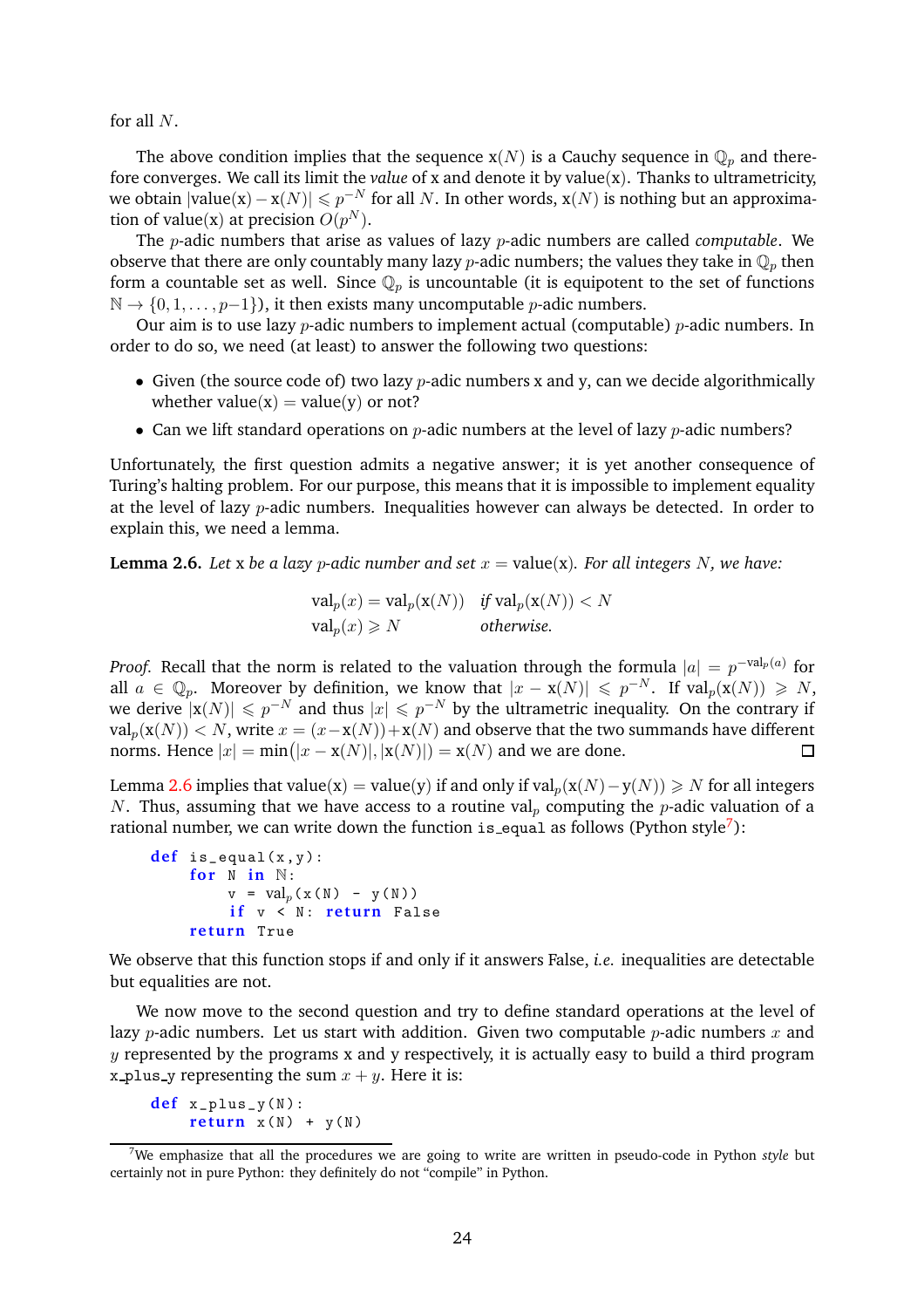for all $N$.

The above condition implies that the sequence $\mathrm{x}(N)$ is a Cauchy sequence in $\mathbb{Q}_p$ and therefore converges. We call its limit the *value* of x and denote it by value(x). Thanks to ultrametricity, we obtain $|\mathrm{value}(\mathrm{x}) - \mathrm{x}(N)| \leqslant p^{-N}$ for all $N$. In other words, $\mathrm{x}(N)$ is nothing but an approximation of value(x) at precision $O(p^N)$.

The $p$-adic numbers that arise as values of lazy $p$-adic numbers are called *computable*. We observe that there are only countably many lazy $p$-adic numbers; the values they take in $\mathbb{Q}_p$ then form a countable set as well. Since $\mathbb{Q}_p$ is uncountable (it is equipotent to the set of functions $\mathbb{N} \to \{0, 1, \ldots, p-1\}$), it then exists many uncomputable $p$-adic numbers.

Our aim is to use lazy $p$-adic numbers to implement actual (computable) $p$-adic numbers. In order to do so, we need (at least) to answer the following two questions:

- Given (the source code of) two lazy $p$-adic numbers x and y, can we decide algorithmically whether value(x) = value(y) or not?
- Can we lift standard operations on $p$-adic numbers at the level of lazy $p$-adic numbers?

Unfortunately, the first question admits a negative answer; it is yet another consequence of Turing's halting problem. For our purpose, this means that it is impossible to implement equality at the level of lazy $p$-adic numbers. Inequalities however can always be detected. In order to explain this, we need a lemma.

**Lemma 2.6.** *Let* x *be a lazy $p$-adic number and set $x = \mathrm{value}(\mathrm{x})$. For all integers $N$, we have:*

$$\begin{aligned} \mathrm{val}_p(x) &= \mathrm{val}_p(\mathrm{x}(N)) \quad \text{if } \mathrm{val}_p(\mathrm{x}(N)) < N \\ \mathrm{val}_p(x) &\geqslant N \quad\quad\quad\quad\quad \text{otherwise.} \end{aligned}$$

*Proof.* Recall that the norm is related to the valuation through the formula $|a| = p^{-\mathrm{val}_p(a)}$ for all $a \in \mathbb{Q}_p$. Moreover by definition, we know that $|x - \mathrm{x}(N)| \leqslant p^{-N}$. If $\mathrm{val}_p(\mathrm{x}(N)) \geqslant N$, we derive $|\mathrm{x}(N)| \leqslant p^{-N}$ and thus $|x| \leqslant p^{-N}$ by the ultrametric inequality. On the contrary if $\mathrm{val}_p(\mathrm{x}(N)) < N$, write $x = (x - \mathrm{x}(N)) + \mathrm{x}(N)$ and observe that the two summands have different norms. Hence $|x| = \min\big(|x - \mathrm{x}(N)|, |\mathrm{x}(N)|\big) = \mathrm{x}(N)$ and we are done. ☐

Lemma 2.6 implies that value(x) = value(y) if and only if $\mathrm{val}_p(\mathrm{x}(N) - \mathrm{y}(N)) \geqslant N$ for all integers $N$. Thus, assuming that we have access to a routine $\mathrm{val}_p$ computing the $p$-adic valuation of a rational number, we can write down the function is_equal as follows (Python style[7]):

```
def is_equal(x,y):
    for N in ℕ:
        v = val_p(x(N) - y(N))
        if v < N: return False
    return True
```

We observe that this function stops if and only if it answers False, *i.e.* inequalities are detectable but equalities are not.

We now move to the second question and try to define standard operations at the level of lazy $p$-adic numbers. Let us start with addition. Given two computable $p$-adic numbers $x$ and $y$ represented by the programs x and y respectively, it is actually easy to build a third program x_plus_y representing the sum $x + y$. Here it is:

```
def x_plus_y(N):
    return x(N) + y(N)
```

[7] We emphasize that all the procedures we are going to write are written in pseudo-code in Python *style* but certainly not in pure Python: they definitely do not "compile" in Python.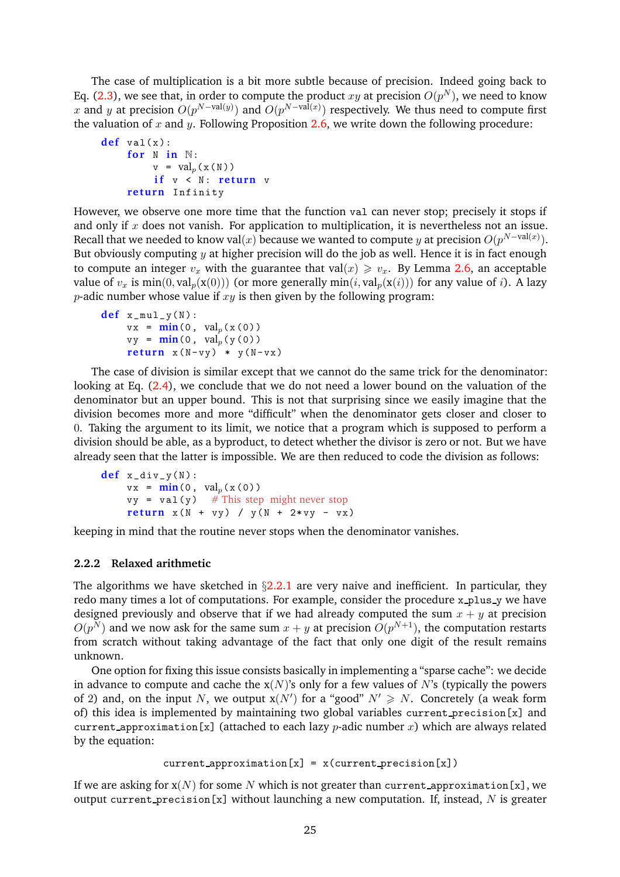The case of multiplication is a bit more subtle because of precision. Indeed going back to Eq. (2.3), we see that, in order to compute the product $xy$ at precision $O(p^N)$, we need to know $x$ and $y$ at precision $O(p^{N-\text{val}(y)})$ and $O(p^{N-\text{val}(x)})$ respectively. We thus need to compute first the valuation of $x$ and $y$. Following Proposition 2.6, we write down the following procedure:

```
def val(x):
    for N in ℕ:
        v = val_p(x(N))
        if v < N: return v
    return Infinity
```

However, we observe one more time that the function `val` can never stop; precisely it stops if and only if $x$ does not vanish. For application to multiplication, it is nevertheless not an issue. Recall that we needed to know $\text{val}(x)$ because we wanted to compute $y$ at precision $O(p^{N-\text{val}(x)})$. But obviously computing $y$ at higher precision will do the job as well. Hence it is in fact enough to compute an integer $v_x$ with the guarantee that $\text{val}(x) \geqslant v_x$. By Lemma 2.6, an acceptable value of $v_x$ is $\min(0, \text{val}_p(\mathsf{x}(0)))$ (or more generally $\min(i, \text{val}_p(\mathsf{x}(i)))$ for any value of $i$). A lazy $p$-adic number whose value if $xy$ is then given by the following program:

```
def x_mul_y(N):
    vx = min(0, val_p(x(0)))
    vy = min(0, val_p(y(0)))
    return x(N-vy) * y(N-vx)
```

The case of division is similar except that we cannot do the same trick for the denominator: looking at Eq. (2.4), we conclude that we do not need a lower bound on the valuation of the denominator but an upper bound. This is not that surprising since we easily imagine that the division becomes more and more "difficult" when the denominator gets closer and closer to $0$. Taking the argument to its limit, we notice that a program which is supposed to perform a division should be able, as a byproduct, to detect whether the divisor is zero or not. But we have already seen that the latter is impossible. We are then reduced to code the division as follows:

```
def x_div_y(N):
    vx = min(0, val_p(x(0)))
    vy = val(y)   # This step might never stop
    return x(N + vy) / y(N + 2*vy - vx)
```

keeping in mind that the routine never stops when the denominator vanishes.

### 2.2.2 Relaxed arithmetic

The algorithms we have sketched in §2.2.1 are very naive and inefficient. In particular, they redo many times a lot of computations. For example, consider the procedure `x_plus_y` we have designed previously and observe that if we had already computed the sum $x + y$ at precision $O(p^N)$ and we now ask for the same sum $x + y$ at precision $O(p^{N+1})$, the computation restarts from scratch without taking advantage of the fact that only one digit of the result remains unknown.

One option for fixing this issue consists basically in implementing a "sparse cache": we decide in advance to compute and cache the $\mathsf{x}(N)$'s only for a few values of $N$'s (typically the powers of 2) and, on the input $N$, we output $\mathsf{x}(N')$ for a "good" $N' \geqslant N$. Concretely (a weak form of) this idea is implemented by maintaining two global variables `current_precision[x]` and `current_approximation[x]` (attached to each lazy $p$-adic number $x$) which are always related by the equation:

```
current_approximation[x] = x(current_precision[x])
```

If we are asking for $\mathsf{x}(N)$ for some $N$ which is not greater than `current_approximation[x]`, we output `current_precision[x]` without launching a new computation. If, instead, $N$ is greater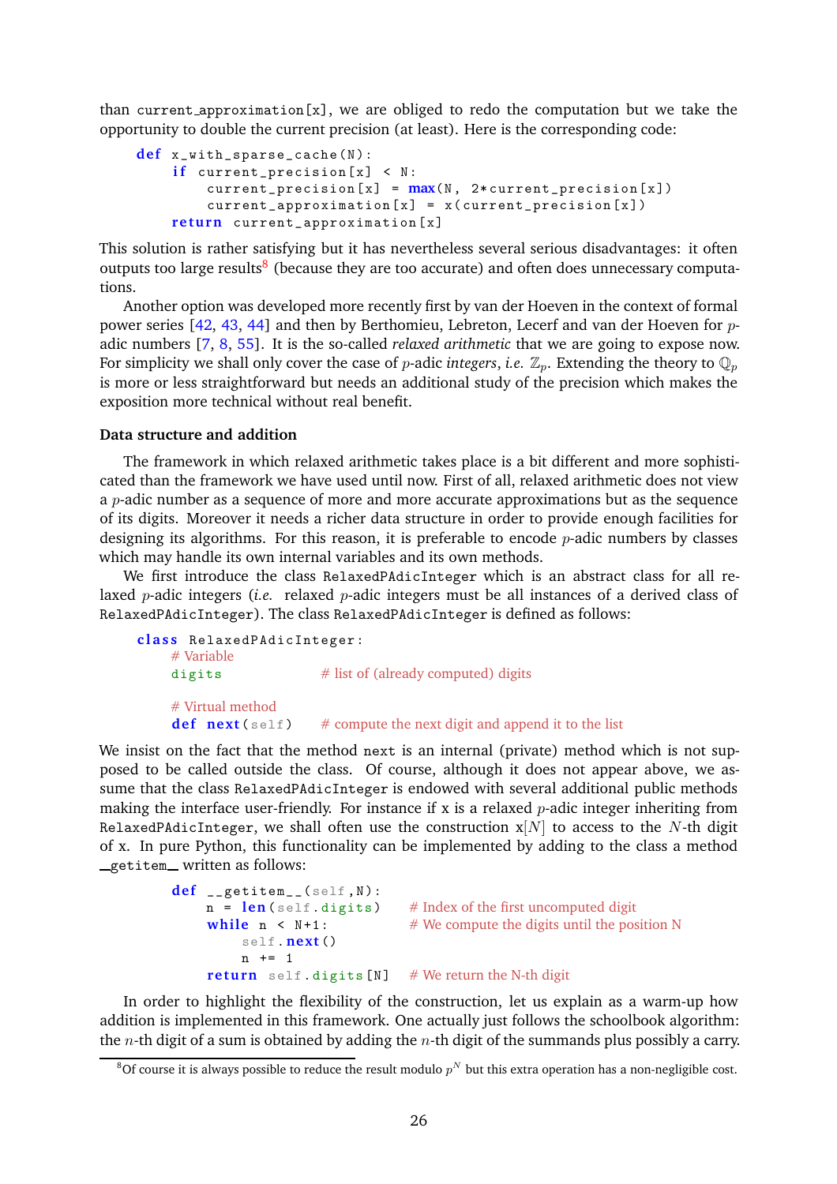than current_approximation[x], we are obliged to redo the computation but we take the opportunity to double the current precision (at least). Here is the corresponding code:

```
def x_with_sparse_cache(N):
    if current_precision[x] < N:
        current_precision[x] = max(N, 2*current_precision[x])
        current_approximation[x] = x(current_precision[x])
    return current_approximation[x]
```

This solution is rather satisfying but it has nevertheless several serious disadvantages: it often outputs too large results[8] (because they are too accurate) and often does unnecessary computations.

Another option was developed more recently first by van der Hoeven in the context of formal power series [42, 43, 44] and then by Berthomieu, Lebreton, Lecerf and van der Hoeven for $p$-adic numbers [7, 8, 55]. It is the so-called *relaxed arithmetic* that we are going to expose now. For simplicity we shall only cover the case of $p$-adic *integers*, *i.e.* $\mathbb{Z}_p$. Extending the theory to $\mathbb{Q}_p$ is more or less straightforward but needs an additional study of the precision which makes the exposition more technical without real benefit.

**Data structure and addition**

The framework in which relaxed arithmetic takes place is a bit different and more sophisticated than the framework we have used until now. First of all, relaxed arithmetic does not view a $p$-adic number as a sequence of more and more accurate approximations but as the sequence of its digits. Moreover it needs a richer data structure in order to provide enough facilities for designing its algorithms. For this reason, it is preferable to encode $p$-adic numbers by classes which may handle its own internal variables and its own methods.

We first introduce the class RelaxedPAdicInteger which is an abstract class for all relaxed $p$-adic integers (*i.e.* relaxed $p$-adic integers must be all instances of a derived class of RelaxedPAdicInteger). The class RelaxedPAdicInteger is defined as follows:

```
class RelaxedPAdicInteger:
    # Variable
    digits              # list of (already computed) digits

    # Virtual method
    def next(self)      # compute the next digit and append it to the list
```

We insist on the fact that the method next is an internal (private) method which is not supposed to be called outside the class. Of course, although it does not appear above, we assume that the class RelaxedPAdicInteger is endowed with several additional public methods making the interface user-friendly. For instance if x is a relaxed $p$-adic integer inheriting from RelaxedPAdicInteger, we shall often use the construction x$[N]$ to access to the $N$-th digit of x. In pure Python, this functionality can be implemented by adding to the class a method __getitem__ written as follows:

```
def __getitem__(self,N):
    n = len(self.digits)    # Index of the first uncomputed digit
    while n < N+1:          # We compute the digits until the position N
        self.next()
        n += 1
    return self.digits[N]   # We return the N-th digit
```

In order to highlight the flexibility of the construction, let us explain as a warm-up how addition is implemented in this framework. One actually just follows the schoolbook algorithm: the $n$-th digit of a sum is obtained by adding the $n$-th digit of the summands plus possibly a carry.

[8] Of course it is always possible to reduce the result modulo $p^N$ but this extra operation has a non-negligible cost.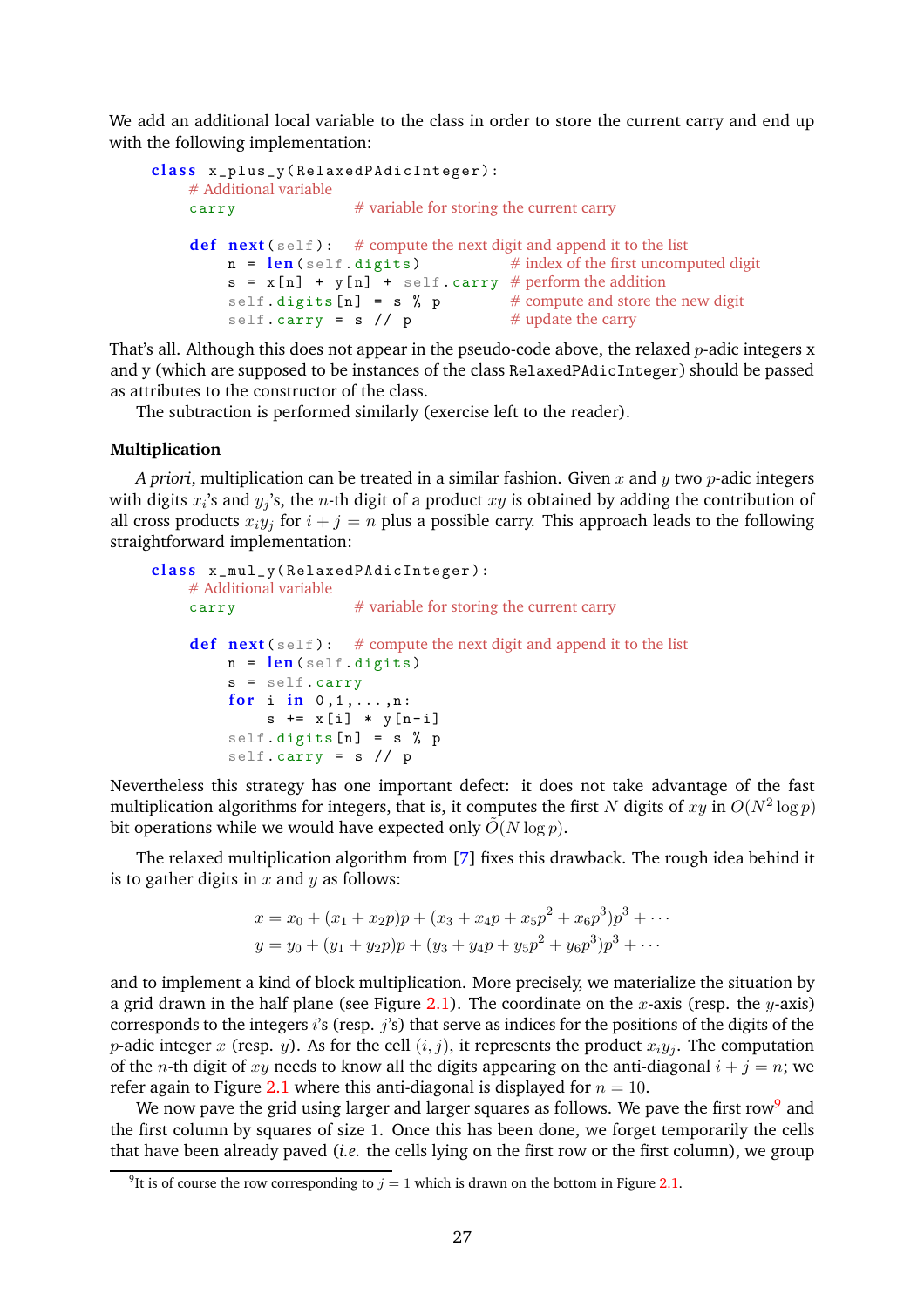We add an additional local variable to the class in order to store the current carry and end up with the following implementation:

```
class x_plus_y(RelaxedPAdicInteger):
    # Additional variable
    carry                  # variable for storing the current carry

    def next(self):    # compute the next digit and append it to the list
        n = len(self.digits)               # index of the first uncomputed digit
        s = x[n] + y[n] + self.carry  # perform the addition
        self.digits[n] = s % p            # compute and store the new digit
        self.carry = s // p               # update the carry
```

That's all. Although this does not appear in the pseudo-code above, the relaxed $p$-adic integers x and y (which are supposed to be instances of the class `RelaxedPAdicInteger`) should be passed as attributes to the constructor of the class.

The subtraction is performed similarly (exercise left to the reader).

**Multiplication**

*A priori*, multiplication can be treated in a similar fashion. Given $x$ and $y$ two $p$-adic integers with digits $x_i$'s and $y_j$'s, the $n$-th digit of a product $xy$ is obtained by adding the contribution of all cross products $x_i y_j$ for $i + j = n$ plus a possible carry. This approach leads to the following straightforward implementation:

```
class x_mul_y(RelaxedPAdicInteger):
    # Additional variable
    carry                  # variable for storing the current carry

    def next(self):    # compute the next digit and append it to the list
        n = len(self.digits)
        s = self.carry
        for i in 0,1,...,n:
            s += x[i] * y[n-i]
        self.digits[n] = s % p
        self.carry = s // p
```

Nevertheless this strategy has one important defect: it does not take advantage of the fast multiplication algorithms for integers, that is, it computes the first $N$ digits of $xy$ in $O(N^2 \log p)$ bit operations while we would have expected only $\tilde{O}(N \log p)$.

The relaxed multiplication algorithm from [7] fixes this drawback. The rough idea behind it is to gather digits in $x$ and $y$ as follows:

$$x = x_0 + (x_1 + x_2 p)p + (x_3 + x_4 p + x_5 p^2 + x_6 p^3)p^3 + \cdots$$
$$y = y_0 + (y_1 + y_2 p)p + (y_3 + y_4 p + y_5 p^2 + y_6 p^3)p^3 + \cdots$$

and to implement a kind of block multiplication. More precisely, we materialize the situation by a grid drawn in the half plane (see Figure 2.1). The coordinate on the $x$-axis (resp. the $y$-axis) corresponds to the integers $i$'s (resp. $j$'s) that serve as indices for the positions of the digits of the $p$-adic integer $x$ (resp. $y$). As for the cell $(i, j)$, it represents the product $x_i y_j$. The computation of the $n$-th digit of $xy$ needs to know all the digits appearing on the anti-diagonal $i + j = n$; we refer again to Figure 2.1 where this anti-diagonal is displayed for $n = 10$.

We now pave the grid using larger and larger squares as follows. We pave the first row[9] and the first column by squares of size 1. Once this has been done, we forget temporarily the cells that have been already paved (*i.e.* the cells lying on the first row or the first column), we group

[9] It is of course the row corresponding to $j = 1$ which is drawn on the bottom in Figure 2.1.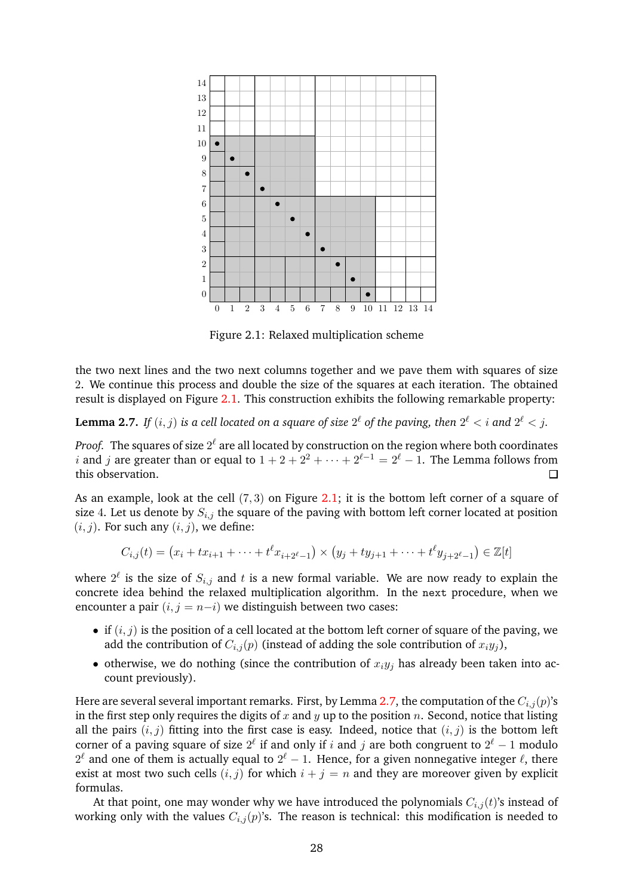Figure 2.1: Relaxed multiplication scheme

the two next lines and the two next columns together and we pave them with squares of size 2. We continue this process and double the size of the squares at each iteration. The obtained result is displayed on Figure 2.1. This construction exhibits the following remarkable property:

**Lemma 2.7.** *If $(i, j)$ is a cell located on a square of size $2^\ell$ of the paving, then $2^\ell < i$ and $2^\ell < j$.*

*Proof.* The squares of size $2^\ell$ are all located by construction on the region where both coordinates $i$ and $j$ are greater than or equal to $1 + 2 + 2^2 + \cdots + 2^{\ell-1} = 2^\ell - 1$. The Lemma follows from this observation. ☐

As an example, look at the cell $(7, 3)$ on Figure 2.1; it is the bottom left corner of a square of size 4. Let us denote by $S_{i,j}$ the square of the paving with bottom left corner located at position $(i, j)$. For such any $(i, j)$, we define:

$$C_{i,j}(t) = \left(x_i + tx_{i+1} + \cdots + t^\ell x_{i+2^\ell-1}\right) \times \left(y_j + ty_{j+1} + \cdots + t^\ell y_{j+2^\ell-1}\right) \in \mathbb{Z}[t]$$

where $2^\ell$ is the size of $S_{i,j}$ and $t$ is a new formal variable. We are now ready to explain the concrete idea behind the relaxed multiplication algorithm. In the `next` procedure, when we encounter a pair $(i, j = n-i)$ we distinguish between two cases:

- if $(i, j)$ is the position of a cell located at the bottom left corner of square of the paving, we add the contribution of $C_{i,j}(p)$ (instead of adding the sole contribution of $x_i y_j$),
- otherwise, we do nothing (since the contribution of $x_i y_j$ has already been taken into account previously).

Here are several several important remarks. First, by Lemma 2.7, the computation of the $C_{i,j}(p)$'s in the first step only requires the digits of $x$ and $y$ up to the position $n$. Second, notice that listing all the pairs $(i, j)$ fitting into the first case is easy. Indeed, notice that $(i, j)$ is the bottom left corner of a paving square of size $2^\ell$ if and only if $i$ and $j$ are both congruent to $2^\ell - 1$ modulo $2^\ell$ and one of them is actually equal to $2^\ell - 1$. Hence, for a given nonnegative integer $\ell$, there exist at most two such cells $(i, j)$ for which $i + j = n$ and they are moreover given by explicit formulas.

At that point, one may wonder why we have introduced the polynomials $C_{i,j}(t)$'s instead of working only with the values $C_{i,j}(p)$'s. The reason is technical: this modification is needed to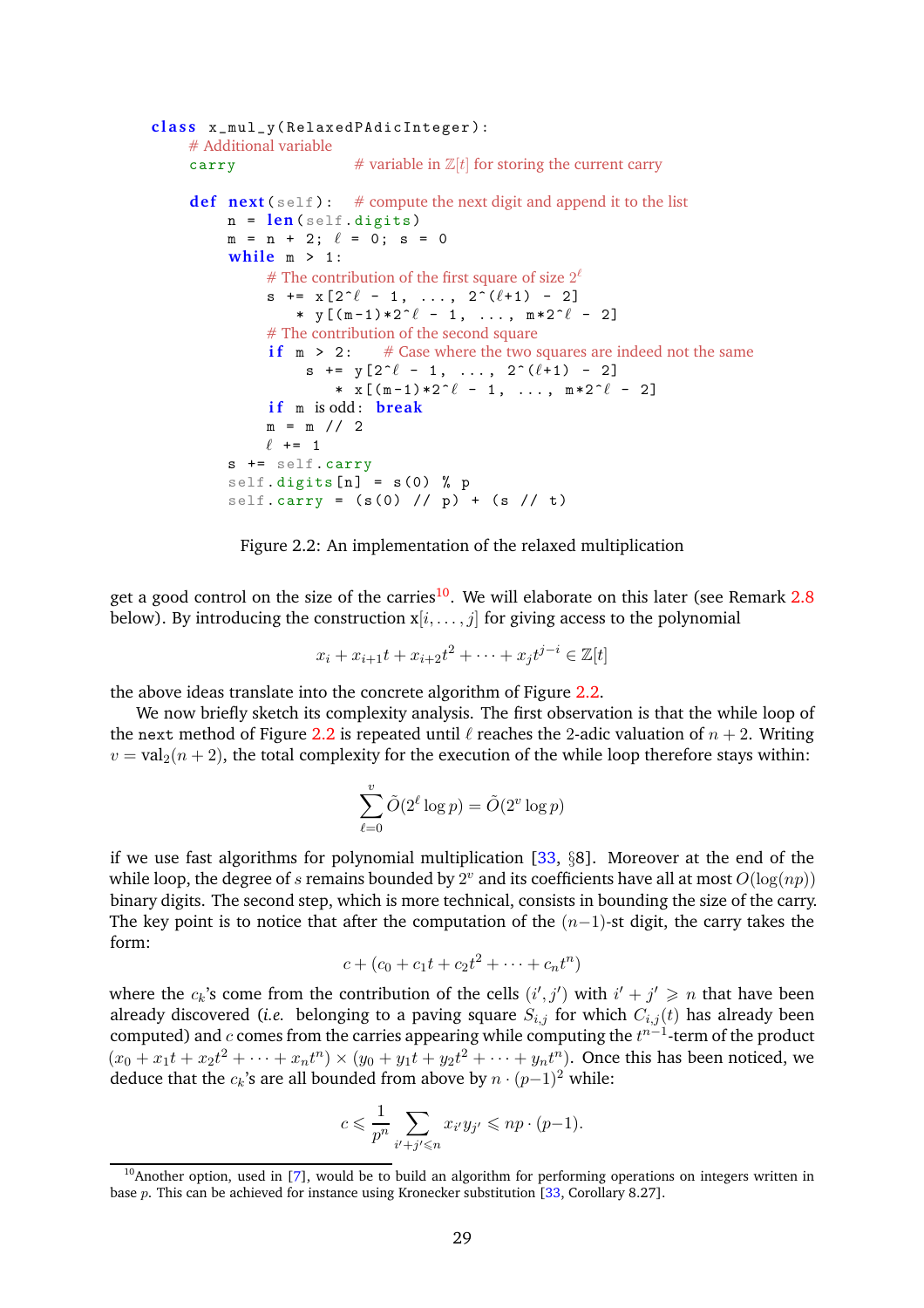```
class x_mul_y(RelaxedPAdicInteger):
    # Additional variable
    carry                # variable in Z[t] for storing the current carry

    def next(self):    # compute the next digit and append it to the list
        n = len(self.digits)
        m = n + 2; ℓ = 0; s = 0
        while m > 1:
            # The contribution of the first square of size 2^ℓ
            s += x[2^ℓ - 1, ..., 2^(ℓ+1) - 2]
               * y[(m-1)*2^ℓ - 1, ..., m*2^ℓ - 2]
            # The contribution of the second square
            if m > 2:    # Case where the two squares are indeed not the same
                s += y[2^ℓ - 1, ..., 2^(ℓ+1) - 2]
                   * x[(m-1)*2^ℓ - 1, ..., m*2^ℓ - 2]
            if m is odd: break
            m = m // 2
            ℓ += 1
        s += self.carry
        self.digits[n] = s(0) % p
        self.carry = (s(0) // p) + (s // t)
```

Figure 2.2: An implementation of the relaxed multiplication

get a good control on the size of the carries[10]. We will elaborate on this later (see Remark 2.8 below). By introducing the construction x$[i, \ldots, j]$ for giving access to the polynomial

$$x_i + x_{i+1}t + x_{i+2}t^2 + \cdots + x_j t^{j-i} \in \mathbb{Z}[t]$$

the above ideas translate into the concrete algorithm of Figure 2.2.

We now briefly sketch its complexity analysis. The first observation is that the while loop of the `next` method of Figure 2.2 is repeated until $\ell$ reaches the 2-adic valuation of $n+2$. Writing $v = \mathrm{val}_2(n+2)$, the total complexity for the execution of the while loop therefore stays within:

$$\sum_{\ell=0}^{v} \tilde{O}(2^\ell \log p) = \tilde{O}(2^v \log p)$$

if we use fast algorithms for polynomial multiplication [33, §8]. Moreover at the end of the while loop, the degree of $s$ remains bounded by $2^v$ and its coefficients have all at most $O(\log(np))$ binary digits. The second step, which is more technical, consists in bounding the size of the carry. The key point is to notice that after the computation of the $(n-1)$-st digit, the carry takes the form:

$$c + (c_0 + c_1 t + c_2 t^2 + \cdots + c_n t^n)$$

where the $c_k$'s come from the contribution of the cells $(i', j')$ with $i' + j' \geqslant n$ that have been already discovered (*i.e.* belonging to a paving square $S_{i,j}$ for which $C_{i,j}(t)$ has already been computed) and $c$ comes from the carries appearing while computing the $t^{n-1}$-term of the product $(x_0 + x_1 t + x_2 t^2 + \cdots + x_n t^n) \times (y_0 + y_1 t + y_2 t^2 + \cdots + y_n t^n)$. Once this has been noticed, we deduce that the $c_k$'s are all bounded from above by $n \cdot (p-1)^2$ while:

$$c \leqslant \frac{1}{p^n} \sum_{i'+j' \leqslant n} x_{i'} y_{j'} \leqslant np \cdot (p-1).$$

[10] Another option, used in [7], would be to build an algorithm for performing operations on integers written in base $p$. This can be achieved for instance using Kronecker substitution [33, Corollary 8.27].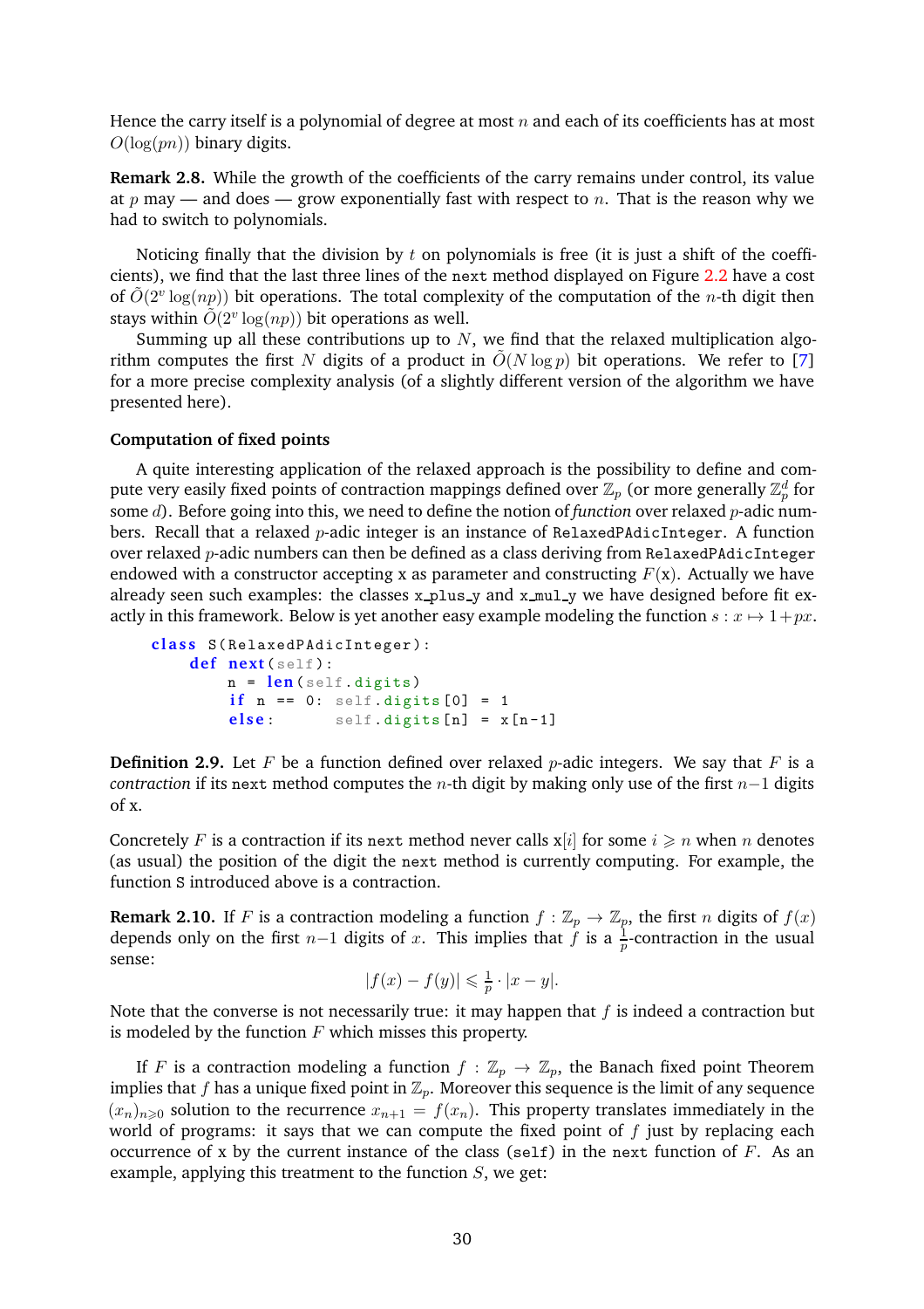Hence the carry itself is a polynomial of degree at most $n$ and each of its coefficients has at most $O(\log(pn))$ binary digits.

**Remark 2.8.** While the growth of the coefficients of the carry remains under control, its value at $p$ may — and does — grow exponentially fast with respect to $n$. That is the reason why we had to switch to polynomials.

Noticing finally that the division by $t$ on polynomials is free (it is just a shift of the coefficients), we find that the last three lines of the `next` method displayed on Figure 2.2 have a cost of $\tilde{O}(2^v \log(np))$ bit operations. The total complexity of the computation of the $n$-th digit then stays within $\tilde{O}(2^v \log(np))$ bit operations as well.

Summing up all these contributions up to $N$, we find that the relaxed multiplication algorithm computes the first $N$ digits of a product in $\tilde{O}(N \log p)$ bit operations. We refer to [7] for a more precise complexity analysis (of a slightly different version of the algorithm we have presented here).

**Computation of fixed points**

A quite interesting application of the relaxed approach is the possibility to define and compute very easily fixed points of contraction mappings defined over $\mathbb{Z}_p$ (or more generally $\mathbb{Z}_p^d$ for some $d$). Before going into this, we need to define the notion of *function* over relaxed $p$-adic numbers. Recall that a relaxed $p$-adic integer is an instance of `RelaxedPAdicInteger`. A function over relaxed $p$-adic numbers can then be defined as a class deriving from `RelaxedPAdicInteger` endowed with a constructor accepting x as parameter and constructing $F(\mathrm{x})$. Actually we have already seen such examples: the classes `x_plus_y` and `x_mul_y` we have designed before fit exactly in this framework. Below is yet another easy example modeling the function $s : x \mapsto 1 + px$.

```
class S(RelaxedPAdicInteger):
    def next(self):
        n = len(self.digits)
        if n == 0: self.digits[0] = 1
        else:      self.digits[n] = x[n-1]
```

**Definition 2.9.** Let $F$ be a function defined over relaxed $p$-adic integers. We say that $F$ is a *contraction* if its `next` method computes the $n$-th digit by making only use of the first $n-1$ digits of x.

Concretely $F$ is a contraction if its `next` method never calls x$[i]$ for some $i \geqslant n$ when $n$ denotes (as usual) the position of the digit the `next` method is currently computing. For example, the function `S` introduced above is a contraction.

**Remark 2.10.** If $F$ is a contraction modeling a function $f : \mathbb{Z}_p \to \mathbb{Z}_p$, the first $n$ digits of $f(x)$ depends only on the first $n-1$ digits of $x$. This implies that $f$ is a $\frac{1}{p}$-contraction in the usual sense:

$$|f(x) - f(y)| \leqslant \tfrac{1}{p} \cdot |x - y|.$$

Note that the converse is not necessarily true: it may happen that $f$ is indeed a contraction but is modeled by the function $F$ which misses this property.

If $F$ is a contraction modeling a function $f : \mathbb{Z}_p \to \mathbb{Z}_p$, the Banach fixed point Theorem implies that $f$ has a unique fixed point in $\mathbb{Z}_p$. Moreover this sequence is the limit of any sequence $(x_n)_{n \geqslant 0}$ solution to the recurrence $x_{n+1} = f(x_n)$. This property translates immediately in the world of programs: it says that we can compute the fixed point of $f$ just by replacing each occurrence of x by the current instance of the class (`self`) in the `next` function of $F$. As an example, applying this treatment to the function $S$, we get: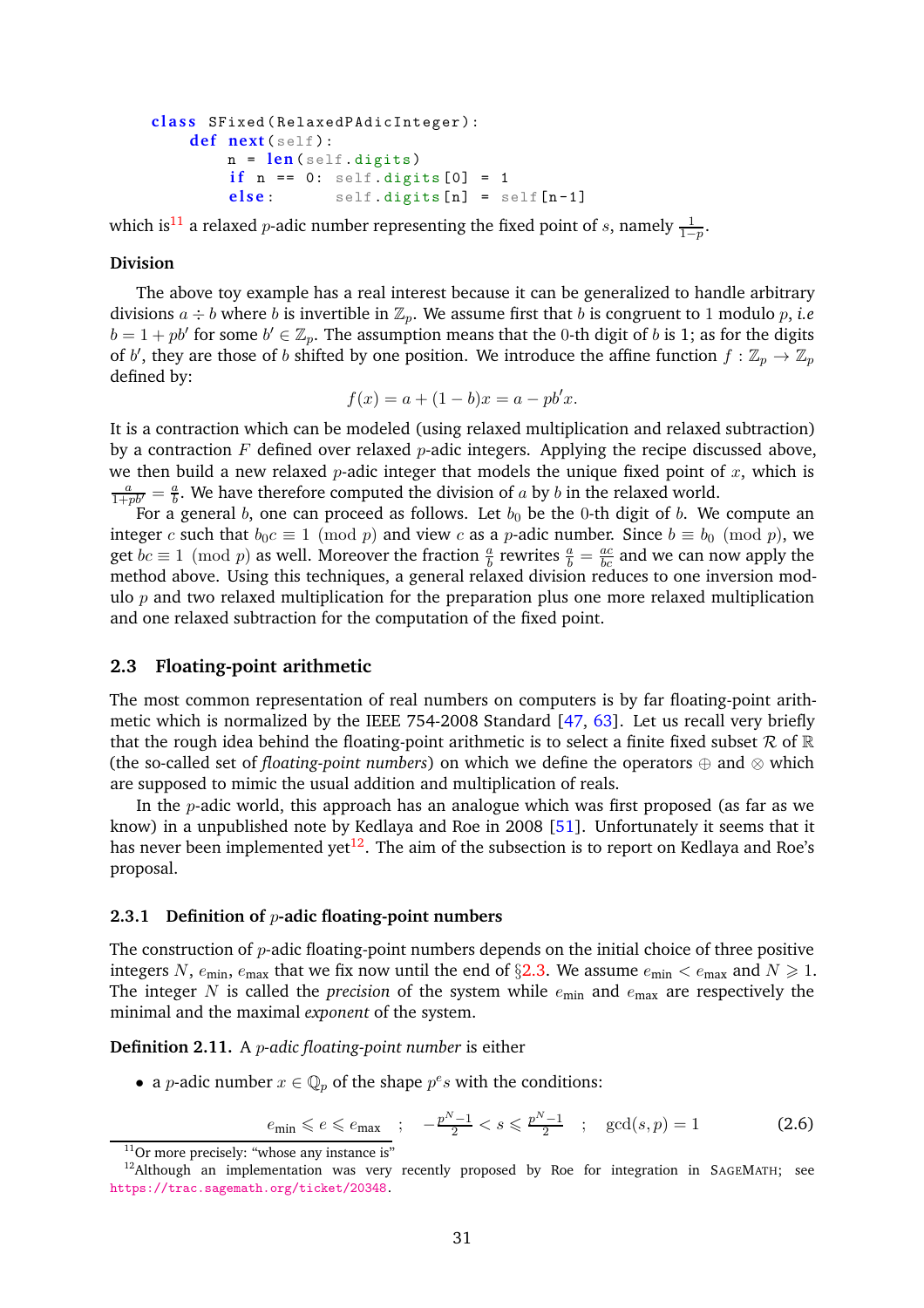```
class SFixed(RelaxedPAdicInteger):
    def next(self):
        n = len(self.digits)
        if n == 0: self.digits[0] = 1
        else:      self.digits[n] = self[n-1]
```

which is[11] a relaxed $p$-adic number representing the fixed point of $s$, namely $\frac{1}{1-p}$.

**Division**

The above toy example has a real interest because it can be generalized to handle arbitrary divisions $a \div b$ where $b$ is invertible in $\mathbb{Z}_p$. We assume first that $b$ is congruent to 1 modulo $p$, *i.e* $b = 1 + pb'$ for some $b' \in \mathbb{Z}_p$. The assumption means that the 0-th digit of $b$ is 1; as for the digits of $b'$, they are those of $b$ shifted by one position. We introduce the affine function $f : \mathbb{Z}_p \to \mathbb{Z}_p$ defined by:

$$f(x) = a + (1-b)x = a - pb'x.$$

It is a contraction which can be modeled (using relaxed multiplication and relaxed subtraction) by a contraction $F$ defined over relaxed $p$-adic integers. Applying the recipe discussed above, we then build a new relaxed $p$-adic integer that models the unique fixed point of $x$, which is $\frac{a}{1+pb'} = \frac{a}{b}$. We have therefore computed the division of $a$ by $b$ in the relaxed world.

For a general $b$, one can proceed as follows. Let $b_0$ be the 0-th digit of $b$. We compute an integer $c$ such that $b_0 c \equiv 1 \pmod p$ and view $c$ as a $p$-adic number. Since $b \equiv b_0 \pmod p$, we get $bc \equiv 1 \pmod p$ as well. Moreover the fraction $\frac{a}{b}$ rewrites $\frac{a}{b} = \frac{ac}{bc}$ and we can now apply the method above. Using this techniques, a general relaxed division reduces to one inversion modulo $p$ and two relaxed multiplication for the preparation plus one more relaxed multiplication and one relaxed subtraction for the computation of the fixed point.

### 2.3 Floating-point arithmetic

The most common representation of real numbers on computers is by far floating-point arithmetic which is normalized by the IEEE 754-2008 Standard [47, 63]. Let us recall very briefly that the rough idea behind the floating-point arithmetic is to select a finite fixed subset $\mathcal{R}$ of $\mathbb{R}$ (the so-called set of *floating-point numbers*) on which we define the operators $\oplus$ and $\otimes$ which are supposed to mimic the usual addition and multiplication of reals.

In the $p$-adic world, this approach has an analogue which was first proposed (as far as we know) in a unpublished note by Kedlaya and Roe in 2008 [51]. Unfortunately it seems that it has never been implemented yet[12]. The aim of the subsection is to report on Kedlaya and Roe's proposal.

#### 2.3.1 Definition of $p$-adic floating-point numbers

The construction of $p$-adic floating-point numbers depends on the initial choice of three positive integers $N$, $e_{\min}$, $e_{\max}$ that we fix now until the end of §2.3. We assume $e_{\min} < e_{\max}$ and $N \geqslant 1$. The integer $N$ is called the *precision* of the system while $e_{\min}$ and $e_{\max}$ are respectively the minimal and the maximal *exponent* of the system.

**Definition 2.11.** A *$p$-adic floating-point number* is either

- a $p$-adic number $x \in \mathbb{Q}_p$ of the shape $p^e s$ with the conditions:

$$e_{\min} \leqslant e \leqslant e_{\max} \quad ; \quad -\frac{p^N-1}{2} < s \leqslant \frac{p^N-1}{2} \quad ; \quad \gcd(s,p) = 1 \tag{2.6}$$

[11] Or more precisely: "whose any instance is"

[12] Although an implementation was very recently proposed by Roe for integration in SageMath; see https://trac.sagemath.org/ticket/20348.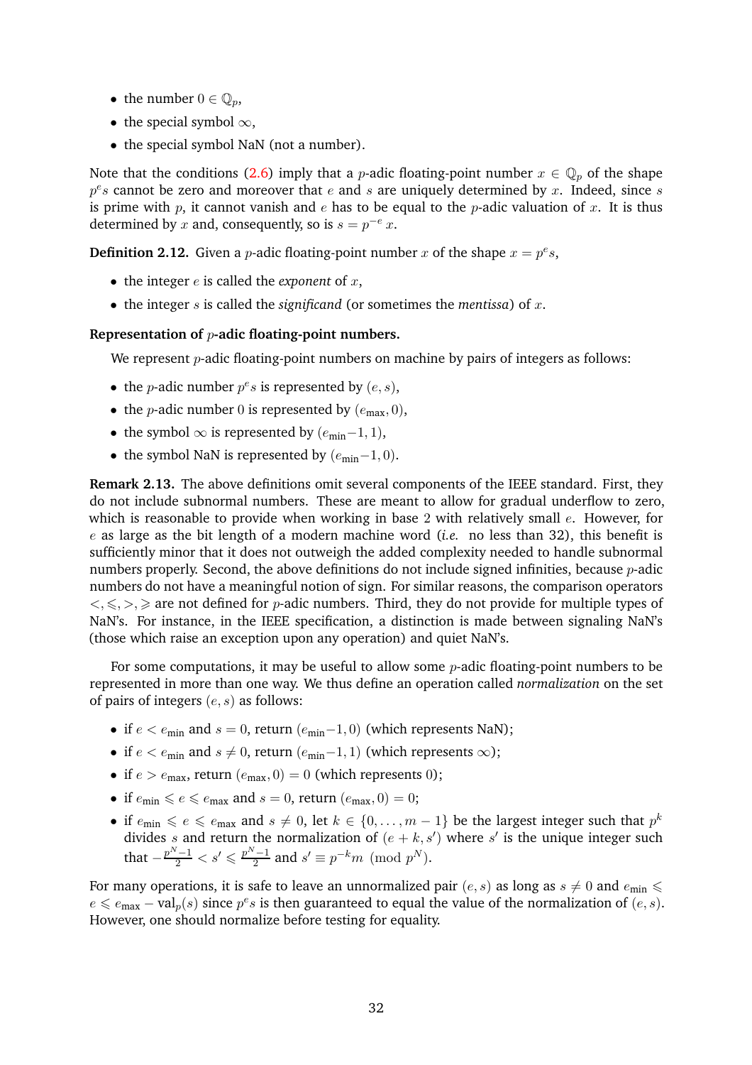- the number $0 \in \mathbb{Q}_p$,
- the special symbol $\infty$,
- the special symbol NaN (not a number).

Note that the conditions (2.6) imply that a $p$-adic floating-point number $x \in \mathbb{Q}_p$ of the shape $p^e s$ cannot be zero and moreover that $e$ and $s$ are uniquely determined by $x$. Indeed, since $s$ is prime with $p$, it cannot vanish and $e$ has to be equal to the $p$-adic valuation of $x$. It is thus determined by $x$ and, consequently, so is $s = p^{-e}\, x$.

**Definition 2.12.** Given a $p$-adic floating-point number $x$ of the shape $x = p^e s$,

- the integer $e$ is called the *exponent* of $x$,
- the integer $s$ is called the *significand* (or sometimes the *mentissa*) of $x$.

**Representation of $p$-adic floating-point numbers.**

We represent $p$-adic floating-point numbers on machine by pairs of integers as follows:

- the $p$-adic number $p^e s$ is represented by $(e, s)$,
- the $p$-adic number $0$ is represented by $(e_{\text{max}}, 0)$,
- the symbol $\infty$ is represented by $(e_{\text{min}}-1, 1)$,
- the symbol NaN is represented by $(e_{\text{min}}-1, 0)$.

**Remark 2.13.** The above definitions omit several components of the IEEE standard. First, they do not include subnormal numbers. These are meant to allow for gradual underflow to zero, which is reasonable to provide when working in base 2 with relatively small $e$. However, for $e$ as large as the bit length of a modern machine word (*i.e.* no less than 32), this benefit is sufficiently minor that it does not outweigh the added complexity needed to handle subnormal numbers properly. Second, the above definitions do not include signed infinities, because $p$-adic numbers do not have a meaningful notion of sign. For similar reasons, the comparison operators $<, \leqslant, >, \geqslant$ are not defined for $p$-adic numbers. Third, they do not provide for multiple types of NaN's. For instance, in the IEEE specification, a distinction is made between signaling NaN's (those which raise an exception upon any operation) and quiet NaN's.

For some computations, it may be useful to allow some $p$-adic floating-point numbers to be represented in more than one way. We thus define an operation called *normalization* on the set of pairs of integers $(e, s)$ as follows:

- if $e < e_{\text{min}}$ and $s = 0$, return $(e_{\text{min}}-1, 0)$ (which represents NaN);
- if $e < e_{\text{min}}$ and $s \neq 0$, return $(e_{\text{min}}-1, 1)$ (which represents $\infty$);
- if $e > e_{\text{max}}$, return $(e_{\text{max}}, 0) = 0$ (which represents $0$);
- if $e_{\text{min}} \leqslant e \leqslant e_{\text{max}}$ and $s = 0$, return $(e_{\text{max}}, 0) = 0$;
- if $e_{\text{min}} \leqslant e \leqslant e_{\text{max}}$ and $s \neq 0$, let $k \in \{0, \dots, m-1\}$ be the largest integer such that $p^k$ divides $s$ and return the normalization of $(e + k, s')$ where $s'$ is the unique integer such that $-\frac{p^N-1}{2} < s' \leqslant \frac{p^N-1}{2}$ and $s' \equiv p^{-k} m \pmod{p^N}$.

For many operations, it is safe to leave an unnormalized pair $(e, s)$ as long as $s \neq 0$ and $e_{\text{min}} \leqslant e \leqslant e_{\text{max}} - \text{val}_p(s)$ since $p^e s$ is then guaranteed to equal the value of the normalization of $(e, s)$. However, one should normalize before testing for equality.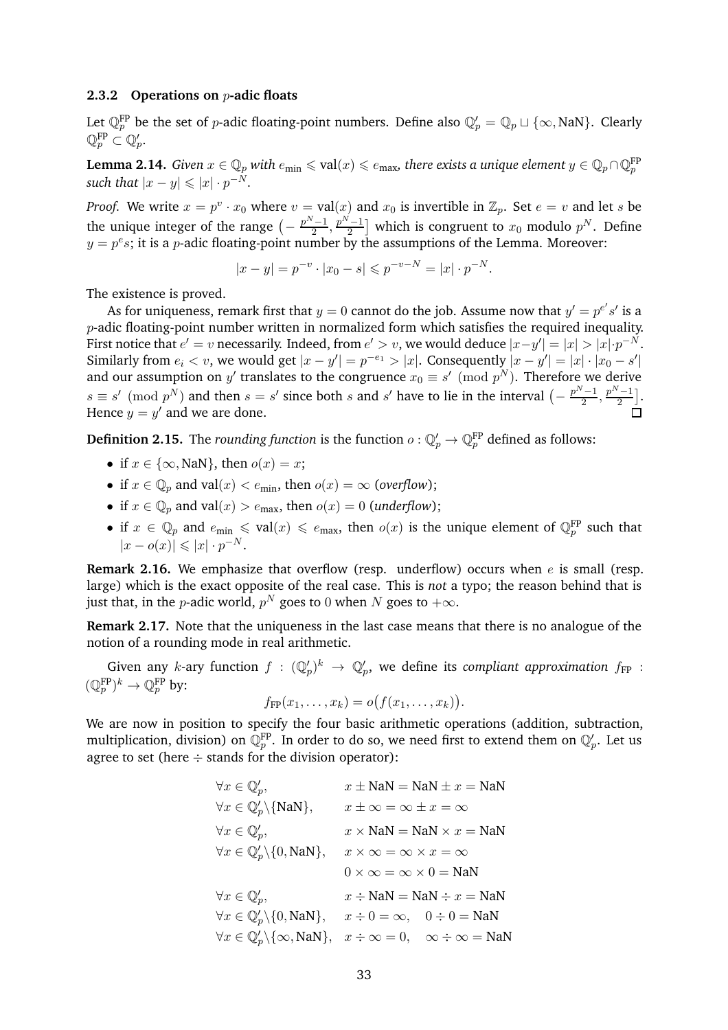### 2.3.2 Operations on $p$-adic floats

Let $\mathbb{Q}_p^{\mathrm{FP}}$ be the set of $p$-adic floating-point numbers. Define also $\mathbb{Q}_p' = \mathbb{Q}_p \sqcup \{\infty, \mathrm{NaN}\}$. Clearly $\mathbb{Q}_p^{\mathrm{FP}} \subset \mathbb{Q}_p'$.

**Lemma 2.14.** *Given $x \in \mathbb{Q}_p$ with $e_{\min} \leqslant \mathrm{val}(x) \leqslant e_{\max}$, there exists a unique element $y \in \mathbb{Q}_p \cap \mathbb{Q}_p^{\mathrm{FP}}$ such that $|x - y| \leqslant |x| \cdot p^{-N}$.*

*Proof.* We write $x = p^v \cdot x_0$ where $v = \mathrm{val}(x)$ and $x_0$ is invertible in $\mathbb{Z}_p$. Set $e = v$ and let $s$ be the unique integer of the range $\big(-\frac{p^N-1}{2}, \frac{p^N-1}{2}\big]$ which is congruent to $x_0$ modulo $p^N$. Define $y = p^e s$; it is a $p$-adic floating-point number by the assumptions of the Lemma. Moreover:

$$|x - y| = p^{-v} \cdot |x_0 - s| \leqslant p^{-v-N} = |x| \cdot p^{-N}.$$

The existence is proved.

As for uniqueness, remark first that $y = 0$ cannot do the job. Assume now that $y' = p^{e'} s'$ is a $p$-adic floating-point number written in normalized form which satisfies the required inequality. First notice that $e' = v$ necessarily. Indeed, from $e' > v$, we would deduce $|x - y'| = |x| > |x| \cdot p^{-N}$. Similarly from $e_i < v$, we would get $|x - y'| = p^{-e_1} > |x|$. Consequently $|x - y'| = |x| \cdot |x_0 - s'|$ and our assumption on $y'$ translates to the congruence $x_0 \equiv s' \pmod{p^N}$. Therefore we derive $s \equiv s' \pmod{p^N}$ and then $s = s'$ since both $s$ and $s'$ have to lie in the interval $\big(-\frac{p^N-1}{2}, \frac{p^N-1}{2}\big]$. Hence $y = y'$ and we are done. ◻

**Definition 2.15.** The *rounding function* is the function $o : \mathbb{Q}_p' \to \mathbb{Q}_p^{\mathrm{FP}}$ defined as follows:

- if $x \in \{\infty, \mathrm{NaN}\}$, then $o(x) = x$;
- if $x \in \mathbb{Q}_p$ and $\mathrm{val}(x) < e_{\min}$, then $o(x) = \infty$ (*overflow*);
- if $x \in \mathbb{Q}_p$ and $\mathrm{val}(x) > e_{\max}$, then $o(x) = 0$ (*underflow*);
- if $x \in \mathbb{Q}_p$ and $e_{\min} \leqslant \mathrm{val}(x) \leqslant e_{\max}$, then $o(x)$ is the unique element of $\mathbb{Q}_p^{\mathrm{FP}}$ such that $|x - o(x)| \leqslant |x| \cdot p^{-N}$.

**Remark 2.16.** We emphasize that overflow (resp. underflow) occurs when $e$ is small (resp. large) which is the exact opposite of the real case. This is *not* a typo; the reason behind that is just that, in the $p$-adic world, $p^N$ goes to $0$ when $N$ goes to $+\infty$.

**Remark 2.17.** Note that the uniqueness in the last case means that there is no analogue of the notion of a rounding mode in real arithmetic.

Given any $k$-ary function $f : (\mathbb{Q}_p')^k \to \mathbb{Q}_p'$, we define its *compliant approximation* $f_{\mathrm{FP}} : (\mathbb{Q}_p^{\mathrm{FP}})^k \to \mathbb{Q}_p^{\mathrm{FP}}$ by:

$$f_{\mathrm{FP}}(x_1, \ldots, x_k) = o\big(f(x_1, \ldots, x_k)\big).$$

We are now in position to specify the four basic arithmetic operations (addition, subtraction, multiplication, division) on $\mathbb{Q}_p^{\mathrm{FP}}$. In order to do so, we need first to extend them on $\mathbb{Q}_p'$. Let us agree to set (here $\div$ stands for the division operator):

$$
\begin{array}{ll}
\forall x \in \mathbb{Q}_p', & x \pm \mathrm{NaN} = \mathrm{NaN} \pm x = \mathrm{NaN} \\
\forall x \in \mathbb{Q}_p' \backslash \{\mathrm{NaN}\}, & x \pm \infty = \infty \pm x = \infty \\
\forall x \in \mathbb{Q}_p', & x \times \mathrm{NaN} = \mathrm{NaN} \times x = \mathrm{NaN} \\
\forall x \in \mathbb{Q}_p' \backslash \{0, \mathrm{NaN}\}, & x \times \infty = \infty \times x = \infty \\
& 0 \times \infty = \infty \times 0 = \mathrm{NaN} \\
\forall x \in \mathbb{Q}_p', & x \div \mathrm{NaN} = \mathrm{NaN} \div x = \mathrm{NaN} \\
\forall x \in \mathbb{Q}_p' \backslash \{0, \mathrm{NaN}\}, & x \div 0 = \infty, \quad 0 \div 0 = \mathrm{NaN} \\
\forall x \in \mathbb{Q}_p' \backslash \{\infty, \mathrm{NaN}\}, & x \div \infty = 0, \quad \infty \div \infty = \mathrm{NaN}
\end{array}
$$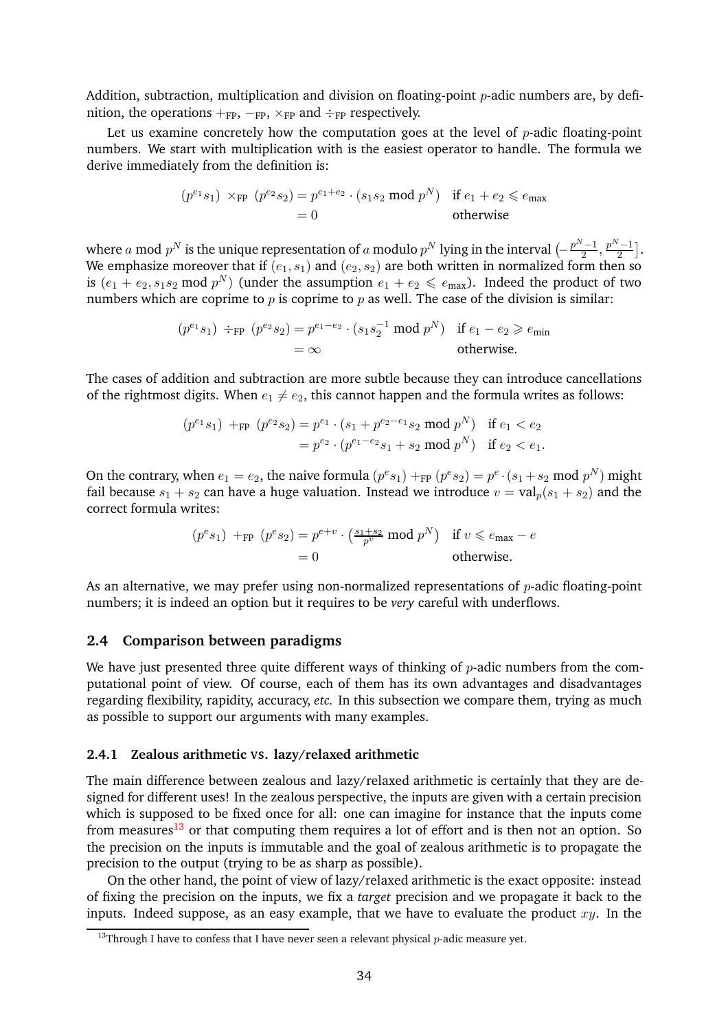Addition, subtraction, multiplication and division on floating-point $p$-adic numbers are, by definition, the operations $+_{\text{FP}}$, $-_{\text{FP}}$, $\times_{\text{FP}}$ and $\div_{\text{FP}}$ respectively.

Let us examine concretely how the computation goes at the level of $p$-adic floating-point numbers. We start with multiplication with is the easiest operator to handle. The formula we derive immediately from the definition is:

$$\begin{aligned}
(p^{e_1}s_1) \ \times_{\text{FP}} \ (p^{e_2}s_2) &= p^{e_1+e_2} \cdot (s_1 s_2 \bmod p^N) \quad \text{if } e_1 + e_2 \leqslant e_{\text{max}} \\
&= 0 \quad \text{otherwise}
\end{aligned}$$

where $a \bmod p^N$ is the unique representation of $a$ modulo $p^N$ lying in the interval $\left(-\frac{p^N-1}{2}, \frac{p^N-1}{2}\right]$. We emphasize moreover that if $(e_1, s_1)$ and $(e_2, s_2)$ are both written in normalized form then so is $(e_1+e_2, s_1 s_2 \bmod p^N)$ (under the assumption $e_1 + e_2 \leqslant e_{\text{max}}$). Indeed the product of two numbers which are coprime to $p$ is coprime to $p$ as well. The case of the division is similar:

$$\begin{aligned}
(p^{e_1}s_1) \ \div_{\text{FP}} \ (p^{e_2}s_2) &= p^{e_1-e_2} \cdot (s_1 s_2^{-1} \bmod p^N) \quad \text{if } e_1 - e_2 \geqslant e_{\text{min}} \\
&= \infty \quad \text{otherwise.}
\end{aligned}$$

The cases of addition and subtraction are more subtle because they can introduce cancellations of the rightmost digits. When $e_1 \neq e_2$, this cannot happen and the formula writes as follows:

$$\begin{aligned}
(p^{e_1}s_1) \ +_{\text{FP}} \ (p^{e_2}s_2) &= p^{e_1} \cdot (s_1 + p^{e_2-e_1}s_2 \bmod p^N) \quad \text{if } e_1 < e_2 \\
&= p^{e_2} \cdot (p^{e_1-e_2}s_1 + s_2 \bmod p^N) \quad \text{if } e_2 < e_1.
\end{aligned}$$

On the contrary, when $e_1 = e_2$, the naive formula $(p^e s_1) +_{\text{FP}} (p^e s_2) = p^e \cdot (s_1 + s_2 \bmod p^N)$ might fail because $s_1 + s_2$ can have a huge valuation. Instead we introduce $v = \text{val}_p(s_1 + s_2)$ and the correct formula writes:

$$\begin{aligned}
(p^e s_1) \ +_{\text{FP}} \ (p^e s_2) &= p^{e+v} \cdot \left(\tfrac{s_1+s_2}{p^v} \bmod p^N\right) \quad \text{if } v \leqslant e_{\text{max}} - e \\
&= 0 \quad \text{otherwise.}
\end{aligned}$$

As an alternative, we may prefer using non-normalized representations of $p$-adic floating-point numbers; it is indeed an option but it requires to be *very* careful with underflows.

### 2.4 Comparison between paradigms

We have just presented three quite different ways of thinking of $p$-adic numbers from the computational point of view. Of course, each of them has its own advantages and disadvantages regarding flexibility, rapidity, accuracy, *etc.* In this subsection we compare them, trying as much as possible to support our arguments with many examples.

#### 2.4.1 Zealous arithmetic VS. lazy/relaxed arithmetic

The main difference between zealous and lazy/relaxed arithmetic is certainly that they are designed for different uses! In the zealous perspective, the inputs are given with a certain precision which is supposed to be fixed once for all: one can imagine for instance that the inputs come from measures[13] or that computing them requires a lot of effort and is then not an option. So the precision on the inputs is immutable and the goal of zealous arithmetic is to propagate the precision to the output (trying to be as sharp as possible).

On the other hand, the point of view of lazy/relaxed arithmetic is the exact opposite: instead of fixing the precision on the inputs, we fix a *target* precision and we propagate it back to the inputs. Indeed suppose, as an easy example, that we have to evaluate the product $xy$. In the

[13] Through I have to confess that I have never seen a relevant physical $p$-adic measure yet.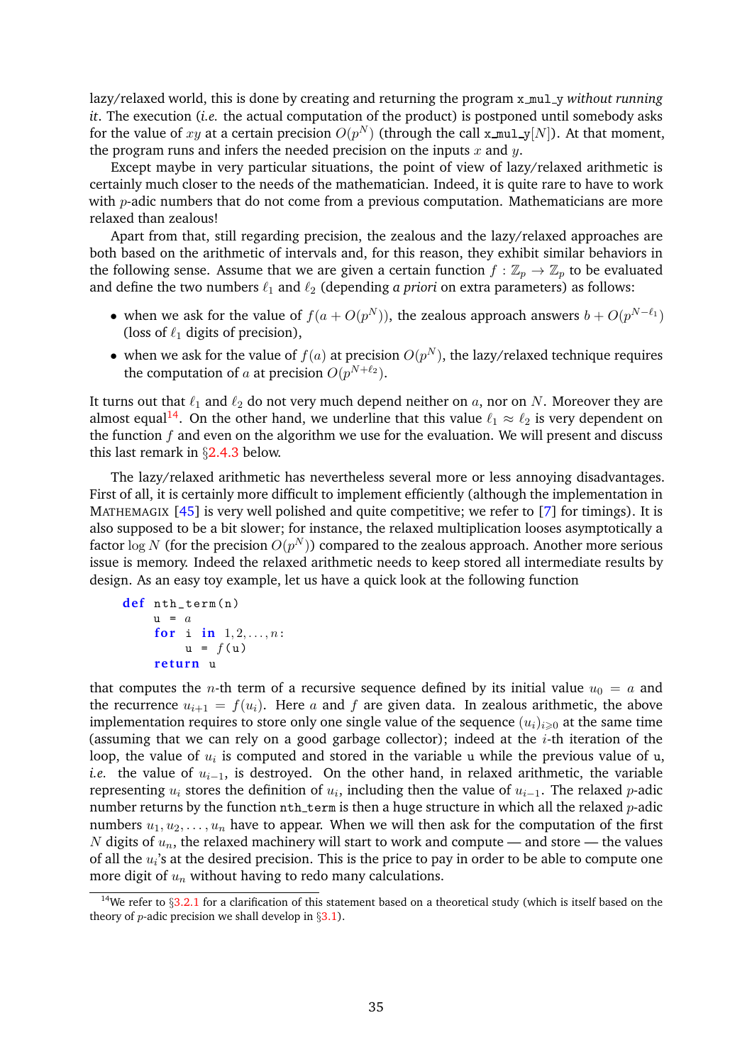lazy/relaxed world, this is done by creating and returning the program x_mul_y *without running it*. The execution (*i.e.* the actual computation of the product) is postponed until somebody asks for the value of $xy$ at a certain precision $O(p^N)$ (through the call x_mul_y$[N]$). At that moment, the program runs and infers the needed precision on the inputs $x$ and $y$.

Except maybe in very particular situations, the point of view of lazy/relaxed arithmetic is certainly much closer to the needs of the mathematician. Indeed, it is quite rare to have to work with $p$-adic numbers that do not come from a previous computation. Mathematicians are more relaxed than zealous!

Apart from that, still regarding precision, the zealous and the lazy/relaxed approaches are both based on the arithmetic of intervals and, for this reason, they exhibit similar behaviors in the following sense. Assume that we are given a certain function $f : \mathbb{Z}_p \to \mathbb{Z}_p$ to be evaluated and define the two numbers $\ell_1$ and $\ell_2$ (depending *a priori* on extra parameters) as follows:

- when we ask for the value of $f(a + O(p^N))$, the zealous approach answers $b + O(p^{N-\ell_1})$ (loss of $\ell_1$ digits of precision),
- when we ask for the value of $f(a)$ at precision $O(p^N)$, the lazy/relaxed technique requires the computation of $a$ at precision $O(p^{N+\ell_2})$.

It turns out that $\ell_1$ and $\ell_2$ do not very much depend neither on $a$, nor on $N$. Moreover they are almost equal[14]. On the other hand, we underline that this value $\ell_1 \approx \ell_2$ is very dependent on the function $f$ and even on the algorithm we use for the evaluation. We will present and discuss this last remark in §2.4.3 below.

The lazy/relaxed arithmetic has nevertheless several more or less annoying disadvantages. First of all, it is certainly more difficult to implement efficiently (although the implementation in MATHEMAGIX [45] is very well polished and quite competitive; we refer to [7] for timings). It is also supposed to be a bit slower; for instance, the relaxed multiplication looses asymptotically a factor $\log N$ (for the precision $O(p^N)$) compared to the zealous approach. Another more serious issue is memory. Indeed the relaxed arithmetic needs to keep stored all intermediate results by design. As an easy toy example, let us have a quick look at the following function

```
def nth_term(n)
    u = a
    for i in 1,2,...,n:
        u = f(u)
    return u
```

that computes the $n$-th term of a recursive sequence defined by its initial value $u_0 = a$ and the recurrence $u_{i+1} = f(u_i)$. Here $a$ and $f$ are given data. In zealous arithmetic, the above implementation requires to store only one single value of the sequence $(u_i)_{i \geqslant 0}$ at the same time (assuming that we can rely on a good garbage collector); indeed at the $i$-th iteration of the loop, the value of $u_i$ is computed and stored in the variable u while the previous value of u, *i.e.* the value of $u_{i-1}$, is destroyed. On the other hand, in relaxed arithmetic, the variable representing $u_i$ stores the definition of $u_i$, including then the value of $u_{i-1}$. The relaxed $p$-adic number returns by the function nth_term is then a huge structure in which all the relaxed $p$-adic numbers $u_1, u_2, \dots, u_n$ have to appear. When we will then ask for the computation of the first $N$ digits of $u_n$, the relaxed machinery will start to work and compute — and store — the values of all the $u_i$'s at the desired precision. This is the price to pay in order to be able to compute one more digit of $u_n$ without having to redo many calculations.

[14] We refer to §3.2.1 for a clarification of this statement based on a theoretical study (which is itself based on the theory of $p$-adic precision we shall develop in §3.1).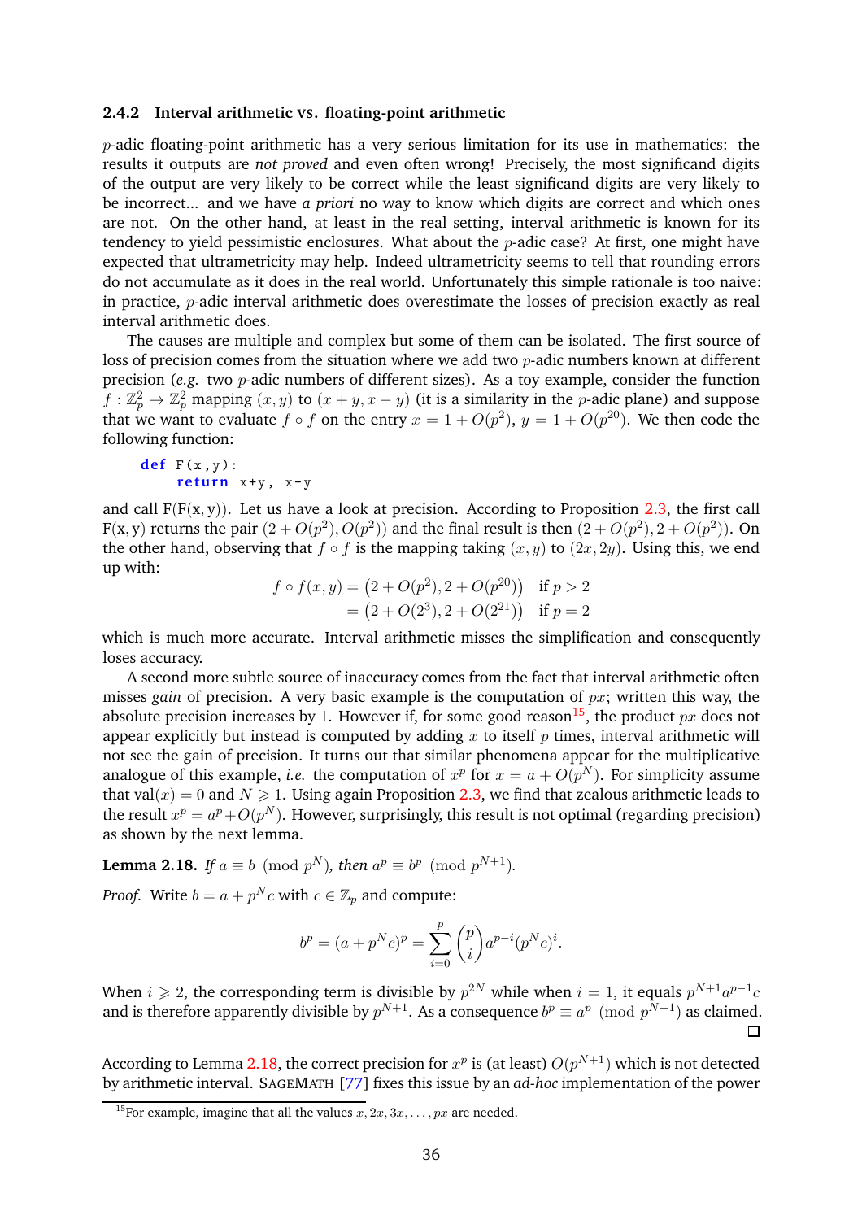### 2.4.2 Interval arithmetic vs. floating-point arithmetic

$p$-adic floating-point arithmetic has a very serious limitation for its use in mathematics: the results it outputs are *not proved* and even often wrong! Precisely, the most significand digits of the output are very likely to be correct while the least significand digits are very likely to be incorrect... and we have *a priori* no way to know which digits are correct and which ones are not. On the other hand, at least in the real setting, interval arithmetic is known for its tendency to yield pessimistic enclosures. What about the $p$-adic case? At first, one might have expected that ultrametricity may help. Indeed ultrametricity seems to tell that rounding errors do not accumulate as it does in the real world. Unfortunately this simple rationale is too naive: in practice, $p$-adic interval arithmetic does overestimate the losses of precision exactly as real interval arithmetic does.

The causes are multiple and complex but some of them can be isolated. The first source of loss of precision comes from the situation where we add two $p$-adic numbers known at different precision (*e.g.* two $p$-adic numbers of different sizes). As a toy example, consider the function $f : \mathbb{Z}_p^2 \to \mathbb{Z}_p^2$ mapping $(x, y)$ to $(x + y, x - y)$ (it is a similarity in the $p$-adic plane) and suppose that we want to evaluate $f \circ f$ on the entry $x = 1 + O(p^2)$, $y = 1 + O(p^{20})$. We then code the following function:

```
def F(x,y):
    return x+y, x-y
```

and call F(F(x, y)). Let us have a look at precision. According to Proposition 2.3, the first call F(x, y) returns the pair $(2 + O(p^2), O(p^2))$ and the final result is then $(2 + O(p^2), 2 + O(p^2))$. On the other hand, observing that $f \circ f$ is the mapping taking $(x, y)$ to $(2x, 2y)$. Using this, we end up with:

$$\begin{aligned} f \circ f(x, y) &= \big(2 + O(p^2), 2 + O(p^{20})\big) \quad \text{if } p > 2 \\ &= \big(2 + O(2^3), 2 + O(2^{21})\big) \quad \text{if } p = 2 \end{aligned}$$

which is much more accurate. Interval arithmetic misses the simplification and consequently loses accuracy.

A second more subtle source of inaccuracy comes from the fact that interval arithmetic often misses *gain* of precision. A very basic example is the computation of $px$; written this way, the absolute precision increases by 1. However if, for some good reason[15], the product $px$ does not appear explicitly but instead is computed by adding $x$ to itself $p$ times, interval arithmetic will not see the gain of precision. It turns out that similar phenomena appear for the multiplicative analogue of this example, *i.e.* the computation of $x^p$ for $x = a + O(p^N)$. For simplicity assume that $\text{val}(x) = 0$ and $N \geqslant 1$. Using again Proposition 2.3, we find that zealous arithmetic leads to the result $x^p = a^p + O(p^N)$. However, surprisingly, this result is not optimal (regarding precision) as shown by the next lemma.

**Lemma 2.18.** *If $a \equiv b \pmod{p^N}$, then $a^p \equiv b^p \pmod{p^{N+1}}$.*

*Proof.* Write $b = a + p^N c$ with $c \in \mathbb{Z}_p$ and compute:

$$b^p = (a + p^N c)^p = \sum_{i=0}^{p} \binom{p}{i} a^{p-i} (p^N c)^i.$$

When $i \geqslant 2$, the corresponding term is divisible by $p^{2N}$ while when $i = 1$, it equals $p^{N+1} a^{p-1} c$ and is therefore apparently divisible by $p^{N+1}$. As a consequence $b^p \equiv a^p \pmod{p^{N+1}}$ as claimed. □

According to Lemma 2.18, the correct precision for $x^p$ is (at least) $O(p^{N+1})$ which is not detected by arithmetic interval. SageMath [77] fixes this issue by an *ad-hoc* implementation of the power

[15] For example, imagine that all the values $x, 2x, 3x, \ldots, px$ are needed.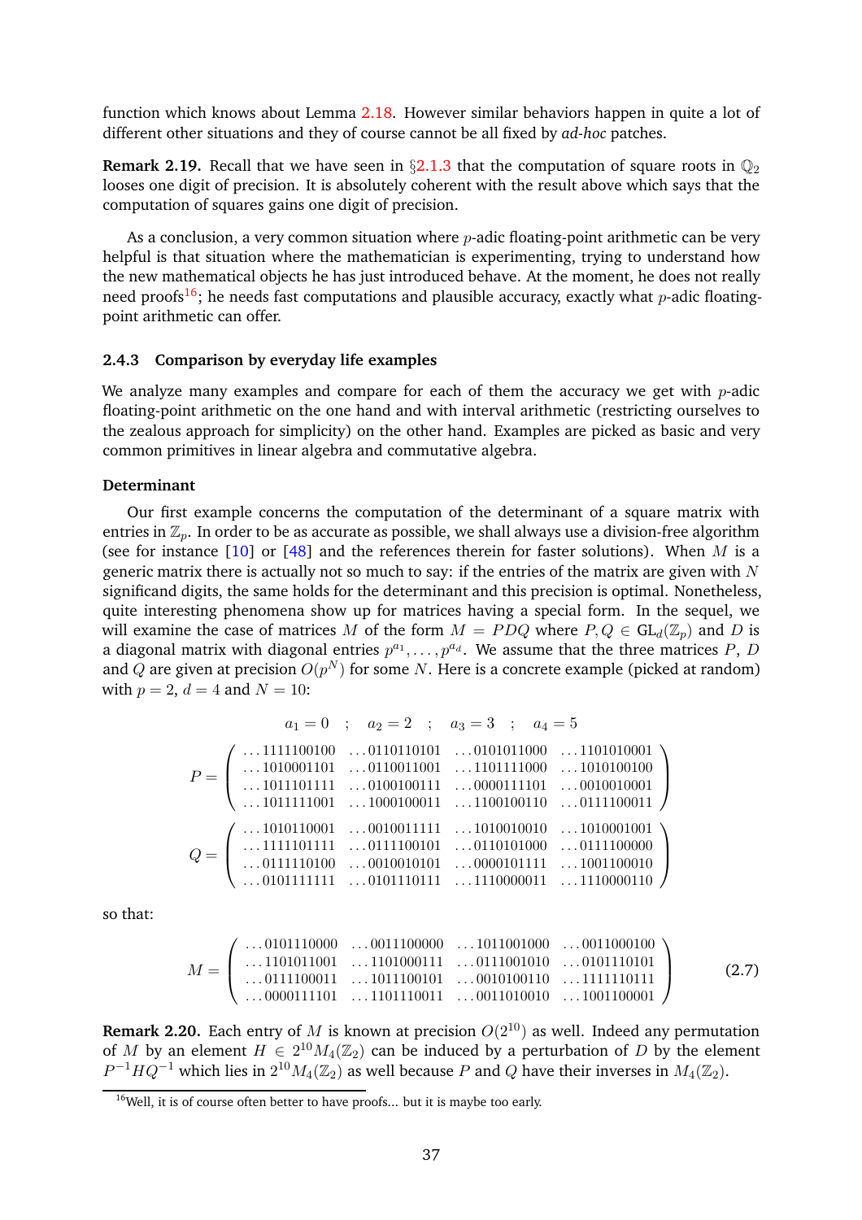function which knows about Lemma 2.18. However similar behaviors happen in quite a lot of different other situations and they of course cannot be all fixed by *ad-hoc* patches.

**Remark 2.19.** Recall that we have seen in §2.1.3 that the computation of square roots in $\mathbb{Q}_2$ looses one digit of precision. It is absolutely coherent with the result above which says that the computation of squares gains one digit of precision.

As a conclusion, a very common situation where $p$-adic floating-point arithmetic can be very helpful is that situation where the mathematician is experimenting, trying to understand how the new mathematical objects he has just introduced behave. At the moment, he does not really need proofs[16]; he needs fast computations and plausible accuracy, exactly what $p$-adic floating-point arithmetic can offer.

### 2.4.3 Comparison by everyday life examples

We analyze many examples and compare for each of them the accuracy we get with $p$-adic floating-point arithmetic on the one hand and with interval arithmetic (restricting ourselves to the zealous approach for simplicity) on the other hand. Examples are picked as basic and very common primitives in linear algebra and commutative algebra.

**Determinant**

Our first example concerns the computation of the determinant of a square matrix with entries in $\mathbb{Z}_p$. In order to be as accurate as possible, we shall always use a division-free algorithm (see for instance [10] or [48] and the references therein for faster solutions). When $M$ is a generic matrix there is actually not so much to say: if the entries of the matrix are given with $N$ significand digits, the same holds for the determinant and this precision is optimal. Nonetheless, quite interesting phenomena show up for matrices having a special form. In the sequel, we will examine the case of matrices $M$ of the form $M = PDQ$ where $P, Q \in \mathrm{GL}_d(\mathbb{Z}_p)$ and $D$ is a diagonal matrix with diagonal entries $p^{a_1}, \ldots, p^{a_d}$. We assume that the three matrices $P$, $D$ and $Q$ are given at precision $O(p^N)$ for some $N$. Here is a concrete example (picked at random) with $p = 2$, $d = 4$ and $N = 10$:

$$a_1 = 0 \quad ; \quad a_2 = 2 \quad ; \quad a_3 = 3 \quad ; \quad a_4 = 5$$

$$P = \begin{pmatrix} \ldots 1111100100 & \ldots 0110110101 & \ldots 0101011000 & \ldots 1101010001 \\ \ldots 1010001101 & \ldots 0110011001 & \ldots 1101111000 & \ldots 1010100100 \\ \ldots 1011101111 & \ldots 0100100111 & \ldots 0000111101 & \ldots 0010010001 \\ \ldots 1011111001 & \ldots 1000100011 & \ldots 1100100110 & \ldots 0111100011 \end{pmatrix}$$

$$Q = \begin{pmatrix} \ldots 1010110001 & \ldots 0010011111 & \ldots 1010010010 & \ldots 1010001001 \\ \ldots 1111101111 & \ldots 0111100101 & \ldots 0110101000 & \ldots 0111100000 \\ \ldots 0111110100 & \ldots 0010010101 & \ldots 0000101111 & \ldots 1001100010 \\ \ldots 0101111111 & \ldots 0101110111 & \ldots 1110000011 & \ldots 1110000110 \end{pmatrix}$$

so that:

$$M = \begin{pmatrix} \ldots 0101110000 & \ldots 0011100000 & \ldots 1011001000 & \ldots 0011000100 \\ \ldots 1101011001 & \ldots 1101000111 & \ldots 0111001010 & \ldots 0101110101 \\ \ldots 0111100011 & \ldots 1011100101 & \ldots 0010100110 & \ldots 1111110111 \\ \ldots 0000111101 & \ldots 1101110011 & \ldots 0011010010 & \ldots 1001100001 \end{pmatrix} \tag{2.7}$$

**Remark 2.20.** Each entry of $M$ is known at precision $O(2^{10})$ as well. Indeed any permutation of $M$ by an element $H \in 2^{10}M_4(\mathbb{Z}_2)$ can be induced by a perturbation of $D$ by the element $P^{-1}HQ^{-1}$ which lies in $2^{10}M_4(\mathbb{Z}_2)$ as well because $P$ and $Q$ have their inverses in $M_4(\mathbb{Z}_2)$.

[16] Well, it is of course often better to have proofs... but it is maybe too early.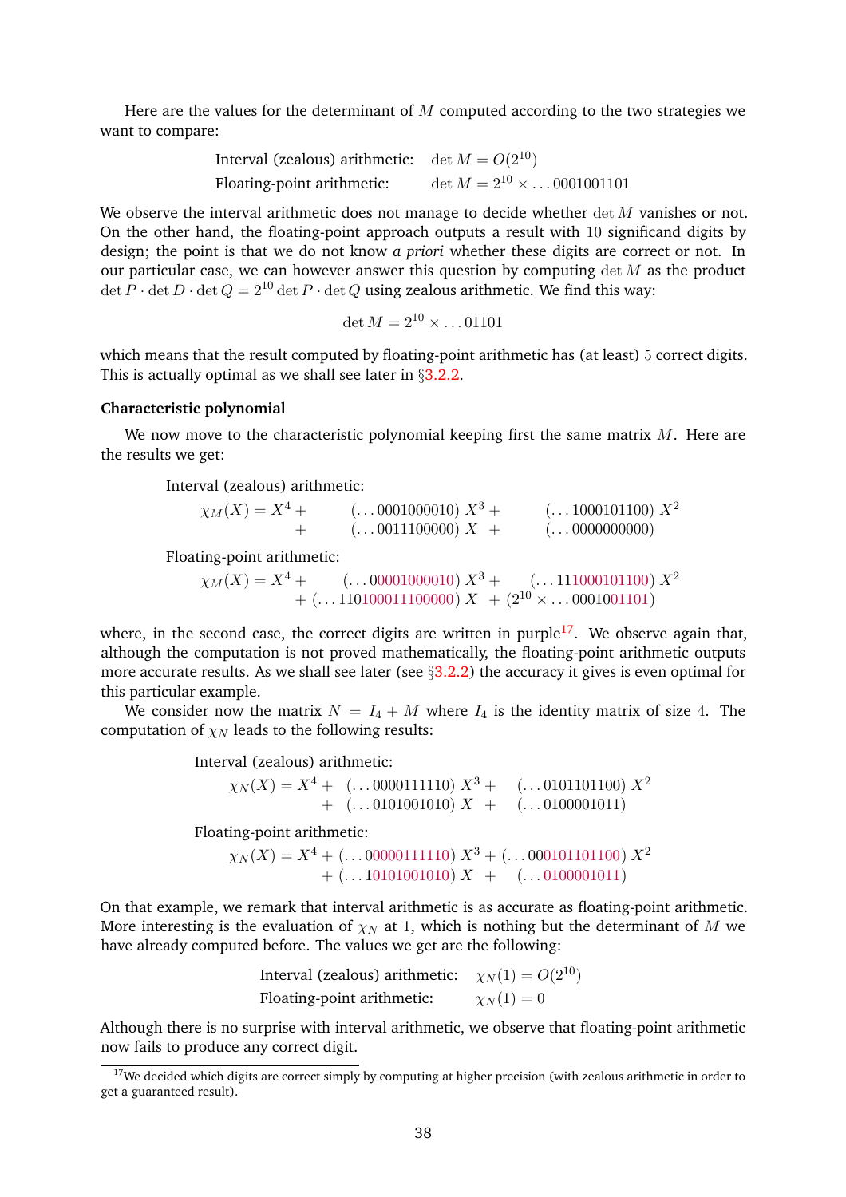Here are the values for the determinant of $M$ computed according to the two strategies we want to compare:

$$\begin{array}{ll} \text{Interval (zealous) arithmetic:} & \det M = O(2^{10}) \\ \text{Floating-point arithmetic:} & \det M = 2^{10} \times \ldots 0001001101 \end{array}$$

We observe the interval arithmetic does not manage to decide whether $\det M$ vanishes or not. On the other hand, the floating-point approach outputs a result with 10 significand digits by design; the point is that we do not know *a priori* whether these digits are correct or not. In our particular case, we can however answer this question by computing $\det M$ as the product $\det P \cdot \det D \cdot \det Q = 2^{10} \det P \cdot \det Q$ using zealous arithmetic. We find this way:

$$\det M = 2^{10} \times \ldots 01101$$

which means that the result computed by floating-point arithmetic has (at least) 5 correct digits. This is actually optimal as we shall see later in §3.2.2.

**Characteristic polynomial**

We now move to the characteristic polynomial keeping first the same matrix $M$. Here are the results we get:

Interval (zealous) arithmetic:

$$\begin{array}{rll} \chi_M(X) = X^4 + & (\ldots 0001000010)\ X^3 + & (\ldots 1000101100)\ X^2 \\ + & (\ldots 0011100000)\ X\ + & (\ldots 0000000000) \end{array}$$

Floating-point arithmetic:

$$\begin{array}{rll} \chi_M(X) = X^4 + & (\ldots 00001000010)\ X^3 + & (\ldots 111000101100)\ X^2 \\ + (\ldots 110100011100000)\ X & + (2^{10} \times \ldots 0001001101) & \end{array}$$

where, in the second case, the correct digits are written in purple[17]. We observe again that, although the computation is not proved mathematically, the floating-point arithmetic outputs more accurate results. As we shall see later (see §3.2.2) the accuracy it gives is even optimal for this particular example.

We consider now the matrix $N = I_4 + M$ where $I_4$ is the identity matrix of size 4. The computation of $\chi_N$ leads to the following results:

Interval (zealous) arithmetic:

$$\begin{array}{rll} \chi_N(X) = X^4 + & (\ldots 0000111110)\ X^3 + & (\ldots 0101101100)\ X^2 \\ + & (\ldots 0101001010)\ X\ + & (\ldots 0100001011) \end{array}$$

Floating-point arithmetic:

$$\begin{array}{rll} \chi_N(X) = X^4 + & (\ldots 00000111110)\ X^3 + & (\ldots 000101101100)\ X^2 \\ + & (\ldots 10101001010)\ X\ + & (\ldots 0100001011) \end{array}$$

On that example, we remark that interval arithmetic is as accurate as floating-point arithmetic. More interesting is the evaluation of $\chi_N$ at 1, which is nothing but the determinant of $M$ we have already computed before. The values we get are the following:

$$\begin{array}{ll} \text{Interval (zealous) arithmetic:} & \chi_N(1) = O(2^{10}) \\ \text{Floating-point arithmetic:} & \chi_N(1) = 0 \end{array}$$

Although there is no surprise with interval arithmetic, we observe that floating-point arithmetic now fails to produce any correct digit.

[17] We decided which digits are correct simply by computing at higher precision (with zealous arithmetic in order to get a guaranteed result).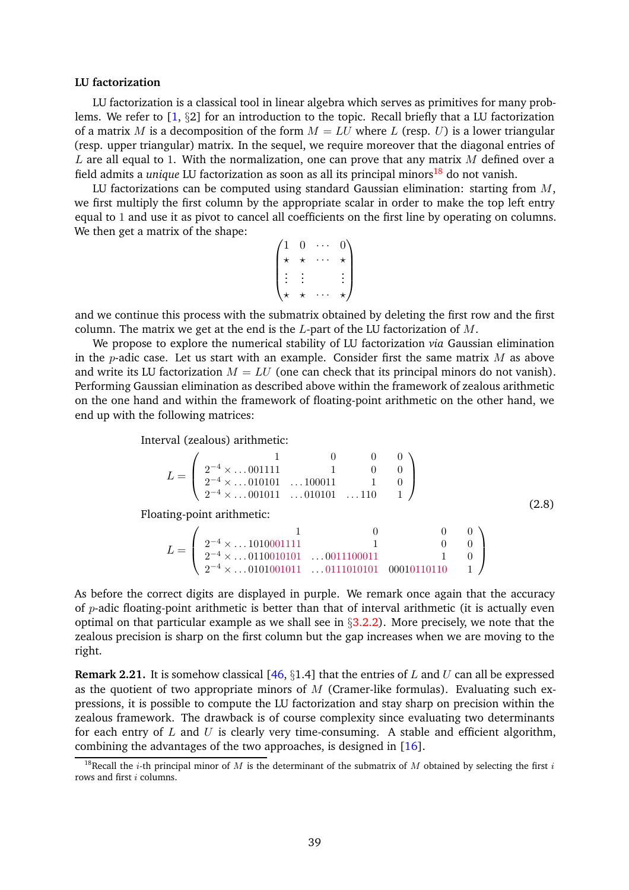**LU factorization**

LU factorization is a classical tool in linear algebra which serves as primitives for many problems. We refer to [1, §2] for an introduction to the topic. Recall briefly that a LU factorization of a matrix $M$ is a decomposition of the form $M = LU$ where $L$ (resp. $U$) is a lower triangular (resp. upper triangular) matrix. In the sequel, we require moreover that the diagonal entries of $L$ are all equal to $1$. With the normalization, one can prove that any matrix $M$ defined over a field admits a *unique* LU factorization as soon as all its principal minors[18] do not vanish.

LU factorizations can be computed using standard Gaussian elimination: starting from $M$, we first multiply the first column by the appropriate scalar in order to make the top left entry equal to $1$ and use it as pivot to cancel all coefficients on the first line by operating on columns. We then get a matrix of the shape:

$$\begin{pmatrix} 1 & 0 & \cdots & 0 \\ \star & \star & \cdots & \star \\ \vdots & \vdots & & \vdots \\ \star & \star & \cdots & \star \end{pmatrix}$$

and we continue this process with the submatrix obtained by deleting the first row and the first column. The matrix we get at the end is the $L$-part of the LU factorization of $M$.

We propose to explore the numerical stability of LU factorization *via* Gaussian elimination in the $p$-adic case. Let us start with an example. Consider first the same matrix $M$ as above and write its LU factorization $M = LU$ (one can check that its principal minors do not vanish). Performing Gaussian elimination as described above within the framework of zealous arithmetic on the one hand and within the framework of floating-point arithmetic on the other hand, we end up with the following matrices:

Interval (zealous) arithmetic:

$$L = \begin{pmatrix} 1 & 0 & 0 & 0 \\ 2^{-4} \times \ldots 001111 & 1 & 0 & 0 \\ 2^{-4} \times \ldots 010101 & \ldots 100011 & 1 & 0 \\ 2^{-4} \times \ldots 001011 & \ldots 010101 & \ldots 110 & 1 \end{pmatrix}$$

Floating-point arithmetic:

$$L = \begin{pmatrix} 1 & 0 & 0 & 0 \\ 2^{-4} \times \ldots 1010001111 & 1 & 0 & 0 \\ 2^{-4} \times \ldots 0110010101 & \ldots 0011100011 & 1 & 0 \\ 2^{-4} \times \ldots 0101001011 & \ldots 0111010101 & 00010110110 & 1 \end{pmatrix} \tag{2.8}$$

As before the correct digits are displayed in purple. We remark once again that the accuracy of $p$-adic floating-point arithmetic is better than that of interval arithmetic (it is actually even optimal on that particular example as we shall see in §3.2.2). More precisely, we note that the zealous precision is sharp on the first column but the gap increases when we are moving to the right.

**Remark 2.21.** It is somehow classical [46, §1.4] that the entries of $L$ and $U$ can all be expressed as the quotient of two appropriate minors of $M$ (Cramer-like formulas). Evaluating such expressions, it is possible to compute the LU factorization and stay sharp on precision within the zealous framework. The drawback is of course complexity since evaluating two determinants for each entry of $L$ and $U$ is clearly very time-consuming. A stable and efficient algorithm, combining the advantages of the two approaches, is designed in [16].

[18] Recall the $i$-th principal minor of $M$ is the determinant of the submatrix of $M$ obtained by selecting the first $i$ rows and first $i$ columns.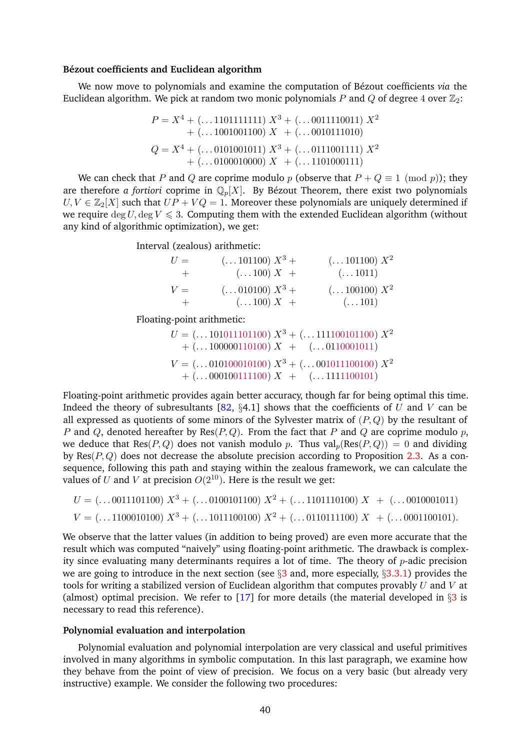**Bézout coefficients and Euclidean algorithm**

We now move to polynomials and examine the computation of Bézout coefficients *via* the Euclidean algorithm. We pick at random two monic polynomials $P$ and $Q$ of degree $4$ over $\mathbb{Z}_2$:

$$P = X^4 + (\dots 1101111111)\ X^3 + (\dots 0011110011)\ X^2 + (\dots 1001001100)\ X \ + (\dots 0010111010)$$

$$Q = X^4 + (\dots 0101001011)\ X^3 + (\dots 0111001111)\ X^2 + (\dots 0100010000)\ X \ + (\dots 1101000111)$$

We can check that $P$ and $Q$ are coprime modulo $p$ (observe that $P + Q \equiv 1 \pmod p$); they are therefore *a fortiori* coprime in $\mathbb{Q}_p[X]$. By Bézout Theorem, there exist two polynomials $U, V \in \mathbb{Z}_2[X]$ such that $UP + VQ = 1$. Moreover these polynomials are uniquely determined if we require $\deg U, \deg V \leqslant 3$. Computing them with the extended Euclidean algorithm (without any kind of algorithmic optimization), we get:

Interval (zealous) arithmetic:

$$U = (\dots 101100)\ X^3 + (\dots 101100)\ X^2 + (\dots 100)\ X \ + (\dots 1011)$$

$$V = (\dots 010100)\ X^3 + (\dots 100100)\ X^2 + (\dots 100)\ X \ + (\dots 101)$$

Floating-point arithmetic:

$$U = (\dots 101011101100)\ X^3 + (\dots 111100101100)\ X^2 + (\dots 100000110100)\ X \ + \ (\dots 0110001011)$$

$$V = (\dots 010100010100)\ X^3 + (\dots 001011100100)\ X^2 + (\dots 000100111100)\ X \ + \ (\dots 1111100101)$$

Floating-point arithmetic provides again better accuracy, though far for being optimal this time. Indeed the theory of subresultants [82, §4.1] shows that the coefficients of $U$ and $V$ can be all expressed as quotients of some minors of the Sylvester matrix of $(P, Q)$ by the resultant of $P$ and $Q$, denoted hereafter by $\mathrm{Res}(P, Q)$. From the fact that $P$ and $Q$ are coprime modulo $p$, we deduce that $\mathrm{Res}(P, Q)$ does not vanish modulo $p$. Thus $\mathrm{val}_p(\mathrm{Res}(P, Q)) = 0$ and dividing by $\mathrm{Res}(P, Q)$ does not decrease the absolute precision according to Proposition 2.3. As a consequence, following this path and staying within the zealous framework, we can calculate the values of $U$ and $V$ at precision $O(2^{10})$. Here is the result we get:

$$U = (\dots 0011101100)\ X^3 + (\dots 0100101100)\ X^2 + (\dots 1101110100)\ X \ + \ (\dots 0010001011)$$

$$V = (\dots 1100010100)\ X^3 + (\dots 1011100100)\ X^2 + (\dots 0110111100)\ X \ + \ (\dots 0001100101).$$

We observe that the latter values (in addition to being proved) are even more accurate that the result which was computed "naively" using floating-point arithmetic. The drawback is complexity since evaluating many determinants requires a lot of time. The theory of $p$-adic precision we are going to introduce in the next section (see §3 and, more especially, §3.3.1) provides the tools for writing a stabilized version of Euclidean algorithm that computes provably $U$ and $V$ at (almost) optimal precision. We refer to [17] for more details (the material developed in §3 is necessary to read this reference).

**Polynomial evaluation and interpolation**

Polynomial evaluation and polynomial interpolation are very classical and useful primitives involved in many algorithms in symbolic computation. In this last paragraph, we examine how they behave from the point of view of precision. We focus on a very basic (but already very instructive) example. We consider the following two procedures: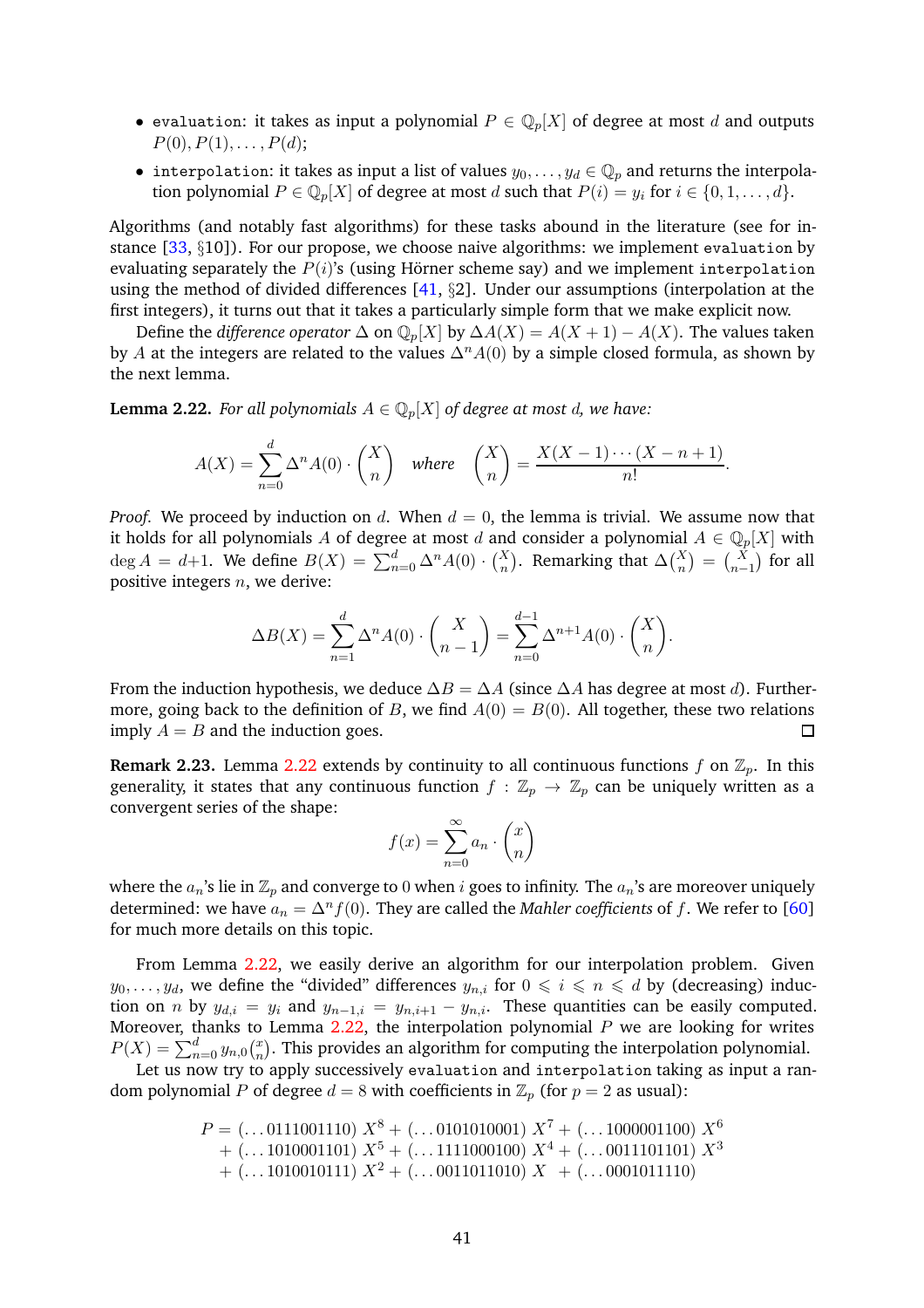- `evaluation`: it takes as input a polynomial $P \in \mathbb{Q}_p[X]$ of degree at most $d$ and outputs $P(0), P(1), \dots, P(d)$;
- `interpolation`: it takes as input a list of values $y_0, \dots, y_d \in \mathbb{Q}_p$ and returns the interpolation polynomial $P \in \mathbb{Q}_p[X]$ of degree at most $d$ such that $P(i) = y_i$ for $i \in \{0, 1, \dots, d\}$.

Algorithms (and notably fast algorithms) for these tasks abound in the literature (see for instance [33, §10]). For our propose, we choose naive algorithms: we implement `evaluation` by evaluating separately the $P(i)$'s (using Hörner scheme say) and we implement `interpolation` using the method of divided differences [41, §2]. Under our assumptions (interpolation at the first integers), it turns out that it takes a particularly simple form that we make explicit now.

Define the *difference operator* $\Delta$ on $\mathbb{Q}_p[X]$ by $\Delta A(X) = A(X+1) - A(X)$. The values taken by $A$ at the integers are related to the values $\Delta^n A(0)$ by a simple closed formula, as shown by the next lemma.

**Lemma 2.22.** *For all polynomials $A \in \mathbb{Q}_p[X]$ of degree at most $d$, we have:*

$$A(X) = \sum_{n=0}^{d} \Delta^n A(0) \cdot \binom{X}{n} \quad \text{where} \quad \binom{X}{n} = \frac{X(X-1)\cdots(X-n+1)}{n!}.$$

*Proof.* We proceed by induction on $d$. When $d = 0$, the lemma is trivial. We assume now that it holds for all polynomials $A$ of degree at most $d$ and consider a polynomial $A \in \mathbb{Q}_p[X]$ with $\deg A = d+1$. We define $B(X) = \sum_{n=0}^{d} \Delta^n A(0) \cdot \binom{X}{n}$. Remarking that $\Delta\binom{X}{n} = \binom{X}{n-1}$ for all positive integers $n$, we derive:

$$\Delta B(X) = \sum_{n=1}^{d} \Delta^n A(0) \cdot \binom{X}{n-1} = \sum_{n=0}^{d-1} \Delta^{n+1} A(0) \cdot \binom{X}{n}.$$

From the induction hypothesis, we deduce $\Delta B = \Delta A$ (since $\Delta A$ has degree at most $d$). Furthermore, going back to the definition of $B$, we find $A(0) = B(0)$. All together, these two relations imply $A = B$ and the induction goes. ☐

**Remark 2.23.** Lemma 2.22 extends by continuity to all continuous functions $f$ on $\mathbb{Z}_p$. In this generality, it states that any continuous function $f : \mathbb{Z}_p \to \mathbb{Z}_p$ can be uniquely written as a convergent series of the shape:

$$f(x) = \sum_{n=0}^{\infty} a_n \cdot \binom{x}{n}$$

where the $a_n$'s lie in $\mathbb{Z}_p$ and converge to $0$ when $i$ goes to infinity. The $a_n$'s are moreover uniquely determined: we have $a_n = \Delta^n f(0)$. They are called the *Mahler coefficients* of $f$. We refer to [60] for much more details on this topic.

From Lemma 2.22, we easily derive an algorithm for our interpolation problem. Given $y_0, \dots, y_d$, we define the "divided" differences $y_{n,i}$ for $0 \leqslant i \leqslant n \leqslant d$ by (decreasing) induction on $n$ by $y_{d,i} = y_i$ and $y_{n-1,i} = y_{n,i+1} - y_{n,i}$. These quantities can be easily computed. Moreover, thanks to Lemma 2.22, the interpolation polynomial $P$ we are looking for writes $P(X) = \sum_{n=0}^{d} y_{n,0}\binom{X}{n}$. This provides an algorithm for computing the interpolation polynomial.

Let us now try to apply successively `evaluation` and `interpolation` taking as input a random polynomial $P$ of degree $d = 8$ with coefficients in $\mathbb{Z}_p$ (for $p = 2$ as usual):

$$\begin{aligned} P = {} & (\dots 0111001110)\ X^8 + (\dots 0101010001)\ X^7 + (\dots 1000001100)\ X^6 \\ & + (\dots 1010001101)\ X^5 + (\dots 1111000100)\ X^4 + (\dots 0011101101)\ X^3 \\ & + (\dots 1010010111)\ X^2 + (\dots 0011011010)\ X \ + (\dots 0001011110) \end{aligned}$$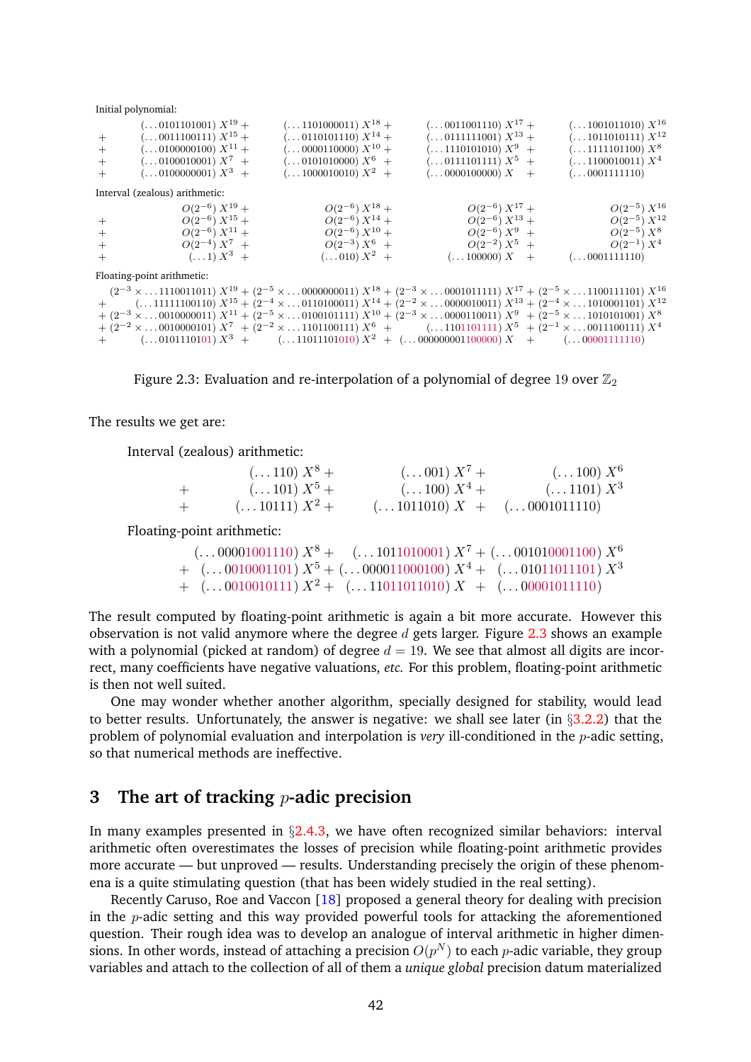Initial polynomial:

$$
\begin{array}{lllll}
& (\ldots 0101101001)\;X^{19} + & (\ldots 1101000011)\;X^{18} + & (\ldots 0011001110)\;X^{17} + & (\ldots 1001011010)\;X^{16} \\
+ & (\ldots 0011100111)\;X^{15} + & (\ldots 0110101110)\;X^{14} + & (\ldots 0111111001)\;X^{13} + & (\ldots 1011010111)\;X^{12} \\
+ & (\ldots 0100000100)\;X^{11} + & (\ldots 0000110000)\;X^{10} + & (\ldots 1110101010)\;X^{9} + & (\ldots 1111101100)\;X^{8} \\
+ & (\ldots 0100010001)\;X^{7} + & (\ldots 0101010000)\;X^{6} + & (\ldots 0111101111)\;X^{5} + & (\ldots 1100010011)\;X^{4} \\
+ & (\ldots 0100000001)\;X^{3} + & (\ldots 1000010010)\;X^{2} + & (\ldots 0000100000)\;X + & (\ldots 0001111110)
\end{array}
$$

Interval (zealous) arithmetic:

$$
\begin{array}{lllll}
& O(2^{-6})\;X^{19} + & O(2^{-6})\;X^{18} + & O(2^{-6})\;X^{17} + & O(2^{-5})\;X^{16} \\
+ & O(2^{-6})\;X^{15} + & O(2^{-6})\;X^{14} + & O(2^{-6})\;X^{13} + & O(2^{-5})\;X^{12} \\
+ & O(2^{-6})\;X^{11} + & O(2^{-6})\;X^{10} + & O(2^{-6})\;X^{9} + & O(2^{-5})\;X^{8} \\
+ & O(2^{-4})\;X^{7} + & O(2^{-3})\;X^{6} + & O(2^{-2})\;X^{5} + & O(2^{-1})\;X^{4} \\
+ & (\ldots 1)\;X^{3} + & (\ldots 010)\;X^{2} + & (\ldots 100000)\;X + & (\ldots 0001111110)
\end{array}
$$

Floating-point arithmetic:

$$
\begin{array}{l}
(2^{-3} \times \ldots 1110011011)\;X^{19} + (2^{-5} \times \ldots 0000000011)\;X^{18} + (2^{-3} \times \ldots 0001011111)\;X^{17} + (2^{-5} \times \ldots 1100111101)\;X^{16} \\
+ \quad (\ldots 11111100110)\;X^{15} + (2^{-4} \times \ldots 0110100011)\;X^{14} + (2^{-2} \times \ldots 0000010011)\;X^{13} + (2^{-4} \times \ldots 1010001101)\;X^{12} \\
+ (2^{-3} \times \ldots 0010000011)\;X^{11} + (2^{-5} \times \ldots 0100101111)\;X^{10} + (2^{-3} \times \ldots 0000110011)\;X^{9} + (2^{-5} \times \ldots 1010101001)\;X^{8} \\
+ (2^{-2} \times \ldots 0010000101)\;X^{7} + (2^{-2} \times \ldots 1101100111)\;X^{6} + \quad (\ldots 1101101111)\;X^{5} + (2^{-1} \times \ldots 0011100111)\;X^{4} \\
+ \quad (\ldots 0101110101)\;X^{3} + \quad (\ldots 11011101010)\;X^{2} + (\ldots 000000001100000)\;X + \quad (\ldots 00001111110)
\end{array}
$$

Figure 2.3: Evaluation and re-interpolation of a polynomial of degree 19 over $\mathbb{Z}_2$

The results we get are:

Interval (zealous) arithmetic:

$$
\begin{array}{llll}
& (\ldots 110)\;X^{8} + & (\ldots 001)\;X^{7} + & (\ldots 100)\;X^{6} \\
+ & (\ldots 101)\;X^{5} + & (\ldots 100)\;X^{4} + & (\ldots 1101)\;X^{3} \\
+ & (\ldots 10111)\;X^{2} + & (\ldots 1011010)\;X \; + & (\ldots 0001011110)
\end{array}
$$

Floating-point arithmetic:

$$
\begin{array}{llll}
& (\ldots 00001001110)\;X^{8} + & (\ldots 1011010001)\;X^{7} + & (\ldots 001010001100)\;X^{6} \\
+ & (\ldots 0010001101)\;X^{5} + & (\ldots 000011000100)\;X^{4} + & (\ldots 01011011101)\;X^{3} \\
+ & (\ldots 0010010111)\;X^{2} + & (\ldots 11011011010)\;X \; + & (\ldots 00001011110)
\end{array}
$$

The result computed by floating-point arithmetic is again a bit more accurate. However this observation is not valid anymore where the degree $d$ gets larger. Figure 2.3 shows an example with a polynomial (picked at random) of degree $d = 19$. We see that almost all digits are incorrect, many coefficients have negative valuations, *etc.* For this problem, floating-point arithmetic is then not well suited.

One may wonder whether another algorithm, specially designed for stability, would lead to better results. Unfortunately, the answer is negative: we shall see later (in §3.2.2) that the problem of polynomial evaluation and interpolation is *very* ill-conditioned in the $p$-adic setting, so that numerical methods are ineffective.

# 3 The art of tracking $p$-adic precision

In many examples presented in §2.4.3, we have often recognized similar behaviors: interval arithmetic often overestimates the losses of precision while floating-point arithmetic provides more accurate — but unproved — results. Understanding precisely the origin of these phenomena is a quite stimulating question (that has been widely studied in the real setting).

Recently Caruso, Roe and Vaccon [18] proposed a general theory for dealing with precision in the $p$-adic setting and this way provided powerful tools for attacking the aforementioned question. Their rough idea was to develop an analogue of interval arithmetic in higher dimensions. In other words, instead of attaching a precision $O(p^N)$ to each $p$-adic variable, they group variables and attach to the collection of all of them a *unique global* precision datum materialized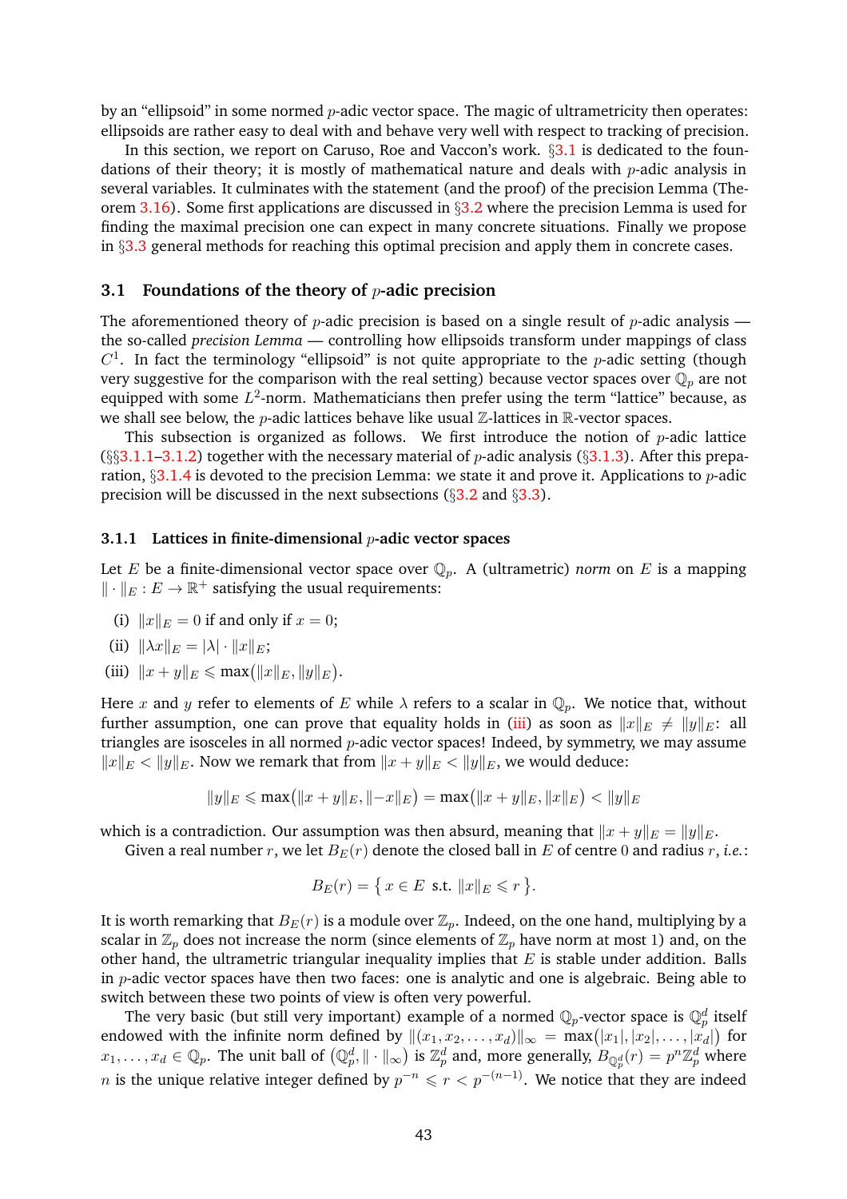by an "ellipsoid" in some normed $p$-adic vector space. The magic of ultrametricity then operates: ellipsoids are rather easy to deal with and behave very well with respect to tracking of precision.

In this section, we report on Caruso, Roe and Vaccon's work. §3.1 is dedicated to the foundations of their theory; it is mostly of mathematical nature and deals with $p$-adic analysis in several variables. It culminates with the statement (and the proof) of the precision Lemma (Theorem 3.16). Some first applications are discussed in §3.2 where the precision Lemma is used for finding the maximal precision one can expect in many concrete situations. Finally we propose in §3.3 general methods for reaching this optimal precision and apply them in concrete cases.

## 3.1 Foundations of the theory of $p$-adic precision

The aforementioned theory of $p$-adic precision is based on a single result of $p$-adic analysis — the so-called *precision Lemma* — controlling how ellipsoids transform under mappings of class $C^1$. In fact the terminology "ellipsoid" is not quite appropriate to the $p$-adic setting (though very suggestive for the comparison with the real setting) because vector spaces over $\mathbb{Q}_p$ are not equipped with some $L^2$-norm. Mathematicians then prefer using the term "lattice" because, as we shall see below, the $p$-adic lattices behave like usual $\mathbb{Z}$-lattices in $\mathbb{R}$-vector spaces.

This subsection is organized as follows. We first introduce the notion of $p$-adic lattice (§§§3.1.1–3.1.2) together with the necessary material of $p$-adic analysis (§3.1.3). After this preparation, §3.1.4 is devoted to the precision Lemma: we state it and prove it. Applications to $p$-adic precision will be discussed in the next subsections (§3.2 and §3.3).

### 3.1.1 Lattices in finite-dimensional $p$-adic vector spaces

Let $E$ be a finite-dimensional vector space over $\mathbb{Q}_p$. A (ultrametric) *norm* on $E$ is a mapping $\|\cdot\|_E : E \to \mathbb{R}^+$ satisfying the usual requirements:

(i) $\|x\|_E = 0$ if and only if $x = 0$;

(ii) $\|\lambda x\|_E = |\lambda| \cdot \|x\|_E$;

(iii) $\|x + y\|_E \leqslant \max\big(\|x\|_E, \|y\|_E\big)$.

Here $x$ and $y$ refer to elements of $E$ while $\lambda$ refers to a scalar in $\mathbb{Q}_p$. We notice that, without further assumption, one can prove that equality holds in (iii) as soon as $\|x\|_E \neq \|y\|_E$: all triangles are isosceles in all normed $p$-adic vector spaces! Indeed, by symmetry, we may assume $\|x\|_E < \|y\|_E$. Now we remark that from $\|x + y\|_E < \|y\|_E$, we would deduce:

$$\|y\|_E \leqslant \max\big(\|x + y\|_E, \|-x\|_E\big) = \max\big(\|x + y\|_E, \|x\|_E\big) < \|y\|_E$$

which is a contradiction. Our assumption was then absurd, meaning that $\|x + y\|_E = \|y\|_E$.

Given a real number $r$, we let $B_E(r)$ denote the closed ball in $E$ of centre $0$ and radius $r$, *i.e.*:

$$B_E(r) = \big\{\, x \in E \text{ s.t. } \|x\|_E \leqslant r \,\big\}.$$

It is worth remarking that $B_E(r)$ is a module over $\mathbb{Z}_p$. Indeed, on the one hand, multiplying by a scalar in $\mathbb{Z}_p$ does not increase the norm (since elements of $\mathbb{Z}_p$ have norm at most 1) and, on the other hand, the ultrametric triangular inequality implies that $E$ is stable under addition. Balls in $p$-adic vector spaces have then two faces: one is analytic and one is algebraic. Being able to switch between these two points of view is often very powerful.

The very basic (but still very important) example of a normed $\mathbb{Q}_p$-vector space is $\mathbb{Q}_p^d$ itself endowed with the infinite norm defined by $\|(x_1, x_2, \ldots, x_d)\|_\infty = \max\big(|x_1|, |x_2|, \ldots, |x_d|\big)$ for $x_1, \ldots, x_d \in \mathbb{Q}_p$. The unit ball of $\big(\mathbb{Q}_p^d, \|\cdot\|_\infty\big)$ is $\mathbb{Z}_p^d$ and, more generally, $B_{\mathbb{Q}_p^d}(r) = p^n \mathbb{Z}_p^d$ where $n$ is the unique relative integer defined by $p^{-n} \leqslant r < p^{-(n-1)}$. We notice that they are indeed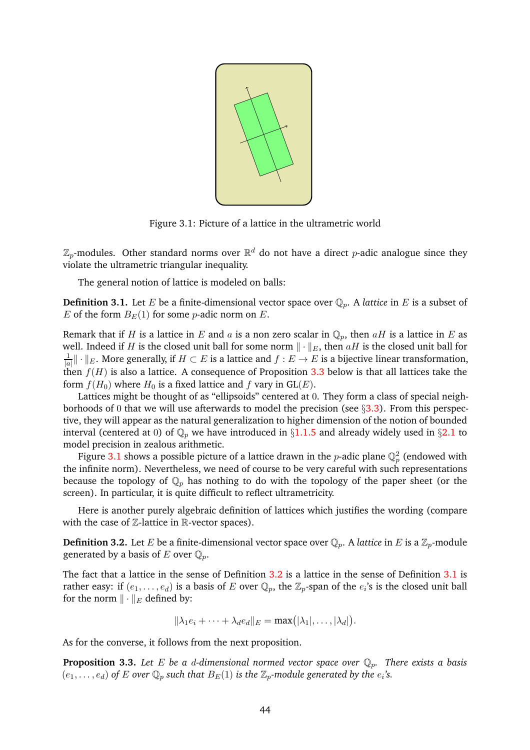Figure 3.1: Picture of a lattice in the ultrametric world

$\mathbb{Z}_p$-modules. Other standard norms over $\mathbb{R}^d$ do not have a direct $p$-adic analogue since they violate the ultrametric triangular inequality.

The general notion of lattice is modeled on balls:

**Definition 3.1.** Let $E$ be a finite-dimensional vector space over $\mathbb{Q}_p$. A *lattice* in $E$ is a subset of $E$ of the form $B_E(1)$ for some $p$-adic norm on $E$.

Remark that if $H$ is a lattice in $E$ and $a$ is a non zero scalar in $\mathbb{Q}_p$, then $aH$ is a lattice in $E$ as well. Indeed if $H$ is the closed unit ball for some norm $\|\cdot\|_E$, then $aH$ is the closed unit ball for $\frac{1}{|a|}\|\cdot\|_E$. More generally, if $H \subset E$ is a lattice and $f : E \to E$ is a bijective linear transformation, then $f(H)$ is also a lattice. A consequence of Proposition 3.3 below is that all lattices take the form $f(H_0)$ where $H_0$ is a fixed lattice and $f$ vary in $\mathrm{GL}(E)$.

Lattices might be thought of as "ellipsoids" centered at $0$. They form a class of special neighborhoods of $0$ that we will use afterwards to model the precision (see §3.3). From this perspective, they will appear as the natural generalization to higher dimension of the notion of bounded interval (centered at $0$) of $\mathbb{Q}_p$ we have introduced in §1.1.5 and already widely used in §2.1 to model precision in zealous arithmetic.

Figure 3.1 shows a possible picture of a lattice drawn in the $p$-adic plane $\mathbb{Q}_p^2$ (endowed with the infinite norm). Nevertheless, we need of course to be very careful with such representations because the topology of $\mathbb{Q}_p$ has nothing to do with the topology of the paper sheet (or the screen). In particular, it is quite difficult to reflect ultrametricity.

Here is another purely algebraic definition of lattices which justifies the wording (compare with the case of $\mathbb{Z}$-lattice in $\mathbb{R}$-vector spaces).

**Definition 3.2.** Let $E$ be a finite-dimensional vector space over $\mathbb{Q}_p$. A *lattice* in $E$ is a $\mathbb{Z}_p$-module generated by a basis of $E$ over $\mathbb{Q}_p$.

The fact that a lattice in the sense of Definition 3.2 is a lattice in the sense of Definition 3.1 is rather easy: if $(e_1, \ldots, e_d)$ is a basis of $E$ over $\mathbb{Q}_p$, the $\mathbb{Z}_p$-span of the $e_i$'s is the closed unit ball for the norm $\|\cdot\|_E$ defined by:

$$\|\lambda_1 e_i + \cdots + \lambda_d e_d\|_E = \max\big(|\lambda_1|, \ldots, |\lambda_d|\big).$$

As for the converse, it follows from the next proposition.

**Proposition 3.3.** *Let $E$ be a $d$-dimensional normed vector space over $\mathbb{Q}_p$. There exists a basis $(e_1, \ldots, e_d)$ of $E$ over $\mathbb{Q}_p$ such that $B_E(1)$ is the $\mathbb{Z}_p$-module generated by the $e_i$'s.*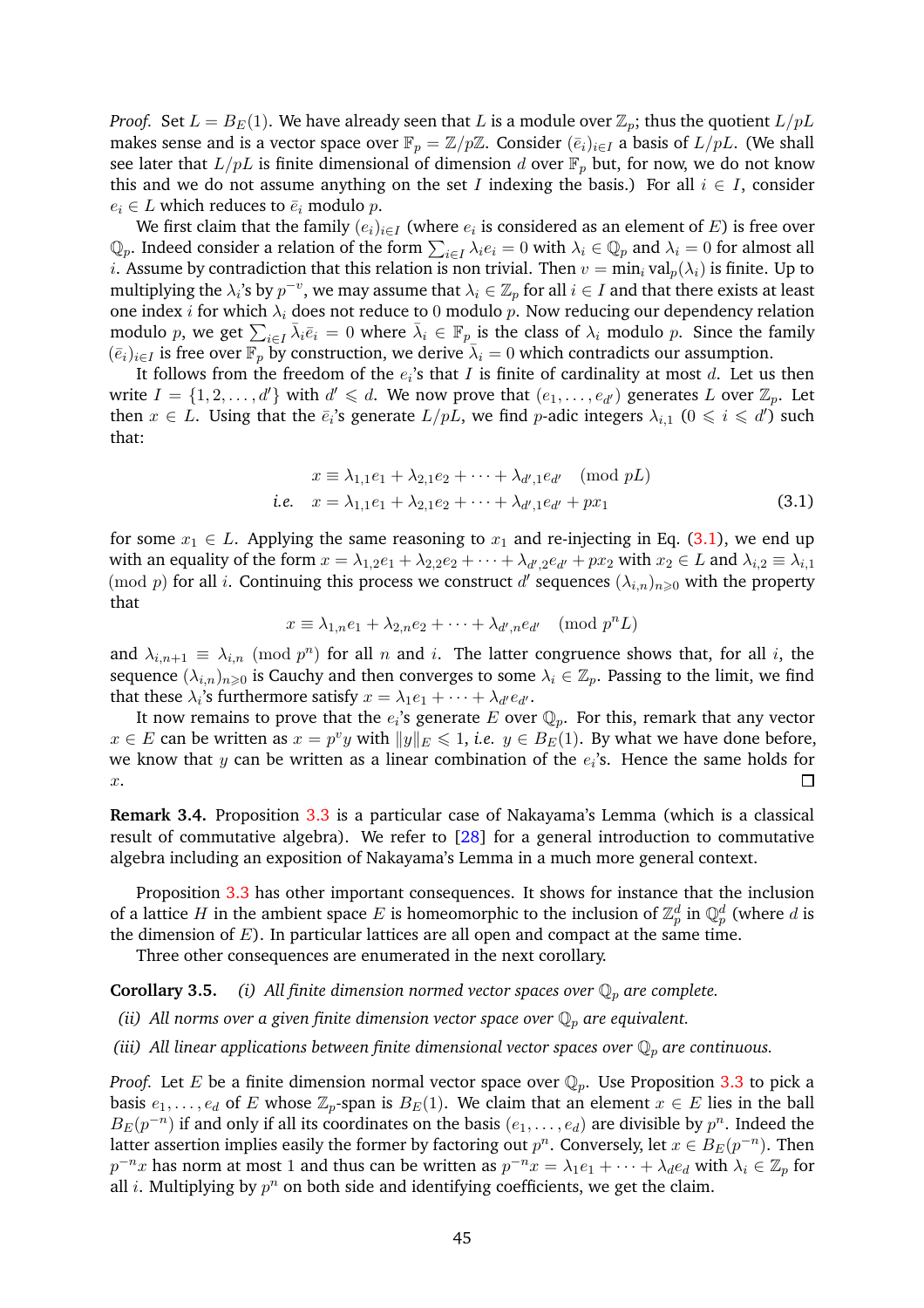*Proof.* Set $L = B_E(1)$. We have already seen that $L$ is a module over $\mathbb{Z}_p$; thus the quotient $L/pL$ makes sense and is a vector space over $\mathbb{F}_p = \mathbb{Z}/p\mathbb{Z}$. Consider $(\bar{e}_i)_{i \in I}$ a basis of $L/pL$. (We shall see later that $L/pL$ is finite dimensional of dimension $d$ over $\mathbb{F}_p$ but, for now, we do not know this and we do not assume anything on the set $I$ indexing the basis.) For all $i \in I$, consider $e_i \in L$ which reduces to $\bar{e}_i$ modulo $p$.

We first claim that the family $(e_i)_{i \in I}$ (where $e_i$ is considered as an element of $E$) is free over $\mathbb{Q}_p$. Indeed consider a relation of the form $\sum_{i \in I} \lambda_i e_i = 0$ with $\lambda_i \in \mathbb{Q}_p$ and $\lambda_i = 0$ for almost all $i$. Assume by contradiction that this relation is non trivial. Then $v = \min_i \mathrm{val}_p(\lambda_i)$ is finite. Up to multiplying the $\lambda_i$'s by $p^{-v}$, we may assume that $\lambda_i \in \mathbb{Z}_p$ for all $i \in I$ and that there exists at least one index $i$ for which $\lambda_i$ does not reduce to $0$ modulo $p$. Now reducing our dependency relation modulo $p$, we get $\sum_{i \in I} \bar{\lambda}_i \bar{e}_i = 0$ where $\bar{\lambda}_i \in \mathbb{F}_p$ is the class of $\lambda_i$ modulo $p$. Since the family $(\bar{e}_i)_{i \in I}$ is free over $\mathbb{F}_p$ by construction, we derive $\bar{\lambda}_i = 0$ which contradicts our assumption.

It follows from the freedom of the $e_i$'s that $I$ is finite of cardinality at most $d$. Let us then write $I = \{1, 2, \ldots, d'\}$ with $d' \leqslant d$. We now prove that $(e_1, \ldots, e_{d'})$ generates $L$ over $\mathbb{Z}_p$. Let then $x \in L$. Using that the $\bar{e}_i$'s generate $L/pL$, we find $p$-adic integers $\lambda_{i,1}$ $(0 \leqslant i \leqslant d')$ such that:

$$
\begin{aligned}
& x \equiv \lambda_{1,1} e_1 + \lambda_{2,1} e_2 + \cdots + \lambda_{d',1} e_{d'} \pmod{pL} \\
\textit{i.e.} \quad & x = \lambda_{1,1} e_1 + \lambda_{2,1} e_2 + \cdots + \lambda_{d',1} e_{d'} + p x_1
\end{aligned} \tag{3.1}
$$

for some $x_1 \in L$. Applying the same reasoning to $x_1$ and re-injecting in Eq. (3.1), we end up with an equality of the form $x = \lambda_{1,2} e_1 + \lambda_{2,2} e_2 + \cdots + \lambda_{d',2} e_{d'} + p x_2$ with $x_2 \in L$ and $\lambda_{i,2} \equiv \lambda_{i,1} \pmod{p}$ for all $i$. Continuing this process we construct $d'$ sequences $(\lambda_{i,n})_{n \geqslant 0}$ with the property that

$$
x \equiv \lambda_{1,n} e_1 + \lambda_{2,n} e_2 + \cdots + \lambda_{d',n} e_{d'} \pmod{p^n L}
$$

and $\lambda_{i,n+1} \equiv \lambda_{i,n} \pmod{p^n}$ for all $n$ and $i$. The latter congruence shows that, for all $i$, the sequence $(\lambda_{i,n})_{n \geqslant 0}$ is Cauchy and then converges to some $\lambda_i \in \mathbb{Z}_p$. Passing to the limit, we find that these $\lambda_i$'s furthermore satisfy $x = \lambda_1 e_1 + \cdots + \lambda_{d'} e_{d'}$.

It now remains to prove that the $e_i$'s generate $E$ over $\mathbb{Q}_p$. For this, remark that any vector $x \in E$ can be written as $x = p^v y$ with $\|y\|_E \leqslant 1$, *i.e.* $y \in B_E(1)$. By what we have done before, we know that $y$ can be written as a linear combination of the $e_i$'s. Hence the same holds for $x$. ∎

**Remark 3.4.** Proposition 3.3 is a particular case of Nakayama's Lemma (which is a classical result of commutative algebra). We refer to [28] for a general introduction to commutative algebra including an exposition of Nakayama's Lemma in a much more general context.

Proposition 3.3 has other important consequences. It shows for instance that the inclusion of a lattice $H$ in the ambient space $E$ is homeomorphic to the inclusion of $\mathbb{Z}_p^d$ in $\mathbb{Q}_p^d$ (where $d$ is the dimension of $E$). In particular lattices are all open and compact at the same time.

Three other consequences are enumerated in the next corollary.

**Corollary 3.5.** *(i) All finite dimension normed vector spaces over $\mathbb{Q}_p$ are complete.*

*(ii) All norms over a given finite dimension vector space over $\mathbb{Q}_p$ are equivalent.*

*(iii) All linear applications between finite dimensional vector spaces over $\mathbb{Q}_p$ are continuous.*

*Proof.* Let $E$ be a finite dimension normal vector space over $\mathbb{Q}_p$. Use Proposition 3.3 to pick a basis $e_1, \ldots, e_d$ of $E$ whose $\mathbb{Z}_p$-span is $B_E(1)$. We claim that an element $x \in E$ lies in the ball $B_E(p^{-n})$ if and only if all its coordinates on the basis $(e_1, \ldots, e_d)$ are divisible by $p^n$. Indeed the latter assertion implies easily the former by factoring out $p^n$. Conversely, let $x \in B_E(p^{-n})$. Then $p^{-n}x$ has norm at most $1$ and thus can be written as $p^{-n}x = \lambda_1 e_1 + \cdots + \lambda_d e_d$ with $\lambda_i \in \mathbb{Z}_p$ for all $i$. Multiplying by $p^n$ on both side and identifying coefficients, we get the claim.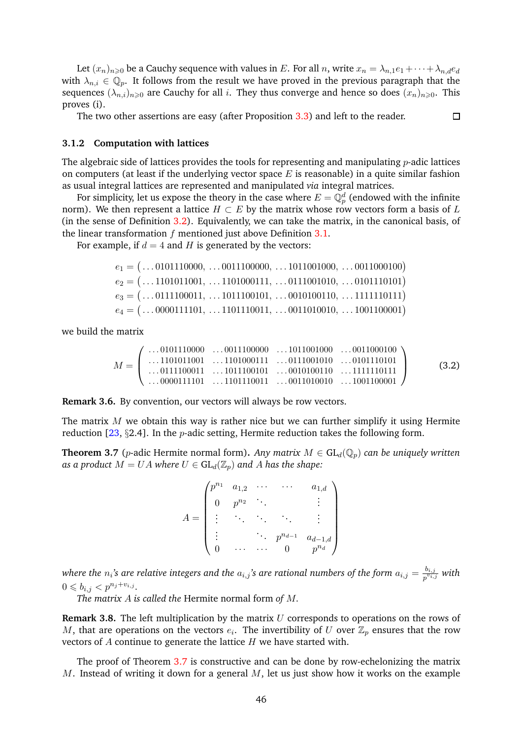Let $(x_n)_{n\geqslant 0}$ be a Cauchy sequence with values in $E$. For all $n$, write $x_n = \lambda_{n,1}e_1 + \cdots + \lambda_{n,d}e_d$ with $\lambda_{n,i} \in \mathbb{Q}_p$. It follows from the result we have proved in the previous paragraph that the sequences $(\lambda_{n,i})_{n\geqslant 0}$ are Cauchy for all $i$. They thus converge and hence so does $(x_n)_{n\geqslant 0}$. This proves (i).

The two other assertions are easy (after Proposition 3.3) and left to the reader. □

### 3.1.2 Computation with lattices

The algebraic side of lattices provides the tools for representing and manipulating $p$-adic lattices on computers (at least if the underlying vector space $E$ is reasonable) in a quite similar fashion as usual integral lattices are represented and manipulated *via* integral matrices.

For simplicity, let us expose the theory in the case where $E = \mathbb{Q}_p^d$ (endowed with the infinite norm). We then represent a lattice $H \subset E$ by the matrix whose row vectors form a basis of $L$ (in the sense of Definition 3.2). Equivalently, we can take the matrix, in the canonical basis, of the linear transformation $f$ mentioned just above Definition 3.1.

For example, if $d = 4$ and $H$ is generated by the vectors:

$$\begin{aligned}
e_1 &= \big(\ldots 0101110000,\ \ldots 0011100000,\ \ldots 1011001000,\ \ldots 0011000100\big)\\
e_2 &= \big(\ldots 1101011001,\ \ldots 1101000111,\ \ldots 0111001010,\ \ldots 0101110101\big)\\
e_3 &= \big(\ldots 0111100011,\ \ldots 1011100101,\ \ldots 0010100110,\ \ldots 1111110111\big)\\
e_4 &= \big(\ldots 0000111101,\ \ldots 1101110011,\ \ldots 0011010010,\ \ldots 1001100001\big)
\end{aligned}$$

we build the matrix

$$M = \begin{pmatrix}
\ldots 0101110000 & \ldots 0011100000 & \ldots 1011001000 & \ldots 0011000100\\
\ldots 1101011001 & \ldots 1101000111 & \ldots 0111001010 & \ldots 0101110101\\
\ldots 0111100011 & \ldots 1011100101 & \ldots 0010100110 & \ldots 1111110111\\
\ldots 0000111101 & \ldots 1101110011 & \ldots 0011010010 & \ldots 1001100001
\end{pmatrix} \tag{3.2}$$

**Remark 3.6.** By convention, our vectors will always be row vectors.

The matrix $M$ we obtain this way is rather nice but we can further simplify it using Hermite reduction [23, §2.4]. In the $p$-adic setting, Hermite reduction takes the following form.

**Theorem 3.7** ($p$-adic Hermite normal form). *Any matrix $M \in \mathrm{GL}_d(\mathbb{Q}_p)$ can be uniquely written as a product $M = UA$ where $U \in \mathrm{GL}_d(\mathbb{Z}_p)$ and $A$ has the shape:*

$$A = \begin{pmatrix}
p^{n_1} & a_{1,2} & \cdots & \cdots & a_{1,d}\\
0 & p^{n_2} & \ddots & & \vdots\\
\vdots & \ddots & \ddots & \ddots & \vdots\\
\vdots & & \ddots & p^{n_{d-1}} & a_{d-1,d}\\
0 & \cdots & \cdots & 0 & p^{n_d}
\end{pmatrix}$$

*where the $n_i$'s are relative integers and the $a_{i,j}$'s are rational numbers of the form $a_{i,j} = \frac{b_{i,j}}{p^{v_{i,j}}}$ with $0 \leqslant b_{i,j} < p^{n_j+v_{i,j}}$.*

*The matrix $A$ is called the* Hermite normal form *of $M$.*

**Remark 3.8.** The left multiplication by the matrix $U$ corresponds to operations on the rows of $M$, that are operations on the vectors $e_i$. The invertibility of $U$ over $\mathbb{Z}_p$ ensures that the row vectors of $A$ continue to generate the lattice $H$ we have started with.

The proof of Theorem 3.7 is constructive and can be done by row-echelonizing the matrix $M$. Instead of writing it down for a general $M$, let us just show how it works on the example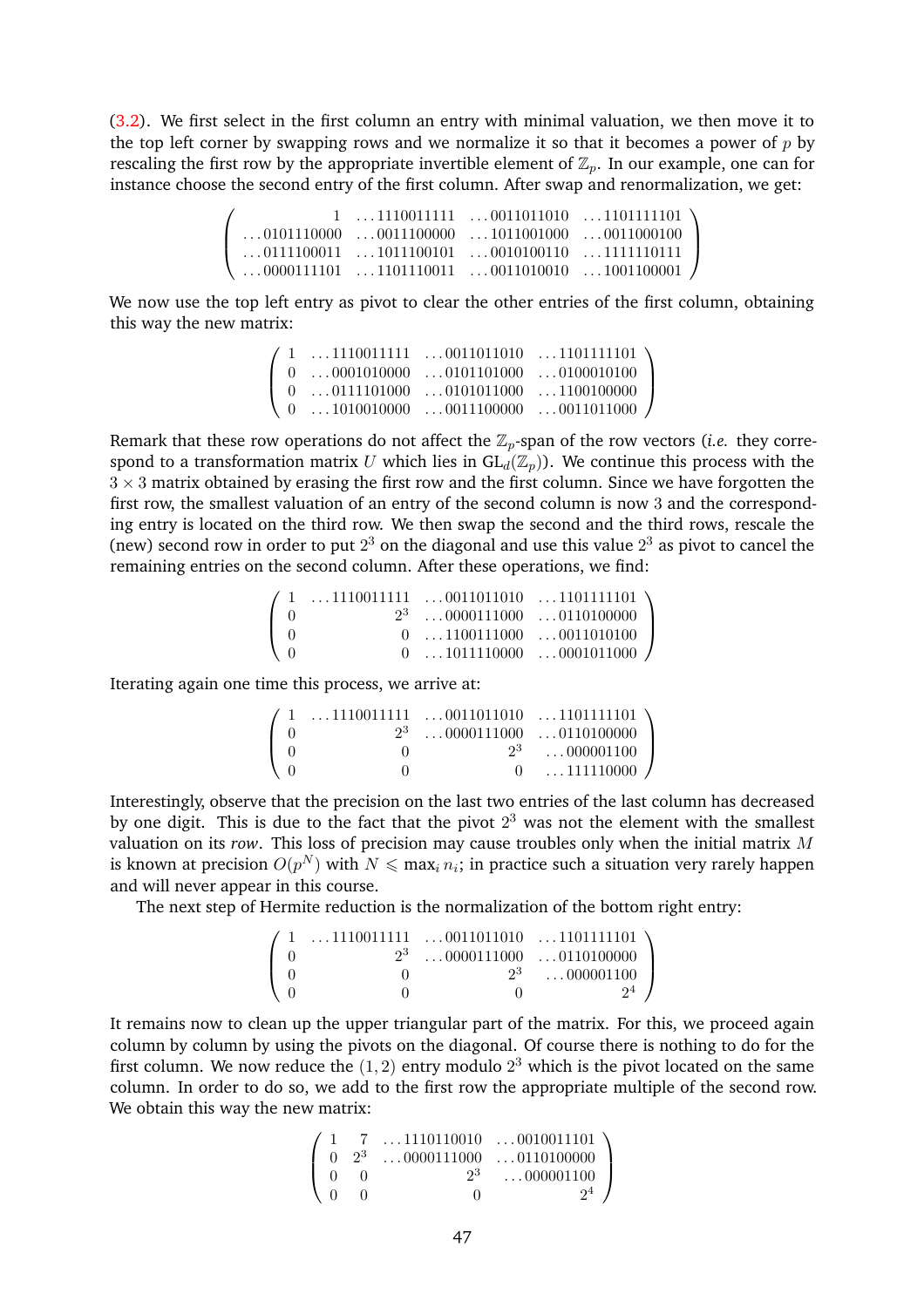(3.2). We first select in the first column an entry with minimal valuation, we then move it to the top left corner by swapping rows and we normalize it so that it becomes a power of $p$ by rescaling the first row by the appropriate invertible element of $\mathbb{Z}_p$. In our example, one can for instance choose the second entry of the first column. After swap and renormalization, we get:

$$\left(\begin{array}{rrrr} 1 & \ldots 1110011111 & \ldots 0011011010 & \ldots 1101111101 \\ \ldots 0101110000 & \ldots 0011100000 & \ldots 1011001000 & \ldots 0011000100 \\ \ldots 0111100011 & \ldots 1011100101 & \ldots 0010100110 & \ldots 1111110111 \\ \ldots 0000111101 & \ldots 1101110011 & \ldots 0011010010 & \ldots 1001100001 \end{array}\right)$$

We now use the top left entry as pivot to clear the other entries of the first column, obtaining this way the new matrix:

$$\left(\begin{array}{rrrr} 1 & \ldots 1110011111 & \ldots 0011011010 & \ldots 1101111101 \\ 0 & \ldots 0001010000 & \ldots 0101101000 & \ldots 0100010100 \\ 0 & \ldots 0111101000 & \ldots 0101011000 & \ldots 1100100000 \\ 0 & \ldots 1010010000 & \ldots 0011100000 & \ldots 0011011000 \end{array}\right)$$

Remark that these row operations do not affect the $\mathbb{Z}_p$-span of the row vectors (*i.e.* they correspond to a transformation matrix $U$ which lies in $\mathrm{GL}_d(\mathbb{Z}_p)$). We continue this process with the $3 \times 3$ matrix obtained by erasing the first row and the first column. Since we have forgotten the first row, the smallest valuation of an entry of the second column is now 3 and the corresponding entry is located on the third row. We then swap the second and the third rows, rescale the (new) second row in order to put $2^3$ on the diagonal and use this value $2^3$ as pivot to cancel the remaining entries on the second column. After these operations, we find:

$$\left(\begin{array}{rrrr} 1 & \ldots 1110011111 & \ldots 0011011010 & \ldots 1101111101 \\ 0 & 2^3 & \ldots 0000111000 & \ldots 0110100000 \\ 0 & 0 & \ldots 1100111000 & \ldots 0011010100 \\ 0 & 0 & \ldots 1011110000 & \ldots 0001011000 \end{array}\right)$$

Iterating again one time this process, we arrive at:

$$\left(\begin{array}{rrrr} 1 & \ldots 1110011111 & \ldots 0011011010 & \ldots 1101111101 \\ 0 & 2^3 & \ldots 0000111000 & \ldots 0110100000 \\ 0 & 0 & 2^3 & \ldots 000001100 \\ 0 & 0 & 0 & \ldots 111110000 \end{array}\right)$$

Interestingly, observe that the precision on the last two entries of the last column has decreased by one digit. This is due to the fact that the pivot $2^3$ was not the element with the smallest valuation on its *row*. This loss of precision may cause troubles only when the initial matrix $M$ is known at precision $O(p^N)$ with $N \leqslant \max_i n_i$; in practice such a situation very rarely happen and will never appear in this course.

The next step of Hermite reduction is the normalization of the bottom right entry:

$$\left(\begin{array}{rrrr} 1 & \ldots 1110011111 & \ldots 0011011010 & \ldots 1101111101 \\ 0 & 2^3 & \ldots 0000111000 & \ldots 0110100000 \\ 0 & 0 & 2^3 & \ldots 000001100 \\ 0 & 0 & 0 & 2^4 \end{array}\right)$$

It remains now to clean up the upper triangular part of the matrix. For this, we proceed again column by column by using the pivots on the diagonal. Of course there is nothing to do for the first column. We now reduce the $(1,2)$ entry modulo $2^3$ which is the pivot located on the same column. In order to do so, we add to the first row the appropriate multiple of the second row. We obtain this way the new matrix:

$$\left(\begin{array}{rrrr} 1 & 7 & \ldots 1110110010 & \ldots 0010011101 \\ 0 & 2^3 & \ldots 0000111000 & \ldots 0110100000 \\ 0 & 0 & 2^3 & \ldots 000001100 \\ 0 & 0 & 0 & 2^4 \end{array}\right)$$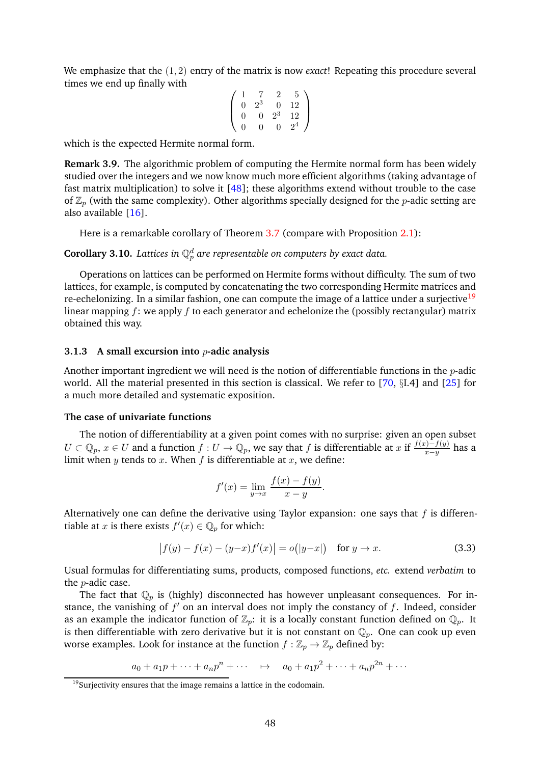We emphasize that the $(1,2)$ entry of the matrix is now *exact*! Repeating this procedure several times we end up finally with

$$\begin{pmatrix} 1 & 7 & 2 & 5 \\ 0 & 2^3 & 0 & 12 \\ 0 & 0 & 2^3 & 12 \\ 0 & 0 & 0 & 2^4 \end{pmatrix}$$

which is the expected Hermite normal form.

**Remark 3.9.** The algorithmic problem of computing the Hermite normal form has been widely studied over the integers and we now know much more efficient algorithms (taking advantage of fast matrix multiplication) to solve it [48]; these algorithms extend without trouble to the case of $\mathbb{Z}_p$ (with the same complexity). Other algorithms specially designed for the $p$-adic setting are also available [16].

Here is a remarkable corollary of Theorem 3.7 (compare with Proposition 2.1):

**Corollary 3.10.** *Lattices in $\mathbb{Q}_p^d$ are representable on computers by exact data.*

Operations on lattices can be performed on Hermite forms without difficulty. The sum of two lattices, for example, is computed by concatenating the two corresponding Hermite matrices and re-echelonizing. In a similar fashion, one can compute the image of a lattice under a surjective[19] linear mapping $f$: we apply $f$ to each generator and echelonize the (possibly rectangular) matrix obtained this way.

### 3.1.3 A small excursion into $p$-adic analysis

Another important ingredient we will need is the notion of differentiable functions in the $p$-adic world. All the material presented in this section is classical. We refer to [70, §I.4] and [25] for a much more detailed and systematic exposition.

#### The case of univariate functions

The notion of differentiability at a given point comes with no surprise: given an open subset $U \subset \mathbb{Q}_p$, $x \in U$ and a function $f : U \to \mathbb{Q}_p$, we say that $f$ is differentiable at $x$ if $\frac{f(x)-f(y)}{x-y}$ has a limit when $y$ tends to $x$. When $f$ is differentiable at $x$, we define:

$$f'(x) = \lim_{y \to x} \frac{f(x) - f(y)}{x - y}.$$

Alternatively one can define the derivative using Taylor expansion: one says that $f$ is differentiable at $x$ is there exists $f'(x) \in \mathbb{Q}_p$ for which:

$$\big|f(y) - f(x) - (y{-}x)f'(x)\big| = o\big(|y{-}x|\big) \quad \text{for } y \to x. \tag{3.3}$$

Usual formulas for differentiating sums, products, composed functions, *etc.* extend *verbatim* to the $p$-adic case.

The fact that $\mathbb{Q}_p$ is (highly) disconnected has however unpleasant consequences. For instance, the vanishing of $f'$ on an interval does not imply the constancy of $f$. Indeed, consider as an example the indicator function of $\mathbb{Z}_p$: it is a locally constant function defined on $\mathbb{Q}_p$. It is then differentiable with zero derivative but it is not constant on $\mathbb{Q}_p$. One can cook up even worse examples. Look for instance at the function $f : \mathbb{Z}_p \to \mathbb{Z}_p$ defined by:

$$a_0 + a_1 p + \cdots + a_n p^n + \cdots \quad \mapsto \quad a_0 + a_1 p^2 + \cdots + a_n p^{2n} + \cdots$$

[19] Surjectivity ensures that the image remains a lattice in the codomain.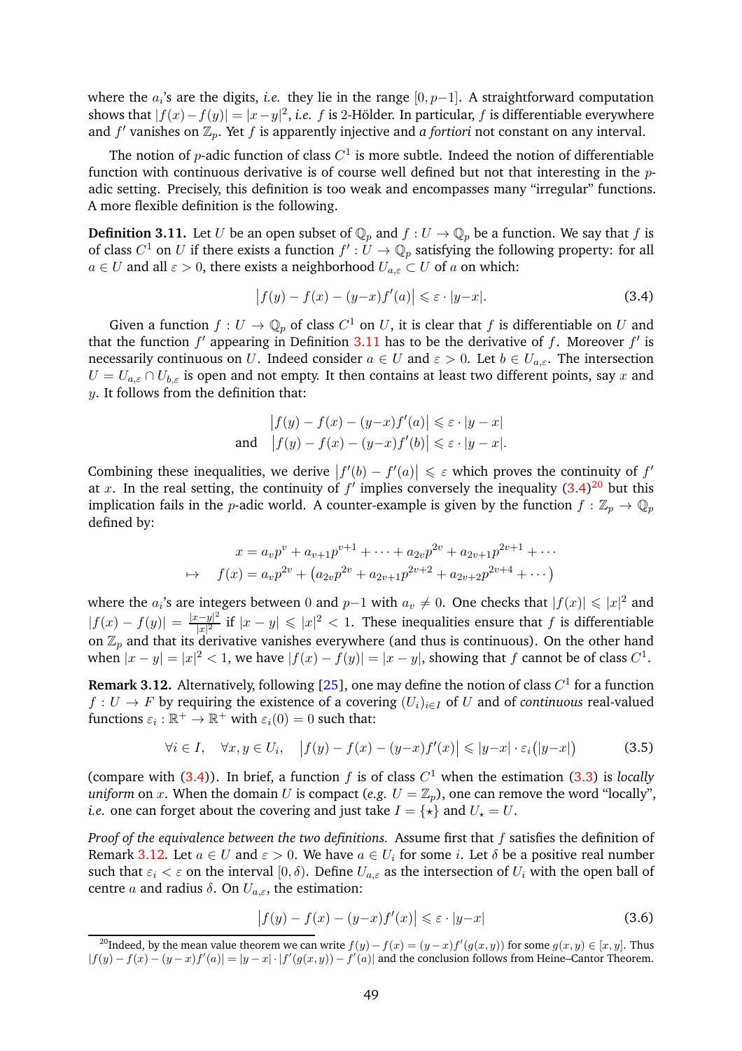where the $a_i$'s are the digits, *i.e.* they lie in the range $[0, p-1]$. A straightforward computation shows that $|f(x)-f(y)| = |x-y|^2$, *i.e.* $f$ is 2-Hölder. In particular, $f$ is differentiable everywhere and $f'$ vanishes on $\mathbb{Z}_p$. Yet $f$ is apparently injective and *a fortiori* not constant on any interval.

The notion of $p$-adic function of class $C^1$ is more subtle. Indeed the notion of differentiable function with continuous derivative is of course well defined but not that interesting in the $p$-adic setting. Precisely, this definition is too weak and encompasses many "irregular" functions. A more flexible definition is the following.

**Definition 3.11.** Let $U$ be an open subset of $\mathbb{Q}_p$ and $f : U \to \mathbb{Q}_p$ be a function. We say that $f$ is of class $C^1$ on $U$ if there exists a function $f' : U \to \mathbb{Q}_p$ satisfying the following property: for all $a \in U$ and all $\varepsilon > 0$, there exists a neighborhood $U_{a,\varepsilon} \subset U$ of $a$ on which:

$$\big|f(y) - f(x) - (y-x)f'(a)\big| \leqslant \varepsilon \cdot |y-x|. \tag{3.4}$$

Given a function $f : U \to \mathbb{Q}_p$ of class $C^1$ on $U$, it is clear that $f$ is differentiable on $U$ and that the function $f'$ appearing in Definition 3.11 has to be the derivative of $f$. Moreover $f'$ is necessarily continuous on $U$. Indeed consider $a \in U$ and $\varepsilon > 0$. Let $b \in U_{a,\varepsilon}$. The intersection $U = U_{a,\varepsilon} \cap U_{b,\varepsilon}$ is open and not empty. It then contains at least two different points, say $x$ and $y$. It follows from the definition that:

$$\begin{aligned} &\big|f(y) - f(x) - (y-x)f'(a)\big| \leqslant \varepsilon \cdot |y-x| \\ \text{and} \quad &\big|f(y) - f(x) - (y-x)f'(b)\big| \leqslant \varepsilon \cdot |y-x|. \end{aligned}$$

Combining these inequalities, we derive $\big|f'(b) - f'(a)\big| \leqslant \varepsilon$ which proves the continuity of $f'$ at $x$. In the real setting, the continuity of $f'$ implies conversely the inequality (3.4)[20] but this implication fails in the $p$-adic world. A counter-example is given by the function $f : \mathbb{Z}_p \to \mathbb{Q}_p$ defined by:

$$\begin{aligned} &x = a_v p^v + a_{v+1}p^{v+1} + \cdots + a_{2v}p^{2v} + a_{2v+1}p^{2v+1} + \cdots \\ \mapsto \quad &f(x) = a_v p^{2v} + \big(a_{2v}p^{2v} + a_{2v+1}p^{2v+2} + a_{2v+2}p^{2v+4} + \cdots\big) \end{aligned}$$

where the $a_i$'s are integers between $0$ and $p-1$ with $a_v \neq 0$. One checks that $|f(x)| \leqslant |x|^2$ and $|f(x) - f(y)| = \frac{|x-y|^2}{|x|^2}$ if $|x-y| \leqslant |x|^2 < 1$. These inequalities ensure that $f$ is differentiable on $\mathbb{Z}_p$ and that its derivative vanishes everywhere (and thus is continuous). On the other hand when $|x-y| = |x|^2 < 1$, we have $|f(x) - f(y)| = |x-y|$, showing that $f$ cannot be of class $C^1$.

**Remark 3.12.** Alternatively, following [25], one may define the notion of class $C^1$ for a function $f : U \to F$ by requiring the existence of a covering $(U_i)_{i \in I}$ of $U$ and of *continuous* real-valued functions $\varepsilon_i : \mathbb{R}^+ \to \mathbb{R}^+$ with $\varepsilon_i(0) = 0$ such that:

$$\forall i \in I, \quad \forall x, y \in U_i, \quad \big|f(y) - f(x) - (y-x)f'(x)\big| \leqslant |y-x| \cdot \varepsilon_i\big(|y-x|\big) \tag{3.5}$$

(compare with (3.4)). In brief, a function $f$ is of class $C^1$ when the estimation (3.3) is *locally uniform* on $x$. When the domain $U$ is compact (*e.g.* $U = \mathbb{Z}_p$), one can remove the word "locally", *i.e.* one can forget about the covering and just take $I = \{\star\}$ and $U_\star = U$.

*Proof of the equivalence between the two definitions.* Assume first that $f$ satisfies the definition of Remark 3.12. Let $a \in U$ and $\varepsilon > 0$. We have $a \in U_i$ for some $i$. Let $\delta$ be a positive real number such that $\varepsilon_i < \varepsilon$ on the interval $[0, \delta)$. Define $U_{a,\varepsilon}$ as the intersection of $U_i$ with the open ball of centre $a$ and radius $\delta$. On $U_{a,\varepsilon}$, the estimation:

$$\big|f(y) - f(x) - (y-x)f'(x)\big| \leqslant \varepsilon \cdot |y-x| \tag{3.6}$$

[20] Indeed, by the mean value theorem we can write $f(y) - f(x) = (y-x)f'(g(x,y))$ for some $g(x,y) \in [x,y]$. Thus $|f(y) - f(x) - (y-x)f'(a)| = |y-x| \cdot |f'(g(x,y)) - f'(a)|$ and the conclusion follows from Heine–Cantor Theorem.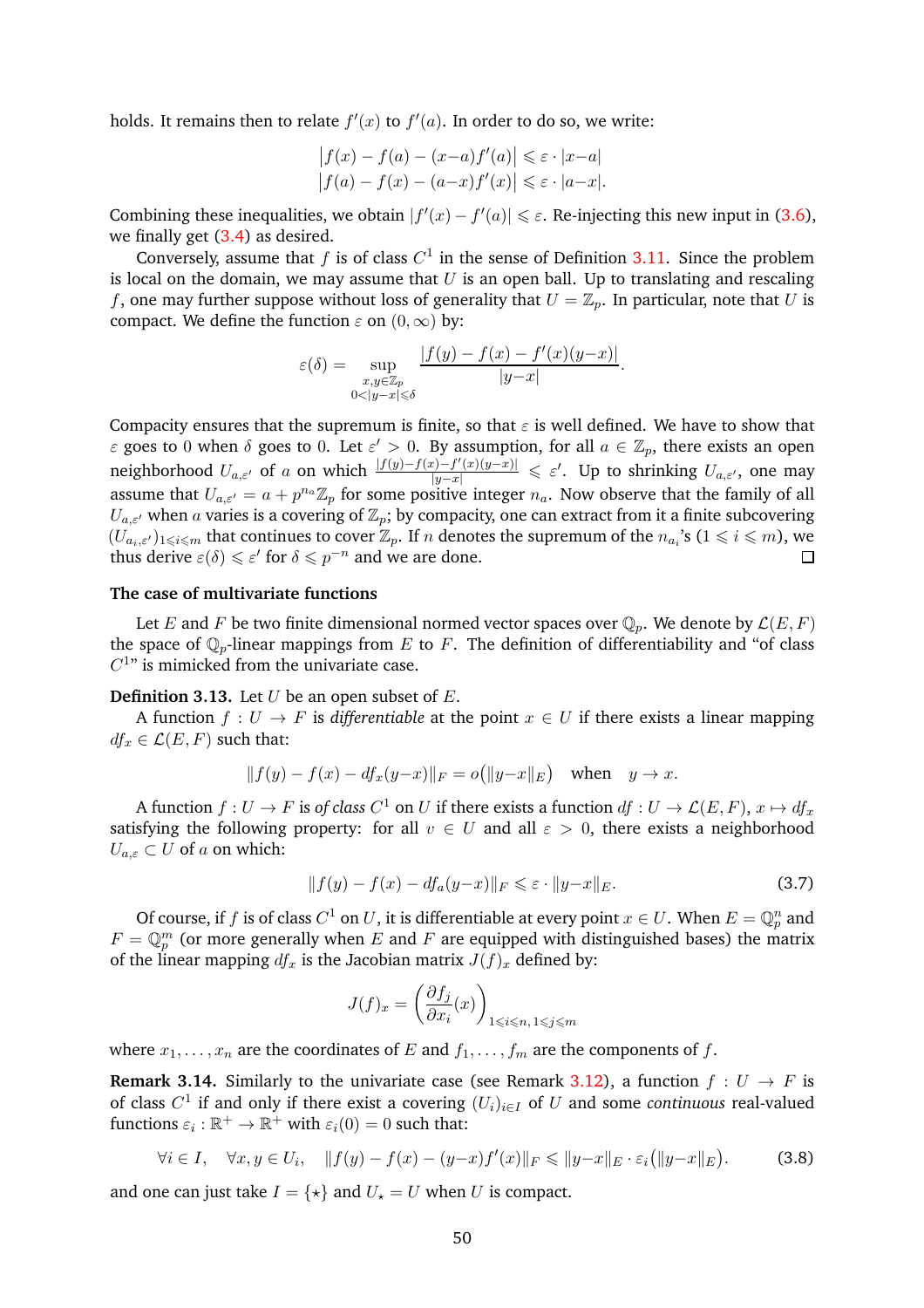holds. It remains then to relate $f'(x)$ to $f'(a)$. In order to do so, we write:

$$\big|f(x) - f(a) - (x{-}a)f'(a)\big| \leqslant \varepsilon \cdot |x{-}a|$$
$$\big|f(a) - f(x) - (a{-}x)f'(x)\big| \leqslant \varepsilon \cdot |a{-}x|.$$

Combining these inequalities, we obtain $|f'(x) - f'(a)| \leqslant \varepsilon$. Re-injecting this new input in (3.6), we finally get (3.4) as desired.

Conversely, assume that $f$ is of class $C^1$ in the sense of Definition 3.11. Since the problem is local on the domain, we may assume that $U$ is an open ball. Up to translating and rescaling $f$, one may further suppose without loss of generality that $U = \mathbb{Z}_p$. In particular, note that $U$ is compact. We define the function $\varepsilon$ on $(0, \infty)$ by:

$$\varepsilon(\delta) = \sup_{\substack{x,y \in \mathbb{Z}_p \\ 0 < |y-x| \leqslant \delta}} \frac{|f(y) - f(x) - f'(x)(y{-}x)|}{|y{-}x|}.$$

Compacity ensures that the supremum is finite, so that $\varepsilon$ is well defined. We have to show that $\varepsilon$ goes to $0$ when $\delta$ goes to $0$. Let $\varepsilon' > 0$. By assumption, for all $a \in \mathbb{Z}_p$, there exists an open neighborhood $U_{a,\varepsilon'}$ of $a$ on which $\frac{|f(y)-f(x)-f'(x)(y-x)|}{|y-x|} \leqslant \varepsilon'$. Up to shrinking $U_{a,\varepsilon'}$, one may assume that $U_{a,\varepsilon'} = a + p^{n_a}\mathbb{Z}_p$ for some positive integer $n_a$. Now observe that the family of all $U_{a,\varepsilon'}$ when $a$ varies is a covering of $\mathbb{Z}_p$; by compacity, one can extract from it a finite subcovering $(U_{a_i,\varepsilon'})_{1 \leqslant i \leqslant m}$ that continues to cover $\mathbb{Z}_p$. If $n$ denotes the supremum of the $n_{a_i}$'s ($1 \leqslant i \leqslant m$), we thus derive $\varepsilon(\delta) \leqslant \varepsilon'$ for $\delta \leqslant p^{-n}$ and we are done. ☐

#### The case of multivariate functions

Let $E$ and $F$ be two finite dimensional normed vector spaces over $\mathbb{Q}_p$. We denote by $\mathcal{L}(E, F)$ the space of $\mathbb{Q}_p$-linear mappings from $E$ to $F$. The definition of differentiability and "of class $C^1$" is mimicked from the univariate case.

**Definition 3.13.** Let $U$ be an open subset of $E$.

A function $f : U \to F$ is *differentiable* at the point $x \in U$ if there exists a linear mapping $df_x \in \mathcal{L}(E, F)$ such that:

$$\|f(y) - f(x) - df_x(y{-}x)\|_F = o\big(\|y{-}x\|_E\big) \quad \text{when} \quad y \to x.$$

A function $f : U \to F$ is *of class* $C^1$ on $U$ if there exists a function $df : U \to \mathcal{L}(E, F)$, $x \mapsto df_x$ satisfying the following property: for all $v \in U$ and all $\varepsilon > 0$, there exists a neighborhood $U_{a,\varepsilon} \subset U$ of $a$ on which:

$$\|f(y) - f(x) - df_a(y{-}x)\|_F \leqslant \varepsilon \cdot \|y{-}x\|_E. \tag{3.7}$$

Of course, if $f$ is of class $C^1$ on $U$, it is differentiable at every point $x \in U$. When $E = \mathbb{Q}_p^n$ and $F = \mathbb{Q}_p^m$ (or more generally when $E$ and $F$ are equipped with distinguished bases) the matrix of the linear mapping $df_x$ is the Jacobian matrix $J(f)_x$ defined by:

$$J(f)_x = \left(\frac{\partial f_j}{\partial x_i}(x)\right)_{1 \leqslant i \leqslant n,\, 1 \leqslant j \leqslant m}$$

where $x_1, \ldots, x_n$ are the coordinates of $E$ and $f_1, \ldots, f_m$ are the components of $f$.

**Remark 3.14.** Similarly to the univariate case (see Remark 3.12), a function $f : U \to F$ is of class $C^1$ if and only if there exist a covering $(U_i)_{i \in I}$ of $U$ and some *continuous* real-valued functions $\varepsilon_i : \mathbb{R}^+ \to \mathbb{R}^+$ with $\varepsilon_i(0) = 0$ such that:

$$\forall i \in I, \quad \forall x, y \in U_i, \quad \|f(y) - f(x) - (y{-}x)f'(x)\|_F \leqslant \|y{-}x\|_E \cdot \varepsilon_i\big(\|y{-}x\|_E\big). \tag{3.8}$$

and one can just take $I = \{\star\}$ and $U_\star = U$ when $U$ is compact.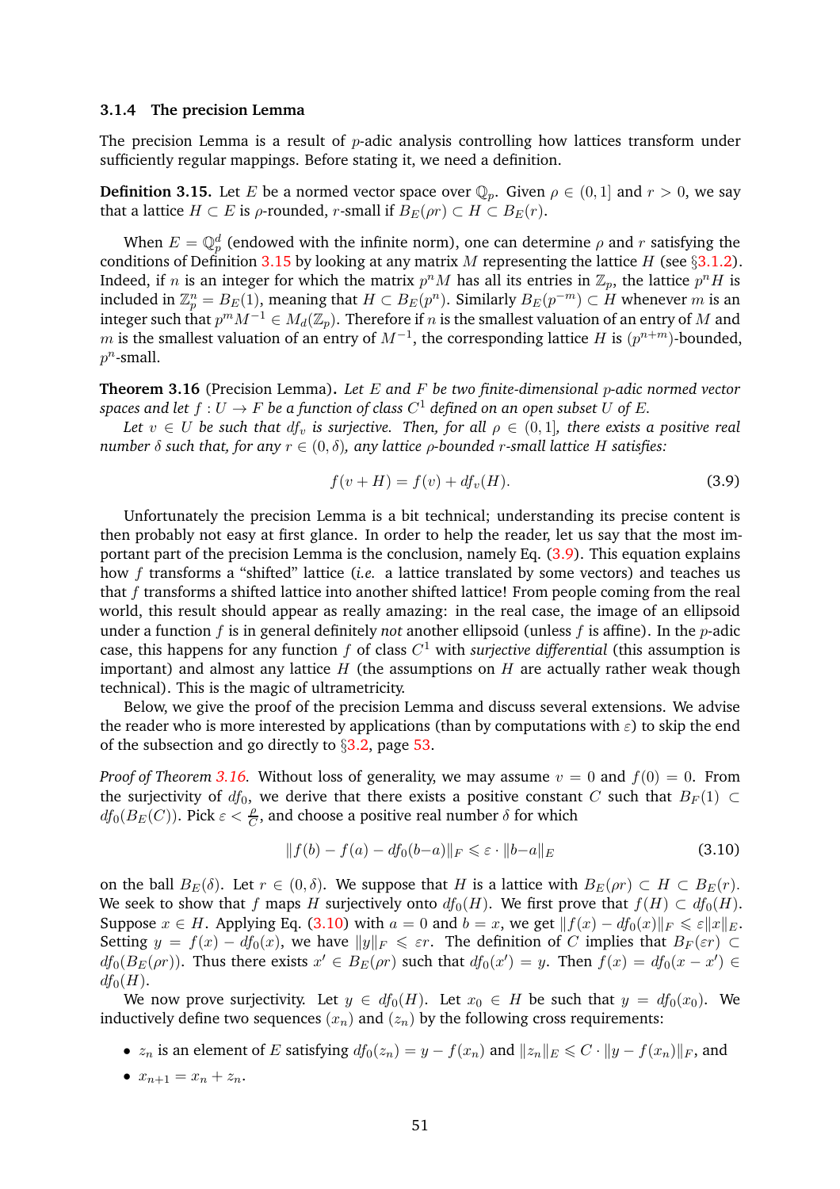### 3.1.4 The precision Lemma

The precision Lemma is a result of $p$-adic analysis controlling how lattices transform under sufficiently regular mappings. Before stating it, we need a definition.

**Definition 3.15.** Let $E$ be a normed vector space over $\mathbb{Q}_p$. Given $\rho \in (0, 1]$ and $r > 0$, we say that a lattice $H \subset E$ is $\rho$-rounded, $r$-small if $B_E(\rho r) \subset H \subset B_E(r)$.

When $E = \mathbb{Q}_p^d$ (endowed with the infinite norm), one can determine $\rho$ and $r$ satisfying the conditions of Definition 3.15 by looking at any matrix $M$ representing the lattice $H$ (see §3.1.2). Indeed, if $n$ is an integer for which the matrix $p^n M$ has all its entries in $\mathbb{Z}_p$, the lattice $p^n H$ is included in $\mathbb{Z}_p^n = B_E(1)$, meaning that $H \subset B_E(p^n)$. Similarly $B_E(p^{-m}) \subset H$ whenever $m$ is an integer such that $p^m M^{-1} \in M_d(\mathbb{Z}_p)$. Therefore if $n$ is the smallest valuation of an entry of $M$ and $m$ is the smallest valuation of an entry of $M^{-1}$, the corresponding lattice $H$ is $(p^{n+m})$-bounded, $p^n$-small.

**Theorem 3.16** (Precision Lemma)**.** *Let $E$ and $F$ be two finite-dimensional $p$-adic normed vector spaces and let $f : U \to F$ be a function of class $C^1$ defined on an open subset $U$ of $E$.*

*Let $v \in U$ be such that $df_v$ is surjective. Then, for all $\rho \in (0, 1]$, there exists a positive real number $\delta$ such that, for any $r \in (0, \delta)$, any lattice $\rho$-bounded $r$-small lattice $H$ satisfies:*

$$f(v + H) = f(v) + df_v(H). \tag{3.9}$$

Unfortunately the precision Lemma is a bit technical; understanding its precise content is then probably not easy at first glance. In order to help the reader, let us say that the most important part of the precision Lemma is the conclusion, namely Eq. (3.9). This equation explains how $f$ transforms a "shifted" lattice (*i.e.* a lattice translated by some vectors) and teaches us that $f$ transforms a shifted lattice into another shifted lattice! From people coming from the real world, this result should appear as really amazing: in the real case, the image of an ellipsoid under a function $f$ is in general definitely *not* another ellipsoid (unless $f$ is affine). In the $p$-adic case, this happens for any function $f$ of class $C^1$ with *surjective differential* (this assumption is important) and almost any lattice $H$ (the assumptions on $H$ are actually rather weak though technical). This is the magic of ultrametricity.

Below, we give the proof of the precision Lemma and discuss several extensions. We advise the reader who is more interested by applications (than by computations with $\varepsilon$) to skip the end of the subsection and go directly to §3.2, page 53.

*Proof of Theorem 3.16.* Without loss of generality, we may assume $v = 0$ and $f(0) = 0$. From the surjectivity of $df_0$, we derive that there exists a positive constant $C$ such that $B_F(1) \subset df_0(B_E(C))$. Pick $\varepsilon < \frac{\rho}{C}$, and choose a positive real number $\delta$ for which

$$\|f(b) - f(a) - df_0(b-a)\|_F \leqslant \varepsilon \cdot \|b-a\|_E \tag{3.10}$$

on the ball $B_E(\delta)$. Let $r \in (0, \delta)$. We suppose that $H$ is a lattice with $B_E(\rho r) \subset H \subset B_E(r)$. We seek to show that $f$ maps $H$ surjectively onto $df_0(H)$. We first prove that $f(H) \subset df_0(H)$. Suppose $x \in H$. Applying Eq. (3.10) with $a = 0$ and $b = x$, we get $\|f(x) - df_0(x)\|_F \leqslant \varepsilon\|x\|_E$. Setting $y = f(x) - df_0(x)$, we have $\|y\|_F \leqslant \varepsilon r$. The definition of $C$ implies that $B_F(\varepsilon r) \subset df_0(B_E(\rho r))$. Thus there exists $x' \in B_E(\rho r)$ such that $df_0(x') = y$. Then $f(x) = df_0(x - x') \in df_0(H)$.

We now prove surjectivity. Let $y \in df_0(H)$. Let $x_0 \in H$ be such that $y = df_0(x_0)$. We inductively define two sequences $(x_n)$ and $(z_n)$ by the following cross requirements:

- $z_n$ is an element of $E$ satisfying $df_0(z_n) = y - f(x_n)$ and $\|z_n\|_E \leqslant C \cdot \|y - f(x_n)\|_F$, and
- $x_{n+1} = x_n + z_n$.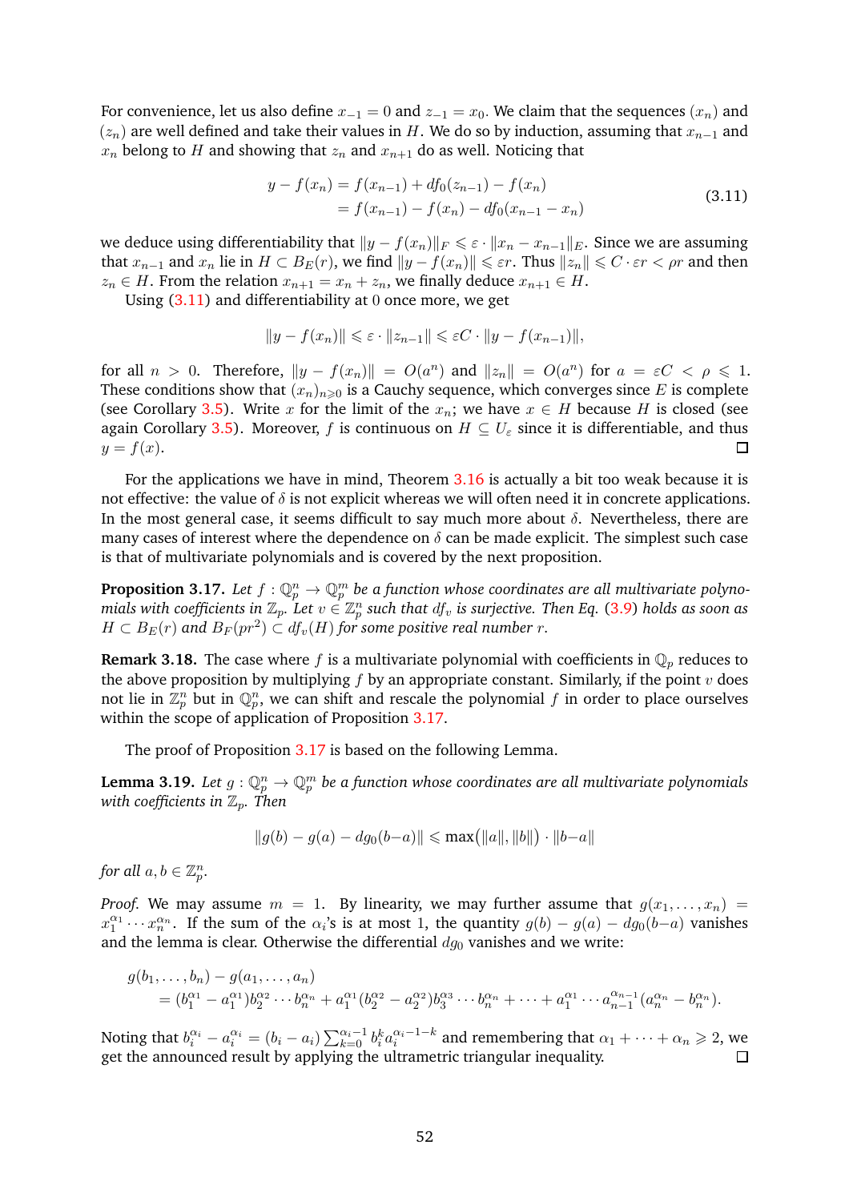For convenience, let us also define $x_{-1} = 0$ and $z_{-1} = x_0$. We claim that the sequences $(x_n)$ and $(z_n)$ are well defined and take their values in $H$. We do so by induction, assuming that $x_{n-1}$ and $x_n$ belong to $H$ and showing that $z_n$ and $x_{n+1}$ do as well. Noticing that

$$\begin{aligned} y - f(x_n) &= f(x_{n-1}) + df_0(z_{n-1}) - f(x_n) \\ &= f(x_{n-1}) - f(x_n) - df_0(x_{n-1} - x_n) \end{aligned} \tag{3.11}$$

we deduce using differentiability that $\|y - f(x_n)\|_F \leqslant \varepsilon \cdot \|x_n - x_{n-1}\|_E$. Since we are assuming that $x_{n-1}$ and $x_n$ lie in $H \subset B_E(r)$, we find $\|y - f(x_n)\| \leqslant \varepsilon r$. Thus $\|z_n\| \leqslant C \cdot \varepsilon r < \rho r$ and then $z_n \in H$. From the relation $x_{n+1} = x_n + z_n$, we finally deduce $x_{n+1} \in H$.

Using (3.11) and differentiability at $0$ once more, we get

$$\|y - f(x_n)\| \leqslant \varepsilon \cdot \|z_{n-1}\| \leqslant \varepsilon C \cdot \|y - f(x_{n-1})\|,$$

for all $n > 0$. Therefore, $\|y - f(x_n)\| = O(a^n)$ and $\|z_n\| = O(a^n)$ for $a = \varepsilon C < \rho \leqslant 1$. These conditions show that $(x_n)_{n \geqslant 0}$ is a Cauchy sequence, which converges since $E$ is complete (see Corollary 3.5). Write $x$ for the limit of the $x_n$; we have $x \in H$ because $H$ is closed (see again Corollary 3.5). Moreover, $f$ is continuous on $H \subseteq U_\varepsilon$ since it is differentiable, and thus $y = f(x)$. ☐

For the applications we have in mind, Theorem 3.16 is actually a bit too weak because it is not effective: the value of $\delta$ is not explicit whereas we will often need it in concrete applications. In the most general case, it seems difficult to say much more about $\delta$. Nevertheless, there are many cases of interest where the dependence on $\delta$ can be made explicit. The simplest such case is that of multivariate polynomials and is covered by the next proposition.

**Proposition 3.17.** *Let $f : \mathbb{Q}_p^n \to \mathbb{Q}_p^m$ be a function whose coordinates are all multivariate polynomials with coefficients in $\mathbb{Z}_p$. Let $v \in \mathbb{Z}_p^n$ such that $df_v$ is surjective. Then Eq. (3.9) holds as soon as $H \subset B_E(r)$ and $B_F(pr^2) \subset df_v(H)$ for some positive real number $r$.*

**Remark 3.18.** The case where $f$ is a multivariate polynomial with coefficients in $\mathbb{Q}_p$ reduces to the above proposition by multiplying $f$ by an appropriate constant. Similarly, if the point $v$ does not lie in $\mathbb{Z}_p^n$ but in $\mathbb{Q}_p^n$, we can shift and rescale the polynomial $f$ in order to place ourselves within the scope of application of Proposition 3.17.

The proof of Proposition 3.17 is based on the following Lemma.

**Lemma 3.19.** *Let $g : \mathbb{Q}_p^n \to \mathbb{Q}_p^m$ be a function whose coordinates are all multivariate polynomials with coefficients in $\mathbb{Z}_p$. Then*

$$\|g(b) - g(a) - dg_0(b-a)\| \leqslant \max\big(\|a\|, \|b\|\big) \cdot \|b-a\|$$

*for all $a, b \in \mathbb{Z}_p^n$.*

*Proof.* We may assume $m = 1$. By linearity, we may further assume that $g(x_1, \ldots, x_n) = x_1^{\alpha_1} \cdots x_n^{\alpha_n}$. If the sum of the $\alpha_i$'s is at most $1$, the quantity $g(b) - g(a) - dg_0(b-a)$ vanishes and the lemma is clear. Otherwise the differential $dg_0$ vanishes and we write:

$$\begin{aligned} &g(b_1, \ldots, b_n) - g(a_1, \ldots, a_n) \\ &\quad = (b_1^{\alpha_1} - a_1^{\alpha_1}) b_2^{\alpha_2} \cdots b_n^{\alpha_n} + a_1^{\alpha_1}(b_2^{\alpha_2} - a_2^{\alpha_2}) b_3^{\alpha_3} \cdots b_n^{\alpha_n} + \cdots + a_1^{\alpha_1} \cdots a_{n-1}^{\alpha_{n-1}}(a_n^{\alpha_n} - b_n^{\alpha_n}). \end{aligned}$$

Noting that $b_i^{\alpha_i} - a_i^{\alpha_i} = (b_i - a_i) \sum_{k=0}^{\alpha_i - 1} b_i^k a_i^{\alpha_i - 1 - k}$ and remembering that $\alpha_1 + \cdots + \alpha_n \geqslant 2$, we get the announced result by applying the ultrametric triangular inequality. ☐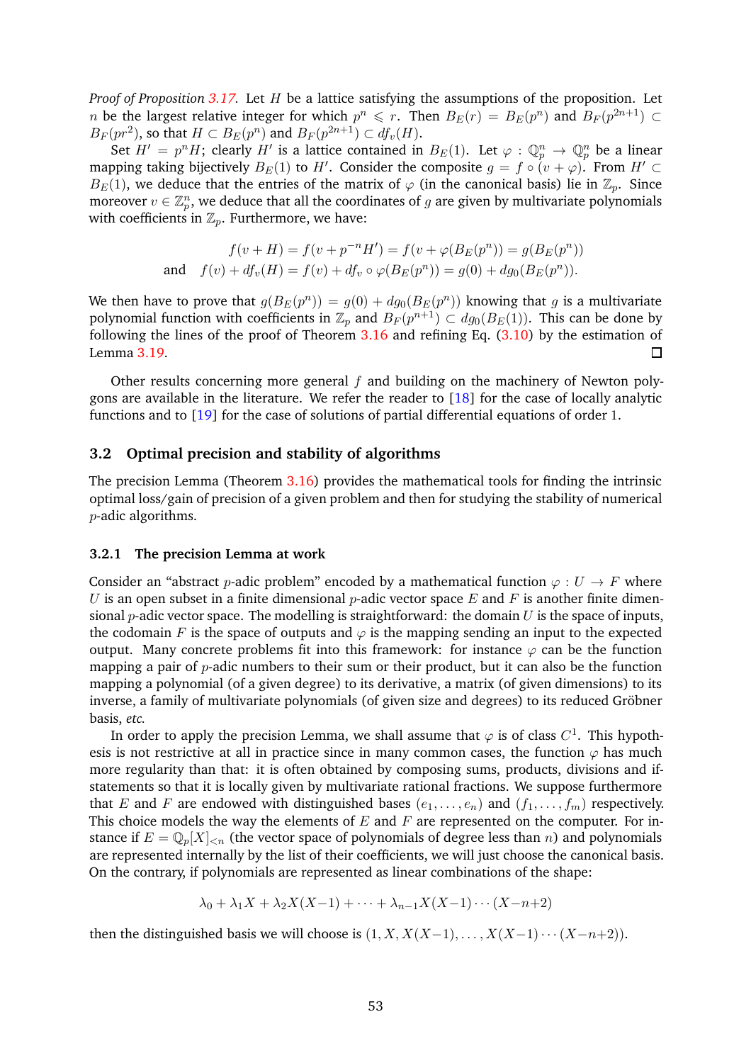*Proof of Proposition 3.17.* Let $H$ be a lattice satisfying the assumptions of the proposition. Let $n$ be the largest relative integer for which $p^n \leqslant r$. Then $B_E(r) = B_E(p^n)$ and $B_F(p^{2n+1}) \subset B_F(pr^2)$, so that $H \subset B_E(p^n)$ and $B_F(p^{2n+1}) \subset df_v(H)$.

Set $H' = p^n H$; clearly $H'$ is a lattice contained in $B_E(1)$. Let $\varphi : \mathbb{Q}_p^n \to \mathbb{Q}_p^n$ be a linear mapping taking bijectively $B_E(1)$ to $H'$. Consider the composite $g = f \circ (v + \varphi)$. From $H' \subset B_E(1)$, we deduce that the entries of the matrix of $\varphi$ (in the canonical basis) lie in $\mathbb{Z}_p$. Since moreover $v \in \mathbb{Z}_p^n$, we deduce that all the coordinates of $g$ are given by multivariate polynomials with coefficients in $\mathbb{Z}_p$. Furthermore, we have:

$$f(v+H) = f(v + p^{-n}H') = f(v + \varphi(B_E(p^n)) = g(B_E(p^n))$$
$$\text{and} \quad f(v) + df_v(H) = f(v) + df_v \circ \varphi(B_E(p^n)) = g(0) + dg_0(B_E(p^n)).$$

We then have to prove that $g(B_E(p^n)) = g(0) + dg_0(B_E(p^n))$ knowing that $g$ is a multivariate polynomial function with coefficients in $\mathbb{Z}_p$ and $B_F(p^{n+1}) \subset dg_0(B_E(1))$. This can be done by following the lines of the proof of Theorem 3.16 and refining Eq. (3.10) by the estimation of Lemma 3.19. ☐

Other results concerning more general $f$ and building on the machinery of Newton polygons are available in the literature. We refer the reader to [18] for the case of locally analytic functions and to [19] for the case of solutions of partial differential equations of order 1.

## 3.2 Optimal precision and stability of algorithms

The precision Lemma (Theorem 3.16) provides the mathematical tools for finding the intrinsic optimal loss/gain of precision of a given problem and then for studying the stability of numerical $p$-adic algorithms.

### 3.2.1 The precision Lemma at work

Consider an "abstract $p$-adic problem" encoded by a mathematical function $\varphi : U \to F$ where $U$ is an open subset in a finite dimensional $p$-adic vector space $E$ and $F$ is another finite dimensional $p$-adic vector space. The modelling is straightforward: the domain $U$ is the space of inputs, the codomain $F$ is the space of outputs and $\varphi$ is the mapping sending an input to the expected output. Many concrete problems fit into this framework: for instance $\varphi$ can be the function mapping a pair of $p$-adic numbers to their sum or their product, but it can also be the function mapping a polynomial (of a given degree) to its derivative, a matrix (of given dimensions) to its inverse, a family of multivariate polynomials (of given size and degrees) to its reduced Gröbner basis, *etc.*

In order to apply the precision Lemma, we shall assume that $\varphi$ is of class $C^1$. This hypothesis is not restrictive at all in practice since in many common cases, the function $\varphi$ has much more regularity than that: it is often obtained by composing sums, products, divisions and if-statements so that it is locally given by multivariate rational fractions. We suppose furthermore that $E$ and $F$ are endowed with distinguished bases $(e_1, \ldots, e_n)$ and $(f_1, \ldots, f_m)$ respectively. This choice models the way the elements of $E$ and $F$ are represented on the computer. For instance if $E = \mathbb{Q}_p[X]_{<n}$ (the vector space of polynomials of degree less than $n$) and polynomials are represented internally by the list of their coefficients, we will just choose the canonical basis. On the contrary, if polynomials are represented as linear combinations of the shape:

$$\lambda_0 + \lambda_1 X + \lambda_2 X(X-1) + \cdots + \lambda_{n-1} X(X-1) \cdots (X-n+2)$$

then the distinguished basis we will choose is $(1, X, X(X-1), \ldots, X(X-1) \cdots (X-n+2))$.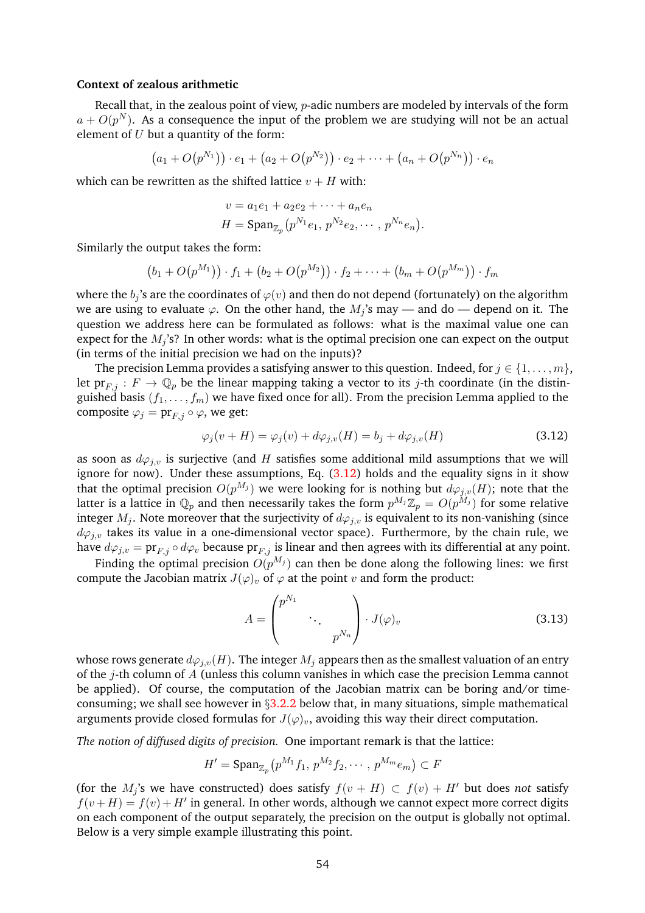**Context of zealous arithmetic**

Recall that, in the zealous point of view, $p$-adic numbers are modeled by intervals of the form $a + O(p^N)$. As a consequence the input of the problem we are studying will not be an actual element of $U$ but a quantity of the form:

$$\big(a_1 + O(p^{N_1})\big) \cdot e_1 + \big(a_2 + O(p^{N_2})\big) \cdot e_2 + \cdots + \big(a_n + O(p^{N_n})\big) \cdot e_n$$

which can be rewritten as the shifted lattice $v + H$ with:

$$v = a_1 e_1 + a_2 e_2 + \cdots + a_n e_n$$
$$H = \text{Span}_{\mathbb{Z}_p}\big(p^{N_1} e_1,\, p^{N_2} e_2, \cdots,\, p^{N_n} e_n\big).$$

Similarly the output takes the form:

$$\big(b_1 + O(p^{M_1})\big) \cdot f_1 + \big(b_2 + O(p^{M_2})\big) \cdot f_2 + \cdots + \big(b_m + O(p^{M_m})\big) \cdot f_m$$

where the $b_j$'s are the coordinates of $\varphi(v)$ and then do not depend (fortunately) on the algorithm we are using to evaluate $\varphi$. On the other hand, the $M_j$'s may — and do — depend on it. The question we address here can be formulated as follows: what is the maximal value one can expect for the $M_j$'s? In other words: what is the optimal precision one can expect on the output (in terms of the initial precision we had on the inputs)?

The precision Lemma provides a satisfying answer to this question. Indeed, for $j \in \{1, \ldots, m\}$, let $\text{pr}_{F,j} : F \to \mathbb{Q}_p$ be the linear mapping taking a vector to its $j$-th coordinate (in the distinguished basis $(f_1, \ldots, f_m)$ we have fixed once for all). From the precision Lemma applied to the composite $\varphi_j = \text{pr}_{F,j} \circ \varphi$, we get:

$$\varphi_j(v + H) = \varphi_j(v) + d\varphi_{j,v}(H) = b_j + d\varphi_{j,v}(H) \tag{3.12}$$

as soon as $d\varphi_{j,v}$ is surjective (and $H$ satisfies some additional mild assumptions that we will ignore for now). Under these assumptions, Eq. (3.12) holds and the equality signs in it show that the optimal precision $O(p^{M_j})$ we were looking for is nothing but $d\varphi_{j,v}(H)$; note that the latter is a lattice in $\mathbb{Q}_p$ and then necessarily takes the form $p^{M_j}\mathbb{Z}_p = O(p^{M_j})$ for some relative integer $M_j$. Note moreover that the surjectivity of $d\varphi_{j,v}$ is equivalent to its non-vanishing (since $d\varphi_{j,v}$ takes its value in a one-dimensional vector space). Furthermore, by the chain rule, we have $d\varphi_{j,v} = \text{pr}_{F,j} \circ d\varphi_v$ because $\text{pr}_{F,j}$ is linear and then agrees with its differential at any point.

Finding the optimal precision $O(p^{M_j})$ can then be done along the following lines: we first compute the Jacobian matrix $J(\varphi)_v$ of $\varphi$ at the point $v$ and form the product:

$$A = \begin{pmatrix} p^{N_1} & & \\ & \ddots & \\ & & p^{N_n} \end{pmatrix} \cdot J(\varphi)_v \tag{3.13}$$

whose rows generate $d\varphi_{j,v}(H)$. The integer $M_j$ appears then as the smallest valuation of an entry of the $j$-th column of $A$ (unless this column vanishes in which case the precision Lemma cannot be applied). Of course, the computation of the Jacobian matrix can be boring and/or time-consuming; we shall see however in §3.2.2 below that, in many situations, simple mathematical arguments provide closed formulas for $J(\varphi)_v$, avoiding this way their direct computation.

*The notion of diffused digits of precision.* One important remark is that the lattice:

$$H' = \text{Span}_{\mathbb{Z}_p}\big(p^{M_1} f_1,\, p^{M_2} f_2, \cdots,\, p^{M_m} e_m\big) \subset F$$

(for the $M_j$'s we have constructed) does satisfy $f(v + H) \subset f(v) + H'$ but does *not* satisfy $f(v+H) = f(v) + H'$ in general. In other words, although we cannot expect more correct digits on each component of the output separately, the precision on the output is globally not optimal. Below is a very simple example illustrating this point.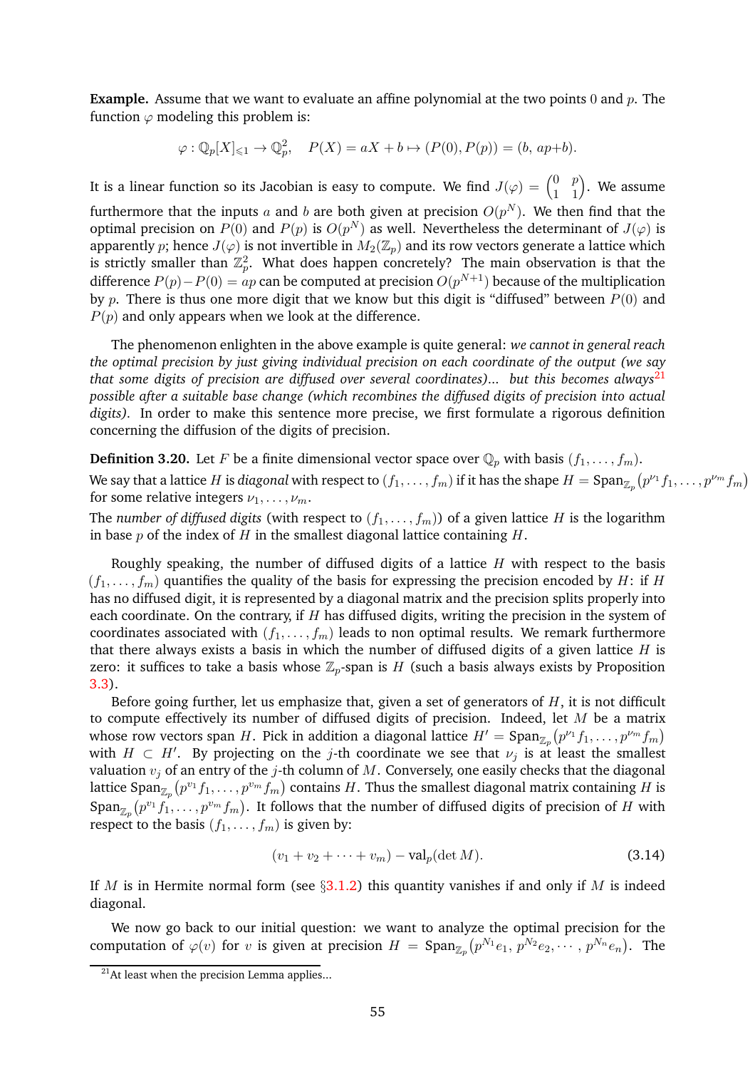**Example.** Assume that we want to evaluate an affine polynomial at the two points 0 and $p$. The function $\varphi$ modeling this problem is:

$$\varphi : \mathbb{Q}_p[X]_{\leqslant 1} \to \mathbb{Q}_p^2, \quad P(X) = aX + b \mapsto (P(0), P(p)) = (b,\, ap{+}b).$$

It is a linear function so its Jacobian is easy to compute. We find $J(\varphi) = \begin{pmatrix} 0 & p \\ 1 & 1 \end{pmatrix}$. We assume furthermore that the inputs $a$ and $b$ are both given at precision $O(p^N)$. We then find that the optimal precision on $P(0)$ and $P(p)$ is $O(p^N)$ as well. Nevertheless the determinant of $J(\varphi)$ is apparently $p$; hence $J(\varphi)$ is not invertible in $M_2(\mathbb{Z}_p)$ and its row vectors generate a lattice which is strictly smaller than $\mathbb{Z}_p^2$. What does happen concretely? The main observation is that the difference $P(p) - P(0) = ap$ can be computed at precision $O(p^{N+1})$ because of the multiplication by $p$. There is thus one more digit that we know but this digit is "diffused" between $P(0)$ and $P(p)$ and only appears when we look at the difference.

The phenomenon enlighten in the above example is quite general: *we cannot in general reach the optimal precision by just giving individual precision on each coordinate of the output (we say that some digits of precision are diffused over several coordinates)... but this becomes always*[21] *possible after a suitable base change (which recombines the diffused digits of precision into actual digits).* In order to make this sentence more precise, we first formulate a rigorous definition concerning the diffusion of the digits of precision.

**Definition 3.20.** Let $F$ be a finite dimensional vector space over $\mathbb{Q}_p$ with basis $(f_1, \dots, f_m)$.
We say that a lattice $H$ is *diagonal* with respect to $(f_1, \dots, f_m)$ if it has the shape $H = \text{Span}_{\mathbb{Z}_p}(p^{\nu_1} f_1, \dots, p^{\nu_m} f_m)$ for some relative integers $\nu_1, \dots, \nu_m$.
The *number of diffused digits* (with respect to $(f_1, \dots, f_m)$) of a given lattice $H$ is the logarithm in base $p$ of the index of $H$ in the smallest diagonal lattice containing $H$.

Roughly speaking, the number of diffused digits of a lattice $H$ with respect to the basis $(f_1, \dots, f_m)$ quantifies the quality of the basis for expressing the precision encoded by $H$: if $H$ has no diffused digit, it is represented by a diagonal matrix and the precision splits properly into each coordinate. On the contrary, if $H$ has diffused digits, writing the precision in the system of coordinates associated with $(f_1, \dots, f_m)$ leads to non optimal results. We remark furthermore that there always exists a basis in which the number of diffused digits of a given lattice $H$ is zero: it suffices to take a basis whose $\mathbb{Z}_p$-span is $H$ (such a basis always exists by Proposition 3.3).

Before going further, let us emphasize that, given a set of generators of $H$, it is not difficult to compute effectively its number of diffused digits of precision. Indeed, let $M$ be a matrix whose row vectors span $H$. Pick in addition a diagonal lattice $H' = \text{Span}_{\mathbb{Z}_p}(p^{\nu_1} f_1, \dots, p^{\nu_m} f_m)$ with $H \subset H'$. By projecting on the $j$-th coordinate we see that $\nu_j$ is at least the smallest valuation $v_j$ of an entry of the $j$-th column of $M$. Conversely, one easily checks that the diagonal lattice $\text{Span}_{\mathbb{Z}_p}(p^{v_1} f_1, \dots, p^{v_m} f_m)$ contains $H$. Thus the smallest diagonal matrix containing $H$ is $\text{Span}_{\mathbb{Z}_p}(p^{v_1} f_1, \dots, p^{v_m} f_m)$. It follows that the number of diffused digits of precision of $H$ with respect to the basis $(f_1, \dots, f_m)$ is given by:

$$(v_1 + v_2 + \cdots + v_m) - \text{val}_p(\det M). \tag{3.14}$$

If $M$ is in Hermite normal form (see §3.1.2) this quantity vanishes if and only if $M$ is indeed diagonal.

We now go back to our initial question: we want to analyze the optimal precision for the computation of $\varphi(v)$ for $v$ is given at precision $H = \text{Span}_{\mathbb{Z}_p}(p^{N_1} e_1,\, p^{N_2} e_2, \cdots,\, p^{N_n} e_n)$. The

[21] At least when the precision Lemma applies...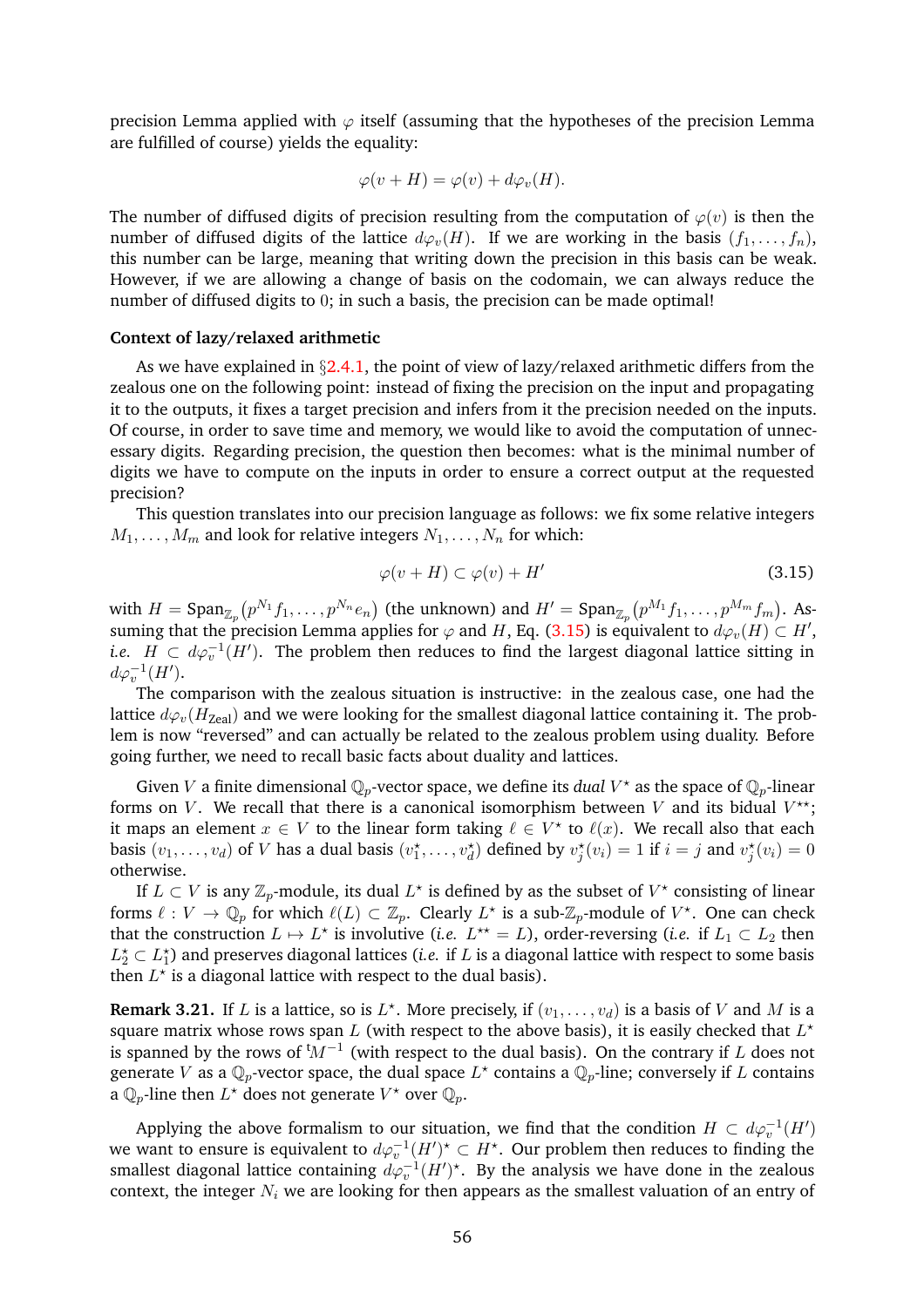precision Lemma applied with $\varphi$ itself (assuming that the hypotheses of the precision Lemma are fulfilled of course) yields the equality:

$$\varphi(v + H) = \varphi(v) + d\varphi_v(H).$$

The number of diffused digits of precision resulting from the computation of $\varphi(v)$ is then the number of diffused digits of the lattice $d\varphi_v(H)$. If we are working in the basis $(f_1, \ldots, f_n)$, this number can be large, meaning that writing down the precision in this basis can be weak. However, if we are allowing a change of basis on the codomain, we can always reduce the number of diffused digits to 0; in such a basis, the precision can be made optimal!

**Context of lazy/relaxed arithmetic**

As we have explained in §2.4.1, the point of view of lazy/relaxed arithmetic differs from the zealous one on the following point: instead of fixing the precision on the input and propagating it to the outputs, it fixes a target precision and infers from it the precision needed on the inputs. Of course, in order to save time and memory, we would like to avoid the computation of unnecessary digits. Regarding precision, the question then becomes: what is the minimal number of digits we have to compute on the inputs in order to ensure a correct output at the requested precision?

This question translates into our precision language as follows: we fix some relative integers $M_1, \ldots, M_m$ and look for relative integers $N_1, \ldots, N_n$ for which:

$$\varphi(v + H) \subset \varphi(v) + H' \tag{3.15}$$

with $H = \text{Span}_{\mathbb{Z}_p}(p^{N_1} f_1, \ldots, p^{N_n} e_n)$ (the unknown) and $H' = \text{Span}_{\mathbb{Z}_p}(p^{M_1} f_1, \ldots, p^{M_m} f_m)$. Assuming that the precision Lemma applies for $\varphi$ and $H$, Eq. (3.15) is equivalent to $d\varphi_v(H) \subset H'$, *i.e.* $H \subset d\varphi_v^{-1}(H')$. The problem then reduces to find the largest diagonal lattice sitting in $d\varphi_v^{-1}(H')$.

The comparison with the zealous situation is instructive: in the zealous case, one had the lattice $d\varphi_v(H_{\text{Zeal}})$ and we were looking for the smallest diagonal lattice containing it. The problem is now "reversed" and can actually be related to the zealous problem using duality. Before going further, we need to recall basic facts about duality and lattices.

Given $V$ a finite dimensional $\mathbb{Q}_p$-vector space, we define its *dual* $V^\star$ as the space of $\mathbb{Q}_p$-linear forms on $V$. We recall that there is a canonical isomorphism between $V$ and its bidual $V^{\star\star}$; it maps an element $x \in V$ to the linear form taking $\ell \in V^\star$ to $\ell(x)$. We recall also that each basis $(v_1, \ldots, v_d)$ of $V$ has a dual basis $(v_1^\star, \ldots, v_d^\star)$ defined by $v_j^\star(v_i) = 1$ if $i = j$ and $v_j^\star(v_i) = 0$ otherwise.

If $L \subset V$ is any $\mathbb{Z}_p$-module, its dual $L^\star$ is defined by as the subset of $V^\star$ consisting of linear forms $\ell : V \to \mathbb{Q}_p$ for which $\ell(L) \subset \mathbb{Z}_p$. Clearly $L^\star$ is a sub-$\mathbb{Z}_p$-module of $V^\star$. One can check that the construction $L \mapsto L^\star$ is involutive (*i.e.* $L^{\star\star} = L$), order-reversing (*i.e.* if $L_1 \subset L_2$ then $L_2^\star \subset L_1^\star$) and preserves diagonal lattices (*i.e.* if $L$ is a diagonal lattice with respect to some basis then $L^\star$ is a diagonal lattice with respect to the dual basis).

**Remark 3.21.** If $L$ is a lattice, so is $L^\star$. More precisely, if $(v_1, \ldots, v_d)$ is a basis of $V$ and $M$ is a square matrix whose rows span $L$ (with respect to the above basis), it is easily checked that $L^\star$ is spanned by the rows of ${}^tM^{-1}$ (with respect to the dual basis). On the contrary if $L$ does not generate $V$ as a $\mathbb{Q}_p$-vector space, the dual space $L^\star$ contains a $\mathbb{Q}_p$-line; conversely if $L$ contains a $\mathbb{Q}_p$-line then $L^\star$ does not generate $V^\star$ over $\mathbb{Q}_p$.

Applying the above formalism to our situation, we find that the condition $H \subset d\varphi_v^{-1}(H')$ we want to ensure is equivalent to $d\varphi_v^{-1}(H')^\star \subset H^\star$. Our problem then reduces to finding the smallest diagonal lattice containing $d\varphi_v^{-1}(H')^\star$. By the analysis we have done in the zealous context, the integer $N_i$ we are looking for then appears as the smallest valuation of an entry of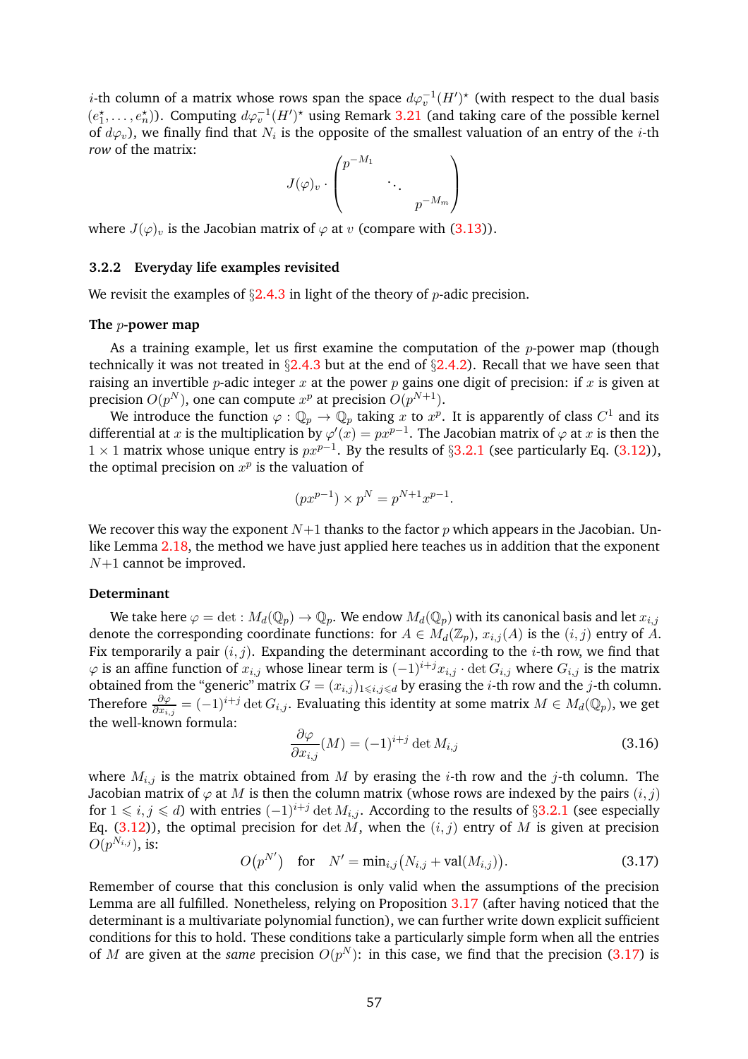$i$-th column of a matrix whose rows span the space $d\varphi_v^{-1}(H')^\star$ (with respect to the dual basis $(e_1^\star, \ldots, e_n^\star)$). Computing $d\varphi_v^{-1}(H')^\star$ using Remark 3.21 (and taking care of the possible kernel of $d\varphi_v$), we finally find that $N_i$ is the opposite of the smallest valuation of an entry of the $i$-th *row* of the matrix:

$$J(\varphi)_v \cdot \begin{pmatrix} p^{-M_1} & & \\ & \ddots & \\ & & p^{-M_m} \end{pmatrix}$$

where $J(\varphi)_v$ is the Jacobian matrix of $\varphi$ at $v$ (compare with (3.13)).

### 3.2.2 Everyday life examples revisited

We revisit the examples of §2.4.3 in light of the theory of $p$-adic precision.

#### The $p$-power map

As a training example, let us first examine the computation of the $p$-power map (though technically it was not treated in §2.4.3 but at the end of §2.4.2). Recall that we have seen that raising an invertible $p$-adic integer $x$ at the power $p$ gains one digit of precision: if $x$ is given at precision $O(p^N)$, one can compute $x^p$ at precision $O(p^{N+1})$.

We introduce the function $\varphi : \mathbb{Q}_p \to \mathbb{Q}_p$ taking $x$ to $x^p$. It is apparently of class $C^1$ and its differential at $x$ is the multiplication by $\varphi'(x) = px^{p-1}$. The Jacobian matrix of $\varphi$ at $x$ is then the $1 \times 1$ matrix whose unique entry is $px^{p-1}$. By the results of §3.2.1 (see particularly Eq. (3.12)), the optimal precision on $x^p$ is the valuation of

$$(px^{p-1}) \times p^N = p^{N+1}x^{p-1}.$$

We recover this way the exponent $N+1$ thanks to the factor $p$ which appears in the Jacobian. Unlike Lemma 2.18, the method we have just applied here teaches us in addition that the exponent $N+1$ cannot be improved.

#### Determinant

We take here $\varphi = \det : M_d(\mathbb{Q}_p) \to \mathbb{Q}_p$. We endow $M_d(\mathbb{Q}_p)$ with its canonical basis and let $x_{i,j}$ denote the corresponding coordinate functions: for $A \in M_d(\mathbb{Z}_p)$, $x_{i,j}(A)$ is the $(i,j)$ entry of $A$. Fix temporarily a pair $(i,j)$. Expanding the determinant according to the $i$-th row, we find that $\varphi$ is an affine function of $x_{i,j}$ whose linear term is $(-1)^{i+j}x_{i,j} \cdot \det G_{i,j}$ where $G_{i,j}$ is the matrix obtained from the "generic" matrix $G = (x_{i,j})_{1 \leqslant i,j \leqslant d}$ by erasing the $i$-th row and the $j$-th column. Therefore $\frac{\partial \varphi}{\partial x_{i,j}} = (-1)^{i+j} \det G_{i,j}$. Evaluating this identity at some matrix $M \in M_d(\mathbb{Q}_p)$, we get the well-known formula:

$$\frac{\partial \varphi}{\partial x_{i,j}}(M) = (-1)^{i+j} \det M_{i,j} \tag{3.16}$$

where $M_{i,j}$ is the matrix obtained from $M$ by erasing the $i$-th row and the $j$-th column. The Jacobian matrix of $\varphi$ at $M$ is then the column matrix (whose rows are indexed by the pairs $(i,j)$ for $1 \leqslant i,j \leqslant d$) with entries $(-1)^{i+j} \det M_{i,j}$. According to the results of §3.2.1 (see especially Eq. (3.12)), the optimal precision for $\det M$, when the $(i,j)$ entry of $M$ is given at precision $O(p^{N_{i,j}})$, is:

$$O\big(p^{N'}\big) \quad \text{for} \quad N' = \min_{i,j}\big(N_{i,j} + \text{val}(M_{i,j})\big). \tag{3.17}$$

Remember of course that this conclusion is only valid when the assumptions of the precision Lemma are all fulfilled. Nonetheless, relying on Proposition 3.17 (after having noticed that the determinant is a multivariate polynomial function), we can further write down explicit sufficient conditions for this to hold. These conditions take a particularly simple form when all the entries of $M$ are given at the *same* precision $O(p^N)$: in this case, we find that the precision (3.17) is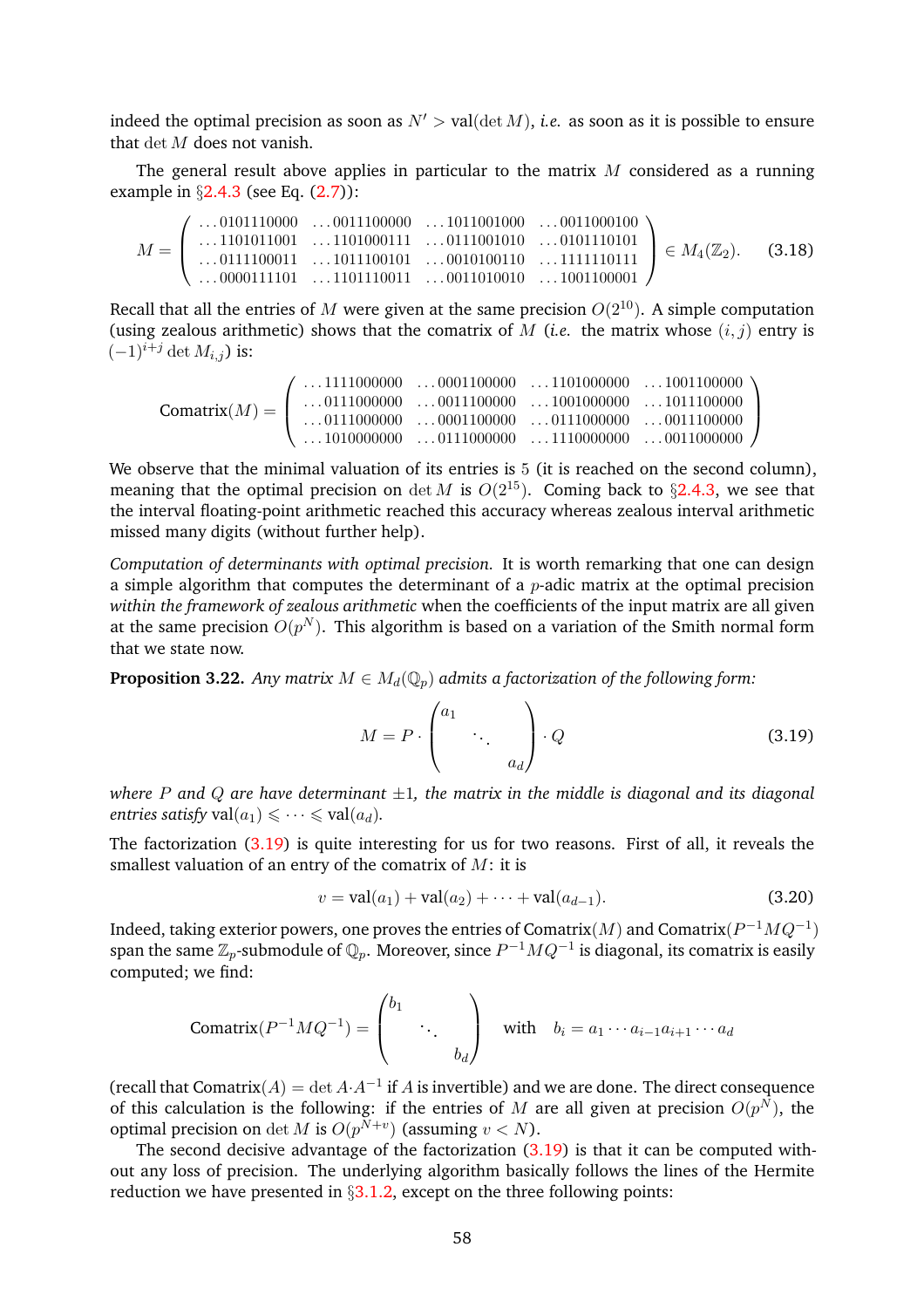indeed the optimal precision as soon as $N' > \text{val}(\det M)$, *i.e.* as soon as it is possible to ensure that $\det M$ does not vanish.

The general result above applies in particular to the matrix $M$ considered as a running example in §2.4.3 (see Eq. (2.7)):

$$M = \begin{pmatrix} \ldots 0101110000 & \ldots 0011100000 & \ldots 1011001000 & \ldots 0011000100 \\ \ldots 1101011001 & \ldots 1101000111 & \ldots 0111001010 & \ldots 0101110101 \\ \ldots 0111100011 & \ldots 1011100101 & \ldots 0010100110 & \ldots 1111110111 \\ \ldots 0000111101 & \ldots 1101110011 & \ldots 0011010010 & \ldots 1001100001 \end{pmatrix} \in M_4(\mathbb{Z}_2). \tag{3.18}$$

Recall that all the entries of $M$ were given at the same precision $O(2^{10})$. A simple computation (using zealous arithmetic) shows that the comatrix of $M$ (*i.e.* the matrix whose $(i,j)$ entry is $(-1)^{i+j} \det M_{i,j}$) is:

$$\text{Comatrix}(M) = \begin{pmatrix} \ldots 1111000000 & \ldots 0001100000 & \ldots 1101000000 & \ldots 1001100000 \\ \ldots 0111000000 & \ldots 0011100000 & \ldots 1001000000 & \ldots 1011100000 \\ \ldots 0111000000 & \ldots 0001100000 & \ldots 0111000000 & \ldots 0011100000 \\ \ldots 1010000000 & \ldots 0111000000 & \ldots 1110000000 & \ldots 0011000000 \end{pmatrix}$$

We observe that the minimal valuation of its entries is 5 (it is reached on the second column), meaning that the optimal precision on $\det M$ is $O(2^{15})$. Coming back to §2.4.3, we see that the interval floating-point arithmetic reached this accuracy whereas zealous interval arithmetic missed many digits (without further help).

*Computation of determinants with optimal precision.* It is worth remarking that one can design a simple algorithm that computes the determinant of a $p$-adic matrix at the optimal precision *within the framework of zealous arithmetic* when the coefficients of the input matrix are all given at the same precision $O(p^N)$. This algorithm is based on a variation of the Smith normal form that we state now.

**Proposition 3.22.** *Any matrix $M \in M_d(\mathbb{Q}_p)$ admits a factorization of the following form:*

$$M = P \cdot \begin{pmatrix} a_1 & & \\ & \ddots & \\ & & a_d \end{pmatrix} \cdot Q \tag{3.19}$$

*where $P$ and $Q$ are have determinant $\pm 1$, the matrix in the middle is diagonal and its diagonal entries satisfy* $\text{val}(a_1) \leqslant \cdots \leqslant \text{val}(a_d)$.

The factorization (3.19) is quite interesting for us for two reasons. First of all, it reveals the smallest valuation of an entry of the comatrix of $M$: it is

$$v = \text{val}(a_1) + \text{val}(a_2) + \cdots + \text{val}(a_{d-1}). \tag{3.20}$$

Indeed, taking exterior powers, one proves the entries of $\text{Comatrix}(M)$ and $\text{Comatrix}(P^{-1}MQ^{-1})$ span the same $\mathbb{Z}_p$-submodule of $\mathbb{Q}_p$. Moreover, since $P^{-1}MQ^{-1}$ is diagonal, its comatrix is easily computed; we find:

$$\text{Comatrix}(P^{-1}MQ^{-1}) = \begin{pmatrix} b_1 & & \\ & \ddots & \\ & & b_d \end{pmatrix} \quad \text{with} \quad b_i = a_1 \cdots a_{i-1} a_{i+1} \cdots a_d$$

(recall that $\text{Comatrix}(A) = \det A \cdot A^{-1}$ if $A$ is invertible) and we are done. The direct consequence of this calculation is the following: if the entries of $M$ are all given at precision $O(p^N)$, the optimal precision on $\det M$ is $O(p^{N+v})$ (assuming $v < N$).

The second decisive advantage of the factorization (3.19) is that it can be computed without any loss of precision. The underlying algorithm basically follows the lines of the Hermite reduction we have presented in §3.1.2, except on the three following points: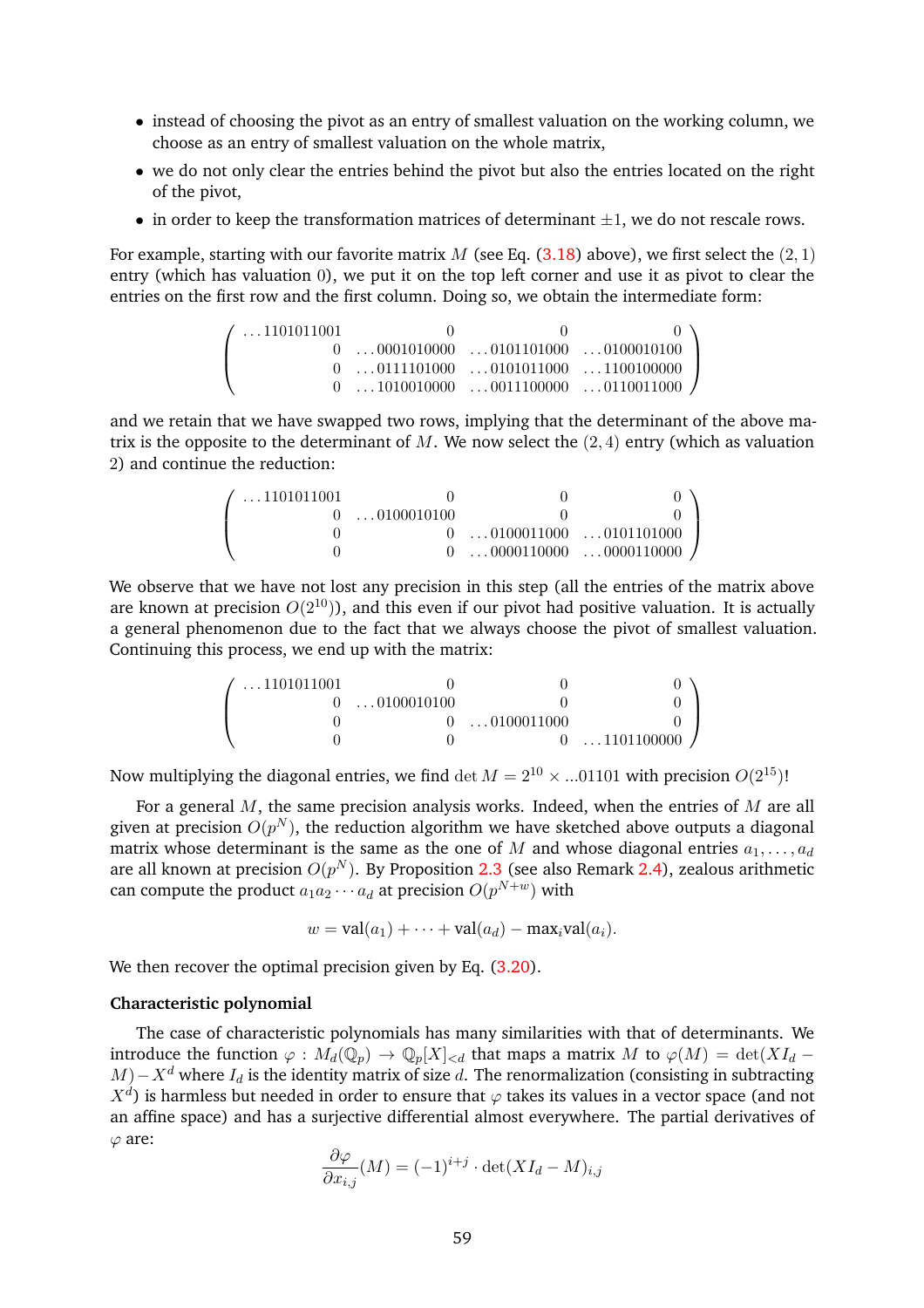- instead of choosing the pivot as an entry of smallest valuation on the working column, we choose as an entry of smallest valuation on the whole matrix,
- we do not only clear the entries behind the pivot but also the entries located on the right of the pivot,
- in order to keep the transformation matrices of determinant $\pm 1$, we do not rescale rows.

For example, starting with our favorite matrix $M$ (see Eq. (3.18) above), we first select the $(2,1)$ entry (which has valuation 0), we put it on the top left corner and use it as pivot to clear the entries on the first row and the first column. Doing so, we obtain the intermediate form:

$$\begin{pmatrix} \ldots 1101011001 & 0 & 0 & 0 \\ 0 & \ldots 0001010000 & \ldots 0101101000 & \ldots 0100010100 \\ 0 & \ldots 0111101000 & \ldots 0101011000 & \ldots 1100100000 \\ 0 & \ldots 1010010000 & \ldots 0011100000 & \ldots 0110011000 \end{pmatrix}$$

and we retain that we have swapped two rows, implying that the determinant of the above matrix is the opposite to the determinant of $M$. We now select the $(2,4)$ entry (which as valuation 2) and continue the reduction:

$$\begin{pmatrix} \ldots 1101011001 & 0 & 0 & 0 \\ 0 & \ldots 0100010100 & 0 & 0 \\ 0 & 0 & \ldots 0100011000 & \ldots 0101101000 \\ 0 & 0 & \ldots 0000110000 & \ldots 0000110000 \end{pmatrix}$$

We observe that we have not lost any precision in this step (all the entries of the matrix above are known at precision $O(2^{10})$), and this even if our pivot had positive valuation. It is actually a general phenomenon due to the fact that we always choose the pivot of smallest valuation. Continuing this process, we end up with the matrix:

$$\begin{pmatrix} \ldots 1101011001 & 0 & 0 & 0 \\ 0 & \ldots 0100010100 & 0 & 0 \\ 0 & 0 & \ldots 0100011000 & 0 \\ 0 & 0 & 0 & \ldots 1101100000 \end{pmatrix}$$

Now multiplying the diagonal entries, we find $\det M = 2^{10} \times ...01101$ with precision $O(2^{15})$!

For a general $M$, the same precision analysis works. Indeed, when the entries of $M$ are all given at precision $O(p^N)$, the reduction algorithm we have sketched above outputs a diagonal matrix whose determinant is the same as the one of $M$ and whose diagonal entries $a_1, \ldots, a_d$ are all known at precision $O(p^N)$. By Proposition 2.3 (see also Remark 2.4), zealous arithmetic can compute the product $a_1 a_2 \cdots a_d$ at precision $O(p^{N+w})$ with

$$w = \text{val}(a_1) + \cdots + \text{val}(a_d) - \max_i \text{val}(a_i).$$

We then recover the optimal precision given by Eq. (3.20).

**Characteristic polynomial**

The case of characteristic polynomials has many similarities with that of determinants. We introduce the function $\varphi : M_d(\mathbb{Q}_p) \to \mathbb{Q}_p[X]_{<d}$ that maps a matrix $M$ to $\varphi(M) = \det(XI_d - M) - X^d$ where $I_d$ is the identity matrix of size $d$. The renormalization (consisting in subtracting $X^d$) is harmless but needed in order to ensure that $\varphi$ takes its values in a vector space (and not an affine space) and has a surjective differential almost everywhere. The partial derivatives of $\varphi$ are:

$$\frac{\partial \varphi}{\partial x_{i,j}}(M) = (-1)^{i+j} \cdot \det(XI_d - M)_{i,j}$$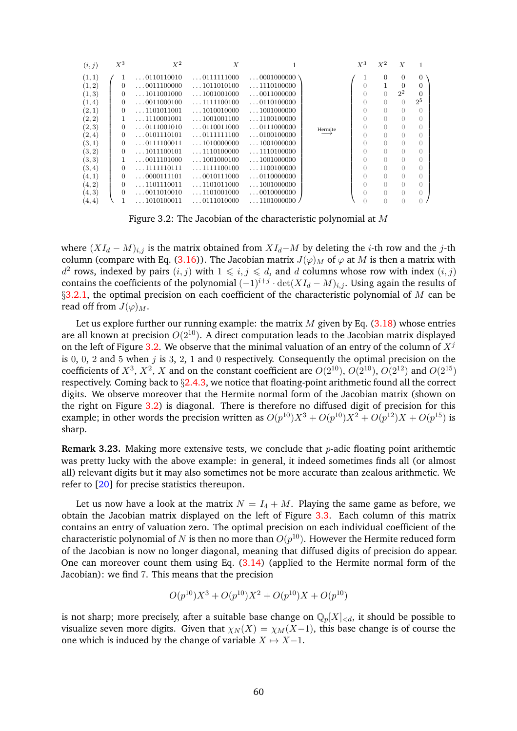| $(i,j)$ | $X^3$ | $X^2$ | $X$ | $1$ | | $X^3$ | $X^2$ | $X$ | $1$ |
|---|---|---|---|---|---|---|---|---|---|
| $(1,1)$ | 1 | ...0110110010 | ...0111111000 | ...0001000000 | | 1 | 0 | 0 | 0 |
| $(1,2)$ | 0 | ...0011100000 | ...1011010100 | ...1110100000 | | 0 | 1 | 0 | 0 |
| $(1,3)$ | 0 | ...1011001000 | ...1001001000 | ...0011000000 | | 0 | 0 | $2^2$ | 0 |
| $(1,4)$ | 0 | ...0011000100 | ...1111100100 | ...0110100000 | | 0 | 0 | 0 | $2^5$ |
| $(2,1)$ | 0 | ...1101011001 | ...1010010000 | ...1001000000 | | 0 | 0 | 0 | 0 |
| $(2,2)$ | 1 | ...1110001001 | ...1001001100 | ...1100100000 | | 0 | 0 | 0 | 0 |
| $(2,3)$ | 0 | ...0111001010 | ...0110011000 | ...0111000000 | Hermite $\longrightarrow$ | 0 | 0 | 0 | 0 |
| $(2,4)$ | 0 | ...0101110101 | ...0111111100 | ...0100100000 | | 0 | 0 | 0 | 0 |
| $(3,1)$ | 0 | ...0111100011 | ...1010000000 | ...1001000000 | | 0 | 0 | 0 | 0 |
| $(3,2)$ | 0 | ...1011100101 | ...1110100000 | ...1110100000 | | 0 | 0 | 0 | 0 |
| $(3,3)$ | 1 | ...0011101000 | ...1001000100 | ...1001000000 | | 0 | 0 | 0 | 0 |
| $(3,4)$ | 0 | ...1111110111 | ...1111100100 | ...1100100000 | | 0 | 0 | 0 | 0 |
| $(4,1)$ | 0 | ...0000111101 | ...0010111000 | ...0110000000 | | 0 | 0 | 0 | 0 |
| $(4,2)$ | 0 | ...1101110011 | ...1101011000 | ...1001000000 | | 0 | 0 | 0 | 0 |
| $(4,3)$ | 0 | ...0011010010 | ...1101001000 | ...0010000000 | | 0 | 0 | 0 | 0 |
| $(4,4)$ | 1 | ...1010100011 | ...0111010000 | ...1101000000 | | 0 | 0 | 0 | 0 |

Figure 3.2: The Jacobian of the characteristic polynomial at $M$

where $(XI_d - M)_{i,j}$ is the matrix obtained from $XI_d - M$ by deleting the $i$-th row and the $j$-th column (compare with Eq. (3.16)). The Jacobian matrix $J(\varphi)_M$ of $\varphi$ at $M$ is then a matrix with $d^2$ rows, indexed by pairs $(i,j)$ with $1 \leqslant i,j \leqslant d$, and $d$ columns whose row with index $(i,j)$ contains the coefficients of the polynomial $(-1)^{i+j} \cdot \det(XI_d - M)_{i,j}$. Using again the results of §3.2.1, the optimal precision on each coefficient of the characteristic polynomial of $M$ can be read off from $J(\varphi)_M$.

Let us explore further our running example: the matrix $M$ given by Eq. (3.18) whose entries are all known at precision $O(2^{10})$. A direct computation leads to the Jacobian matrix displayed on the left of Figure 3.2. We observe that the minimal valuation of an entry of the column of $X^j$ is 0, 0, 2 and 5 when $j$ is 3, 2, 1 and 0 respectively. Consequently the optimal precision on the coefficients of $X^3$, $X^2$, $X$ and on the constant coefficient are $O(2^{10})$, $O(2^{10})$, $O(2^{12})$ and $O(2^{15})$ respectively. Coming back to §2.4.3, we notice that floating-point arithmetic found all the correct digits. We observe moreover that the Hermite normal form of the Jacobian matrix (shown on the right on Figure 3.2) is diagonal. There is therefore no diffused digit of precision for this example; in other words the precision written as $O(p^{10})X^3 + O(p^{10})X^2 + O(p^{12})X + O(p^{15})$ is sharp.

**Remark 3.23.** Making more extensive tests, we conclude that $p$-adic floating point arithemtic was pretty lucky with the above example: in general, it indeed sometimes finds all (or almost all) relevant digits but it may also sometimes not be more accurate than zealous arithmetic. We refer to [20] for precise statistics thereupon.

Let us now have a look at the matrix $N = I_4 + M$. Playing the same game as before, we obtain the Jacobian matrix displayed on the left of Figure 3.3. Each column of this matrix contains an entry of valuation zero. The optimal precision on each individual coefficient of the characteristic polynomial of $N$ is then no more than $O(p^{10})$. However the Hermite reduced form of the Jacobian is now no longer diagonal, meaning that diffused digits of precision do appear. One can moreover count them using Eq. (3.14) (applied to the Hermite normal form of the Jacobian): we find 7. This means that the precision

$$O(p^{10})X^3 + O(p^{10})X^2 + O(p^{10})X + O(p^{10})$$

is not sharp; more precisely, after a suitable base change on $\mathbb{Q}_p[X]_{<d}$, it should be possible to visualize seven more digits. Given that $\chi_N(X) = \chi_M(X-1)$, this base change is of course the one which is induced by the change of variable $X \mapsto X-1$.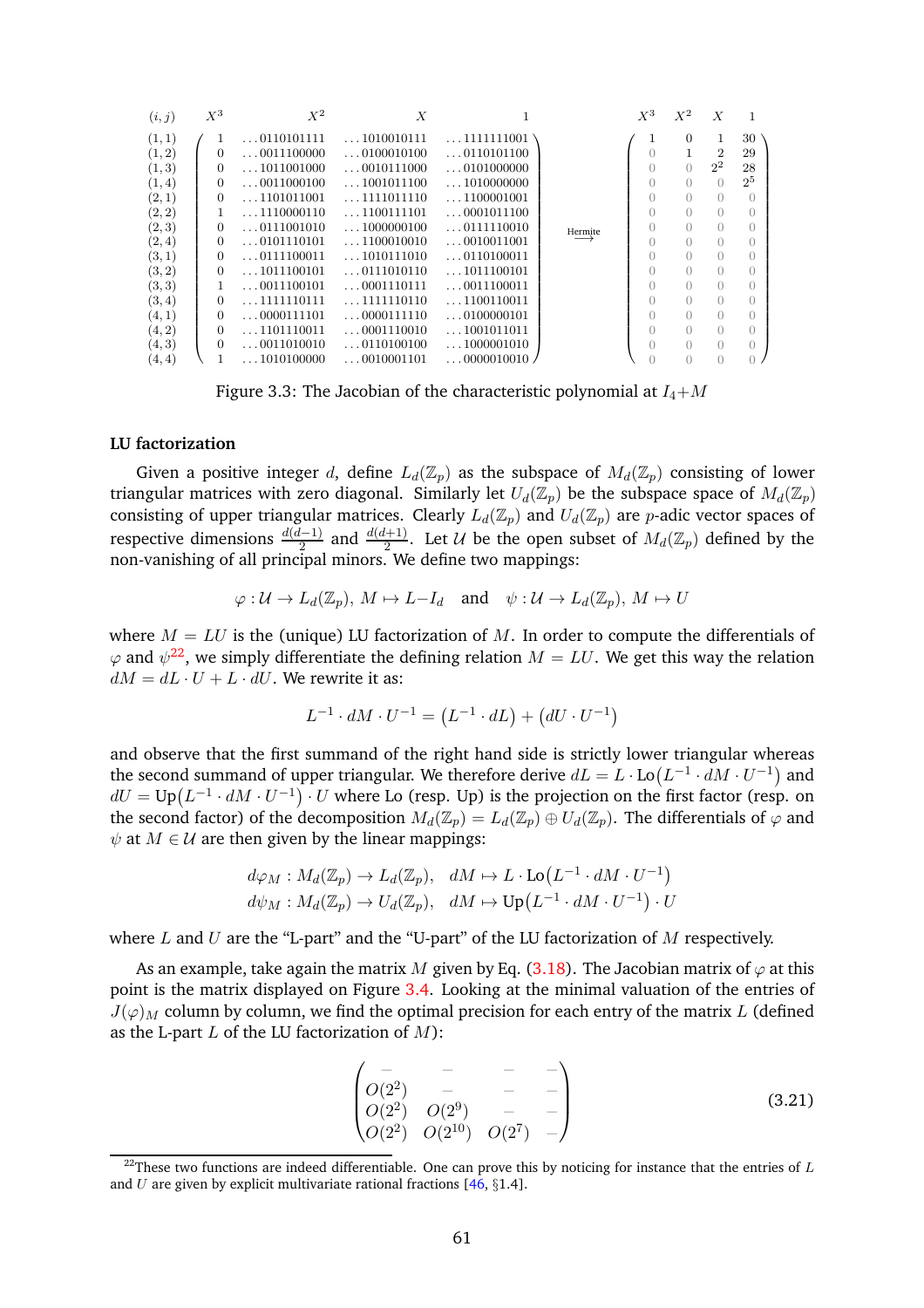$$
\begin{array}{c}
(i,j)\\
(1,1)\\(1,2)\\(1,3)\\(1,4)\\(2,1)\\(2,2)\\(2,3)\\(2,4)\\(3,1)\\(3,2)\\(3,3)\\(3,4)\\(4,1)\\(4,2)\\(4,3)\\(4,4)
\end{array}
\begin{array}{c}
\quad X^3 \qquad\qquad X^2 \qquad\qquad\quad X \qquad\qquad\qquad 1 \\
\begin{pmatrix}
1 & \ldots 0110101111 & \ldots 1010010111 & \ldots 1111111001 \\
0 & \ldots 0011100000 & \ldots 0100010100 & \ldots 0110101100 \\
0 & \ldots 1011001000 & \ldots 0010111000 & \ldots 0101000000 \\
0 & \ldots 0011000100 & \ldots 1001011100 & \ldots 1010000000 \\
0 & \ldots 1101011001 & \ldots 1111011110 & \ldots 1100001001 \\
1 & \ldots 1110000110 & \ldots 1100111101 & \ldots 0001011100 \\
0 & \ldots 0111001010 & \ldots 1000000100 & \ldots 0111110010 \\
0 & \ldots 0101110101 & \ldots 1100010010 & \ldots 0010011001 \\
0 & \ldots 0111100011 & \ldots 1010111010 & \ldots 0110100011 \\
0 & \ldots 1011100101 & \ldots 0111010110 & \ldots 1011100101 \\
1 & \ldots 0011100101 & \ldots 0001110111 & \ldots 0011100011 \\
0 & \ldots 1111110111 & \ldots 1111110110 & \ldots 1100110011 \\
0 & \ldots 0000111101 & \ldots 0000111110 & \ldots 0100000101 \\
0 & \ldots 1101110011 & \ldots 0001110010 & \ldots 1001011011 \\
0 & \ldots 0011010010 & \ldots 0110100100 & \ldots 1000001010 \\
1 & \ldots 1010100000 & \ldots 0010001101 & \ldots 0000010010
\end{pmatrix}
\end{array}
\xrightarrow{\text{Hermite}}
\begin{array}{c}
X^3 \quad X^2 \quad X \quad 1\\
\begin{pmatrix}
1 & 0 & 1 & 30 \\
0 & 1 & 2 & 29 \\
0 & 0 & 2^2 & 28 \\
0 & 0 & 0 & 2^5 \\
0 & 0 & 0 & 0 \\
0 & 0 & 0 & 0 \\
0 & 0 & 0 & 0 \\
0 & 0 & 0 & 0 \\
0 & 0 & 0 & 0 \\
0 & 0 & 0 & 0 \\
0 & 0 & 0 & 0 \\
0 & 0 & 0 & 0 \\
0 & 0 & 0 & 0 \\
0 & 0 & 0 & 0 \\
0 & 0 & 0 & 0 \\
0 & 0 & 0 & 0
\end{pmatrix}
\end{array}
$$

Figure 3.3: The Jacobian of the characteristic polynomial at $I_4+M$

**LU factorization**

Given a positive integer $d$, define $L_d(\mathbb{Z}_p)$ as the subspace of $M_d(\mathbb{Z}_p)$ consisting of lower triangular matrices with zero diagonal. Similarly let $U_d(\mathbb{Z}_p)$ be the subspace space of $M_d(\mathbb{Z}_p)$ consisting of upper triangular matrices. Clearly $L_d(\mathbb{Z}_p)$ and $U_d(\mathbb{Z}_p)$ are $p$-adic vector spaces of respective dimensions $\frac{d(d-1)}{2}$ and $\frac{d(d+1)}{2}$. Let $\mathcal{U}$ be the open subset of $M_d(\mathbb{Z}_p)$ defined by the non-vanishing of all principal minors. We define two mappings:

$$\varphi : \mathcal{U} \to L_d(\mathbb{Z}_p),\ M \mapsto L - I_d \quad \text{and} \quad \psi : \mathcal{U} \to L_d(\mathbb{Z}_p),\ M \mapsto U$$

where $M = LU$ is the (unique) LU factorization of $M$. In order to compute the differentials of $\varphi$ and $\psi$[22], we simply differentiate the defining relation $M = LU$. We get this way the relation $dM = dL \cdot U + L \cdot dU$. We rewrite it as:

$$L^{-1} \cdot dM \cdot U^{-1} = \big(L^{-1} \cdot dL\big) + \big(dU \cdot U^{-1}\big)$$

and observe that the first summand of the right hand side is strictly lower triangular whereas the second summand of upper triangular. We therefore derive $dL = L \cdot \mathrm{Lo}\big(L^{-1} \cdot dM \cdot U^{-1}\big)$ and $dU = \mathrm{Up}\big(L^{-1} \cdot dM \cdot U^{-1}\big) \cdot U$ where Lo (resp. Up) is the projection on the first factor (resp. on the second factor) of the decomposition $M_d(\mathbb{Z}_p) = L_d(\mathbb{Z}_p) \oplus U_d(\mathbb{Z}_p)$. The differentials of $\varphi$ and $\psi$ at $M \in \mathcal{U}$ are then given by the linear mappings:

$$
\begin{aligned}
d\varphi_M &: M_d(\mathbb{Z}_p) \to L_d(\mathbb{Z}_p), \quad dM \mapsto L \cdot \mathrm{Lo}\big(L^{-1} \cdot dM \cdot U^{-1}\big) \\
d\psi_M &: M_d(\mathbb{Z}_p) \to U_d(\mathbb{Z}_p), \quad dM \mapsto \mathrm{Up}\big(L^{-1} \cdot dM \cdot U^{-1}\big) \cdot U
\end{aligned}
$$

where $L$ and $U$ are the "L-part" and the "U-part" of the LU factorization of $M$ respectively.

As an example, take again the matrix $M$ given by Eq. (3.18). The Jacobian matrix of $\varphi$ at this point is the matrix displayed on Figure 3.4. Looking at the minimal valuation of the entries of $J(\varphi)_M$ column by column, we find the optimal precision for each entry of the matrix $L$ (defined as the L-part $L$ of the LU factorization of $M$):

$$
\begin{pmatrix}
- & - & - & - \\
O(2^2) & - & - & - \\
O(2^2) & O(2^9) & - & - \\
O(2^2) & O(2^{10}) & O(2^7) & -
\end{pmatrix}
\tag{3.21}
$$

[22] These two functions are indeed differentiable. One can prove this by noticing for instance that the entries of $L$ and $U$ are given by explicit multivariate rational fractions [46, §1.4].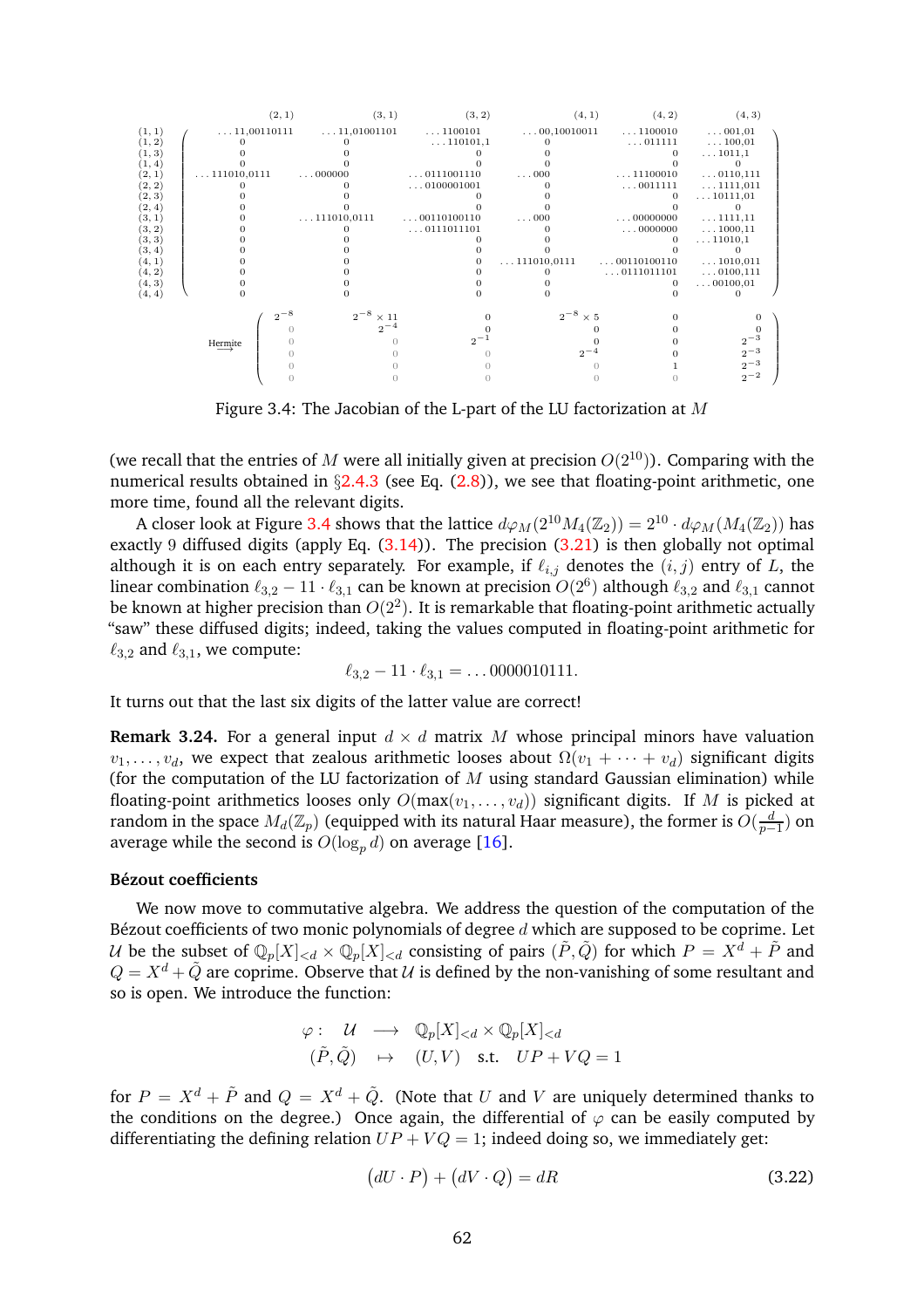$$
\begin{array}{c}
\begin{array}{c|cccccc}
 & (2,1) & (3,1) & (3,2) & (4,1) & (4,2) & (4,3) \\
\hline
(1,1) & \ldots 11,00110111 & \ldots 11,01001101 & \ldots 1100101 & \ldots 00,10010011 & \ldots 1100010 & \ldots 001,01 \\
(1,2) & 0 & 0 & \ldots 110101,1 & 0 & \ldots 011111 & \ldots 100,01 \\
(1,3) & 0 & 0 & 0 & 0 & 0 & \ldots 1011,1 \\
(1,4) & 0 & 0 & 0 & 0 & 0 & 0 \\
(2,1) & \ldots 111010,0111 & \ldots 000000 & \ldots 0111001110 & \ldots 000 & \ldots 11100010 & \ldots 0110,111 \\
(2,2) & 0 & 0 & \ldots 0100001001 & 0 & \ldots 0011111 & \ldots 1111,011 \\
(2,3) & 0 & 0 & 0 & 0 & 0 & \ldots 10111,01 \\
(2,4) & 0 & 0 & 0 & 0 & 0 & 0 \\
(3,1) & 0 & \ldots 111010,0111 & \ldots 00110100110 & \ldots 000 & \ldots 00000000 & \ldots 1111,11 \\
(3,2) & 0 & 0 & \ldots 0111011101 & 0 & \ldots 0000000 & \ldots 1000,11 \\
(3,3) & 0 & 0 & 0 & 0 & 0 & \ldots 11010,1 \\
(3,4) & 0 & 0 & 0 & 0 & 0 & 0 \\
(4,1) & 0 & 0 & 0 & \ldots 111010,0111 & \ldots 00110100110 & \ldots 1010,011 \\
(4,2) & 0 & 0 & 0 & 0 & \ldots 0111011101 & \ldots 0100,111 \\
(4,3) & 0 & 0 & 0 & 0 & 0 & \ldots 00100,01 \\
(4,4) & 0 & 0 & 0 & 0 & 0 & 0
\end{array}
\\[2em]
\xrightarrow{\text{Hermite}}
\begin{pmatrix}
2^{-8} & 2^{-8}\times 11 & 0 & 2^{-8}\times 5 & 0 & 0 \\
0 & 2^{-4} & 0 & 0 & 0 & 0 \\
0 & 0 & 2^{-1} & 0 & 0 & 2^{-3} \\
0 & 0 & 0 & 2^{-4} & 0 & 2^{-3} \\
0 & 0 & 0 & 0 & 1 & 2^{-3} \\
0 & 0 & 0 & 0 & 0 & 2^{-2}
\end{pmatrix}
\end{array}
$$

Figure 3.4: The Jacobian of the L-part of the LU factorization at $M$

(we recall that the entries of $M$ were all initially given at precision $O(2^{10})$). Comparing with the numerical results obtained in §2.4.3 (see Eq. (2.8)), we see that floating-point arithmetic, one more time, found all the relevant digits.

A closer look at Figure 3.4 shows that the lattice $d\varphi_M(2^{10}M_4(\mathbb{Z}_2)) = 2^{10} \cdot d\varphi_M(M_4(\mathbb{Z}_2))$ has exactly 9 diffused digits (apply Eq. (3.14)). The precision (3.21) is then globally not optimal although it is on each entry separately. For example, if $\ell_{i,j}$ denotes the $(i,j)$ entry of $L$, the linear combination $\ell_{3,2} - 11 \cdot \ell_{3,1}$ can be known at precision $O(2^6)$ although $\ell_{3,2}$ and $\ell_{3,1}$ cannot be known at higher precision than $O(2^2)$. It is remarkable that floating-point arithmetic actually "saw" these diffused digits; indeed, taking the values computed in floating-point arithmetic for $\ell_{3,2}$ and $\ell_{3,1}$, we compute:

$$\ell_{3,2} - 11 \cdot \ell_{3,1} = \ldots 0000010111.$$

It turns out that the last six digits of the latter value are correct!

**Remark 3.24.** For a general input $d \times d$ matrix $M$ whose principal minors have valuation $v_1, \ldots, v_d$, we expect that zealous arithmetic looses about $\Omega(v_1 + \cdots + v_d)$ significant digits (for the computation of the LU factorization of $M$ using standard Gaussian elimination) while floating-point arithmetics looses only $O(\max(v_1, \ldots, v_d))$ significant digits. If $M$ is picked at random in the space $M_d(\mathbb{Z}_p)$ (equipped with its natural Haar measure), the former is $O(\frac{d}{p-1})$ on average while the second is $O(\log_p d)$ on average [16].

**Bézout coefficients**

We now move to commutative algebra. We address the question of the computation of the Bézout coefficients of two monic polynomials of degree $d$ which are supposed to be coprime. Let $\mathcal{U}$ be the subset of $\mathbb{Q}_p[X]_{<d} \times \mathbb{Q}_p[X]_{<d}$ consisting of pairs $(\tilde{P}, \tilde{Q})$ for which $P = X^d + \tilde{P}$ and $Q = X^d + \tilde{Q}$ are coprime. Observe that $\mathcal{U}$ is defined by the non-vanishing of some resultant and so is open. We introduce the function:

$$
\begin{array}{rccl}
\varphi: & \mathcal{U} & \longrightarrow & \mathbb{Q}_p[X]_{<d} \times \mathbb{Q}_p[X]_{<d} \\
& (\tilde{P}, \tilde{Q}) & \mapsto & (U, V) \quad \text{s.t.} \quad UP + VQ = 1
\end{array}
$$

for $P = X^d + \tilde{P}$ and $Q = X^d + \tilde{Q}$. (Note that $U$ and $V$ are uniquely determined thanks to the conditions on the degree.) Once again, the differential of $\varphi$ can be easily computed by differentiating the defining relation $UP + VQ = 1$; indeed doing so, we immediately get:

$$\big(dU \cdot P\big) + \big(dV \cdot Q\big) = dR \tag{3.22}$$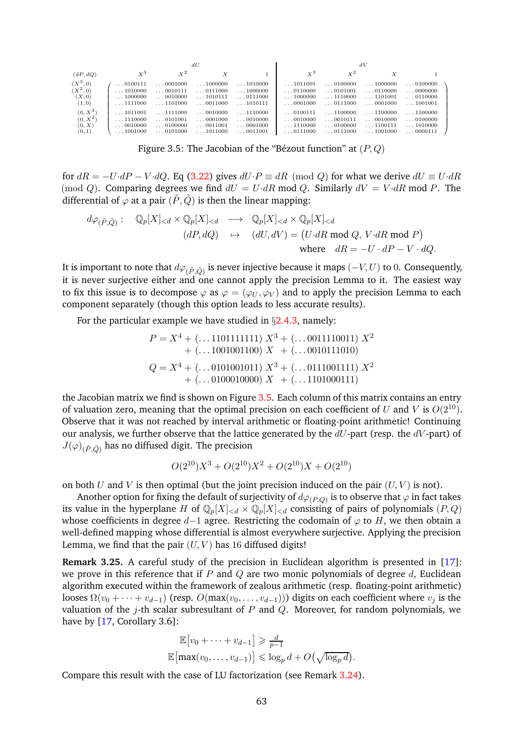| $(dP, dQ)$ | $dU$: $X^3$ | $dU$: $X^2$ | $dU$: $X$ | $dU$: $1$ | $dV$: $X^3$ | $dV$: $X^2$ | $dV$: $X$ | $dV$: $1$ |
|---|---|---|---|---|---|---|---|---|
| $(X^3, 0)$ | ...0100111 | ...0001000 | ...1000000 | ...1010000 | ...1011001 | ...0100000 | ...1000000 | ...0100000 |
| $(X^2, 0)$ | ...1010000 | ...0010111 | ...0111000 | ...1000000 | ...0110000 | ...0101001 | ...0110000 | ...0000000 |
| $(X, 0)$ | ...1000000 | ...0010000 | ...1010111 | ...0111000 | ...1000000 | ...1110000 | ...1101001 | ...0110000 |
| $(1, 0)$ | ...1111000 | ...1101000 | ...0011000 | ...1010111 | ...0001000 | ...0111000 | ...0001000 | ...1001001 |
| $(0, X^3)$ | ...1011001 | ...1111000 | ...0010000 | ...1110000 | ...0100111 | ...1100000 | ...1100000 | ...1100000 |
| $(0, X^2)$ | ...1110000 | ...0101001 | ...0001000 | ...0010000 | ...0010000 | ...0010111 | ...0010000 | ...0100000 |
| $(0, X)$ | ...0010000 | ...0100000 | ...0011001 | ...0001000 | ...1110000 | ...0100000 | ...1100111 | ...1010000 |
| $(0, 1)$ | ...1001000 | ...0101000 | ...1011000 | ...0011001 | ...0111000 | ...0111000 | ...1001000 | ...0000111 |

Figure 3.5: The Jacobian of the "Bézout function" at $(P, Q)$

for $dR = -U{\cdot}dP - V{\cdot}dQ$. Eq (3.22) gives $dU{\cdot}P \equiv dR \pmod Q$ for what we derive $dU \equiv U{\cdot}dR \pmod Q$. Comparing degrees we find $dU = U{\cdot}dR \bmod Q$. Similarly $dV = V{\cdot}dR \bmod P$. The differential of $\varphi$ at a pair $(\tilde P, \tilde Q)$ is then the linear mapping:

$$\begin{array}{rcl} d\varphi_{(\tilde P,\tilde Q)} : \quad \mathbb{Q}_p[X]_{<d} \times \mathbb{Q}_p[X]_{<d} & \longrightarrow & \mathbb{Q}_p[X]_{<d} \times \mathbb{Q}_p[X]_{<d} \\ (dP, dQ) & \mapsto & (dU, dV) = \big(U{\cdot}dR \bmod Q,\, V{\cdot}dR \bmod P\big) \\ & & \text{where} \quad dR = -U \cdot dP - V \cdot dQ. \end{array}$$

It is important to note that $d\varphi_{(\tilde P,\tilde Q)}$ is never injective because it maps $(-V, U)$ to $0$. Consequently, it is never surjective either and one cannot apply the precision Lemma to it. The easiest way to fix this issue is to decompose $\varphi$ as $\varphi = (\varphi_U, \varphi_V)$ and to apply the precision Lemma to each component separately (though this option leads to less accurate results).

For the particular example we have studied in §2.4.3, namely:

$$\begin{aligned} P = X^4 &+ (\ldots 1101111111)\ X^3 + (\ldots 0011110011)\ X^2 \\ &+ (\ldots 1001001100)\ X \ + (\ldots 0010111010) \\ Q = X^4 &+ (\ldots 0101001011)\ X^3 + (\ldots 0111001111)\ X^2 \\ &+ (\ldots 0100010000)\ X \ + (\ldots 1101000111) \end{aligned}$$

the Jacobian matrix we find is shown on Figure 3.5. Each column of this matrix contains an entry of valuation zero, meaning that the optimal precision on each coefficient of $U$ and $V$ is $O(2^{10})$. Observe that it was not reached by interval arithmetic or floating-point arithmetic! Continuing our analysis, we further observe that the lattice generated by the $dU$-part (resp. the $dV$-part) of $J(\varphi)_{(\tilde P,\tilde Q)}$ has no diffused digit. The precision

$$O(2^{10})X^3 + O(2^{10})X^2 + O(2^{10})X + O(2^{10})$$

on both $U$ and $V$ is then optimal (but the joint precision induced on the pair $(U, V)$ is not).

Another option for fixing the default of surjectivity of $d\varphi_{(P,Q)}$ is to observe that $\varphi$ in fact takes its value in the hyperplane $H$ of $\mathbb{Q}_p[X]_{<d} \times \mathbb{Q}_p[X]_{<d}$ consisting of pairs of polynomials $(P, Q)$ whose coefficients in degree $d{-}1$ agree. Restricting the codomain of $\varphi$ to $H$, we then obtain a well-defined mapping whose differential is almost everywhere surjective. Applying the precision Lemma, we find that the pair $(U, V)$ has $16$ diffused digits!

**Remark 3.25.** A careful study of the precision in Euclidean algorithm is presented in [17]: we prove in this reference that if $P$ and $Q$ are two monic polynomials of degree $d$, Euclidean algorithm executed within the framework of zealous arithmetic (resp. floating-point arithmetic) looses $\Omega(v_0 + \cdots + v_{d-1})$ (resp. $O(\max(v_0, \ldots, v_{d-1}))$) digits on each coefficient where $v_j$ is the valuation of the $j$-th scalar subresultant of $P$ and $Q$. Moreover, for random polynomials, we have by [17, Corollary 3.6]:

$$\begin{aligned} \mathbb{E}\big[v_0 + \cdots + v_{d-1}\big] &\geqslant \tfrac{d}{p-1} \\ \mathbb{E}\big[\max(v_0, \ldots, v_{d-1})\big] &\leqslant \log_p d + O\big(\sqrt{\log_p d}\big). \end{aligned}$$

Compare this result with the case of LU factorization (see Remark 3.24).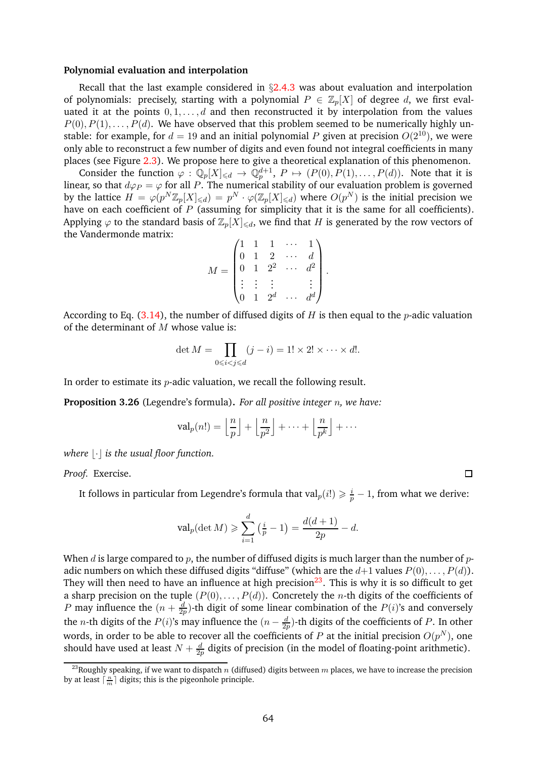**Polynomial evaluation and interpolation**

Recall that the last example considered in §2.4.3 was about evaluation and interpolation of polynomials: precisely, starting with a polynomial $P \in \mathbb{Z}_p[X]$ of degree $d$, we first evaluated it at the points $0, 1, \ldots, d$ and then reconstructed it by interpolation from the values $P(0), P(1), \ldots, P(d)$. We have observed that this problem seemed to be numerically highly unstable: for example, for $d = 19$ and an initial polynomial $P$ given at precision $O(2^{10})$, we were only able to reconstruct a few number of digits and even found not integral coefficients in many places (see Figure 2.3). We propose here to give a theoretical explanation of this phenomenon.

Consider the function $\varphi : \mathbb{Q}_p[X]_{\leqslant d} \to \mathbb{Q}_p^{d+1}$, $P \mapsto (P(0), P(1), \ldots, P(d))$. Note that it is linear, so that $d\varphi_P = \varphi$ for all $P$. The numerical stability of our evaluation problem is governed by the lattice $H = \varphi(p^N \mathbb{Z}_p[X]_{\leqslant d}) = p^N \cdot \varphi(\mathbb{Z}_p[X]_{\leqslant d})$ where $O(p^N)$ is the initial precision we have on each coefficient of $P$ (assuming for simplicity that it is the same for all coefficients). Applying $\varphi$ to the standard basis of $\mathbb{Z}_p[X]_{\leqslant d}$, we find that $H$ is generated by the row vectors of the Vandermonde matrix:

$$M = \begin{pmatrix} 1 & 1 & 1 & \cdots & 1 \\ 0 & 1 & 2 & \cdots & d \\ 0 & 1 & 2^2 & \cdots & d^2 \\ \vdots & \vdots & \vdots & & \vdots \\ 0 & 1 & 2^d & \cdots & d^d \end{pmatrix}.$$

According to Eq. (3.14), the number of diffused digits of $H$ is then equal to the $p$-adic valuation of the determinant of $M$ whose value is:

$$\det M = \prod_{0 \leqslant i < j \leqslant d} (j - i) = 1! \times 2! \times \cdots \times d!.$$

In order to estimate its $p$-adic valuation, we recall the following result.

**Proposition 3.26** (Legendre's formula)**.** *For all positive integer $n$, we have:*

$$\operatorname{val}_p(n!) = \left\lfloor \frac{n}{p} \right\rfloor + \left\lfloor \frac{n}{p^2} \right\rfloor + \cdots + \left\lfloor \frac{n}{p^k} \right\rfloor + \cdots$$

*where $\lfloor \cdot \rfloor$ is the usual floor function.*

*Proof.* Exercise. □

It follows in particular from Legendre's formula that $\operatorname{val}_p(i!) \geqslant \frac{i}{p} - 1$, from what we derive:

$$\operatorname{val}_p(\det M) \geqslant \sum_{i=1}^{d} \left(\tfrac{i}{p} - 1\right) = \frac{d(d+1)}{2p} - d.$$

When $d$ is large compared to $p$, the number of diffused digits is much larger than the number of $p$-adic numbers on which these diffused digits "diffuse" (which are the $d+1$ values $P(0), \ldots, P(d)$). They will then need to have an influence at high precision[23]. This is why it is so difficult to get a sharp precision on the tuple $(P(0), \ldots, P(d))$. Concretely the $n$-th digits of the coefficients of $P$ may influence the $(n + \frac{d}{2p})$-th digit of some linear combination of the $P(i)$'s and conversely the $n$-th digits of the $P(i)$'s may influence the $(n - \frac{d}{2p})$-th digits of the coefficients of $P$. In other words, in order to be able to recover all the coefficients of $P$ at the initial precision $O(p^N)$, one should have used at least $N + \frac{d}{2p}$ digits of precision (in the model of floating-point arithmetic).

[23] Roughly speaking, if we want to dispatch $n$ (diffused) digits between $m$ places, we have to increase the precision by at least $\lceil \frac{n}{m} \rceil$ digits; this is the pigeonhole principle.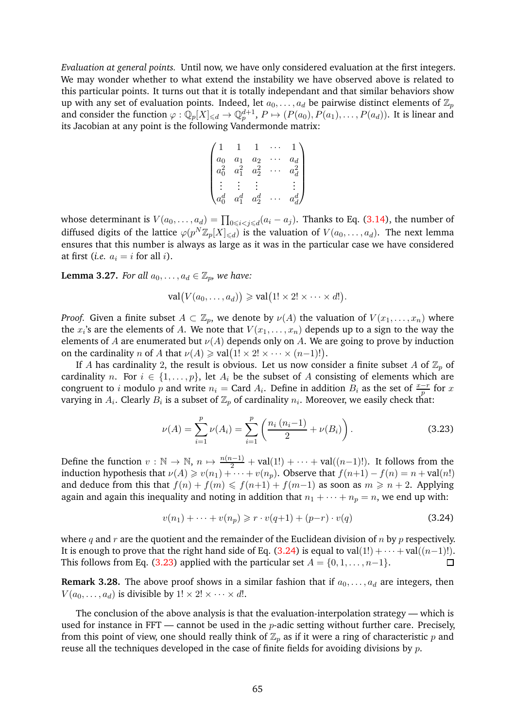*Evaluation at general points.* Until now, we have only considered evaluation at the first integers. We may wonder whether to what extend the instability we have observed above is related to this particular points. It turns out that it is totally independant and that similar behaviors show up with any set of evaluation points. Indeed, let $a_0, \ldots, a_d$ be pairwise distinct elements of $\mathbb{Z}_p$ and consider the function $\varphi : \mathbb{Q}_p[X]_{\leqslant d} \to \mathbb{Q}_p^{d+1}$, $P \mapsto (P(a_0), P(a_1), \ldots, P(a_d))$. It is linear and its Jacobian at any point is the following Vandermonde matrix:

$$\begin{pmatrix} 1 & 1 & 1 & \cdots & 1 \\ a_0 & a_1 & a_2 & \cdots & a_d \\ a_0^2 & a_1^2 & a_2^2 & \cdots & a_d^2 \\ \vdots & \vdots & \vdots & & \vdots \\ a_0^d & a_1^d & a_2^d & \cdots & a_d^d \end{pmatrix}$$

whose determinant is $V(a_0, \ldots, a_d) = \prod_{0 \leqslant i < j \leqslant d} (a_i - a_j)$. Thanks to Eq. (3.14), the number of diffused digits of the lattice $\varphi(p^N \mathbb{Z}_p[X]_{\leqslant d})$ is the valuation of $V(a_0, \ldots, a_d)$. The next lemma ensures that this number is always as large as it was in the particular case we have considered at first (*i.e.* $a_i = i$ for all $i$).

**Lemma 3.27.** *For all $a_0, \ldots, a_d \in \mathbb{Z}_p$, we have:*

$$\operatorname{val}\big(V(a_0, \ldots, a_d)\big) \geqslant \operatorname{val}\big(1! \times 2! \times \cdots \times d!\big).$$

*Proof.* Given a finite subset $A \subset \mathbb{Z}_p$, we denote by $\nu(A)$ the valuation of $V(x_1, \ldots, x_n)$ where the $x_i$'s are the elements of $A$. We note that $V(x_1, \ldots, x_n)$ depends up to a sign to the way the elements of $A$ are enumerated but $\nu(A)$ depends only on $A$. We are going to prove by induction on the cardinality $n$ of $A$ that $\nu(A) \geqslant \operatorname{val}\big(1! \times 2! \times \cdots \times (n{-}1)!\big)$.

If $A$ has cardinality 2, the result is obvious. Let us now consider a finite subset $A$ of $\mathbb{Z}_p$ of cardinality $n$. For $i \in \{1, \ldots, p\}$, let $A_i$ be the subset of $A$ consisting of elements which are congruent to $i$ modulo $p$ and write $n_i = \operatorname{Card} A_i$. Define in addition $B_i$ as the set of $\frac{x-r}{p}$ for $x$ varying in $A_i$. Clearly $B_i$ is a subset of $\mathbb{Z}_p$ of cardinality $n_i$. Moreover, we easily check that:

$$\nu(A) = \sum_{i=1}^{p} \nu(A_i) = \sum_{i=1}^{p} \left( \frac{n_i\,(n_i{-}1)}{2} + \nu(B_i) \right). \tag{3.23}$$

Define the function $v : \mathbb{N} \to \mathbb{N}$, $n \mapsto \frac{n(n-1)}{2} + \operatorname{val}(1!) + \cdots + \operatorname{val}((n{-}1)!)$. It follows from the induction hypothesis that $\nu(A) \geqslant v(n_1) + \cdots + v(n_p)$. Observe that $f(n{+}1) - f(n) = n + \operatorname{val}(n!)$ and deduce from this that $f(n) + f(m) \leqslant f(n{+}1) + f(m{-}1)$ as soon as $m \geqslant n + 2$. Applying again and again this inequality and noting in addition that $n_1 + \cdots + n_p = n$, we end up with:

$$v(n_1) + \cdots + v(n_p) \geqslant r \cdot v(q{+}1) + (p{-}r) \cdot v(q) \tag{3.24}$$

where $q$ and $r$ are the quotient and the remainder of the Euclidean division of $n$ by $p$ respectively. It is enough to prove that the right hand side of Eq. (3.24) is equal to $\operatorname{val}(1!) + \cdots + \operatorname{val}((n{-}1)!)$. This follows from Eq. (3.23) applied with the particular set $A = \{0, 1, \ldots, n{-}1\}$. $\square$

**Remark 3.28.** The above proof shows in a similar fashion that if $a_0, \ldots, a_d$ are integers, then $V(a_0, \ldots, a_d)$ is divisible by $1! \times 2! \times \cdots \times d!$.

The conclusion of the above analysis is that the evaluation-interpolation strategy — which is used for instance in FFT — cannot be used in the $p$-adic setting without further care. Precisely, from this point of view, one should really think of $\mathbb{Z}_p$ as if it were a ring of characteristic $p$ and reuse all the techniques developed in the case of finite fields for avoiding divisions by $p$.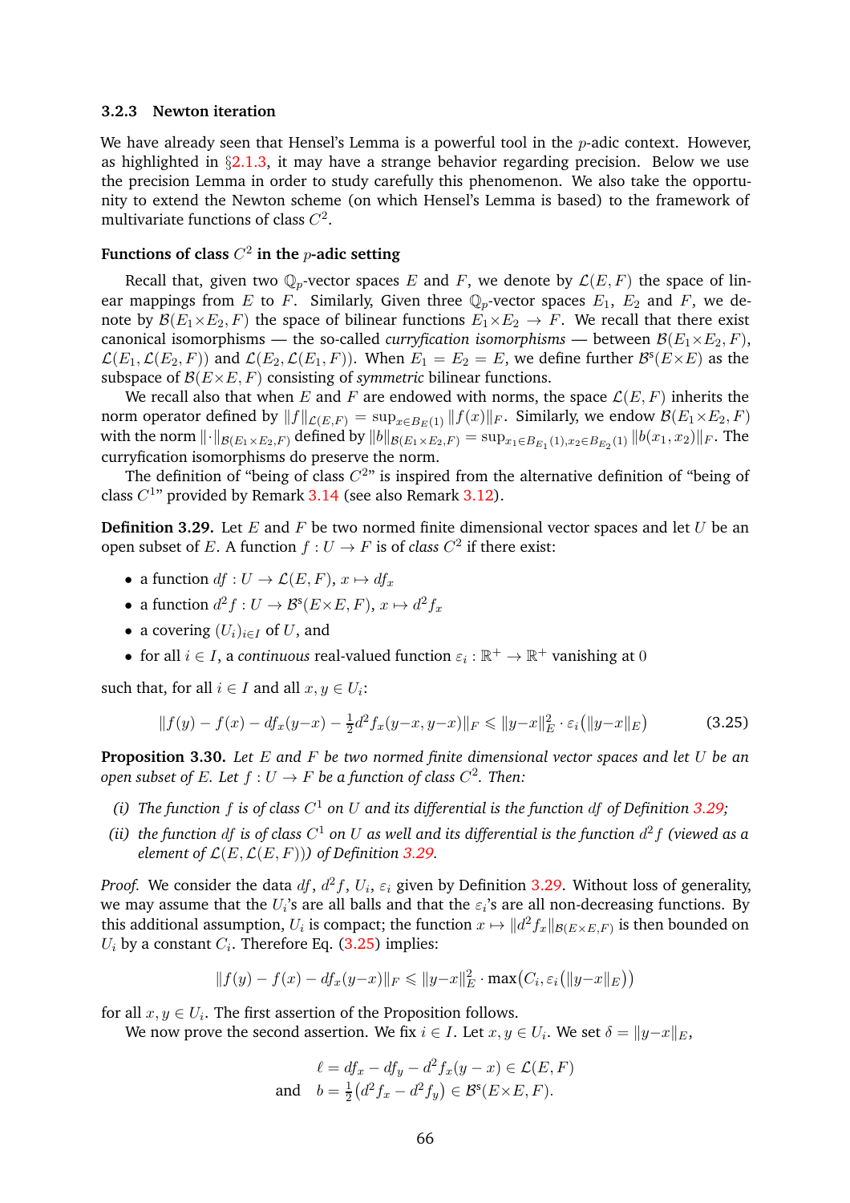### 3.2.3 Newton iteration

We have already seen that Hensel's Lemma is a powerful tool in the $p$-adic context. However, as highlighted in §2.1.3, it may have a strange behavior regarding precision. Below we use the precision Lemma in order to study carefully this phenomenon. We also take the opportunity to extend the Newton scheme (on which Hensel's Lemma is based) to the framework of multivariate functions of class $C^2$.

#### Functions of class $C^2$ in the $p$-adic setting

Recall that, given two $\mathbb{Q}_p$-vector spaces $E$ and $F$, we denote by $\mathcal{L}(E,F)$ the space of linear mappings from $E$ to $F$. Similarly, Given three $\mathbb{Q}_p$-vector spaces $E_1$, $E_2$ and $F$, we denote by $\mathcal{B}(E_1 \times E_2, F)$ the space of bilinear functions $E_1 \times E_2 \to F$. We recall that there exist canonical isomorphisms — the so-called *curryfication isomorphisms* — between $\mathcal{B}(E_1 \times E_2, F)$, $\mathcal{L}(E_1, \mathcal{L}(E_2, F))$ and $\mathcal{L}(E_2, \mathcal{L}(E_1, F))$. When $E_1 = E_2 = E$, we define further $\mathcal{B}^s(E \times E)$ as the subspace of $\mathcal{B}(E \times E, F)$ consisting of *symmetric* bilinear functions.

We recall also that when $E$ and $F$ are endowed with norms, the space $\mathcal{L}(E,F)$ inherits the norm operator defined by $\|f\|_{\mathcal{L}(E,F)} = \sup_{x \in B_E(1)} \|f(x)\|_F$. Similarly, we endow $\mathcal{B}(E_1 \times E_2, F)$ with the norm $\|\cdot\|_{\mathcal{B}(E_1 \times E_2, F)}$ defined by $\|b\|_{\mathcal{B}(E_1 \times E_2, F)} = \sup_{x_1 \in B_{E_1}(1), x_2 \in B_{E_2}(1)} \|b(x_1, x_2)\|_F$. The curryfication isomorphisms do preserve the norm.

The definition of "being of class $C^2$" is inspired from the alternative definition of "being of class $C^1$" provided by Remark 3.14 (see also Remark 3.12).

**Definition 3.29.** Let $E$ and $F$ be two normed finite dimensional vector spaces and let $U$ be an open subset of $E$. A function $f : U \to F$ is of *class* $C^2$ if there exist:

- a function $df : U \to \mathcal{L}(E,F)$, $x \mapsto df_x$
- a function $d^2 f : U \to \mathcal{B}^s(E \times E, F)$, $x \mapsto d^2 f_x$
- a covering $(U_i)_{i \in I}$ of $U$, and
- for all $i \in I$, a *continuous* real-valued function $\varepsilon_i : \mathbb{R}^+ \to \mathbb{R}^+$ vanishing at $0$

such that, for all $i \in I$ and all $x, y \in U_i$:

$$\|f(y) - f(x) - df_x(y-x) - \tfrac{1}{2} d^2 f_x(y-x, y-x)\|_F \leqslant \|y-x\|_E^2 \cdot \varepsilon_i\big(\|y-x\|_E\big) \tag{3.25}$$

**Proposition 3.30.** *Let $E$ and $F$ be two normed finite dimensional vector spaces and let $U$ be an open subset of $E$. Let $f : U \to F$ be a function of class $C^2$. Then:*

*(i) The function $f$ is of class $C^1$ on $U$ and its differential is the function $df$ of Definition 3.29;*

*(ii) the function $df$ is of class $C^1$ on $U$ as well and its differential is the function $d^2 f$ (viewed as a element of $\mathcal{L}(E, \mathcal{L}(E,F))$) of Definition 3.29.*

*Proof.* We consider the data $df$, $d^2 f$, $U_i$, $\varepsilon_i$ given by Definition 3.29. Without loss of generality, we may assume that the $U_i$'s are all balls and that the $\varepsilon_i$'s are all non-decreasing functions. By this additional assumption, $U_i$ is compact; the function $x \mapsto \|d^2 f_x\|_{\mathcal{B}(E \times E, F)}$ is then bounded on $U_i$ by a constant $C_i$. Therefore Eq. (3.25) implies:

$$\|f(y) - f(x) - df_x(y-x)\|_F \leqslant \|y-x\|_E^2 \cdot \max\big(C_i, \varepsilon_i\big(\|y-x\|_E\big)\big)$$

for all $x, y \in U_i$. The first assertion of the Proposition follows.

We now prove the second assertion. We fix $i \in I$. Let $x, y \in U_i$. We set $\delta = \|y-x\|_E$,

$$\ell = df_x - df_y - d^2 f_x(y-x) \in \mathcal{L}(E,F)$$
$$\text{and} \quad b = \tfrac{1}{2}\big(d^2 f_x - d^2 f_y\big) \in \mathcal{B}^s(E \times E, F).$$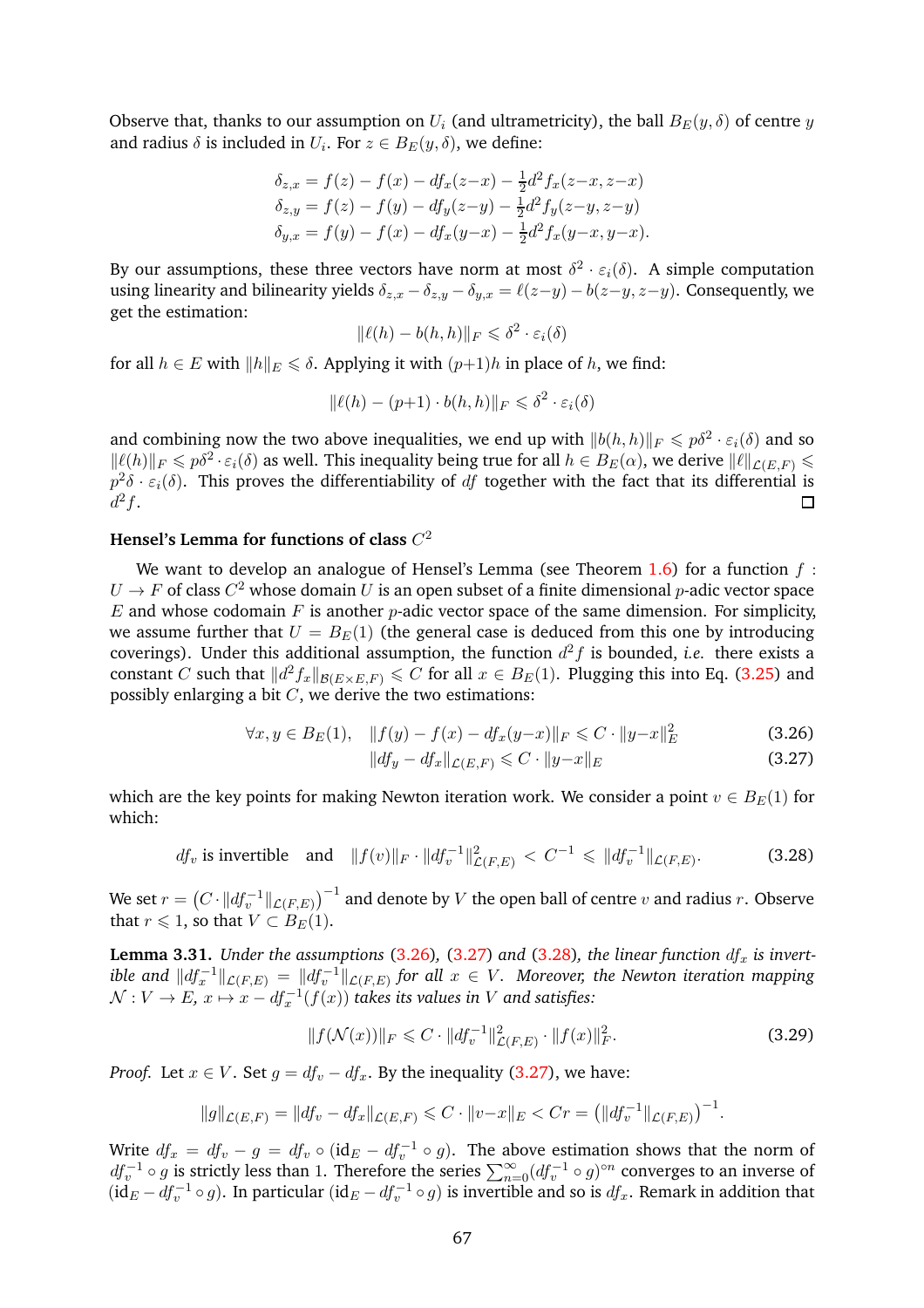Observe that, thanks to our assumption on $U_i$ (and ultrametricity), the ball $B_E(y, \delta)$ of centre $y$ and radius $\delta$ is included in $U_i$. For $z \in B_E(y, \delta)$, we define:

$$\begin{aligned}
\delta_{z,x} &= f(z) - f(x) - df_x(z{-}x) - \tfrac{1}{2} d^2 f_x(z{-}x, z{-}x) \\
\delta_{z,y} &= f(z) - f(y) - df_y(z{-}y) - \tfrac{1}{2} d^2 f_y(z{-}y, z{-}y) \\
\delta_{y,x} &= f(y) - f(x) - df_x(y{-}x) - \tfrac{1}{2} d^2 f_x(y{-}x, y{-}x).
\end{aligned}$$

By our assumptions, these three vectors have norm at most $\delta^2 \cdot \varepsilon_i(\delta)$. A simple computation using linearity and bilinearity yields $\delta_{z,x} - \delta_{z,y} - \delta_{y,x} = \ell(z{-}y) - b(z{-}y, z{-}y)$. Consequently, we get the estimation:

$$\|\ell(h) - b(h,h)\|_F \leqslant \delta^2 \cdot \varepsilon_i(\delta)$$

for all $h \in E$ with $\|h\|_E \leqslant \delta$. Applying it with $(p{+}1)h$ in place of $h$, we find:

$$\|\ell(h) - (p{+}1) \cdot b(h,h)\|_F \leqslant \delta^2 \cdot \varepsilon_i(\delta)$$

and combining now the two above inequalities, we end up with $\|b(h,h)\|_F \leqslant p\delta^2 \cdot \varepsilon_i(\delta)$ and so $\|\ell(h)\|_F \leqslant p\delta^2 \cdot \varepsilon_i(\delta)$ as well. This inequality being true for all $h \in B_E(\alpha)$, we derive $\|\ell\|_{\mathcal{L}(E,F)} \leqslant p^2\delta \cdot \varepsilon_i(\delta)$. This proves the differentiability of $df$ together with the fact that its differential is $d^2 f$. ☐

**Hensel's Lemma for functions of class $C^2$**

We want to develop an analogue of Hensel's Lemma (see Theorem 1.6) for a function $f : U \to F$ of class $C^2$ whose domain $U$ is an open subset of a finite dimensional $p$-adic vector space $E$ and whose codomain $F$ is another $p$-adic vector space of the same dimension. For simplicity, we assume further that $U = B_E(1)$ (the general case is deduced from this one by introducing coverings). Under this additional assumption, the function $d^2 f$ is bounded, *i.e.* there exists a constant $C$ such that $\|d^2 f_x\|_{\mathcal{B}(E\times E,F)} \leqslant C$ for all $x \in B_E(1)$. Plugging this into Eq. (3.25) and possibly enlarging a bit $C$, we derive the two estimations:

$$\forall x,y \in B_E(1), \quad \|f(y) - f(x) - df_x(y{-}x)\|_F \leqslant C \cdot \|y{-}x\|_E^2 \tag{3.26}$$

$$\|df_y - df_x\|_{\mathcal{L}(E,F)} \leqslant C \cdot \|y{-}x\|_E \tag{3.27}$$

which are the key points for making Newton iteration work. We consider a point $v \in B_E(1)$ for which:

$$df_v \text{ is invertible} \quad \text{and} \quad \|f(v)\|_F \cdot \|df_v^{-1}\|_{\mathcal{L}(F,E)}^2 < C^{-1} \leqslant \|df_v^{-1}\|_{\mathcal{L}(F,E)}. \tag{3.28}$$

We set $r = \big(C \cdot \|df_v^{-1}\|_{\mathcal{L}(F,E)}\big)^{-1}$ and denote by $V$ the open ball of centre $v$ and radius $r$. Observe that $r \leqslant 1$, so that $V \subset B_E(1)$.

**Lemma 3.31.** *Under the assumptions (3.26), (3.27) and (3.28), the linear function $df_x$ is invertible and $\|df_x^{-1}\|_{\mathcal{L}(F,E)} = \|df_v^{-1}\|_{\mathcal{L}(F,E)}$ for all $x \in V$. Moreover, the Newton iteration mapping $\mathcal{N} : V \to E$, $x \mapsto x - df_x^{-1}(f(x))$ takes its values in $V$ and satisfies:*

$$\|f(\mathcal{N}(x))\|_F \leqslant C \cdot \|df_v^{-1}\|_{\mathcal{L}(F,E)}^2 \cdot \|f(x)\|_F^2. \tag{3.29}$$

*Proof.* Let $x \in V$. Set $g = df_v - df_x$. By the inequality (3.27), we have:

$$\|g\|_{\mathcal{L}(E,F)} = \|df_v - df_x\|_{\mathcal{L}(E,F)} \leqslant C \cdot \|v{-}x\|_E < Cr = \big(\|df_v^{-1}\|_{\mathcal{L}(F,E)}\big)^{-1}.$$

Write $df_x = df_v - g = df_v \circ (\mathrm{id}_E - df_v^{-1} \circ g)$. The above estimation shows that the norm of $df_v^{-1} \circ g$ is strictly less than 1. Therefore the series $\sum_{n=0}^{\infty} (df_v^{-1} \circ g)^{\circ n}$ converges to an inverse of $(\mathrm{id}_E - df_v^{-1} \circ g)$. In particular $(\mathrm{id}_E - df_v^{-1} \circ g)$ is invertible and so is $df_x$. Remark in addition that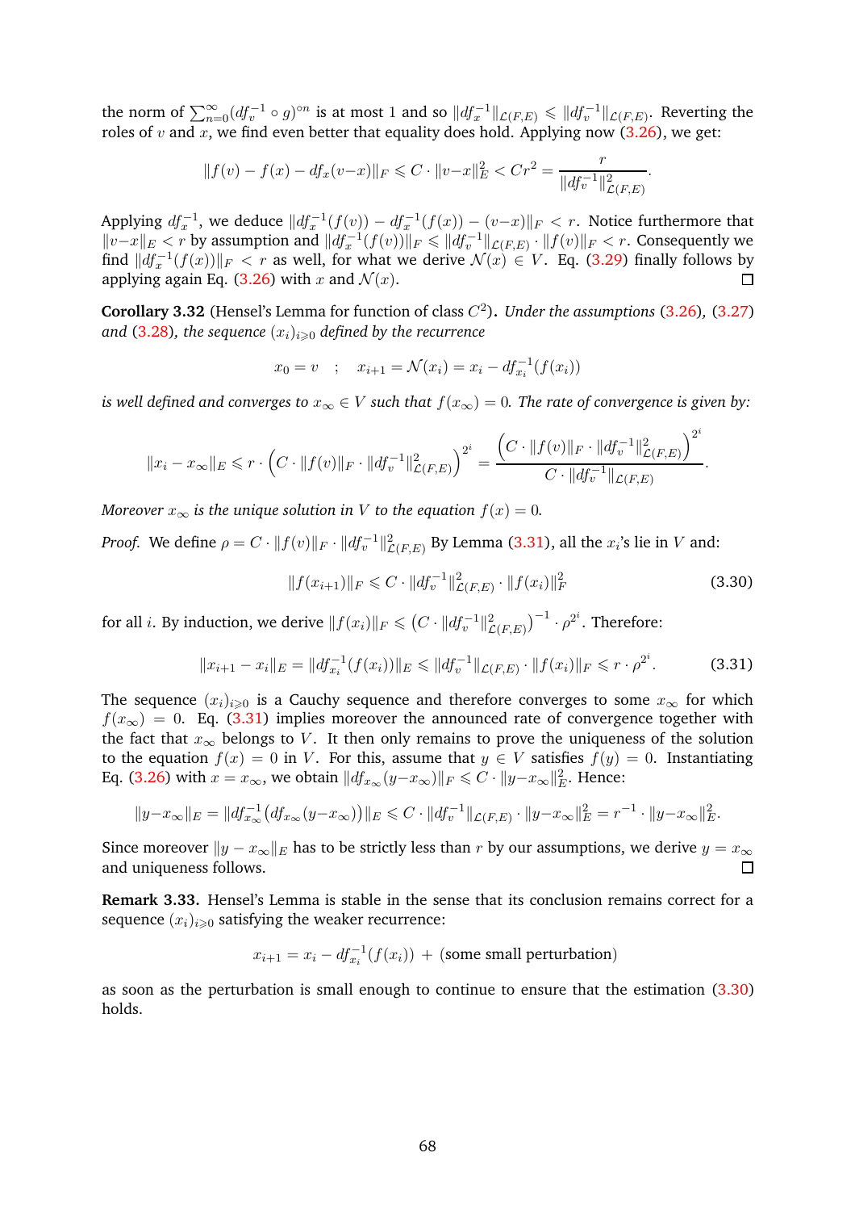the norm of $\sum_{n=0}^{\infty}(df_v^{-1} \circ g)^{\circ n}$ is at most 1 and so $\|df_x^{-1}\|_{\mathcal{L}(F,E)} \leqslant \|df_v^{-1}\|_{\mathcal{L}(F,E)}$. Reverting the roles of $v$ and $x$, we find even better that equality does hold. Applying now (3.26), we get:

$$\|f(v) - f(x) - df_x(v-x)\|_F \leqslant C \cdot \|v-x\|_E^2 < Cr^2 = \frac{r}{\|df_v^{-1}\|_{\mathcal{L}(F,E)}^2}.$$

Applying $df_x^{-1}$, we deduce $\|df_x^{-1}(f(v)) - df_x^{-1}(f(x)) - (v-x)\|_F < r$. Notice furthermore that $\|v-x\|_E < r$ by assumption and $\|df_x^{-1}(f(v))\|_F \leqslant \|df_v^{-1}\|_{\mathcal{L}(F,E)} \cdot \|f(v)\|_F < r$. Consequently we find $\|df_x^{-1}(f(x))\|_F < r$ as well, for what we derive $\mathcal{N}(x) \in V$. Eq. (3.29) finally follows by applying again Eq. (3.26) with $x$ and $\mathcal{N}(x)$. ◻

**Corollary 3.32** (Hensel's Lemma for function of class $C^2$). *Under the assumptions (3.26), (3.27) and (3.28), the sequence $(x_i)_{i \geqslant 0}$ defined by the recurrence*

$$x_0 = v \quad ; \quad x_{i+1} = \mathcal{N}(x_i) = x_i - df_{x_i}^{-1}(f(x_i))$$

*is well defined and converges to $x_\infty \in V$ such that $f(x_\infty) = 0$. The rate of convergence is given by:*

$$\|x_i - x_\infty\|_E \leqslant r \cdot \Big(C \cdot \|f(v)\|_F \cdot \|df_v^{-1}\|_{\mathcal{L}(F,E)}^2\Big)^{2^i} = \frac{\Big(C \cdot \|f(v)\|_F \cdot \|df_v^{-1}\|_{\mathcal{L}(F,E)}^2\Big)^{2^i}}{C \cdot \|df_v^{-1}\|_{\mathcal{L}(F,E)}}.$$

*Moreover $x_\infty$ is the unique solution in $V$ to the equation $f(x) = 0$.*

*Proof.* We define $\rho = C \cdot \|f(v)\|_F \cdot \|df_v^{-1}\|_{\mathcal{L}(F,E)}^2$ By Lemma (3.31), all the $x_i$'s lie in $V$ and:

$$\|f(x_{i+1})\|_F \leqslant C \cdot \|df_v^{-1}\|_{\mathcal{L}(F,E)}^2 \cdot \|f(x_i)\|_F^2 \tag{3.30}$$

for all $i$. By induction, we derive $\|f(x_i)\|_F \leqslant \big(C \cdot \|df_v^{-1}\|_{\mathcal{L}(F,E)}^2\big)^{-1} \cdot \rho^{2^i}$. Therefore:

$$\|x_{i+1} - x_i\|_E = \|df_{x_i}^{-1}(f(x_i))\|_E \leqslant \|df_v^{-1}\|_{\mathcal{L}(F,E)} \cdot \|f(x_i)\|_F \leqslant r \cdot \rho^{2^i}. \tag{3.31}$$

The sequence $(x_i)_{i \geqslant 0}$ is a Cauchy sequence and therefore converges to some $x_\infty$ for which $f(x_\infty) = 0$. Eq. (3.31) implies moreover the announced rate of convergence together with the fact that $x_\infty$ belongs to $V$. It then only remains to prove the uniqueness of the solution to the equation $f(x) = 0$ in $V$. For this, assume that $y \in V$ satisfies $f(y) = 0$. Instantiating Eq. (3.26) with $x = x_\infty$, we obtain $\|df_{x_\infty}(y-x_\infty)\|_F \leqslant C \cdot \|y-x_\infty\|_E^2$. Hence:

$$\|y-x_\infty\|_E = \|df_{x_\infty}^{-1}\big(df_{x_\infty}(y-x_\infty)\big)\|_E \leqslant C \cdot \|df_v^{-1}\|_{\mathcal{L}(F,E)} \cdot \|y-x_\infty\|_E^2 = r^{-1} \cdot \|y-x_\infty\|_E^2.$$

Since moreover $\|y - x_\infty\|_E$ has to be strictly less than $r$ by our assumptions, we derive $y = x_\infty$ and uniqueness follows. ◻

**Remark 3.33.** Hensel's Lemma is stable in the sense that its conclusion remains correct for a sequence $(x_i)_{i \geqslant 0}$ satisfying the weaker recurrence:

$$x_{i+1} = x_i - df_{x_i}^{-1}(f(x_i)) \; + \; \text{(some small perturbation)}$$

as soon as the perturbation is small enough to continue to ensure that the estimation (3.30) holds.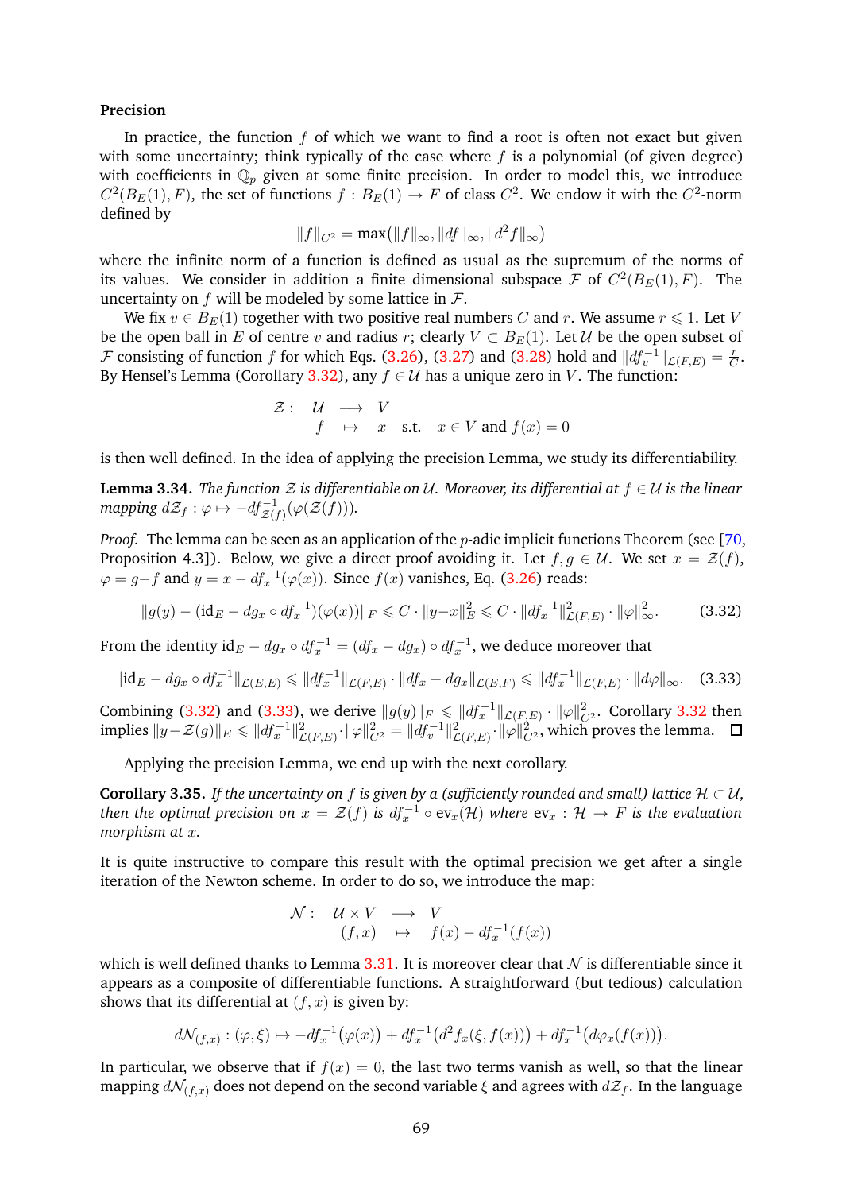**Precision**

In practice, the function $f$ of which we want to find a root is often not exact but given with some uncertainty; think typically of the case where $f$ is a polynomial (of given degree) with coefficients in $\mathbb{Q}_p$ given at some finite precision. In order to model this, we introduce $C^2(B_E(1), F)$, the set of functions $f : B_E(1) \to F$ of class $C^2$. We endow it with the $C^2$-norm defined by

$$\|f\|_{C^2} = \max\big(\|f\|_\infty, \|df\|_\infty, \|d^2 f\|_\infty\big)$$

where the infinite norm of a function is defined as usual as the supremum of the norms of its values. We consider in addition a finite dimensional subspace $\mathcal{F}$ of $C^2(B_E(1), F)$. The uncertainty on $f$ will be modeled by some lattice in $\mathcal{F}$.

We fix $v \in B_E(1)$ together with two positive real numbers $C$ and $r$. We assume $r \leqslant 1$. Let $V$ be the open ball in $E$ of centre $v$ and radius $r$; clearly $V \subset B_E(1)$. Let $\mathcal{U}$ be the open subset of $\mathcal{F}$ consisting of function $f$ for which Eqs. (3.26), (3.27) and (3.28) hold and $\|df_v^{-1}\|_{\mathcal{L}(F,E)} = \frac{r}{C}$. By Hensel's Lemma (Corollary 3.32), any $f \in \mathcal{U}$ has a unique zero in $V$. The function:

$$\begin{array}{rrcl} \mathcal{Z} : & \mathcal{U} & \longrightarrow & V \\ & f & \mapsto & x \quad \text{s.t.} \quad x \in V \text{ and } f(x) = 0 \end{array}$$

is then well defined. In the idea of applying the precision Lemma, we study its differentiability.

**Lemma 3.34.** *The function $\mathcal{Z}$ is differentiable on $\mathcal{U}$. Moreover, its differential at $f \in \mathcal{U}$ is the linear mapping $d\mathcal{Z}_f : \varphi \mapsto -df_{\mathcal{Z}(f)}^{-1}(\varphi(\mathcal{Z}(f)))$.*

*Proof.* The lemma can be seen as an application of the $p$-adic implicit functions Theorem (see [70, Proposition 4.3]). Below, we give a direct proof avoiding it. Let $f, g \in \mathcal{U}$. We set $x = \mathcal{Z}(f)$, $\varphi = g - f$ and $y = x - df_x^{-1}(\varphi(x))$. Since $f(x)$ vanishes, Eq. (3.26) reads:

$$\|g(y) - (\mathrm{id}_E - dg_x \circ df_x^{-1})(\varphi(x))\|_F \leqslant C \cdot \|y - x\|_E^2 \leqslant C \cdot \|df_x^{-1}\|_{\mathcal{L}(F,E)}^2 \cdot \|\varphi\|_\infty^2. \tag{3.32}$$

From the identity $\mathrm{id}_E - dg_x \circ df_x^{-1} = (df_x - dg_x) \circ df_x^{-1}$, we deduce moreover that

$$\|\mathrm{id}_E - dg_x \circ df_x^{-1}\|_{\mathcal{L}(E,E)} \leqslant \|df_x^{-1}\|_{\mathcal{L}(F,E)} \cdot \|df_x - dg_x\|_{\mathcal{L}(E,F)} \leqslant \|df_x^{-1}\|_{\mathcal{L}(F,E)} \cdot \|d\varphi\|_\infty. \tag{3.33}$$

Combining (3.32) and (3.33), we derive $\|g(y)\|_F \leqslant \|df_x^{-1}\|_{\mathcal{L}(F,E)} \cdot \|\varphi\|_{C^2}^2$. Corollary 3.32 then implies $\|y - \mathcal{Z}(g)\|_E \leqslant \|df_x^{-1}\|_{\mathcal{L}(F,E)}^2 \cdot \|\varphi\|_{C^2}^2 = \|df_v^{-1}\|_{\mathcal{L}(F,E)}^2 \cdot \|\varphi\|_{C^2}^2$, which proves the lemma. $\square$

Applying the precision Lemma, we end up with the next corollary.

**Corollary 3.35.** *If the uncertainty on $f$ is given by a (sufficiently rounded and small) lattice $\mathcal{H} \subset \mathcal{U}$, then the optimal precision on $x = \mathcal{Z}(f)$ is $df_x^{-1} \circ \mathrm{ev}_x(\mathcal{H})$ where $\mathrm{ev}_x : \mathcal{H} \to F$ is the evaluation morphism at $x$.*

It is quite instructive to compare this result with the optimal precision we get after a single iteration of the Newton scheme. In order to do so, we introduce the map:

$$\begin{array}{rrcl} \mathcal{N} : & \mathcal{U} \times V & \longrightarrow & V \\ & (f, x) & \mapsto & f(x) - df_x^{-1}(f(x)) \end{array}$$

which is well defined thanks to Lemma 3.31. It is moreover clear that $\mathcal{N}$ is differentiable since it appears as a composite of differentiable functions. A straightforward (but tedious) calculation shows that its differential at $(f, x)$ is given by:

$$d\mathcal{N}_{(f,x)} : (\varphi, \xi) \mapsto -df_x^{-1}\big(\varphi(x)\big) + df_x^{-1}\big(d^2 f_x(\xi, f(x))\big) + df_x^{-1}\big(d\varphi_x(f(x))\big).$$

In particular, we observe that if $f(x) = 0$, the last two terms vanish as well, so that the linear mapping $d\mathcal{N}_{(f,x)}$ does not depend on the second variable $\xi$ and agrees with $d\mathcal{Z}_f$. In the language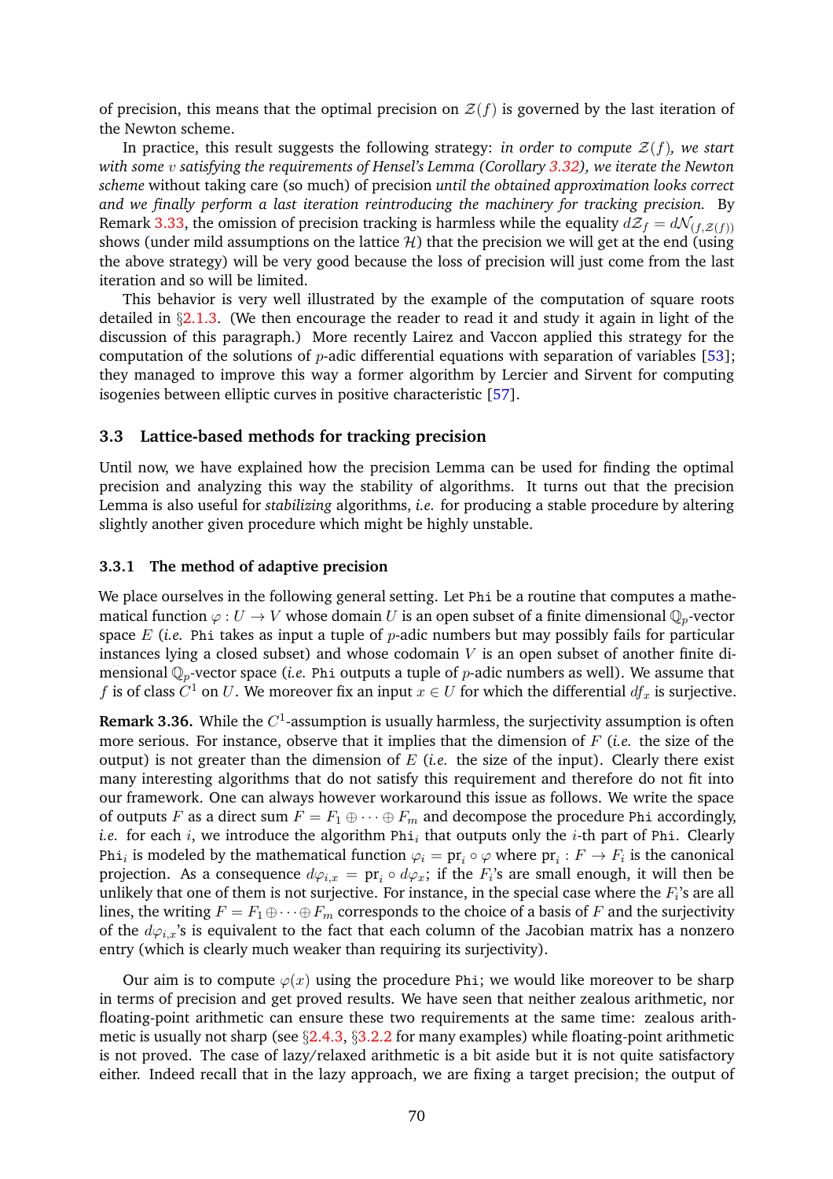of precision, this means that the optimal precision on $\mathcal{Z}(f)$ is governed by the last iteration of the Newton scheme.

In practice, this result suggests the following strategy: *in order to compute $\mathcal{Z}(f)$, we start with some $v$ satisfying the requirements of Hensel's Lemma (Corollary 3.32), we iterate the Newton scheme* without taking care (so much) of precision *until the obtained approximation looks correct and we finally perform a last iteration reintroducing the machinery for tracking precision.* By Remark 3.33, the omission of precision tracking is harmless while the equality $d\mathcal{Z}_f = d\mathcal{N}_{(f,\mathcal{Z}(f))}$ shows (under mild assumptions on the lattice $\mathcal{H}$) that the precision we will get at the end (using the above strategy) will be very good because the loss of precision will just come from the last iteration and so will be limited.

This behavior is very well illustrated by the example of the computation of square roots detailed in §2.1.3. (We then encourage the reader to read it and study it again in light of the discussion of this paragraph.) More recently Lairez and Vaccon applied this strategy for the computation of the solutions of $p$-adic differential equations with separation of variables [53]; they managed to improve this way a former algorithm by Lercier and Sirvent for computing isogenies between elliptic curves in positive characteristic [57].

## 3.3 Lattice-based methods for tracking precision

Until now, we have explained how the precision Lemma can be used for finding the optimal precision and analyzing this way the stability of algorithms. It turns out that the precision Lemma is also useful for *stabilizing* algorithms, *i.e.* for producing a stable procedure by altering slightly another given procedure which might be highly unstable.

### 3.3.1 The method of adaptive precision

We place ourselves in the following general setting. Let `Phi` be a routine that computes a mathematical function $\varphi : U \to V$ whose domain $U$ is an open subset of a finite dimensional $\mathbb{Q}_p$-vector space $E$ (*i.e.* `Phi` takes as input a tuple of $p$-adic numbers but may possibly fails for particular instances lying a closed subset) and whose codomain $V$ is an open subset of another finite dimensional $\mathbb{Q}_p$-vector space (*i.e.* `Phi` outputs a tuple of $p$-adic numbers as well). We assume that $f$ is of class $C^1$ on $U$. We moreover fix an input $x \in U$ for which the differential $df_x$ is surjective.

**Remark 3.36.** While the $C^1$-assumption is usually harmless, the surjectivity assumption is often more serious. For instance, observe that it implies that the dimension of $F$ (*i.e.* the size of the output) is not greater than the dimension of $E$ (*i.e.* the size of the input). Clearly there exist many interesting algorithms that do not satisfy this requirement and therefore do not fit into our framework. One can always however workaround this issue as follows. We write the space of outputs $F$ as a direct sum $F = F_1 \oplus \cdots \oplus F_m$ and decompose the procedure `Phi` accordingly, *i.e.* for each $i$, we introduce the algorithm $\texttt{Phi}_i$ that outputs only the $i$-th part of `Phi`. Clearly $\texttt{Phi}_i$ is modeled by the mathematical function $\varphi_i = \mathrm{pr}_i \circ \varphi$ where $\mathrm{pr}_i : F \to F_i$ is the canonical projection. As a consequence $d\varphi_{i,x} = \mathrm{pr}_i \circ d\varphi_x$; if the $F_i$'s are small enough, it will then be unlikely that one of them is not surjective. For instance, in the special case where the $F_i$'s are all lines, the writing $F = F_1 \oplus \cdots \oplus F_m$ corresponds to the choice of a basis of $F$ and the surjectivity of the $d\varphi_{i,x}$'s is equivalent to the fact that each column of the Jacobian matrix has a nonzero entry (which is clearly much weaker than requiring its surjectivity).

Our aim is to compute $\varphi(x)$ using the procedure `Phi`; we would like moreover to be sharp in terms of precision and get proved results. We have seen that neither zealous arithmetic, nor floating-point arithmetic can ensure these two requirements at the same time: zealous arithmetic is usually not sharp (see §2.4.3, §3.2.2 for many examples) while floating-point arithmetic is not proved. The case of lazy/relaxed arithmetic is a bit aside but it is not quite satisfactory either. Indeed recall that in the lazy approach, we are fixing a target precision; the output of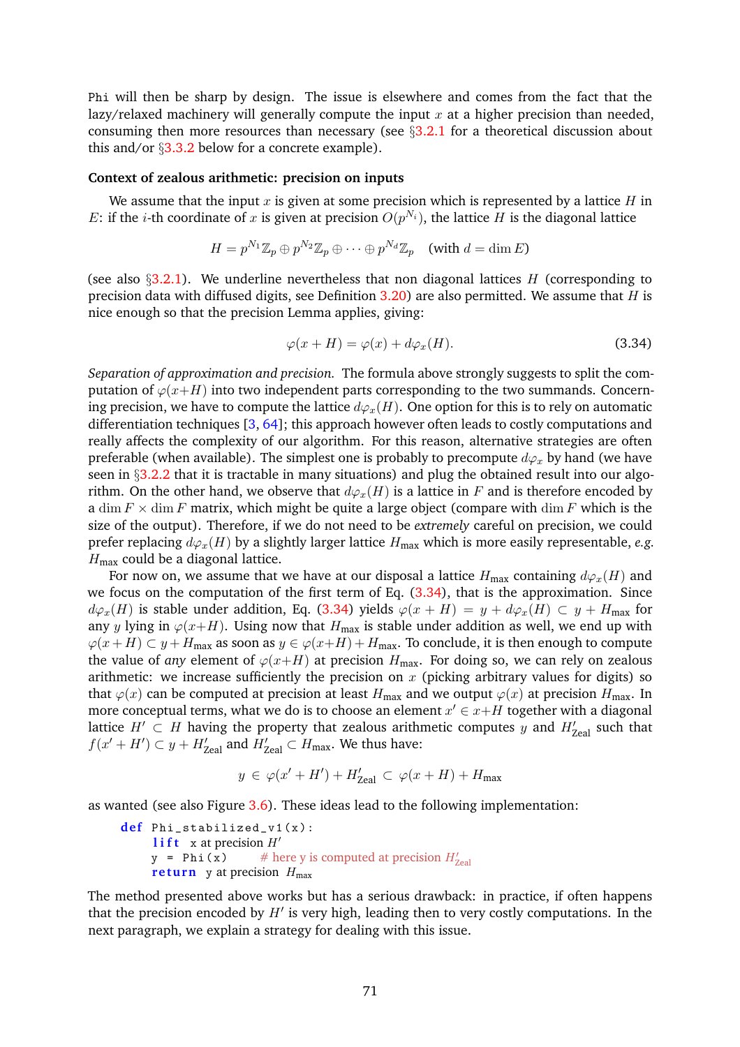Phi will then be sharp by design. The issue is elsewhere and comes from the fact that the lazy/relaxed machinery will generally compute the input $x$ at a higher precision than needed, consuming then more resources than necessary (see §3.2.1 for a theoretical discussion about this and/or §3.3.2 below for a concrete example).

**Context of zealous arithmetic: precision on inputs**

We assume that the input $x$ is given at some precision which is represented by a lattice $H$ in $E$: if the $i$-th coordinate of $x$ is given at precision $O(p^{N_i})$, the lattice $H$ is the diagonal lattice

$$H = p^{N_1}\mathbb{Z}_p \oplus p^{N_2}\mathbb{Z}_p \oplus \cdots \oplus p^{N_d}\mathbb{Z}_p \quad (\text{with } d = \dim E)$$

(see also §3.2.1). We underline nevertheless that non diagonal lattices $H$ (corresponding to precision data with diffused digits, see Definition 3.20) are also permitted. We assume that $H$ is nice enough so that the precision Lemma applies, giving:

$$\varphi(x + H) = \varphi(x) + d\varphi_x(H). \tag{3.34}$$

*Separation of approximation and precision.* The formula above strongly suggests to split the computation of $\varphi(x+H)$ into two independent parts corresponding to the two summands. Concerning precision, we have to compute the lattice $d\varphi_x(H)$. One option for this is to rely on automatic differentiation techniques [3, 64]; this approach however often leads to costly computations and really affects the complexity of our algorithm. For this reason, alternative strategies are often preferable (when available). The simplest one is probably to precompute $d\varphi_x$ by hand (we have seen in §3.2.2 that it is tractable in many situations) and plug the obtained result into our algorithm. On the other hand, we observe that $d\varphi_x(H)$ is a lattice in $F$ and is therefore encoded by a $\dim F \times \dim F$ matrix, which might be quite a large object (compare with $\dim F$ which is the size of the output). Therefore, if we do not need to be *extremely* careful on precision, we could prefer replacing $d\varphi_x(H)$ by a slightly larger lattice $H_{\text{max}}$ which is more easily representable, *e.g.* $H_{\text{max}}$ could be a diagonal lattice.

For now on, we assume that we have at our disposal a lattice $H_{\text{max}}$ containing $d\varphi_x(H)$ and we focus on the computation of the first term of Eq. (3.34), that is the approximation. Since $d\varphi_x(H)$ is stable under addition, Eq. (3.34) yields $\varphi(x + H) = y + d\varphi_x(H) \subset y + H_{\text{max}}$ for any $y$ lying in $\varphi(x+H)$. Using now that $H_{\text{max}}$ is stable under addition as well, we end up with $\varphi(x + H) \subset y + H_{\text{max}}$ as soon as $y \in \varphi(x+H) + H_{\text{max}}$. To conclude, it is then enough to compute the value of *any* element of $\varphi(x+H)$ at precision $H_{\text{max}}$. For doing so, we can rely on zealous arithmetic: we increase sufficiently the precision on $x$ (picking arbitrary values for digits) so that $\varphi(x)$ can be computed at precision at least $H_{\text{max}}$ and we output $\varphi(x)$ at precision $H_{\text{max}}$. In more conceptual terms, what we do is to choose an element $x' \in x+H$ together with a diagonal lattice $H' \subset H$ having the property that zealous arithmetic computes $y$ and $H'_{\text{Zeal}}$ such that $f(x' + H') \subset y + H'_{\text{Zeal}}$ and $H'_{\text{Zeal}} \subset H_{\text{max}}$. We thus have:

$$y \in \varphi(x' + H') + H'_{\text{Zeal}} \subset \varphi(x + H) + H_{\text{max}}$$

as wanted (see also Figure 3.6). These ideas lead to the following implementation:

```
def Phi_stabilized_v1(x):
    lift x at precision H'
    y = Phi(x)      # here y is computed at precision H'_Zeal
    return y at precision H_max
```

The method presented above works but has a serious drawback: in practice, if often happens that the precision encoded by $H'$ is very high, leading then to very costly computations. In the next paragraph, we explain a strategy for dealing with this issue.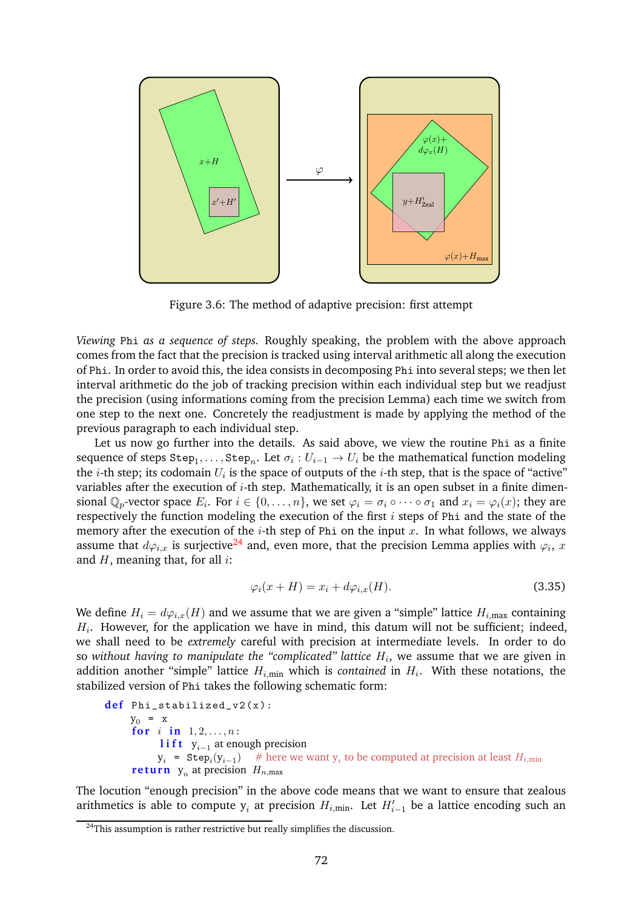Figure 3.6: The method of adaptive precision: first attempt

*Viewing* Phi *as a sequence of steps.* Roughly speaking, the problem with the above approach comes from the fact that the precision is tracked using interval arithmetic all along the execution of Phi. In order to avoid this, the idea consists in decomposing Phi into several steps; we then let interval arithmetic do the job of tracking precision within each individual step but we readjust the precision (using informations coming from the precision Lemma) each time we switch from one step to the next one. Concretely the readjustment is made by applying the method of the previous paragraph to each individual step.

Let us now go further into the details. As said above, we view the routine Phi as a finite sequence of steps $\mathtt{Step}_1, \ldots, \mathtt{Step}_n$. Let $\sigma_i : U_{i-1} \to U_i$ be the mathematical function modeling the $i$-th step; its codomain $U_i$ is the space of outputs of the $i$-th step, that is the space of "active" variables after the execution of $i$-th step. Mathematically, it is an open subset in a finite dimensional $\mathbb{Q}_p$-vector space $E_i$. For $i \in \{0, \ldots, n\}$, we set $\varphi_i = \sigma_i \circ \cdots \circ \sigma_1$ and $x_i = \varphi_i(x)$; they are respectively the function modeling the execution of the first $i$ steps of Phi and the state of the memory after the execution of the $i$-th step of Phi on the input $x$. In what follows, we always assume that $d\varphi_{i,x}$ is surjective[24] and, even more, that the precision Lemma applies with $\varphi_i$, $x$ and $H$, meaning that, for all $i$:

$$\varphi_i(x + H) = x_i + d\varphi_{i,x}(H). \tag{3.35}$$

We define $H_i = d\varphi_{i,x}(H)$ and we assume that we are given a "simple" lattice $H_{i,\max}$ containing $H_i$. However, for the application we have in mind, this datum will not be sufficient; indeed, we shall need to be *extremely* careful with precision at intermediate levels. In order to do so *without having to manipulate the "complicated" lattice* $H_i$, we assume that we are given in addition another "simple" lattice $H_{i,\min}$ which is *contained* in $H_i$. With these notations, the stabilized version of Phi takes the following schematic form:

```
def Phi_stabilized_v2(x):
    y_0 = x
    for i in 1, 2, ..., n:
        lift y_{i-1} at enough precision
        y_i = Step_i(y_{i-1})   # here we want y_i to be computed at precision at least H_{i,min}
    return y_n at precision H_{n,max}
```

The locution "enough precision" in the above code means that we want to ensure that zealous arithmetics is able to compute $\mathrm{y}_i$ at precision $H_{i,\min}$. Let $H'_{i-1}$ be a lattice encoding such an

[24] This assumption is rather restrictive but really simplifies the discussion.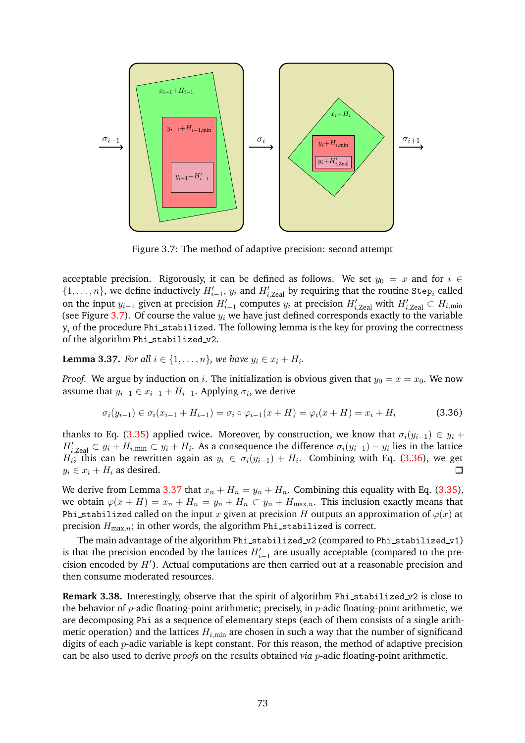Figure 3.7: The method of adaptive precision: second attempt

acceptable precision. Rigorously, it can be defined as follows. We set $y_0 = x$ and for $i \in \{1, \ldots, n\}$, we define inductively $H'_{i-1}$, $y_i$ and $H'_{i,\text{Zeal}}$ by requiring that the routine $\texttt{Step}_i$ called on the input $y_{i-1}$ given at precision $H'_{i-1}$ computes $y_i$ at precision $H'_{i,\text{Zeal}}$ with $H'_{i,\text{Zeal}} \subset H_{i,\min}$ (see Figure 3.7). Of course the value $y_i$ we have just defined corresponds exactly to the variable $\texttt{y}_i$ of the procedure `Phi_stabilized`. The following lemma is the key for proving the correctness of the algorithm `Phi_stabilized_v2`.

**Lemma 3.37.** *For all $i \in \{1, \ldots, n\}$, we have $y_i \in x_i + H_i$.*

*Proof.* We argue by induction on $i$. The initialization is obvious given that $y_0 = x = x_0$. We now assume that $y_{i-1} \in x_{i-1} + H_{i-1}$. Applying $\sigma_i$, we derive

$$\sigma_i(y_{i-1}) \in \sigma_i(x_{i-1} + H_{i-1}) = \sigma_i \circ \varphi_{i-1}(x + H) = \varphi_i(x + H) = x_i + H_i \tag{3.36}$$

thanks to Eq. (3.35) applied twice. Moreover, by construction, we know that $\sigma_i(y_{i-1}) \in y_i + H'_{i,\text{Zeal}} \subset y_i + H_{i,\min} \subset y_i + H_i$. As a consequence the difference $\sigma_i(y_{i-1}) - y_i$ lies in the lattice $H_i$; this can be rewritten again as $y_i \in \sigma_i(y_{i-1}) + H_i$. Combining with Eq. (3.36), we get $y_i \in x_i + H_i$ as desired. □

We derive from Lemma 3.37 that $x_n + H_n = y_n + H_n$. Combining this equality with Eq. (3.35), we obtain $\varphi(x + H) = x_n + H_n = y_n + H_n \subset y_n + H_{\max,n}$. This inclusion exactly means that `Phi_stabilized` called on the input $x$ given at precision $H$ outputs an approximation of $\varphi(x)$ at precision $H_{\max,n}$; in other words, the algorithm `Phi_stabilized` is correct.

The main advantage of the algorithm `Phi_stabilized_v2` (compared to `Phi_stabilized_v1`) is that the precision encoded by the lattices $H'_{i-1}$ are usually acceptable (compared to the precision encoded by $H'$). Actual computations are then carried out at a reasonable precision and then consume moderated resources.

**Remark 3.38.** Interestingly, observe that the spirit of algorithm `Phi_stabilized_v2` is close to the behavior of $p$-adic floating-point arithmetic; precisely, in $p$-adic floating-point arithmetic, we are decomposing `Phi` as a sequence of elementary steps (each of them consists of a single arithmetic operation) and the lattices $H_{i,\min}$ are chosen in such a way that the number of significand digits of each $p$-adic variable is kept constant. For this reason, the method of adaptive precision can be also used to derive *proofs* on the results obtained *via* $p$-adic floating-point arithmetic.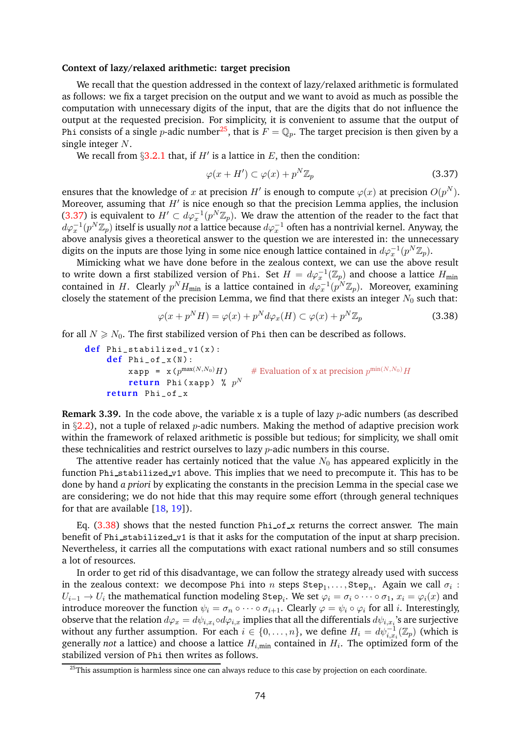**Context of lazy/relaxed arithmetic: target precision**

We recall that the question addressed in the context of lazy/relaxed arithmetic is formulated as follows: we fix a target precision on the output and we want to avoid as much as possible the computation with unnecessary digits of the input, that are the digits that do not influence the output at the requested precision. For simplicity, it is convenient to assume that the output of `Phi` consists of a single $p$-adic number[25], that is $F = \mathbb{Q}_p$. The target precision is then given by a single integer $N$.

We recall from §3.2.1 that, if $H'$ is a lattice in $E$, then the condition:

$$\varphi(x + H') \subset \varphi(x) + p^N \mathbb{Z}_p \tag{3.37}$$

ensures that the knowledge of $x$ at precision $H'$ is enough to compute $\varphi(x)$ at precision $O(p^N)$. Moreover, assuming that $H'$ is nice enough so that the precision Lemma applies, the inclusion (3.37) is equivalent to $H' \subset d\varphi_x^{-1}(p^N \mathbb{Z}_p)$. We draw the attention of the reader to the fact that $d\varphi_x^{-1}(p^N \mathbb{Z}_p)$ itself is usually *not* a lattice because $d\varphi_x^{-1}$ often has a nontrivial kernel. Anyway, the above analysis gives a theoretical answer to the question we are interested in: the unnecessary digits on the inputs are those lying in some nice enough lattice contained in $d\varphi_x^{-1}(p^N \mathbb{Z}_p)$.

Mimicking what we have done before in the zealous context, we can use the above result to write down a first stabilized version of `Phi`. Set $H = d\varphi_x^{-1}(\mathbb{Z}_p)$ and choose a lattice $H_{\text{min}}$ contained in $H$. Clearly $p^N H_{\text{min}}$ is a lattice contained in $d\varphi_x^{-1}(p^N \mathbb{Z}_p)$. Moreover, examining closely the statement of the precision Lemma, we find that there exists an integer $N_0$ such that:

$$\varphi(x + p^N H) = \varphi(x) + p^N d\varphi_x(H) \subset \varphi(x) + p^N \mathbb{Z}_p \tag{3.38}$$

for all $N \geqslant N_0$. The first stabilized version of `Phi` then can be described as follows.

```
def Phi_stabilized_v1(x):
    def Phi_of_x(N):
        xapp = x(p^max(N,N0) H)      # Evaluation of x at precision p^min(N,N0) H
        return Phi(xapp) % p^N
    return Phi_of_x
```

**Remark 3.39.** In the code above, the variable `x` is a tuple of lazy $p$-adic numbers (as described in §2.2), not a tuple of relaxed $p$-adic numbers. Making the method of adaptive precision work within the framework of relaxed arithmetic is possible but tedious; for simplicity, we shall omit these technicalities and restrict ourselves to lazy $p$-adic numbers in this course.

The attentive reader has certainly noticed that the value $N_0$ has appeared explicitly in the function `Phi_stabilized_v1` above. This implies that we need to precompute it. This has to be done by hand *a priori* by explicating the constants in the precision Lemma in the special case we are considering; we do not hide that this may require some effort (through general techniques for that are available [18, 19]).

Eq. (3.38) shows that the nested function `Phi_of_x` returns the correct answer. The main benefit of `Phi_stabilized_v1` is that it asks for the computation of the input at sharp precision. Nevertheless, it carries all the computations with exact rational numbers and so still consumes a lot of resources.

In order to get rid of this disadvantage, we can follow the strategy already used with success in the zealous context: we decompose `Phi` into $n$ steps $\texttt{Step}_1, \ldots, \texttt{Step}_n$. Again we call $\sigma_i : U_{i-1} \to U_i$ the mathematical function modeling $\texttt{Step}_i$. We set $\varphi_i = \sigma_i \circ \cdots \circ \sigma_1$, $x_i = \varphi_i(x)$ and introduce moreover the function $\psi_i = \sigma_n \circ \cdots \circ \sigma_{i+1}$. Clearly $\varphi = \psi_i \circ \varphi_i$ for all $i$. Interestingly, observe that the relation $d\varphi_x = d\psi_{i,x_i} \circ d\varphi_{i,x}$ implies that all the differentials $d\psi_{i,x_i}$'s are surjective without any further assumption. For each $i \in \{0, \ldots, n\}$, we define $H_i = d\psi_{i,x_i}^{-1}(\mathbb{Z}_p)$ (which is generally *not* a lattice) and choose a lattice $H_{i,\text{min}}$ contained in $H_i$. The optimized form of the stabilized version of `Phi` then writes as follows.

[25] This assumption is harmless since one can always reduce to this case by projection on each coordinate.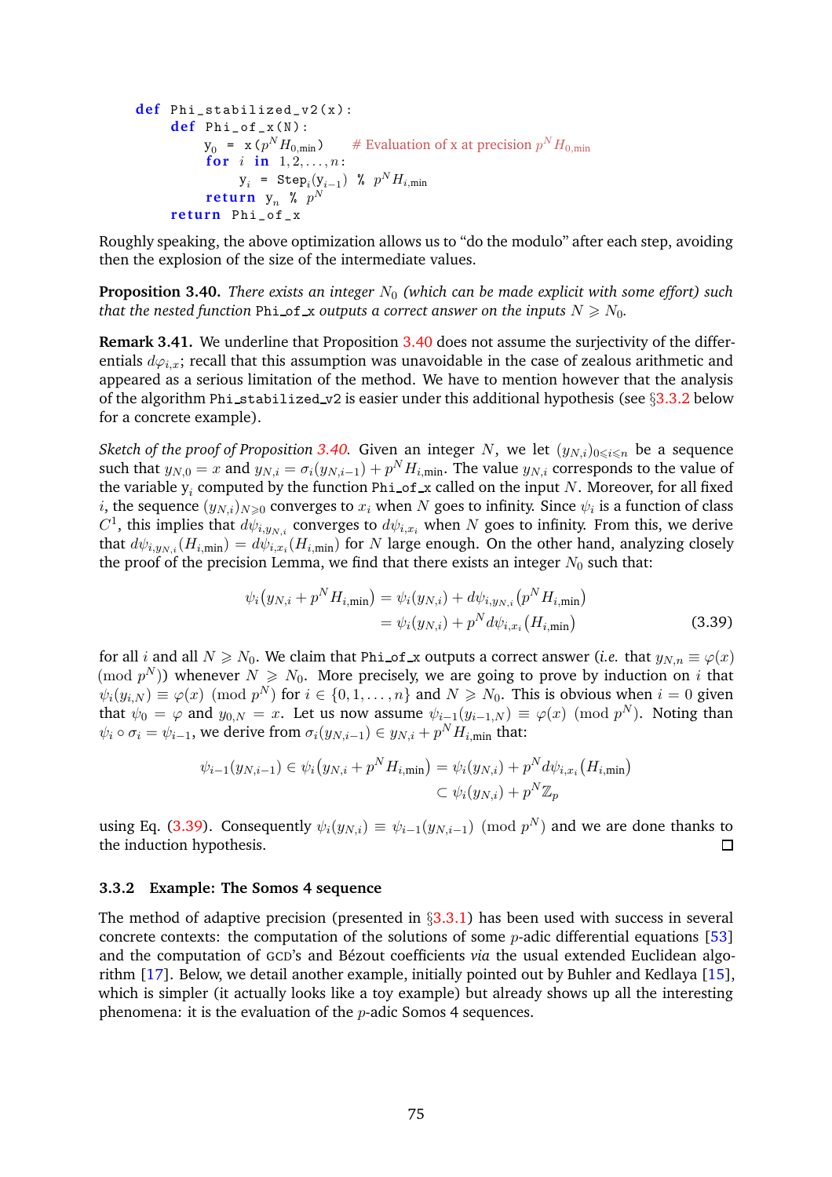```
def Phi_stabilized_v2(x):
    def Phi_of_x(N):
        y_0 = x(p^N H_{0,min})     # Evaluation of x at precision p^N H_{0,min}
        for i in 1,2,...,n:
            y_i = Step_i(y_{i-1}) % p^N H_{i,min}
        return y_n % p^N
    return Phi_of_x
```

Roughly speaking, the above optimization allows us to "do the modulo" after each step, avoiding then the explosion of the size of the intermediate values.

**Proposition 3.40.** *There exists an integer $N_0$ (which can be made explicit with some effort) such that the nested function* `Phi_of_x` *outputs a correct answer on the inputs $N \geqslant N_0$.*

**Remark 3.41.** We underline that Proposition 3.40 does not assume the surjectivity of the differentials $d\varphi_{i,x}$; recall that this assumption was unavoidable in the case of zealous arithmetic and appeared as a serious limitation of the method. We have to mention however that the analysis of the algorithm `Phi_stabilized_v2` is easier under this additional hypothesis (see §3.3.2 below for a concrete example).

*Sketch of the proof of Proposition 3.40.* Given an integer $N$, we let $(y_{N,i})_{0 \leqslant i \leqslant n}$ be a sequence such that $y_{N,0} = x$ and $y_{N,i} = \sigma_i(y_{N,i-1}) + p^N H_{i,\text{min}}$. The value $y_{N,i}$ corresponds to the value of the variable $\mathrm{y}_i$ computed by the function `Phi_of_x` called on the input $N$. Moreover, for all fixed $i$, the sequence $(y_{N,i})_{N \geqslant 0}$ converges to $x_i$ when $N$ goes to infinity. Since $\psi_i$ is a function of class $C^1$, this implies that $d\psi_{i,y_{N,i}}$ converges to $d\psi_{i,x_i}$ when $N$ goes to infinity. From this, we derive that $d\psi_{i,y_{N,i}}(H_{i,\text{min}}) = d\psi_{i,x_i}(H_{i,\text{min}})$ for $N$ large enough. On the other hand, analyzing closely the proof of the precision Lemma, we find that there exists an integer $N_0$ such that:

$$
\begin{aligned}
\psi_i\big(y_{N,i} + p^N H_{i,\text{min}}\big) &= \psi_i(y_{N,i}) + d\psi_{i,y_{N,i}}\big(p^N H_{i,\text{min}}\big) \\
&= \psi_i(y_{N,i}) + p^N d\psi_{i,x_i}\big(H_{i,\text{min}}\big)
\end{aligned}
\tag{3.39}
$$

for all $i$ and all $N \geqslant N_0$. We claim that `Phi_of_x` outputs a correct answer (*i.e.* that $y_{N,n} \equiv \varphi(x) \pmod{p^N}$) whenever $N \geqslant N_0$. More precisely, we are going to prove by induction on $i$ that $\psi_i(y_{i,N}) \equiv \varphi(x) \pmod{p^N}$ for $i \in \{0, 1, \dots, n\}$ and $N \geqslant N_0$. This is obvious when $i = 0$ given that $\psi_0 = \varphi$ and $y_{0,N} = x$. Let us now assume $\psi_{i-1}(y_{i-1,N}) \equiv \varphi(x) \pmod{p^N}$. Noting than $\psi_i \circ \sigma_i = \psi_{i-1}$, we derive from $\sigma_i(y_{N,i-1}) \in y_{N,i} + p^N H_{i,\text{min}}$ that:

$$
\begin{aligned}
\psi_{i-1}(y_{N,i-1}) \in \psi_i\big(y_{N,i} + p^N H_{i,\text{min}}\big) &= \psi_i(y_{N,i}) + p^N d\psi_{i,x_i}\big(H_{i,\text{min}}\big) \\
&\subset \psi_i(y_{N,i}) + p^N \mathbb{Z}_p
\end{aligned}
$$

using Eq. (3.39). Consequently $\psi_i(y_{N,i}) \equiv \psi_{i-1}(y_{N,i-1}) \pmod{p^N}$ and we are done thanks to the induction hypothesis. ☐

### 3.3.2 Example: The Somos 4 sequence

The method of adaptive precision (presented in §3.3.1) has been used with success in several concrete contexts: the computation of the solutions of some $p$-adic differential equations [53] and the computation of GCD's and Bézout coefficients *via* the usual extended Euclidean algorithm [17]. Below, we detail another example, initially pointed out by Buhler and Kedlaya [15], which is simpler (it actually looks like a toy example) but already shows up all the interesting phenomena: it is the evaluation of the $p$-adic Somos 4 sequences.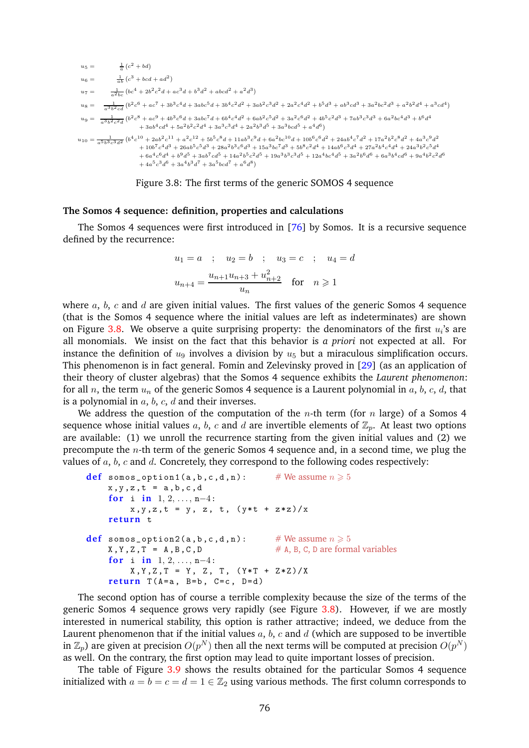$$u_5 = \frac{1}{a}\left(c^2 + bd\right)$$

$$u_6 = \frac{1}{ab}\left(c^3 + bcd + ad^2\right)$$

$$u_7 = \frac{1}{a^2bc}\left(bc^4 + 2b^2c^2d + ac^3d + b^3d^2 + abcd^2 + a^2d^3\right)$$

$$u_8 = \frac{1}{a^3b^2cd}\left(b^2c^6 + ac^7 + 3b^3c^4d + 3abc^5d + 3b^4c^2d^2 + 3ab^2c^3d^2 + 2a^2c^4d^2 + b^5d^3 + ab^3cd^3 + 3a^2bc^2d^3 + a^2b^2d^4 + a^3cd^4\right)$$

$$u_9 = \frac{1}{a^3b^3c^2d}\left(b^2c^8 + ac^9 + 4b^3c^6d + 3abc^7d + 6b^4c^4d^2 + 6ab^2c^5d^2 + 3a^2c^6d^2 + 4b^5c^2d^3 + 7ab^3c^3d^3 + 6a^2bc^4d^3 + b^6d^4 + 3ab^4cd^4 + 5a^2b^2c^2d^4 + 3a^3c^3d^4 + 2a^2b^3d^5 + 3a^3bcd^5 + a^4d^6\right)$$

$$\begin{aligned}u_{10} = \frac{1}{a^5b^3c^3d^2}\big(&b^4c^{10} + 2ab^2c^{11} + a^2c^{12} + 5b^5c^8d + 11ab^3c^9d + 6a^2bc^{10}d + 10b^6c^6d^2 + 24ab^4c^7d^2 + 17a^2b^2c^8d^2 + 4a^3c^9d^2 \\ &+ 10b^7c^4d^3 + 26ab^5c^5d^3 + 28a^2b^3c^6d^3 + 15a^3bc^7d^3 + 5b^8c^2d^4 + 14ab^6c^3d^4 + 27a^2b^4c^4d^4 + 24a^3b^2c^5d^4 \\ &+ 6a^4c^6d^4 + b^9d^5 + 3ab^7cd^5 + 14a^2b^5c^2d^5 + 19a^3b^3c^3d^5 + 12a^4bc^4d^5 + 3a^2b^6d^6 + 6a^3b^4cd^6 + 9a^4b^2c^2d^6 \\ &+ 4a^5c^3d^6 + 3a^4b^3d^7 + 3a^5bcd^7 + a^6d^8\big)\end{aligned}$$

Figure 3.8: The first terms of the generic SOMOS 4 sequence

**The Somos 4 sequence: definition, properties and calculations**

The Somos 4 sequences were first introduced in [76] by Somos. It is a recursive sequence defined by the recurrence:

$$u_1 = a \quad ; \quad u_2 = b \quad ; \quad u_3 = c \quad ; \quad u_4 = d$$

$$u_{n+4} = \frac{u_{n+1}u_{n+3} + u_{n+2}^2}{u_n} \quad \text{for} \quad n \geqslant 1$$

where $a$, $b$, $c$ and $d$ are given initial values. The first values of the generic Somos 4 sequence (that is the Somos 4 sequence where the initial values are left as indeterminates) are shown on Figure 3.8. We observe a quite surprising property: the denominators of the first $u_i$'s are all monomials. We insist on the fact that this behavior is *a priori* not expected at all. For instance the definition of $u_9$ involves a division by $u_5$ but a miraculous simplification occurs. This phenomenon is in fact general. Fomin and Zelevinsky proved in [29] (as an application of their theory of cluster algebras) that the Somos 4 sequence exhibits the *Laurent phenomenon*: for all $n$, the term $u_n$ of the generic Somos 4 sequence is a Laurent polynomial in $a$, $b$, $c$, $d$, that is a polynomial in $a$, $b$, $c$, $d$ and their inverses.

We address the question of the computation of the $n$-th term (for $n$ large) of a Somos 4 sequence whose initial values $a$, $b$, $c$ and $d$ are invertible elements of $\mathbb{Z}_p$. At least two options are available: (1) we unroll the recurrence starting from the given initial values and (2) we precompute the $n$-th term of the generic Somos 4 sequence and, in a second time, we plug the values of $a$, $b$, $c$ and $d$. Concretely, they correspond to the following codes respectively:

```
def somos_option1(a,b,c,d,n):        # We assume n ⩾ 5
    x,y,z,t = a,b,c,d
    for i in 1, 2, ..., n−4:
        x,y,z,t = y, z, t, (y*t + z*z)/x
    return t

def somos_option2(a,b,c,d,n):        # We assume n ⩾ 5
    X,Y,Z,T = A,B,C,D                # A, B, C, D are formal variables
    for i in 1, 2, ..., n−4:
        X,Y,Z,T = Y, Z, T, (Y*T + Z*Z)/X
    return T(A=a, B=b, C=c, D=d)
```

The second option has of course a terrible complexity because the size of the terms of the generic Somos 4 sequence grows very rapidly (see Figure 3.8). However, if we are mostly interested in numerical stability, this option is rather attractive; indeed, we deduce from the Laurent phenomenon that if the initial values $a$, $b$, $c$ and $d$ (which are supposed to be invertible in $\mathbb{Z}_p$) are given at precision $O(p^N)$ then all the next terms will be computed at precision $O(p^N)$ as well. On the contrary, the first option may lead to quite important losses of precision.

The table of Figure 3.9 shows the results obtained for the particular Somos 4 sequence initialized with $a = b = c = d = 1 \in \mathbb{Z}_2$ using various methods. The first column corresponds to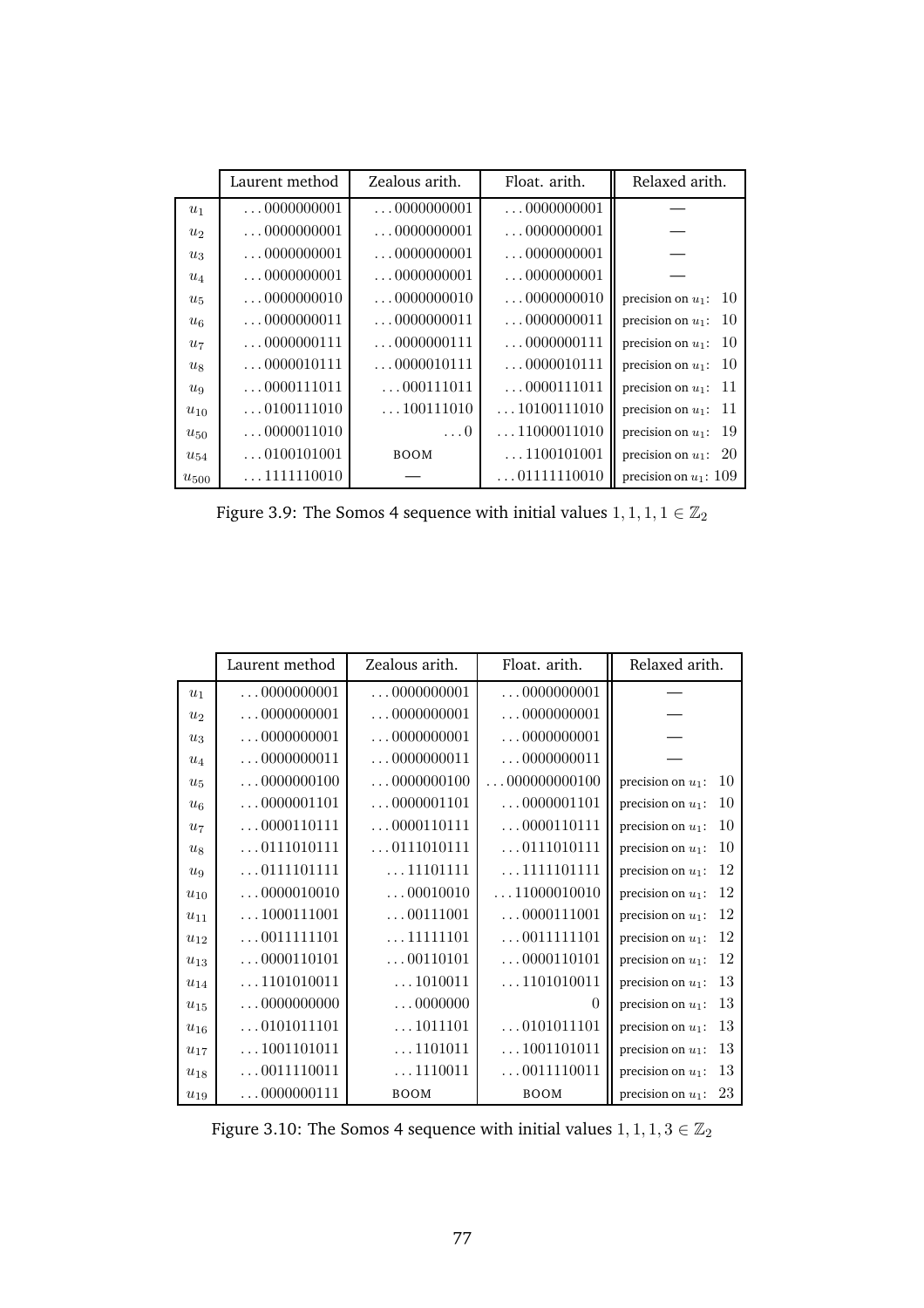| | Laurent method | Zealous arith. | Float. arith. | Relaxed arith. |
|---|---|---|---|---|
| $u_1$ | $\ldots 0000000001$ | $\ldots 0000000001$ | $\ldots 0000000001$ | — |
| $u_2$ | $\ldots 0000000001$ | $\ldots 0000000001$ | $\ldots 0000000001$ | — |
| $u_3$ | $\ldots 0000000001$ | $\ldots 0000000001$ | $\ldots 0000000001$ | — |
| $u_4$ | $\ldots 0000000001$ | $\ldots 0000000001$ | $\ldots 0000000001$ | — |
| $u_5$ | $\ldots 0000000010$ | $\ldots 0000000010$ | $\ldots 0000000010$ | precision on $u_1$: 10 |
| $u_6$ | $\ldots 0000000011$ | $\ldots 0000000011$ | $\ldots 0000000011$ | precision on $u_1$: 10 |
| $u_7$ | $\ldots 0000000111$ | $\ldots 0000000111$ | $\ldots 0000000111$ | precision on $u_1$: 10 |
| $u_8$ | $\ldots 0000010111$ | $\ldots 0000010111$ | $\ldots 0000010111$ | precision on $u_1$: 10 |
| $u_9$ | $\ldots 0000111011$ | $\ldots 000111011$ | $\ldots 0000111011$ | precision on $u_1$: 11 |
| $u_{10}$ | $\ldots 0100111010$ | $\ldots 100111010$ | $\ldots 10100111010$ | precision on $u_1$: 11 |
| $u_{50}$ | $\ldots 0000011010$ | $\ldots 0$ | $\ldots 11000011010$ | precision on $u_1$: 19 |
| $u_{54}$ | $\ldots 0100101001$ | BOOM | $\ldots 1100101001$ | precision on $u_1$: 20 |
| $u_{500}$ | $\ldots 1111110010$ | — | $\ldots 01111110010$ | precision on $u_1$: 109 |

Figure 3.9: The Somos 4 sequence with initial values $1, 1, 1, 1 \in \mathbb{Z}_2$

| | Laurent method | Zealous arith. | Float. arith. | Relaxed arith. |
|---|---|---|---|---|
| $u_1$ | $\ldots 0000000001$ | $\ldots 0000000001$ | $\ldots 0000000001$ | — |
| $u_2$ | $\ldots 0000000001$ | $\ldots 0000000001$ | $\ldots 0000000001$ | — |
| $u_3$ | $\ldots 0000000001$ | $\ldots 0000000001$ | $\ldots 0000000001$ | — |
| $u_4$ | $\ldots 0000000011$ | $\ldots 0000000011$ | $\ldots 0000000011$ | — |
| $u_5$ | $\ldots 0000000100$ | $\ldots 0000000100$ | $\ldots 000000000100$ | precision on $u_1$: 10 |
| $u_6$ | $\ldots 0000001101$ | $\ldots 0000001101$ | $\ldots 0000001101$ | precision on $u_1$: 10 |
| $u_7$ | $\ldots 0000110111$ | $\ldots 0000110111$ | $\ldots 0000110111$ | precision on $u_1$: 10 |
| $u_8$ | $\ldots 0111010111$ | $\ldots 0111010111$ | $\ldots 0111010111$ | precision on $u_1$: 10 |
| $u_9$ | $\ldots 0111101111$ | $\ldots 11101111$ | $\ldots 1111101111$ | precision on $u_1$: 12 |
| $u_{10}$ | $\ldots 0000010010$ | $\ldots 00010010$ | $\ldots 11000010010$ | precision on $u_1$: 12 |
| $u_{11}$ | $\ldots 1000111001$ | $\ldots 00111001$ | $\ldots 0000111001$ | precision on $u_1$: 12 |
| $u_{12}$ | $\ldots 0011111101$ | $\ldots 11111101$ | $\ldots 0011111101$ | precision on $u_1$: 12 |
| $u_{13}$ | $\ldots 0000110101$ | $\ldots 00110101$ | $\ldots 0000110101$ | precision on $u_1$: 12 |
| $u_{14}$ | $\ldots 1101010011$ | $\ldots 1010011$ | $\ldots 1101010011$ | precision on $u_1$: 13 |
| $u_{15}$ | $\ldots 0000000000$ | $\ldots 0000000$ | $0$ | precision on $u_1$: 13 |
| $u_{16}$ | $\ldots 0101011101$ | $\ldots 1011101$ | $\ldots 0101011101$ | precision on $u_1$: 13 |
| $u_{17}$ | $\ldots 1001101011$ | $\ldots 1101011$ | $\ldots 1001101011$ | precision on $u_1$: 13 |
| $u_{18}$ | $\ldots 0011110011$ | $\ldots 1110011$ | $\ldots 0011110011$ | precision on $u_1$: 13 |
| $u_{19}$ | $\ldots 0000000111$ | BOOM | BOOM | precision on $u_1$: 23 |

Figure 3.10: The Somos 4 sequence with initial values $1, 1, 1, 3 \in \mathbb{Z}_2$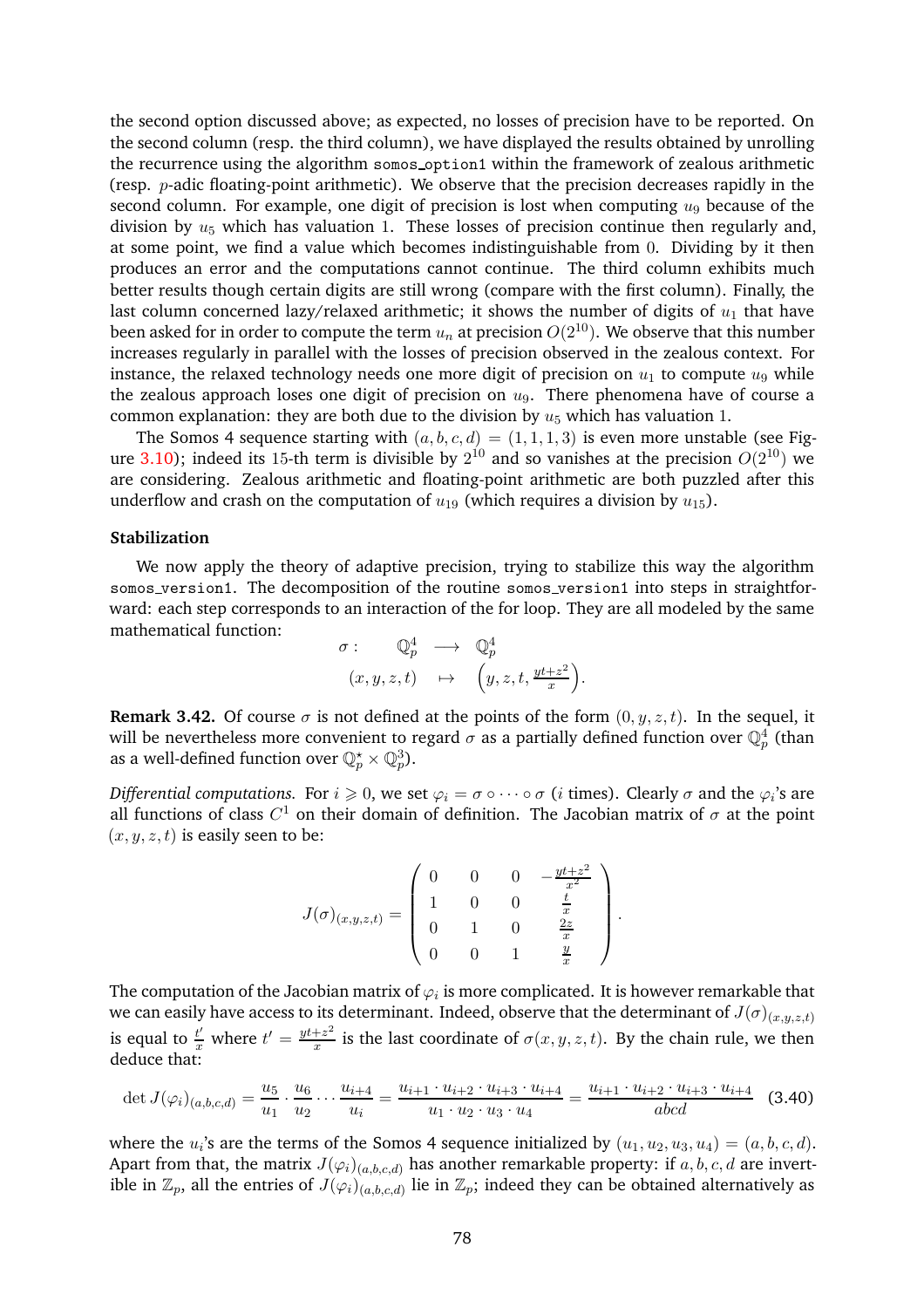the second option discussed above; as expected, no losses of precision have to be reported. On the second column (resp. the third column), we have displayed the results obtained by unrolling the recurrence using the algorithm somos_option1 within the framework of zealous arithmetic (resp. $p$-adic floating-point arithmetic). We observe that the precision decreases rapidly in the second column. For example, one digit of precision is lost when computing $u_9$ because of the division by $u_5$ which has valuation 1. These losses of precision continue then regularly and, at some point, we find a value which becomes indistinguishable from 0. Dividing by it then produces an error and the computations cannot continue. The third column exhibits much better results though certain digits are still wrong (compare with the first column). Finally, the last column concerned lazy/relaxed arithmetic; it shows the number of digits of $u_1$ that have been asked for in order to compute the term $u_n$ at precision $O(2^{10})$. We observe that this number increases regularly in parallel with the losses of precision observed in the zealous context. For instance, the relaxed technology needs one more digit of precision on $u_1$ to compute $u_9$ while the zealous approach loses one digit of precision on $u_9$. There phenomena have of course a common explanation: they are both due to the division by $u_5$ which has valuation 1.

The Somos 4 sequence starting with $(a, b, c, d) = (1, 1, 1, 3)$ is even more unstable (see Figure 3.10); indeed its 15-th term is divisible by $2^{10}$ and so vanishes at the precision $O(2^{10})$ we are considering. Zealous arithmetic and floating-point arithmetic are both puzzled after this underflow and crash on the computation of $u_{19}$ (which requires a division by $u_{15}$).

**Stabilization**

We now apply the theory of adaptive precision, trying to stabilize this way the algorithm somos_version1. The decomposition of the routine somos_version1 into steps in straightforward: each step corresponds to an interaction of the for loop. They are all modeled by the same mathematical function:

$$\begin{array}{rccc} \sigma: & \mathbb{Q}_p^4 & \longrightarrow & \mathbb{Q}_p^4 \\ & (x, y, z, t) & \mapsto & \left(y, z, t, \frac{yt+z^2}{x}\right). \end{array}$$

**Remark 3.42.** Of course $\sigma$ is not defined at the points of the form $(0, y, z, t)$. In the sequel, it will be nevertheless more convenient to regard $\sigma$ as a partially defined function over $\mathbb{Q}_p^4$ (than as a well-defined function over $\mathbb{Q}_p^\star \times \mathbb{Q}_p^3$).

*Differential computations.* For $i \geqslant 0$, we set $\varphi_i = \sigma \circ \cdots \circ \sigma$ ($i$ times). Clearly $\sigma$ and the $\varphi_i$'s are all functions of class $C^1$ on their domain of definition. The Jacobian matrix of $\sigma$ at the point $(x, y, z, t)$ is easily seen to be:

$$J(\sigma)_{(x,y,z,t)} = \left(\begin{array}{cccc} 0 & 0 & 0 & -\frac{yt+z^2}{x^2} \\ 1 & 0 & 0 & \frac{t}{x} \\ 0 & 1 & 0 & \frac{2z}{x} \\ 0 & 0 & 1 & \frac{y}{x} \end{array}\right).$$

The computation of the Jacobian matrix of $\varphi_i$ is more complicated. It is however remarkable that we can easily have access to its determinant. Indeed, observe that the determinant of $J(\sigma)_{(x,y,z,t)}$ is equal to $\frac{t'}{x}$ where $t' = \frac{yt+z^2}{x}$ is the last coordinate of $\sigma(x, y, z, t)$. By the chain rule, we then deduce that:

$$\det J(\varphi_i)_{(a,b,c,d)} = \frac{u_5}{u_1} \cdot \frac{u_6}{u_2} \cdots \frac{u_{i+4}}{u_i} = \frac{u_{i+1} \cdot u_{i+2} \cdot u_{i+3} \cdot u_{i+4}}{u_1 \cdot u_2 \cdot u_3 \cdot u_4} = \frac{u_{i+1} \cdot u_{i+2} \cdot u_{i+3} \cdot u_{i+4}}{abcd} \quad (3.40)$$

where the $u_i$'s are the terms of the Somos 4 sequence initialized by $(u_1, u_2, u_3, u_4) = (a, b, c, d)$. Apart from that, the matrix $J(\varphi_i)_{(a,b,c,d)}$ has another remarkable property: if $a, b, c, d$ are invertible in $\mathbb{Z}_p$, all the entries of $J(\varphi_i)_{(a,b,c,d)}$ lie in $\mathbb{Z}_p$; indeed they can be obtained alternatively as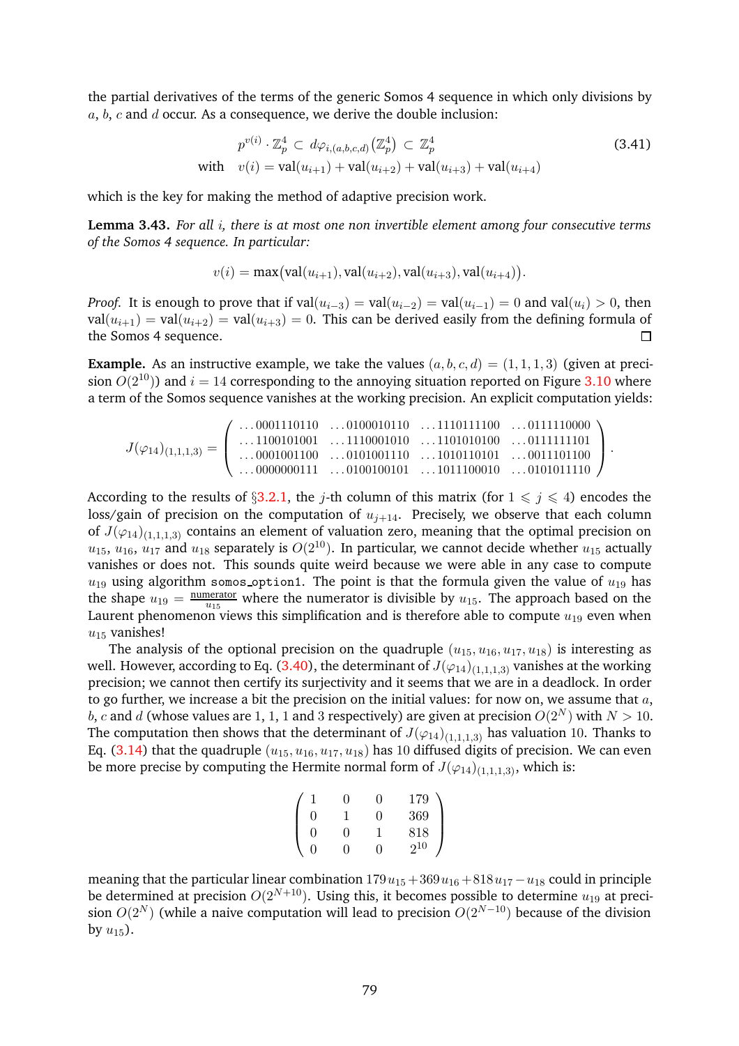the partial derivatives of the terms of the generic Somos 4 sequence in which only divisions by $a$, $b$, $c$ and $d$ occur. As a consequence, we derive the double inclusion:

$$p^{v(i)} \cdot \mathbb{Z}_p^4 \subset d\varphi_{i,(a,b,c,d)}(\mathbb{Z}_p^4) \subset \mathbb{Z}_p^4 \qquad (3.41)$$
$$\text{with} \quad v(i) = \mathrm{val}(u_{i+1}) + \mathrm{val}(u_{i+2}) + \mathrm{val}(u_{i+3}) + \mathrm{val}(u_{i+4})$$

which is the key for making the method of adaptive precision work.

**Lemma 3.43.** *For all $i$, there is at most one non invertible element among four consecutive terms of the Somos 4 sequence. In particular:*

$$v(i) = \max\big(\mathrm{val}(u_{i+1}), \mathrm{val}(u_{i+2}), \mathrm{val}(u_{i+3}), \mathrm{val}(u_{i+4})\big).$$

*Proof.* It is enough to prove that if $\mathrm{val}(u_{i-3}) = \mathrm{val}(u_{i-2}) = \mathrm{val}(u_{i-1}) = 0$ and $\mathrm{val}(u_i) > 0$, then $\mathrm{val}(u_{i+1}) = \mathrm{val}(u_{i+2}) = \mathrm{val}(u_{i+3}) = 0$. This can be derived easily from the defining formula of the Somos 4 sequence. □

**Example.** As an instructive example, we take the values $(a, b, c, d) = (1, 1, 1, 3)$ (given at precision $O(2^{10})$) and $i = 14$ corresponding to the annoying situation reported on Figure 3.10 where a term of the Somos sequence vanishes at the working precision. An explicit computation yields:

$$J(\varphi_{14})_{(1,1,1,3)} = \begin{pmatrix} \ldots 0001110110 & \ldots 0100010110 & \ldots 1110111100 & \ldots 0111110000 \\ \ldots 1100101001 & \ldots 1110001010 & \ldots 1101010100 & \ldots 0111111101 \\ \ldots 0001001100 & \ldots 0101001110 & \ldots 1010110101 & \ldots 0011101100 \\ \ldots 0000000111 & \ldots 0100100101 & \ldots 1011100010 & \ldots 0101011110 \end{pmatrix}.$$

According to the results of §3.2.1, the $j$-th column of this matrix (for $1 \leqslant j \leqslant 4$) encodes the loss/gain of precision on the computation of $u_{j+14}$. Precisely, we observe that each column of $J(\varphi_{14})_{(1,1,1,3)}$ contains an element of valuation zero, meaning that the optimal precision on $u_{15}$, $u_{16}$, $u_{17}$ and $u_{18}$ separately is $O(2^{10})$. In particular, we cannot decide whether $u_{15}$ actually vanishes or does not. This sounds quite weird because we were able in any case to compute $u_{19}$ using algorithm somos_option1. The point is that the formula given the value of $u_{19}$ has the shape $u_{19} = \frac{\text{numerator}}{u_{15}}$ where the numerator is divisible by $u_{15}$. The approach based on the Laurent phenomenon views this simplification and is therefore able to compute $u_{19}$ even when $u_{15}$ vanishes!

The analysis of the optional precision on the quadruple $(u_{15}, u_{16}, u_{17}, u_{18})$ is interesting as well. However, according to Eq. (3.40), the determinant of $J(\varphi_{14})_{(1,1,1,3)}$ vanishes at the working precision; we cannot then certify its surjectivity and it seems that we are in a deadlock. In order to go further, we increase a bit the precision on the initial values: for now on, we assume that $a$, $b$, $c$ and $d$ (whose values are 1, 1, 1 and 3 respectively) are given at precision $O(2^N)$ with $N > 10$. The computation then shows that the determinant of $J(\varphi_{14})_{(1,1,1,3)}$ has valuation 10. Thanks to Eq. (3.14) that the quadruple $(u_{15}, u_{16}, u_{17}, u_{18})$ has 10 diffused digits of precision. We can even be more precise by computing the Hermite normal form of $J(\varphi_{14})_{(1,1,1,3)}$, which is:

$$\begin{pmatrix} 1 & 0 & 0 & 179 \\ 0 & 1 & 0 & 369 \\ 0 & 0 & 1 & 818 \\ 0 & 0 & 0 & 2^{10} \end{pmatrix}$$

meaning that the particular linear combination $179\,u_{15} + 369\,u_{16} + 818\,u_{17} - u_{18}$ could in principle be determined at precision $O(2^{N+10})$. Using this, it becomes possible to determine $u_{19}$ at precision $O(2^N)$ (while a naive computation will lead to precision $O(2^{N-10})$ because of the division by $u_{15}$).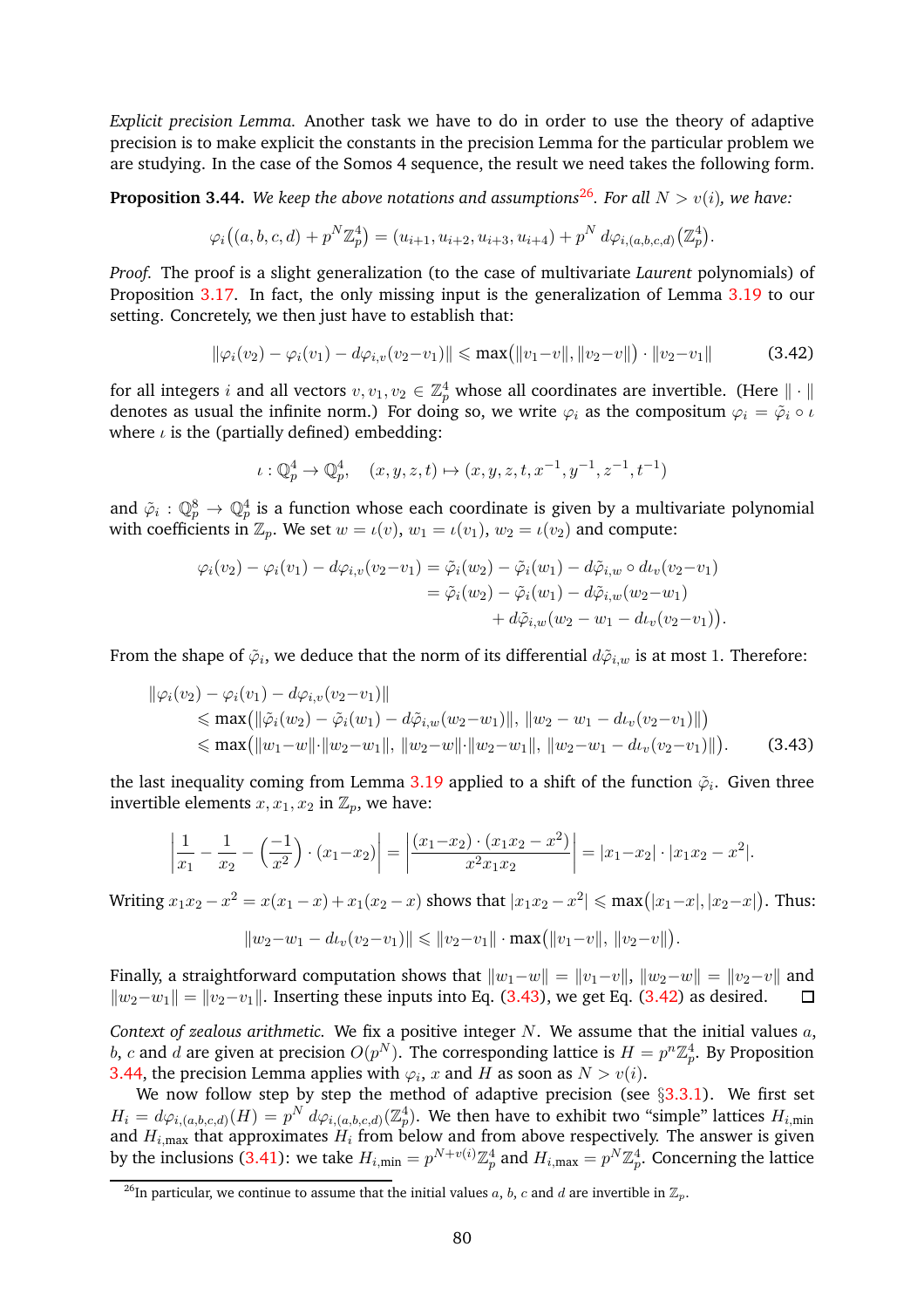*Explicit precision Lemma.* Another task we have to do in order to use the theory of adaptive precision is to make explicit the constants in the precision Lemma for the particular problem we are studying. In the case of the Somos 4 sequence, the result we need takes the following form.

**Proposition 3.44.** *We keep the above notations and assumptions*[26]*. For all $N > v(i)$, we have:*

$$\varphi_i\big((a,b,c,d) + p^N \mathbb{Z}_p^4\big) = (u_{i+1}, u_{i+2}, u_{i+3}, u_{i+4}) + p^N \, d\varphi_{i,(a,b,c,d)}\big(\mathbb{Z}_p^4\big).$$

*Proof.* The proof is a slight generalization (to the case of multivariate *Laurent* polynomials) of Proposition 3.17. In fact, the only missing input is the generalization of Lemma 3.19 to our setting. Concretely, we then just have to establish that:

$$\|\varphi_i(v_2) - \varphi_i(v_1) - d\varphi_{i,v}(v_2{-}v_1)\| \leqslant \max\big(\|v_1{-}v\|, \|v_2{-}v\|\big)\cdot\|v_2{-}v_1\| \tag{3.42}$$

for all integers $i$ and all vectors $v, v_1, v_2 \in \mathbb{Z}_p^4$ whose all coordinates are invertible. (Here $\|\cdot\|$ denotes as usual the infinite norm.) For doing so, we write $\varphi_i$ as the compositum $\varphi_i = \tilde\varphi_i \circ \iota$ where $\iota$ is the (partially defined) embedding:

$$\iota : \mathbb{Q}_p^4 \to \mathbb{Q}_p^4, \quad (x,y,z,t) \mapsto (x,y,z,t,x^{-1},y^{-1},z^{-1},t^{-1})$$

and $\tilde\varphi_i : \mathbb{Q}_p^8 \to \mathbb{Q}_p^4$ is a function whose each coordinate is given by a multivariate polynomial with coefficients in $\mathbb{Z}_p$. We set $w = \iota(v)$, $w_1 = \iota(v_1)$, $w_2 = \iota(v_2)$ and compute:

$$\begin{aligned}\varphi_i(v_2) - \varphi_i(v_1) - d\varphi_{i,v}(v_2{-}v_1) &= \tilde\varphi_i(w_2) - \tilde\varphi_i(w_1) - d\tilde\varphi_{i,w}\circ d\iota_v(v_2{-}v_1)\\ &= \tilde\varphi_i(w_2) - \tilde\varphi_i(w_1) - d\tilde\varphi_{i,w}(w_2{-}w_1)\\ &\qquad + d\tilde\varphi_{i,w}\big(w_2 - w_1 - d\iota_v(v_2{-}v_1)\big).\end{aligned}$$

From the shape of $\tilde\varphi_i$, we deduce that the norm of its differential $d\tilde\varphi_{i,w}$ is at most 1. Therefore:

$$\begin{aligned}&\|\varphi_i(v_2) - \varphi_i(v_1) - d\varphi_{i,v}(v_2{-}v_1)\|\\ &\quad\leqslant \max\big(\|\tilde\varphi_i(w_2) - \tilde\varphi_i(w_1) - d\tilde\varphi_{i,w}(w_2{-}w_1)\|,\, \|w_2 - w_1 - d\iota_v(v_2{-}v_1)\|\big)\\ &\quad\leqslant \max\big(\|w_1{-}w\|\cdot\|w_2{-}w_1\|,\, \|w_2{-}w\|\cdot\|w_2{-}w_1\|,\, \|w_2{-}w_1 - d\iota_v(v_2{-}v_1)\|\big).\end{aligned} \tag{3.43}$$

the last inequality coming from Lemma 3.19 applied to a shift of the function $\tilde\varphi_i$. Given three invertible elements $x, x_1, x_2$ in $\mathbb{Z}_p$, we have:

$$\left|\frac{1}{x_1} - \frac{1}{x_2} - \left(\frac{-1}{x^2}\right)\cdot(x_1{-}x_2)\right| = \left|\frac{(x_1{-}x_2)\cdot(x_1x_2 - x^2)}{x^2x_1x_2}\right| = |x_1{-}x_2|\cdot|x_1x_2 - x^2|.$$

Writing $x_1x_2 - x^2 = x(x_1 - x) + x_1(x_2 - x)$ shows that $|x_1x_2 - x^2| \leqslant \max\big(|x_1{-}x|, |x_2{-}x|\big)$. Thus:

$$\|w_2{-}w_1 - d\iota_v(v_2{-}v_1)\| \leqslant \|v_2{-}v_1\|\cdot\max\big(\|v_1{-}v\|,\, \|v_2{-}v\|\big).$$

Finally, a straightforward computation shows that $\|w_1{-}w\| = \|v_1{-}v\|$, $\|w_2{-}w\| = \|v_2{-}v\|$ and $\|w_2{-}w_1\| = \|v_2{-}v_1\|$. Inserting these inputs into Eq. (3.43), we get Eq. (3.42) as desired. ☐

*Context of zealous arithmetic.* We fix a positive integer $N$. We assume that the initial values $a$, $b$, $c$ and $d$ are given at precision $O(p^N)$. The corresponding lattice is $H = p^N\mathbb{Z}_p^4$. By Proposition 3.44, the precision Lemma applies with $\varphi_i$, $x$ and $H$ as soon as $N > v(i)$.

We now follow step by step the method of adaptive precision (see §3.3.1). We first set $H_i = d\varphi_{i,(a,b,c,d)}(H) = p^N\, d\varphi_{i,(a,b,c,d)}(\mathbb{Z}_p^4)$. We then have to exhibit two "simple" lattices $H_{i,\min}$ and $H_{i,\max}$ that approximates $H_i$ from below and from above respectively. The answer is given by the inclusions (3.41): we take $H_{i,\min} = p^{N+v(i)}\mathbb{Z}_p^4$ and $H_{i,\max} = p^N\mathbb{Z}_p^4$. Concerning the lattice

[26] In particular, we continue to assume that the initial values $a$, $b$, $c$ and $d$ are invertible in $\mathbb{Z}_p$.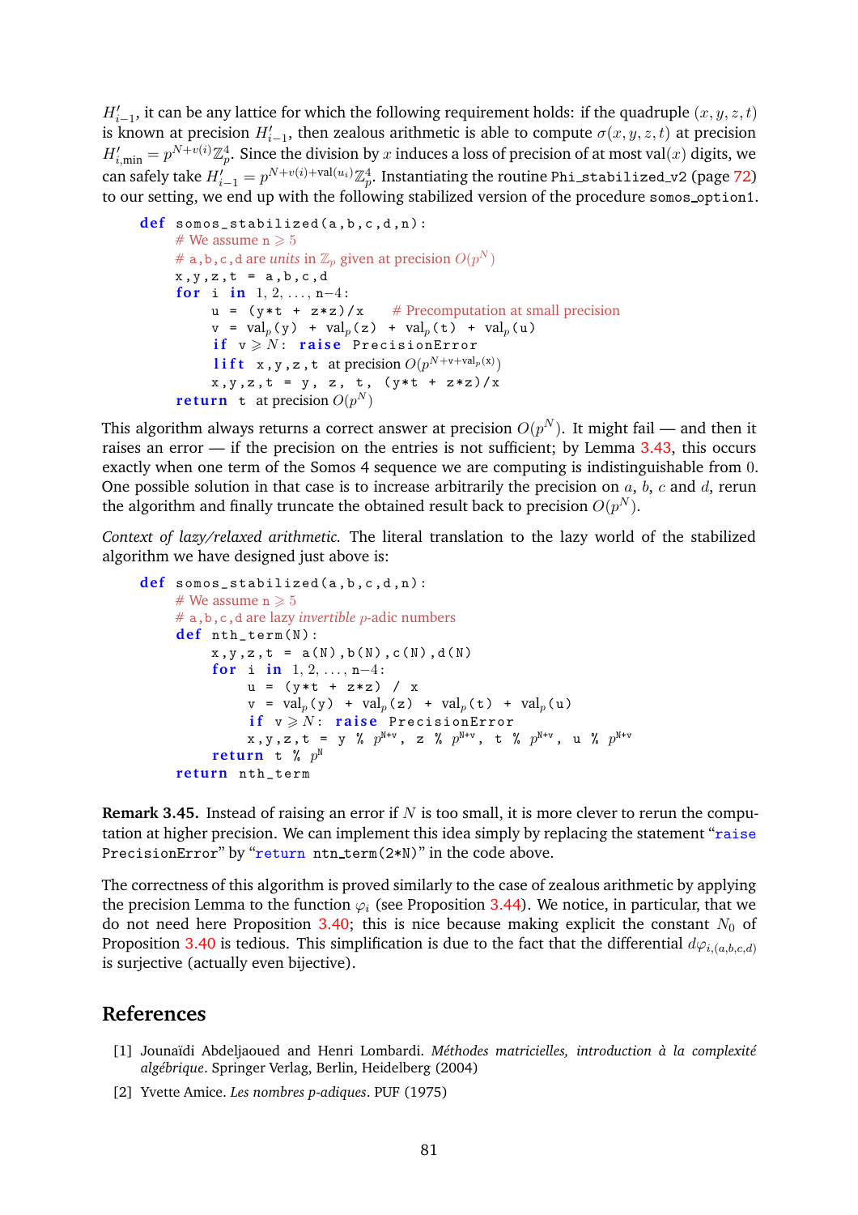$H'_{i-1}$, it can be any lattice for which the following requirement holds: if the quadruple $(x, y, z, t)$ is known at precision $H'_{i-1}$, then zealous arithmetic is able to compute $\sigma(x, y, z, t)$ at precision $H'_{i,\text{min}} = p^{N+v(i)}\mathbb{Z}_p^4$. Since the division by $x$ induces a loss of precision of at most $\text{val}(x)$ digits, we can safely take $H'_{i-1} = p^{N+v(i)+\text{val}(u_i)}\mathbb{Z}_p^4$. Instantiating the routine Phi_stabilized_v2 (page 72) to our setting, we end up with the following stabilized version of the procedure somos_option1.

```
def somos_stabilized(a,b,c,d,n):
    # We assume n ⩾ 5
    # a,b,c,d are units in Z_p given at precision O(p^N)
    x,y,z,t = a,b,c,d
    for i in 1, 2, ..., n−4:
        u = (y*t + z*z)/x    # Precomputation at small precision
        v = val_p(y) + val_p(z) + val_p(t) + val_p(u)
        if v ⩾ N: raise PrecisionError
        lift x,y,z,t at precision O(p^(N+v+val_p(x)))
        x,y,z,t = y, z, t, (y*t + z*z)/x
    return t at precision O(p^N)
```

This algorithm always returns a correct answer at precision $O(p^N)$. It might fail — and then it raises an error — if the precision on the entries is not sufficient; by Lemma 3.43, this occurs exactly when one term of the Somos 4 sequence we are computing is indistinguishable from 0. One possible solution in that case is to increase arbitrarily the precision on $a$, $b$, $c$ and $d$, rerun the algorithm and finally truncate the obtained result back to precision $O(p^N)$.

*Context of lazy/relaxed arithmetic.* The literal translation to the lazy world of the stabilized algorithm we have designed just above is:

```
def somos_stabilized(a,b,c,d,n):
    # We assume n ⩾ 5
    # a,b,c,d are lazy invertible p-adic numbers
    def nth_term(N):
        x,y,z,t = a(N),b(N),c(N),d(N)
        for i in 1, 2, ..., n−4:
            u = (y*t + z*z) / x
            v = val_p(y) + val_p(z) + val_p(t) + val_p(u)
            if v ⩾ N: raise PrecisionError
            x,y,z,t = y % p^(N+v), z % p^(N+v), t % p^(N+v), u % p^(N+v)
        return t % p^N
    return nth_term
```

**Remark 3.45.** Instead of raising an error if $N$ is too small, it is more clever to rerun the computation at higher precision. We can implement this idea simply by replacing the statement "raise PrecisionError" by "return ntn_term(2*N)" in the code above.

The correctness of this algorithm is proved similarly to the case of zealous arithmetic by applying the precision Lemma to the function $\varphi_i$ (see Proposition 3.44). We notice, in particular, that we do not need here Proposition 3.40; this is nice because making explicit the constant $N_0$ of Proposition 3.40 is tedious. This simplification is due to the fact that the differential $d\varphi_{i,(a,b,c,d)}$ is surjective (actually even bijective).

## References

[1] Jounaïdi Abdeljaoued and Henri Lombardi. *Méthodes matricielles, introduction à la complexité algébrique*. Springer Verlag, Berlin, Heidelberg (2004)

[2] Yvette Amice. *Les nombres p-adiques*. PUF (1975)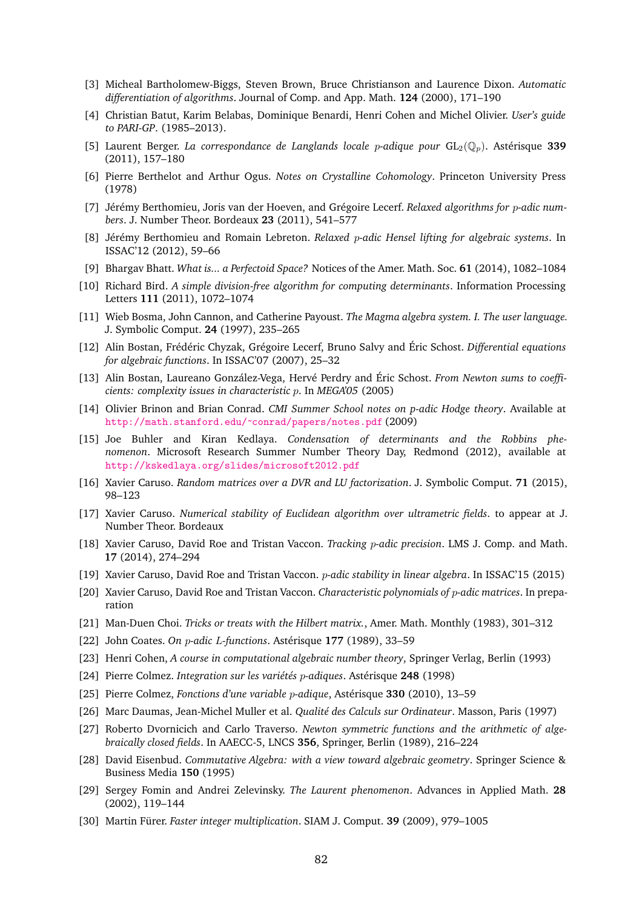[3] Micheal Bartholomew-Biggs, Steven Brown, Bruce Christianson and Laurence Dixon. *Automatic differentiation of algorithms*. Journal of Comp. and App. Math. **124** (2000), 171–190

[4] Christian Batut, Karim Belabas, Dominique Benardi, Henri Cohen and Michel Olivier. *User's guide to PARI-GP*. (1985–2013).

[5] Laurent Berger. *La correspondance de Langlands locale $p$-adique pour* $\mathrm{GL}_2(\mathbb{Q}_p)$. Astérisque **339** (2011), 157–180

[6] Pierre Berthelot and Arthur Ogus. *Notes on Crystalline Cohomology*. Princeton University Press (1978)

[7] Jérémy Berthomieu, Joris van der Hoeven, and Grégoire Lecerf. *Relaxed algorithms for $p$-adic numbers*. J. Number Theor. Bordeaux **23** (2011), 541–577

[8] Jérémy Berthomieu and Romain Lebreton. *Relaxed $p$-adic Hensel lifting for algebraic systems*. In ISSAC'12 (2012), 59–66

[9] Bhargav Bhatt. *What is... a Perfectoid Space?* Notices of the Amer. Math. Soc. **61** (2014), 1082–1084

[10] Richard Bird. *A simple division-free algorithm for computing determinants*. Information Processing Letters **111** (2011), 1072–1074

[11] Wieb Bosma, John Cannon, and Catherine Payoust. *The Magma algebra system. I. The user language.* J. Symbolic Comput. **24** (1997), 235–265

[12] Alin Bostan, Frédéric Chyzak, Grégoire Lecerf, Bruno Salvy and Éric Schost. *Differential equations for algebraic functions*. In ISSAC'07 (2007), 25–32

[13] Alin Bostan, Laureano González-Vega, Hervé Perdry and Éric Schost. *From Newton sums to coefficients: complexity issues in characteristic $p$*. In *MEGA'05* (2005)

[14] Olivier Brinon and Brian Conrad. *CMI Summer School notes on p-adic Hodge theory*. Available at http://math.stanford.edu/~conrad/papers/notes.pdf (2009)

[15] Joe Buhler and Kiran Kedlaya. *Condensation of determinants and the Robbins phenomenon*. Microsoft Research Summer Number Theory Day, Redmond (2012), available at http://kskedlaya.org/slides/microsoft2012.pdf

[16] Xavier Caruso. *Random matrices over a DVR and LU factorization*. J. Symbolic Comput. **71** (2015), 98–123

[17] Xavier Caruso. *Numerical stability of Euclidean algorithm over ultrametric fields*. to appear at J. Number Theor. Bordeaux

[18] Xavier Caruso, David Roe and Tristan Vaccon. *Tracking $p$-adic precision*. LMS J. Comp. and Math. **17** (2014), 274–294

[19] Xavier Caruso, David Roe and Tristan Vaccon. *$p$-adic stability in linear algebra*. In ISSAC'15 (2015)

[20] Xavier Caruso, David Roe and Tristan Vaccon. *Characteristic polynomials of $p$-adic matrices*. In preparation

[21] Man-Duen Choi. *Tricks or treats with the Hilbert matrix.*, Amer. Math. Monthly (1983), 301–312

[22] John Coates. *On $p$-adic $L$-functions*. Astérisque **177** (1989), 33–59

[23] Henri Cohen, *A course in computational algebraic number theory*, Springer Verlag, Berlin (1993)

[24] Pierre Colmez. *Integration sur les variétés $p$-adiques*. Astérisque **248** (1998)

[25] Pierre Colmez, *Fonctions d'une variable $p$-adique*, Astérisque **330** (2010), 13–59

[26] Marc Daumas, Jean-Michel Muller et al. *Qualité des Calculs sur Ordinateur*. Masson, Paris (1997)

[27] Roberto Dvornicich and Carlo Traverso. *Newton symmetric functions and the arithmetic of algebraically closed fields*. In AAECC-5, LNCS **356**, Springer, Berlin (1989), 216–224

[28] David Eisenbud. *Commutative Algebra: with a view toward algebraic geometry*. Springer Science & Business Media **150** (1995)

[29] Sergey Fomin and Andrei Zelevinsky. *The Laurent phenomenon*. Advances in Applied Math. **28** (2002), 119–144

[30] Martin Fürer. *Faster integer multiplication*. SIAM J. Comput. **39** (2009), 979–1005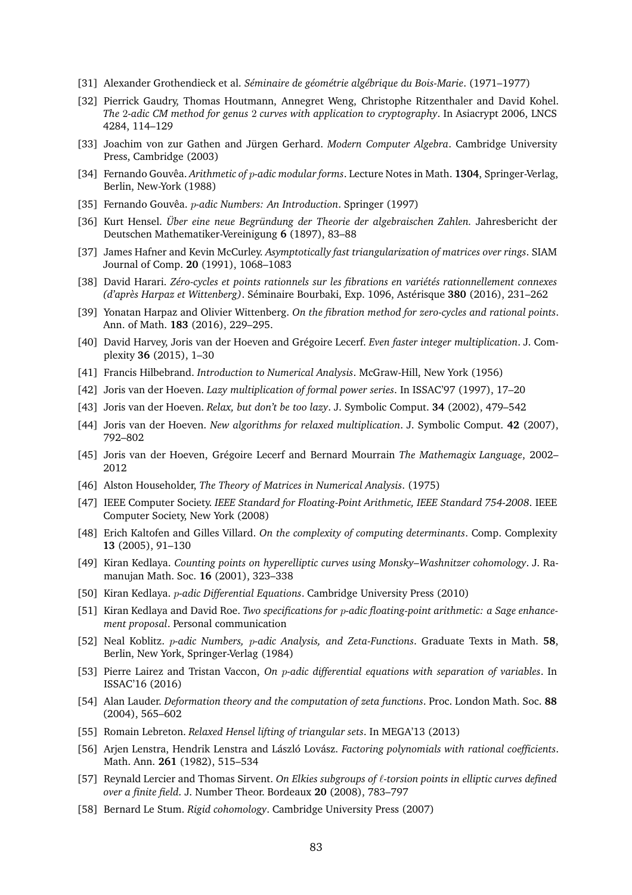[31] Alexander Grothendieck et al. *Séminaire de géométrie algébrique du Bois-Marie*. (1971–1977)

[32] Pierrick Gaudry, Thomas Houtmann, Annegret Weng, Christophe Ritzenthaler and David Kohel. *The 2-adic CM method for genus 2 curves with application to cryptography*. In Asiacrypt 2006, LNCS 4284, 114–129

[33] Joachim von zur Gathen and Jürgen Gerhard. *Modern Computer Algebra*. Cambridge University Press, Cambridge (2003)

[34] Fernando Gouvêa. *Arithmetic of $p$-adic modular forms*. Lecture Notes in Math. **1304**, Springer-Verlag, Berlin, New-York (1988)

[35] Fernando Gouvêa. *$p$-adic Numbers: An Introduction*. Springer (1997)

[36] Kurt Hensel. *Über eine neue Begründung der Theorie der algebraischen Zahlen.* Jahresbericht der Deutschen Mathematiker-Vereinigung **6** (1897), 83–88

[37] James Hafner and Kevin McCurley. *Asymptotically fast triangularization of matrices over rings*. SIAM Journal of Comp. **20** (1991), 1068–1083

[38] David Harari. *Zéro-cycles et points rationnels sur les fibrations en variétés rationnellement connexes (d'après Harpaz et Wittenberg)*. Séminaire Bourbaki, Exp. 1096, Astérisque **380** (2016), 231–262

[39] Yonatan Harpaz and Olivier Wittenberg. *On the fibration method for zero-cycles and rational points*. Ann. of Math. **183** (2016), 229–295.

[40] David Harvey, Joris van der Hoeven and Grégoire Lecerf. *Even faster integer multiplication*. J. Complexity **36** (2015), 1–30

[41] Francis Hilbebrand. *Introduction to Numerical Analysis*. McGraw-Hill, New York (1956)

[42] Joris van der Hoeven. *Lazy multiplication of formal power series*. In ISSAC'97 (1997), 17–20

[43] Joris van der Hoeven. *Relax, but don't be too lazy*. J. Symbolic Comput. **34** (2002), 479–542

[44] Joris van der Hoeven. *New algorithms for relaxed multiplication*. J. Symbolic Comput. **42** (2007), 792–802

[45] Joris van der Hoeven, Grégoire Lecerf and Bernard Mourrain *The Mathemagix Language*, 2002–2012

[46] Alston Householder, *The Theory of Matrices in Numerical Analysis*. (1975)

[47] IEEE Computer Society. *IEEE Standard for Floating-Point Arithmetic, IEEE Standard 754-2008*. IEEE Computer Society, New York (2008)

[48] Erich Kaltofen and Gilles Villard. *On the complexity of computing determinants*. Comp. Complexity **13** (2005), 91–130

[49] Kiran Kedlaya. *Counting points on hyperelliptic curves using Monsky–Washnitzer cohomology*. J. Ramanujan Math. Soc. **16** (2001), 323–338

[50] Kiran Kedlaya. *$p$-adic Differential Equations*. Cambridge University Press (2010)

[51] Kiran Kedlaya and David Roe. *Two specifications for $p$-adic floating-point arithmetic: a Sage enhancement proposal*. Personal communication

[52] Neal Koblitz. *$p$-adic Numbers, $p$-adic Analysis, and Zeta-Functions*. Graduate Texts in Math. **58**, Berlin, New York, Springer-Verlag (1984)

[53] Pierre Lairez and Tristan Vaccon, *On $p$-adic differential equations with separation of variables*. In ISSAC'16 (2016)

[54] Alan Lauder. *Deformation theory and the computation of zeta functions*. Proc. London Math. Soc. **88** (2004), 565–602

[55] Romain Lebreton. *Relaxed Hensel lifting of triangular sets*. In MEGA'13 (2013)

[56] Arjen Lenstra, Hendrik Lenstra and László Lovász. *Factoring polynomials with rational coefficients*. Math. Ann. **261** (1982), 515–534

[57] Reynald Lercier and Thomas Sirvent. *On Elkies subgroups of $\ell$-torsion points in elliptic curves defined over a finite field*. J. Number Theor. Bordeaux **20** (2008), 783–797

[58] Bernard Le Stum. *Rigid cohomology*. Cambridge University Press (2007)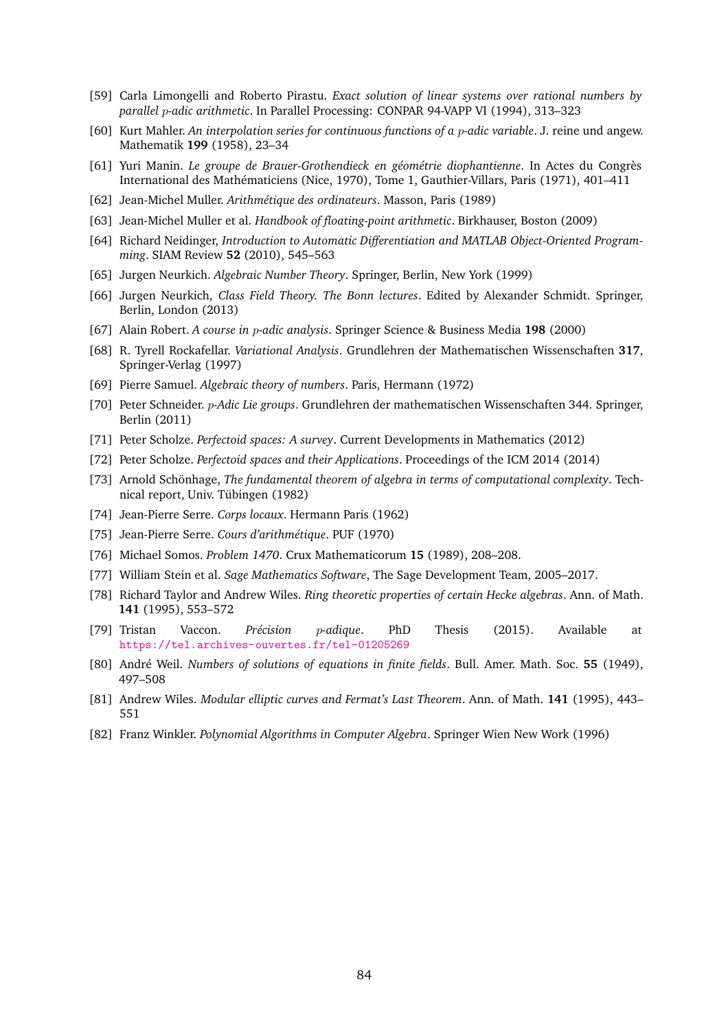[59] Carla Limongelli and Roberto Pirastu. *Exact solution of linear systems over rational numbers by parallel $p$-adic arithmetic*. In Parallel Processing: CONPAR 94-VAPP VI (1994), 313–323

[60] Kurt Mahler. *An interpolation series for continuous functions of a $p$-adic variable*. J. reine und angew. Mathematik **199** (1958), 23–34

[61] Yuri Manin. *Le groupe de Brauer-Grothendieck en géométrie diophantienne*. In Actes du Congrès International des Mathématiciens (Nice, 1970), Tome 1, Gauthier-Villars, Paris (1971), 401–411

[62] Jean-Michel Muller. *Arithmétique des ordinateurs*. Masson, Paris (1989)

[63] Jean-Michel Muller et al. *Handbook of floating-point arithmetic*. Birkhauser, Boston (2009)

[64] Richard Neidinger, *Introduction to Automatic Differentiation and MATLAB Object-Oriented Programming*. SIAM Review **52** (2010), 545–563

[65] Jurgen Neurkich. *Algebraic Number Theory*. Springer, Berlin, New York (1999)

[66] Jurgen Neurkich, *Class Field Theory. The Bonn lectures*. Edited by Alexander Schmidt. Springer, Berlin, London (2013)

[67] Alain Robert. *A course in $p$-adic analysis*. Springer Science & Business Media **198** (2000)

[68] R. Tyrell Rockafellar. *Variational Analysis*. Grundlehren der Mathematischen Wissenschaften **317**, Springer-Verlag (1997)

[69] Pierre Samuel. *Algebraic theory of numbers*. Paris, Hermann (1972)

[70] Peter Schneider. *$p$-Adic Lie groups*. Grundlehren der mathematischen Wissenschaften 344. Springer, Berlin (2011)

[71] Peter Scholze. *Perfectoid spaces: A survey*. Current Developments in Mathematics (2012)

[72] Peter Scholze. *Perfectoid spaces and their Applications*. Proceedings of the ICM 2014 (2014)

[73] Arnold Schönhage, *The fundamental theorem of algebra in terms of computational complexity*. Technical report, Univ. Tübingen (1982)

[74] Jean-Pierre Serre. *Corps locaux*. Hermann Paris (1962)

[75] Jean-Pierre Serre. *Cours d'arithmétique*. PUF (1970)

[76] Michael Somos. *Problem 1470*. Crux Mathematicorum **15** (1989), 208–208.

[77] William Stein et al. *Sage Mathematics Software*, The Sage Development Team, 2005–2017.

[78] Richard Taylor and Andrew Wiles. *Ring theoretic properties of certain Hecke algebras*. Ann. of Math. **141** (1995), 553–572

[79] Tristan Vaccon. *Précision $p$-adique*. PhD Thesis (2015). Available at https://tel.archives-ouvertes.fr/tel-01205269

[80] André Weil. *Numbers of solutions of equations in finite fields*. Bull. Amer. Math. Soc. **55** (1949), 497–508

[81] Andrew Wiles. *Modular elliptic curves and Fermat's Last Theorem*. Ann. of Math. **141** (1995), 443–551

[82] Franz Winkler. *Polynomial Algorithms in Computer Algebra*. Springer Wien New Work (1996)